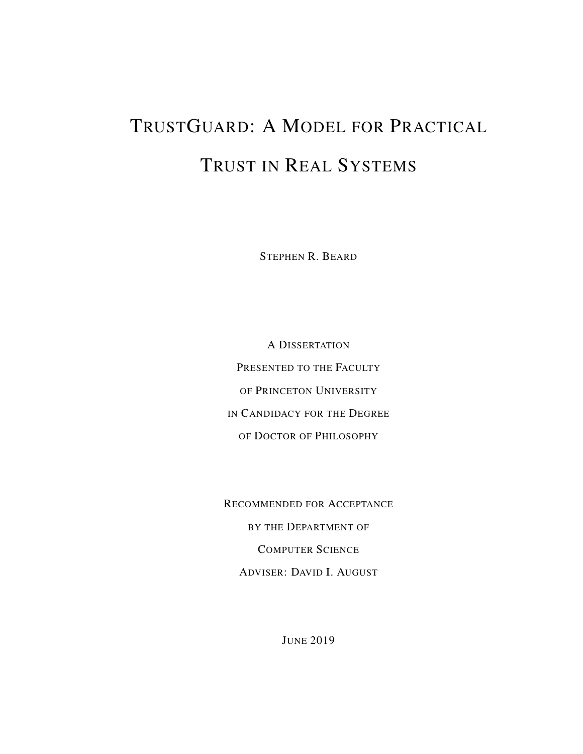# TrustGuard: A Model for Practical Trust in Real Systems

Stephen R. Beard

A Dissertation
Presented to the Faculty
of Princeton University
in Candidacy for the Degree
of Doctor of Philosophy

Recommended for Acceptance
by the Department of
Computer Science
Adviser: David I. August

June 2019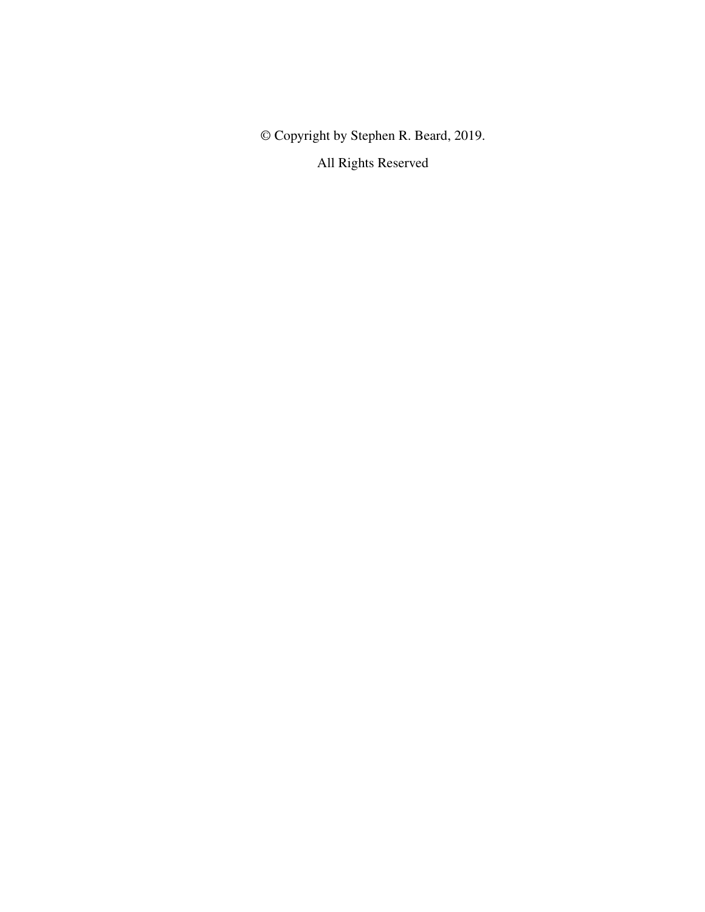© Copyright by Stephen R. Beard, 2019.

All Rights Reserved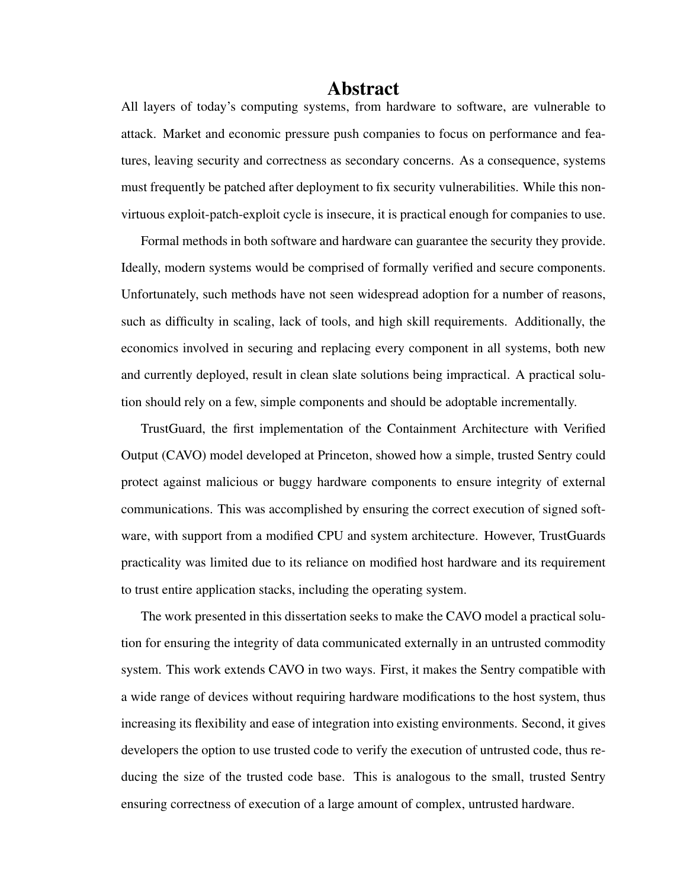# Abstract

All layers of today's computing systems, from hardware to software, are vulnerable to attack. Market and economic pressure push companies to focus on performance and features, leaving security and correctness as secondary concerns. As a consequence, systems must frequently be patched after deployment to fix security vulnerabilities. While this non-virtuous exploit-patch-exploit cycle is insecure, it is practical enough for companies to use.

Formal methods in both software and hardware can guarantee the security they provide. Ideally, modern systems would be comprised of formally verified and secure components. Unfortunately, such methods have not seen widespread adoption for a number of reasons, such as difficulty in scaling, lack of tools, and high skill requirements. Additionally, the economics involved in securing and replacing every component in all systems, both new and currently deployed, result in clean slate solutions being impractical. A practical solution should rely on a few, simple components and should be adoptable incrementally.

TrustGuard, the first implementation of the Containment Architecture with Verified Output (CAVO) model developed at Princeton, showed how a simple, trusted Sentry could protect against malicious or buggy hardware components to ensure integrity of external communications. This was accomplished by ensuring the correct execution of signed software, with support from a modified CPU and system architecture. However, TrustGuards practicality was limited due to its reliance on modified host hardware and its requirement to trust entire application stacks, including the operating system.

The work presented in this dissertation seeks to make the CAVO model a practical solution for ensuring the integrity of data communicated externally in an untrusted commodity system. This work extends CAVO in two ways. First, it makes the Sentry compatible with a wide range of devices without requiring hardware modifications to the host system, thus increasing its flexibility and ease of integration into existing environments. Second, it gives developers the option to use trusted code to verify the execution of untrusted code, thus reducing the size of the trusted code base. This is analogous to the small, trusted Sentry ensuring correctness of execution of a large amount of complex, untrusted hardware.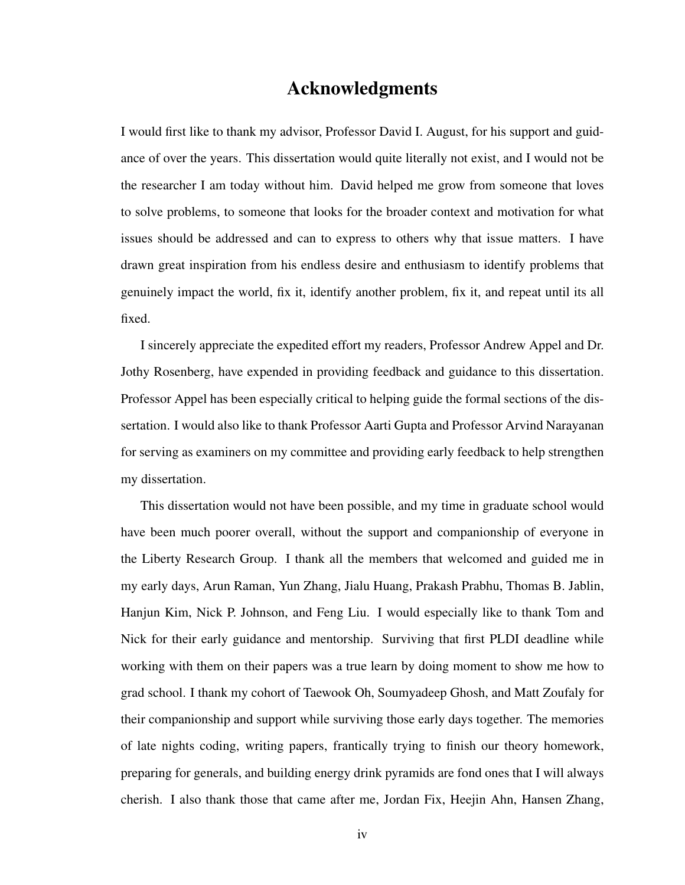# Acknowledgments

I would first like to thank my advisor, Professor David I. August, for his support and guidance of over the years. This dissertation would quite literally not exist, and I would not be the researcher I am today without him. David helped me grow from someone that loves to solve problems, to someone that looks for the broader context and motivation for what issues should be addressed and can to express to others why that issue matters. I have drawn great inspiration from his endless desire and enthusiasm to identify problems that genuinely impact the world, fix it, identify another problem, fix it, and repeat until its all fixed.

I sincerely appreciate the expedited effort my readers, Professor Andrew Appel and Dr. Jothy Rosenberg, have expended in providing feedback and guidance to this dissertation. Professor Appel has been especially critical to helping guide the formal sections of the dissertation. I would also like to thank Professor Aarti Gupta and Professor Arvind Narayanan for serving as examiners on my committee and providing early feedback to help strengthen my dissertation.

This dissertation would not have been possible, and my time in graduate school would have been much poorer overall, without the support and companionship of everyone in the Liberty Research Group. I thank all the members that welcomed and guided me in my early days, Arun Raman, Yun Zhang, Jialu Huang, Prakash Prabhu, Thomas B. Jablin, Hanjun Kim, Nick P. Johnson, and Feng Liu. I would especially like to thank Tom and Nick for their early guidance and mentorship. Surviving that first PLDI deadline while working with them on their papers was a true learn by doing moment to show me how to grad school. I thank my cohort of Taewook Oh, Soumyadeep Ghosh, and Matt Zoufaly for their companionship and support while surviving those early days together. The memories of late nights coding, writing papers, frantically trying to finish our theory homework, preparing for generals, and building energy drink pyramids are fond ones that I will always cherish. I also thank those that came after me, Jordan Fix, Heejin Ahn, Hansen Zhang,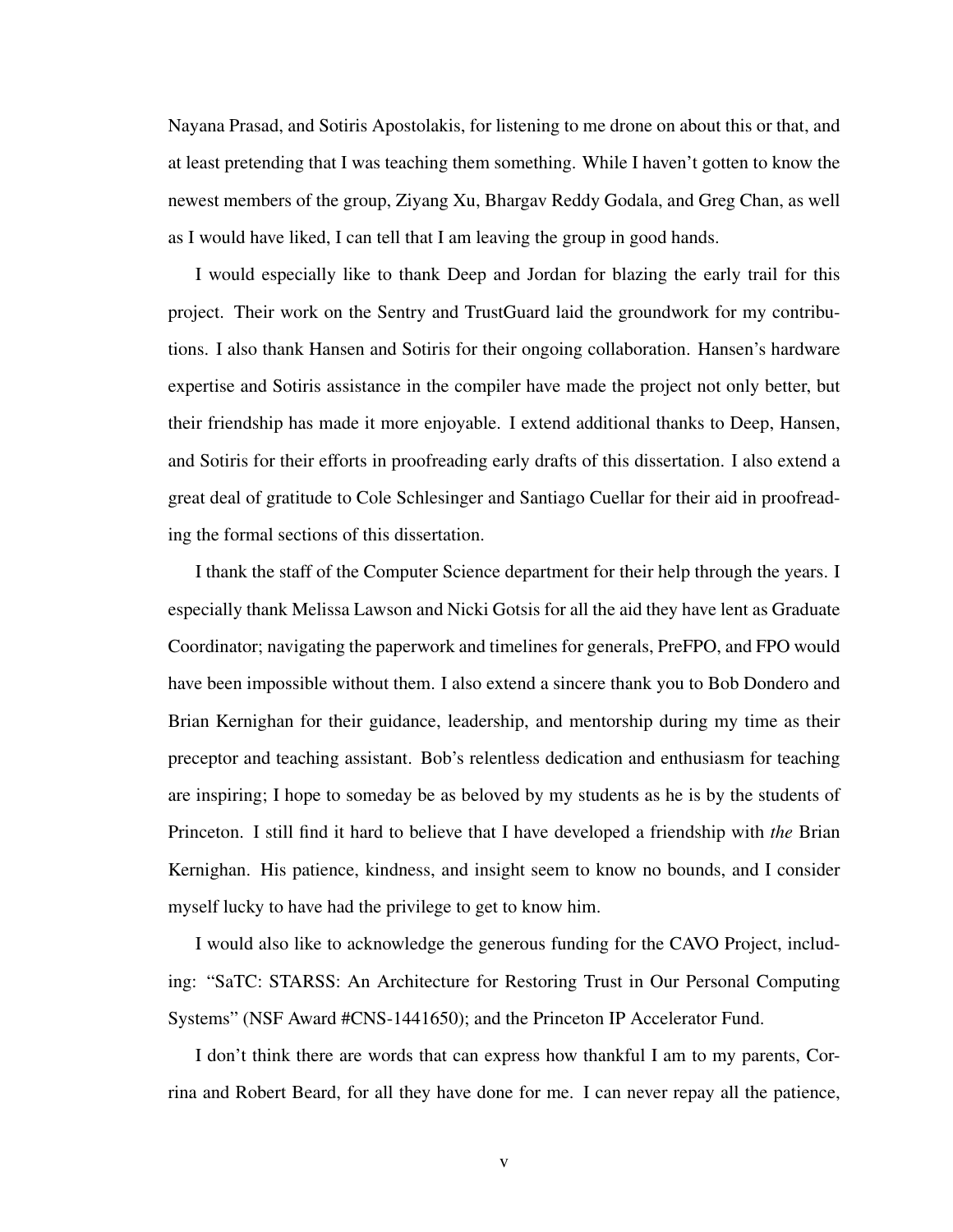Nayana Prasad, and Sotiris Apostolakis, for listening to me drone on about this or that, and at least pretending that I was teaching them something. While I haven't gotten to know the newest members of the group, Ziyang Xu, Bhargav Reddy Godala, and Greg Chan, as well as I would have liked, I can tell that I am leaving the group in good hands.

I would especially like to thank Deep and Jordan for blazing the early trail for this project. Their work on the Sentry and TrustGuard laid the groundwork for my contributions. I also thank Hansen and Sotiris for their ongoing collaboration. Hansen's hardware expertise and Sotiris assistance in the compiler have made the project not only better, but their friendship has made it more enjoyable. I extend additional thanks to Deep, Hansen, and Sotiris for their efforts in proofreading early drafts of this dissertation. I also extend a great deal of gratitude to Cole Schlesinger and Santiago Cuellar for their aid in proofreading the formal sections of this dissertation.

I thank the staff of the Computer Science department for their help through the years. I especially thank Melissa Lawson and Nicki Gotsis for all the aid they have lent as Graduate Coordinator; navigating the paperwork and timelines for generals, PreFPO, and FPO would have been impossible without them. I also extend a sincere thank you to Bob Dondero and Brian Kernighan for their guidance, leadership, and mentorship during my time as their preceptor and teaching assistant. Bob's relentless dedication and enthusiasm for teaching are inspiring; I hope to someday be as beloved by my students as he is by the students of Princeton. I still find it hard to believe that I have developed a friendship with *the* Brian Kernighan. His patience, kindness, and insight seem to know no bounds, and I consider myself lucky to have had the privilege to get to know him.

I would also like to acknowledge the generous funding for the CAVO Project, including: "SaTC: STARSS: An Architecture for Restoring Trust in Our Personal Computing Systems" (NSF Award #CNS-1441650); and the Princeton IP Accelerator Fund.

I don't think there are words that can express how thankful I am to my parents, Corrina and Robert Beard, for all they have done for me. I can never repay all the patience,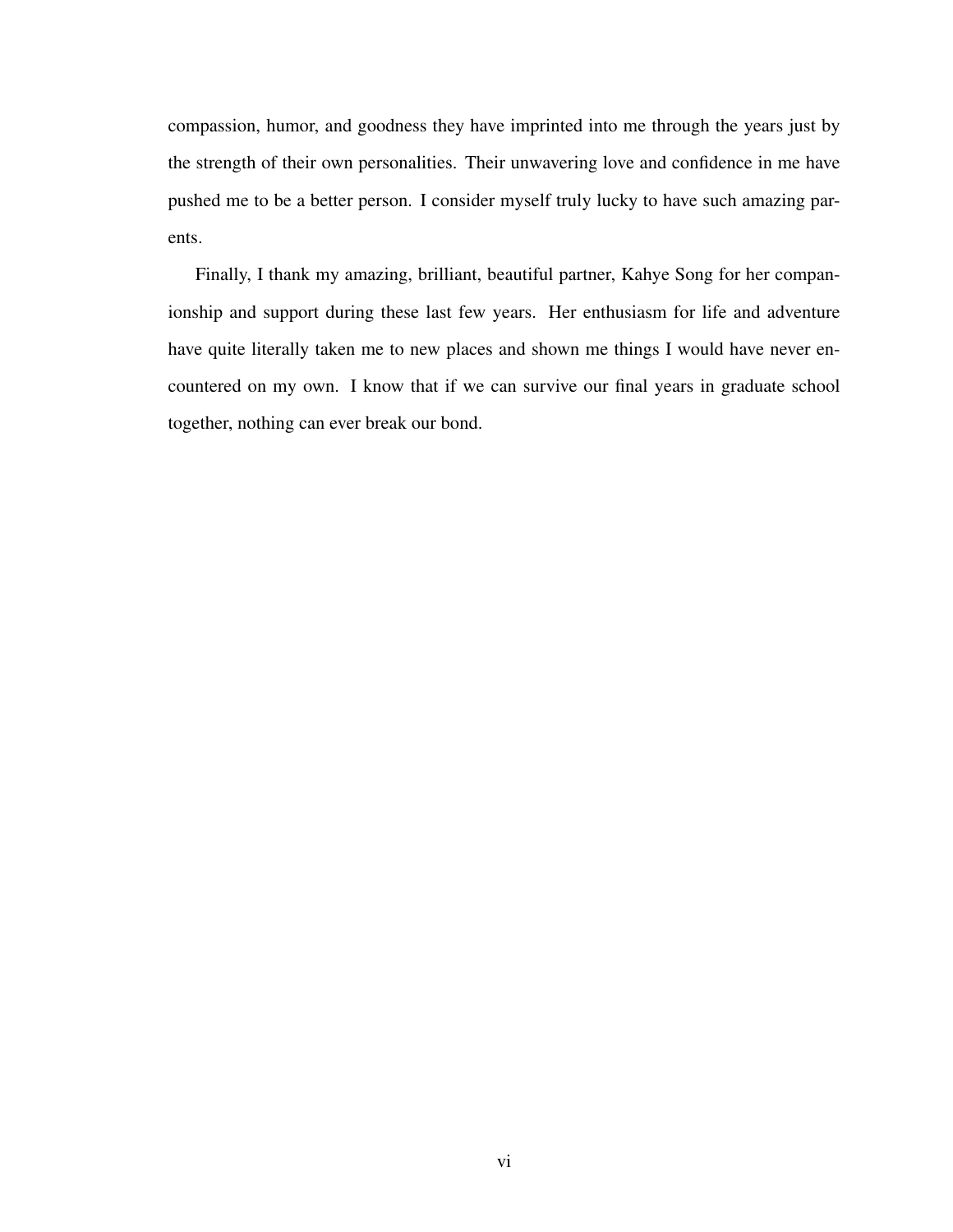compassion, humor, and goodness they have imprinted into me through the years just by the strength of their own personalities. Their unwavering love and confidence in me have pushed me to be a better person. I consider myself truly lucky to have such amazing parents.

Finally, I thank my amazing, brilliant, beautiful partner, Kahye Song for her companionship and support during these last few years. Her enthusiasm for life and adventure have quite literally taken me to new places and shown me things I would have never encountered on my own. I know that if we can survive our final years in graduate school together, nothing can ever break our bond.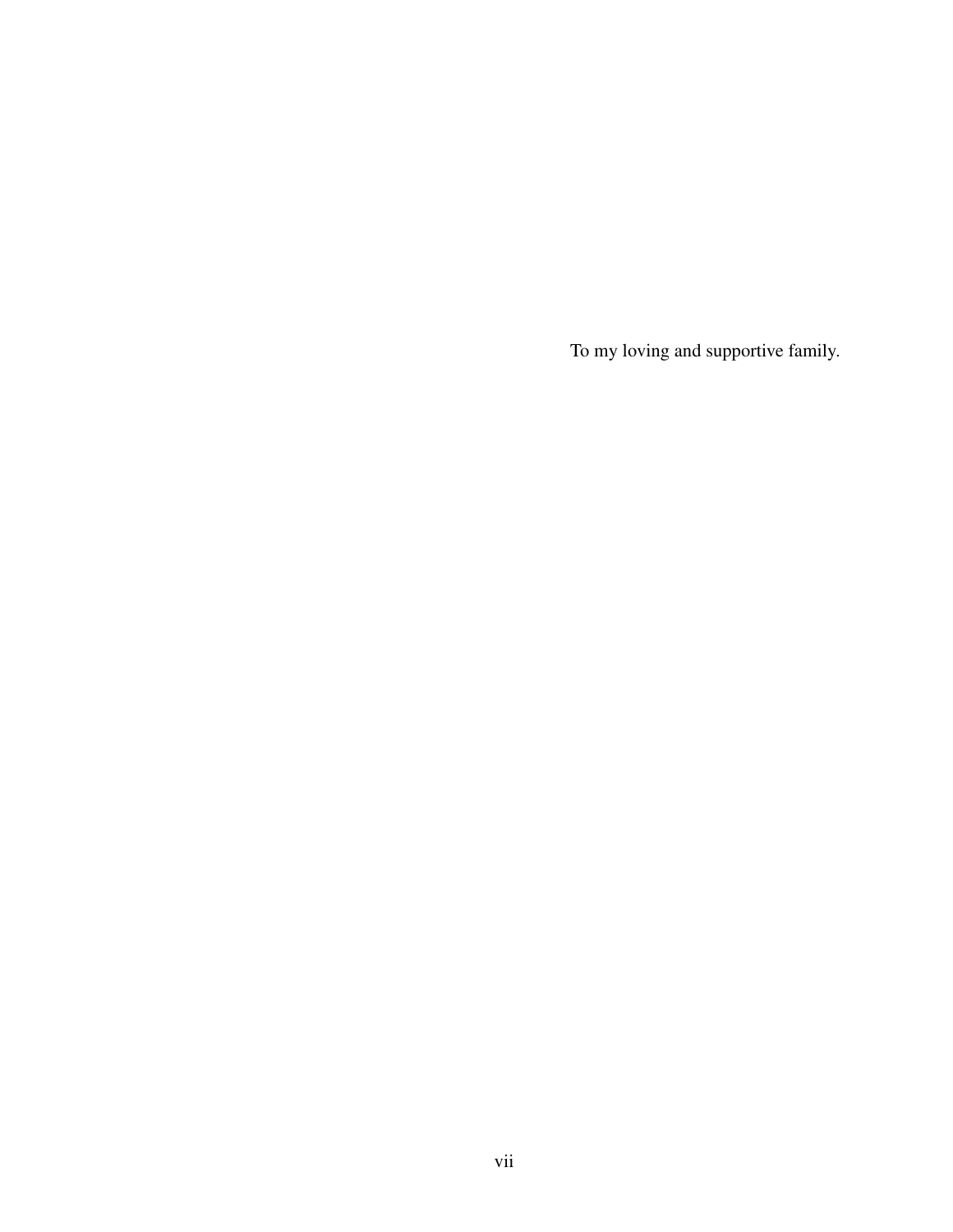To my loving and supportive family.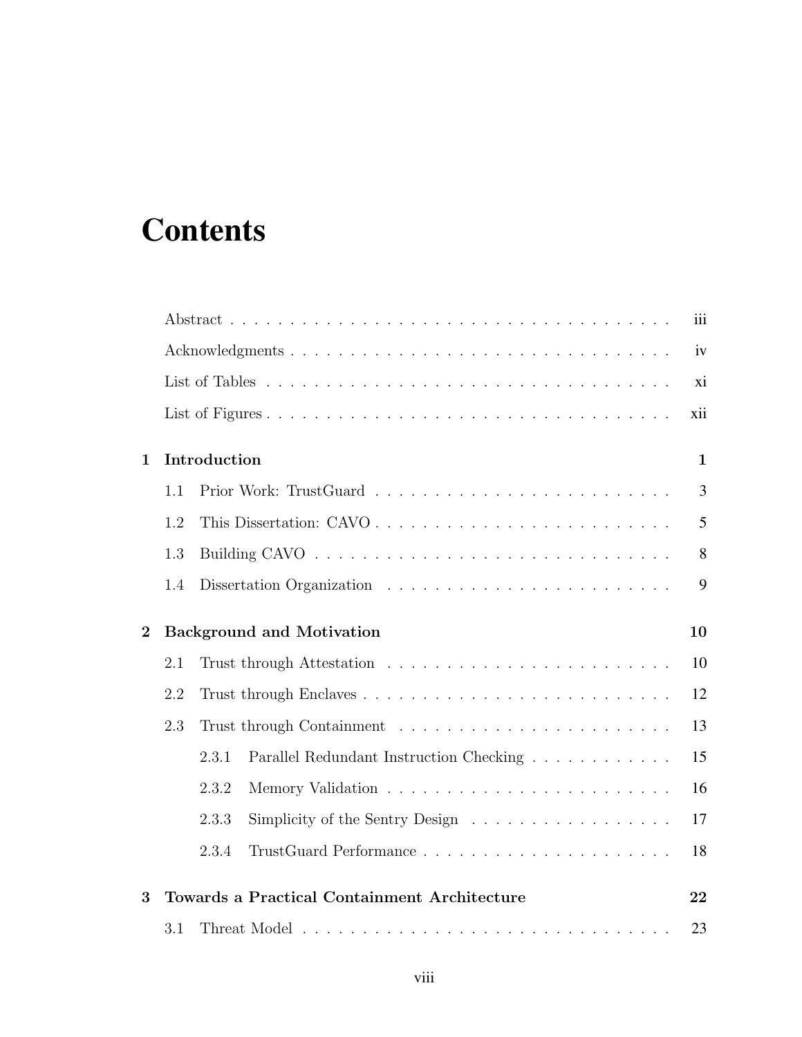# Contents

Abstract . . . . . . . . . . . . . . . . . . . . . . . . . . . . . . . . . . . . . . iii

Acknowledgments . . . . . . . . . . . . . . . . . . . . . . . . . . . . . . . . iv

List of Tables . . . . . . . . . . . . . . . . . . . . . . . . . . . . . . . . . . xi

List of Figures . . . . . . . . . . . . . . . . . . . . . . . . . . . . . . . . . xii

**1 Introduction** **1**

1.1 Prior Work: TrustGuard . . . . . . . . . . . . . . . . . . . . . . . . . 3

1.2 This Dissertation: CAVO . . . . . . . . . . . . . . . . . . . . . . . . 5

1.3 Building CAVO . . . . . . . . . . . . . . . . . . . . . . . . . . . . . . 8

1.4 Dissertation Organization . . . . . . . . . . . . . . . . . . . . . . . . 9

**2 Background and Motivation** **10**

2.1 Trust through Attestation . . . . . . . . . . . . . . . . . . . . . . . . 10

2.2 Trust through Enclaves . . . . . . . . . . . . . . . . . . . . . . . . . 12

2.3 Trust through Containment . . . . . . . . . . . . . . . . . . . . . . . 13

2.3.1 Parallel Redundant Instruction Checking . . . . . . . . . . . . 15

2.3.2 Memory Validation . . . . . . . . . . . . . . . . . . . . . . . . 16

2.3.3 Simplicity of the Sentry Design . . . . . . . . . . . . . . . . . 17

2.3.4 TrustGuard Performance . . . . . . . . . . . . . . . . . . . . . 18

**3 Towards a Practical Containment Architecture** **22**

3.1 Threat Model . . . . . . . . . . . . . . . . . . . . . . . . . . . . . . . 23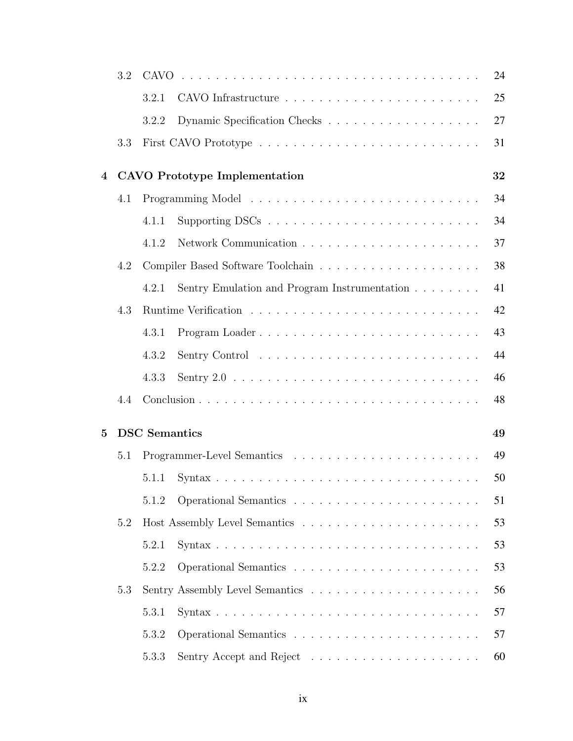- 3.2 CAVO . . . . . . . . . . . . . . . . . . . . . . . . . . . . . . . . . . . 24
  - 3.2.1 CAVO Infrastructure . . . . . . . . . . . . . . . . . . . . . . . 25
  - 3.2.2 Dynamic Specification Checks . . . . . . . . . . . . . . . . . . 27
- 3.3 First CAVO Prototype . . . . . . . . . . . . . . . . . . . . . . . . . . 31

**4 CAVO Prototype Implementation** **32**

- 4.1 Programming Model . . . . . . . . . . . . . . . . . . . . . . . . . . . 34
  - 4.1.1 Supporting DSCs . . . . . . . . . . . . . . . . . . . . . . . . . 34
  - 4.1.2 Network Communication . . . . . . . . . . . . . . . . . . . . . 37
- 4.2 Compiler Based Software Toolchain . . . . . . . . . . . . . . . . . . . 38
  - 4.2.1 Sentry Emulation and Program Instrumentation . . . . . . . . 41
- 4.3 Runtime Verification . . . . . . . . . . . . . . . . . . . . . . . . . . . 42
  - 4.3.1 Program Loader . . . . . . . . . . . . . . . . . . . . . . . . . . 43
  - 4.3.2 Sentry Control . . . . . . . . . . . . . . . . . . . . . . . . . . 44
  - 4.3.3 Sentry 2.0 . . . . . . . . . . . . . . . . . . . . . . . . . . . . . 46
- 4.4 Conclusion . . . . . . . . . . . . . . . . . . . . . . . . . . . . . . . . . 48

**5 DSC Semantics** **49**

- 5.1 Programmer-Level Semantics . . . . . . . . . . . . . . . . . . . . . . 49
  - 5.1.1 Syntax . . . . . . . . . . . . . . . . . . . . . . . . . . . . . . . 50
  - 5.1.2 Operational Semantics . . . . . . . . . . . . . . . . . . . . . . 51
- 5.2 Host Assembly Level Semantics . . . . . . . . . . . . . . . . . . . . . 53
  - 5.2.1 Syntax . . . . . . . . . . . . . . . . . . . . . . . . . . . . . . . 53
  - 5.2.2 Operational Semantics . . . . . . . . . . . . . . . . . . . . . . 53
- 5.3 Sentry Assembly Level Semantics . . . . . . . . . . . . . . . . . . . . 56
  - 5.3.1 Syntax . . . . . . . . . . . . . . . . . . . . . . . . . . . . . . . 57
  - 5.3.2 Operational Semantics . . . . . . . . . . . . . . . . . . . . . . 57
  - 5.3.3 Sentry Accept and Reject . . . . . . . . . . . . . . . . . . . . 60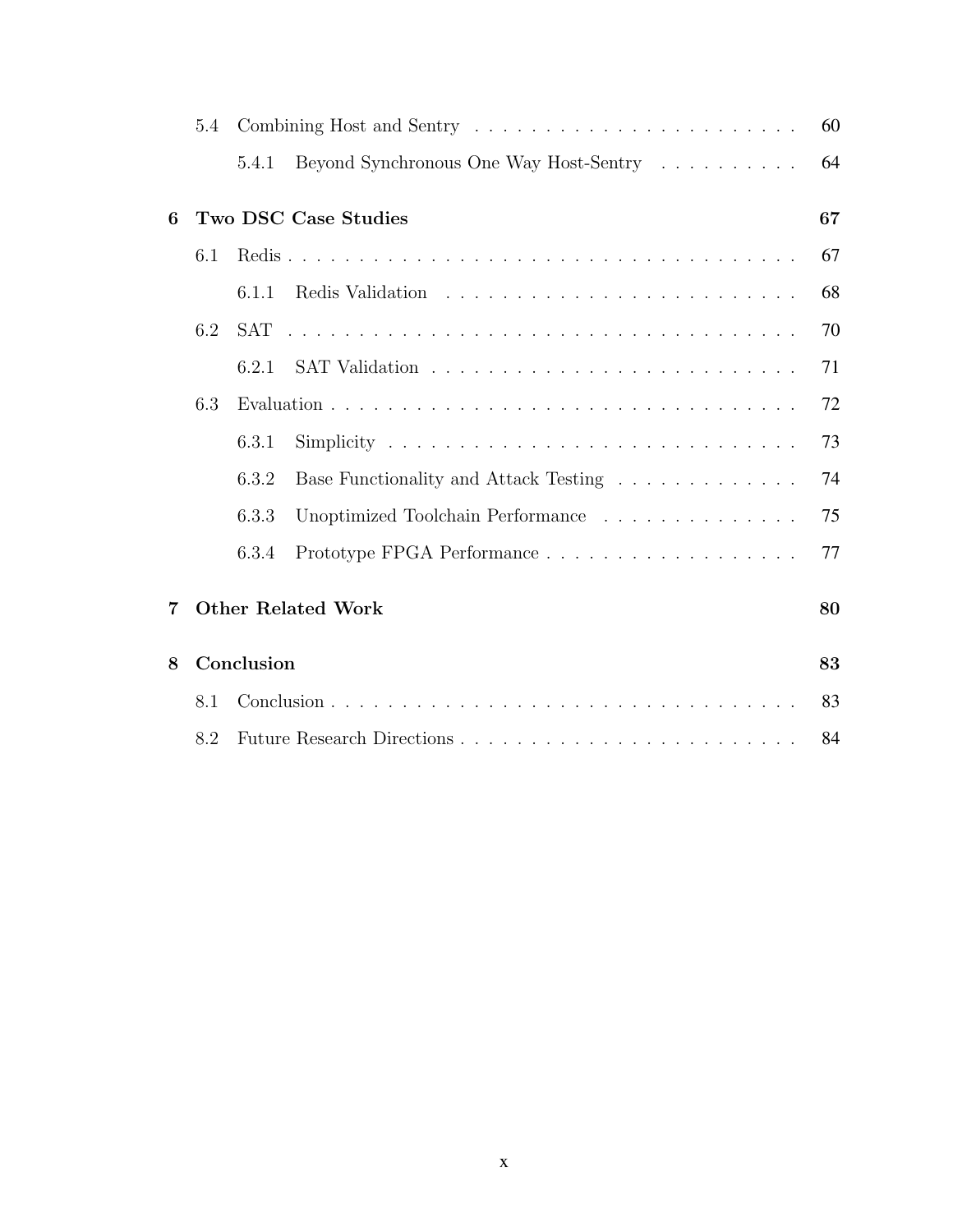5.4 Combining Host and Sentry . . . . . . . . . . . . . . . . . . . . . . . 60

5.4.1 Beyond Synchronous One Way Host-Sentry . . . . . . . . . . 64

**6 Two DSC Case Studies 67**

6.1 Redis . . . . . . . . . . . . . . . . . . . . . . . . . . . . . . . . . . . . 67

6.1.1 Redis Validation . . . . . . . . . . . . . . . . . . . . . . . . . 68

6.2 SAT . . . . . . . . . . . . . . . . . . . . . . . . . . . . . . . . . . . . 70

6.2.1 SAT Validation . . . . . . . . . . . . . . . . . . . . . . . . . . 71

6.3 Evaluation . . . . . . . . . . . . . . . . . . . . . . . . . . . . . . . . . 72

6.3.1 Simplicity . . . . . . . . . . . . . . . . . . . . . . . . . . . . . 73

6.3.2 Base Functionality and Attack Testing . . . . . . . . . . . . . 74

6.3.3 Unoptimized Toolchain Performance . . . . . . . . . . . . . . 75

6.3.4 Prototype FPGA Performance . . . . . . . . . . . . . . . . . . 77

**7 Other Related Work 80**

**8 Conclusion 83**

8.1 Conclusion . . . . . . . . . . . . . . . . . . . . . . . . . . . . . . . . . 83

8.2 Future Research Directions . . . . . . . . . . . . . . . . . . . . . . . . 84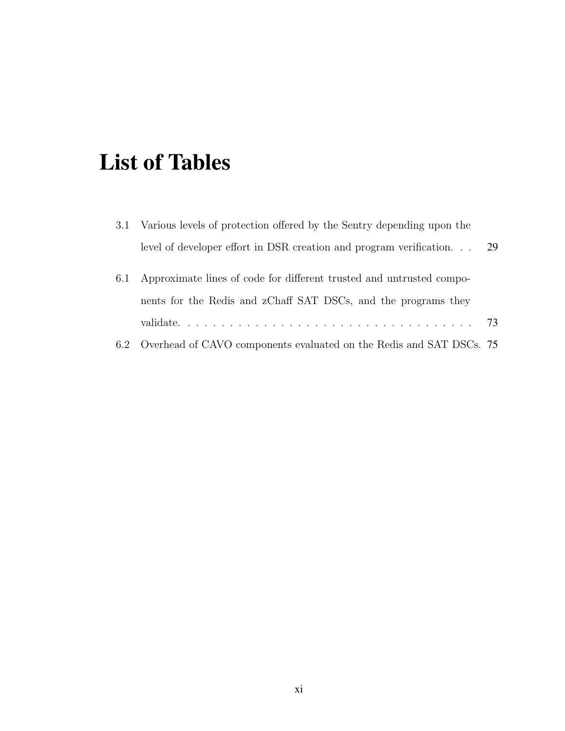# List of Tables

3.1 Various levels of protection offered by the Sentry depending upon the level of developer effort in DSR creation and program verification. . . 29

6.1 Approximate lines of code for different trusted and untrusted components for the Redis and zChaff SAT DSCs, and the programs they validate. . . . . . . . . . . . . . . . . . . . . . . . . . . . . . . . . . . . 73

6.2 Overhead of CAVO components evaluated on the Redis and SAT DSCs. 75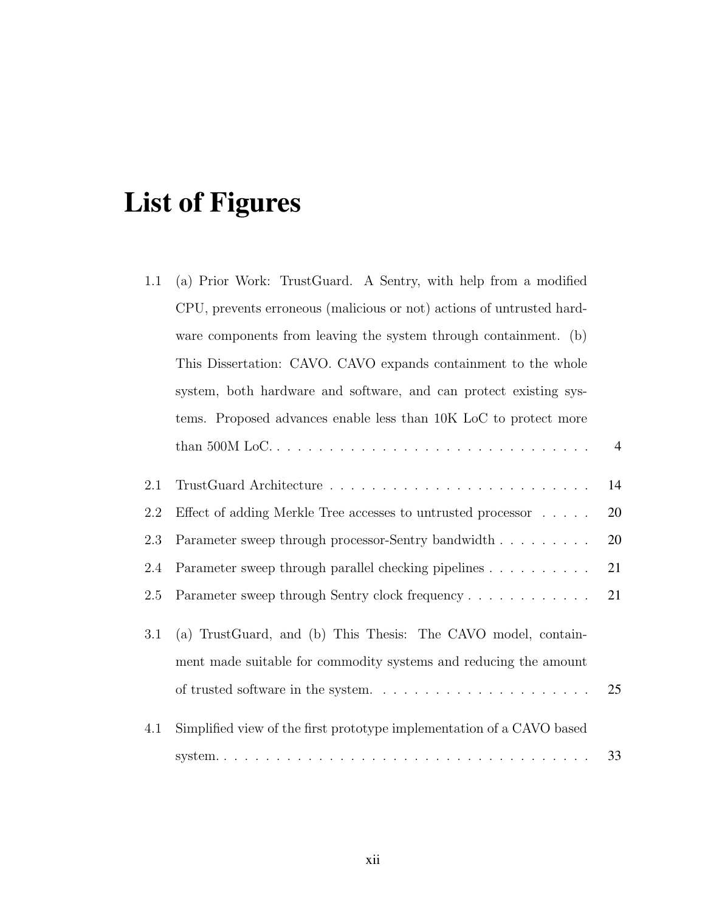# List of Figures

1.1 (a) Prior Work: TrustGuard. A Sentry, with help from a modified CPU, prevents erroneous (malicious or not) actions of untrusted hardware components from leaving the system through containment. (b) This Dissertation: CAVO. CAVO expands containment to the whole system, both hardware and software, and can protect existing systems. Proposed advances enable less than 10K LoC to protect more than 500M LoC. . . . . . . . . . . . . . . . . . . . . . . . . . . . . . . 4

2.1 TrustGuard Architecture . . . . . . . . . . . . . . . . . . . . . . . . . 14

2.2 Effect of adding Merkle Tree accesses to untrusted processor . . . . . 20

2.3 Parameter sweep through processor-Sentry bandwidth . . . . . . . . . 20

2.4 Parameter sweep through parallel checking pipelines . . . . . . . . . . 21

2.5 Parameter sweep through Sentry clock frequency . . . . . . . . . . . . 21

3.1 (a) TrustGuard, and (b) This Thesis: The CAVO model, containment made suitable for commodity systems and reducing the amount of trusted software in the system. . . . . . . . . . . . . . . . . . . . . 25

4.1 Simplified view of the first prototype implementation of a CAVO based system. . . . . . . . . . . . . . . . . . . . . . . . . . . . . . . . . . . . 33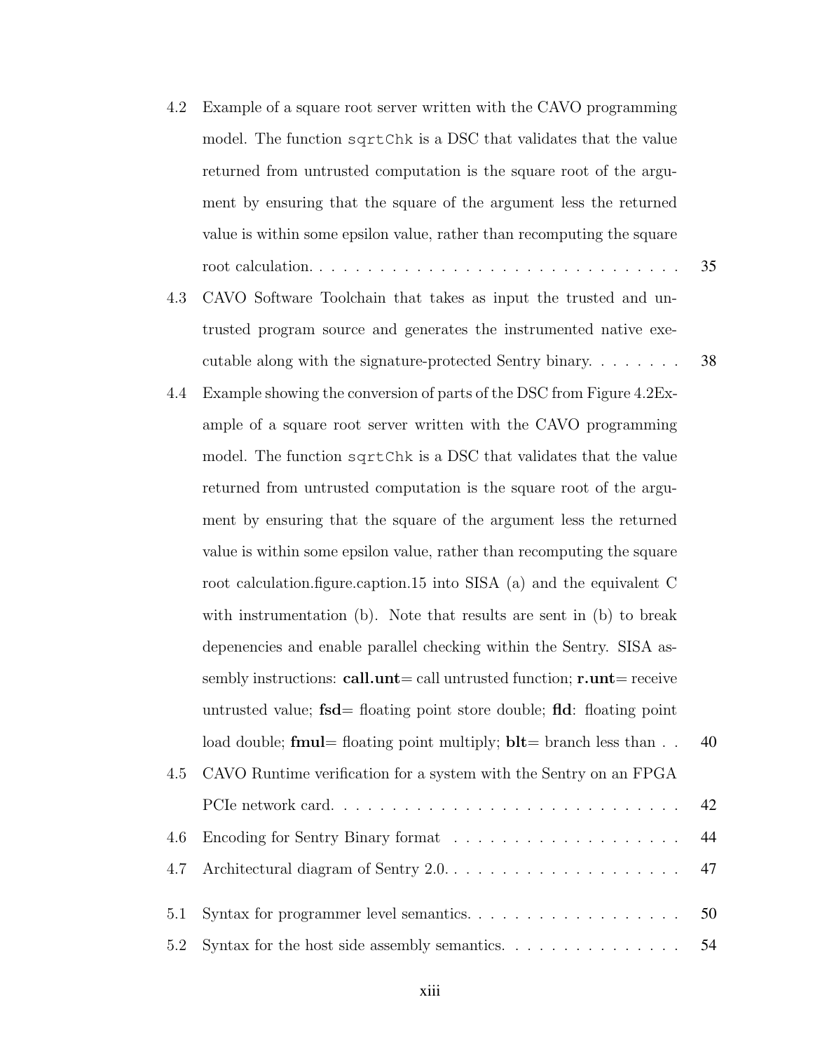4.2 Example of a square root server written with the CAVO programming model. The function `sqrtChk` is a DSC that validates that the value returned from untrusted computation is the square root of the argument by ensuring that the square of the argument less the returned value is within some epsilon value, rather than recomputing the square root calculation. . . . . . . . . . . . . . . . . . . . . . . . . . . . . . . 35

4.3 CAVO Software Toolchain that takes as input the trusted and untrusted program source and generates the instrumented native executable along with the signature-protected Sentry binary. . . . . . . . 38

4.4 Example showing the conversion of parts of the DSC from Figure 4.2Example of a square root server written with the CAVO programming model. The function `sqrtChk` is a DSC that validates that the value returned from untrusted computation is the square root of the argument by ensuring that the square of the argument less the returned value is within some epsilon value, rather than recomputing the square root calculation.figure.caption.15 into SISA (a) and the equivalent C with instrumentation (b). Note that results are sent in (b) to break depenencies and enable parallel checking within the Sentry. SISA assembly instructions: **call.unt**= call untrusted function; **r.unt**= receive untrusted value; **fsd**= floating point store double; **fld**: floating point load double; **fmul**= floating point multiply; **blt**= branch less than . . 40

4.5 CAVO Runtime verification for a system with the Sentry on an FPGA PCIe network card. . . . . . . . . . . . . . . . . . . . . . . . . . . . . 42

4.6 Encoding for Sentry Binary format . . . . . . . . . . . . . . . . . . . . 44

4.7 Architectural diagram of Sentry 2.0. . . . . . . . . . . . . . . . . . . . . 47

5.1 Syntax for programmer level semantics. . . . . . . . . . . . . . . . . . 50

5.2 Syntax for the host side assembly semantics. . . . . . . . . . . . . . . 54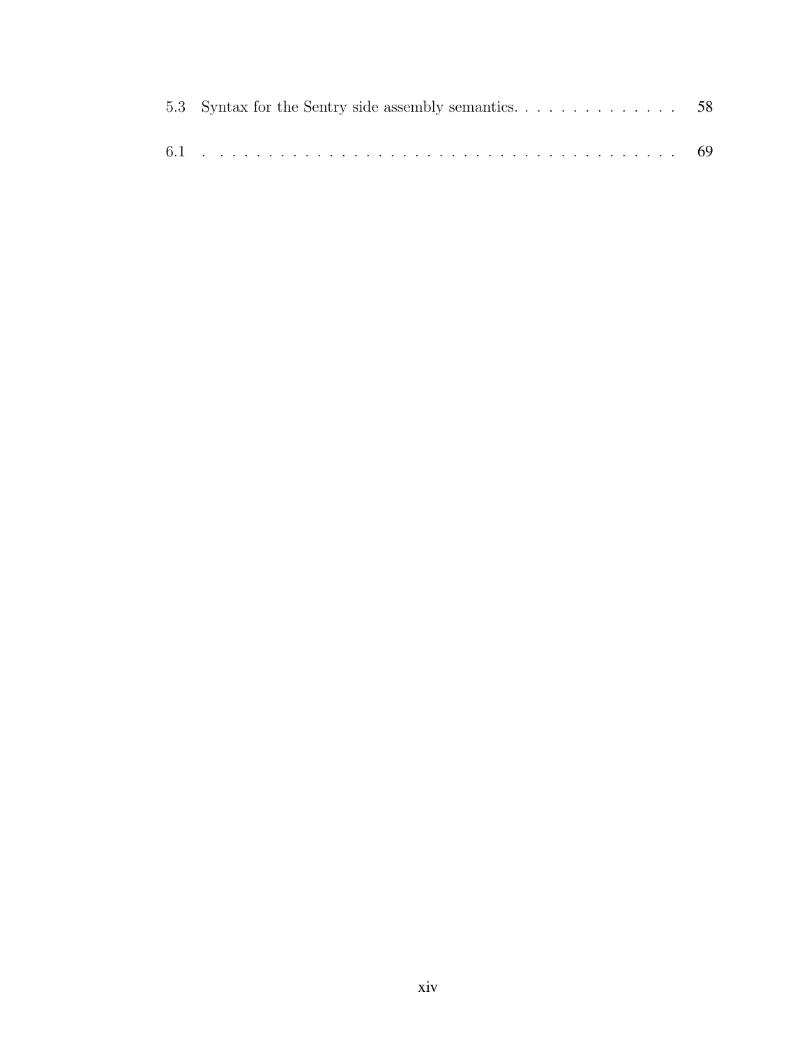5.3 Syntax for the Sentry side assembly semantics. . . . . . . . . . . . . . 58

6.1 . . . . . . . . . . . . . . . . . . . . . . . . . . . . . . . . . . . . . . . 69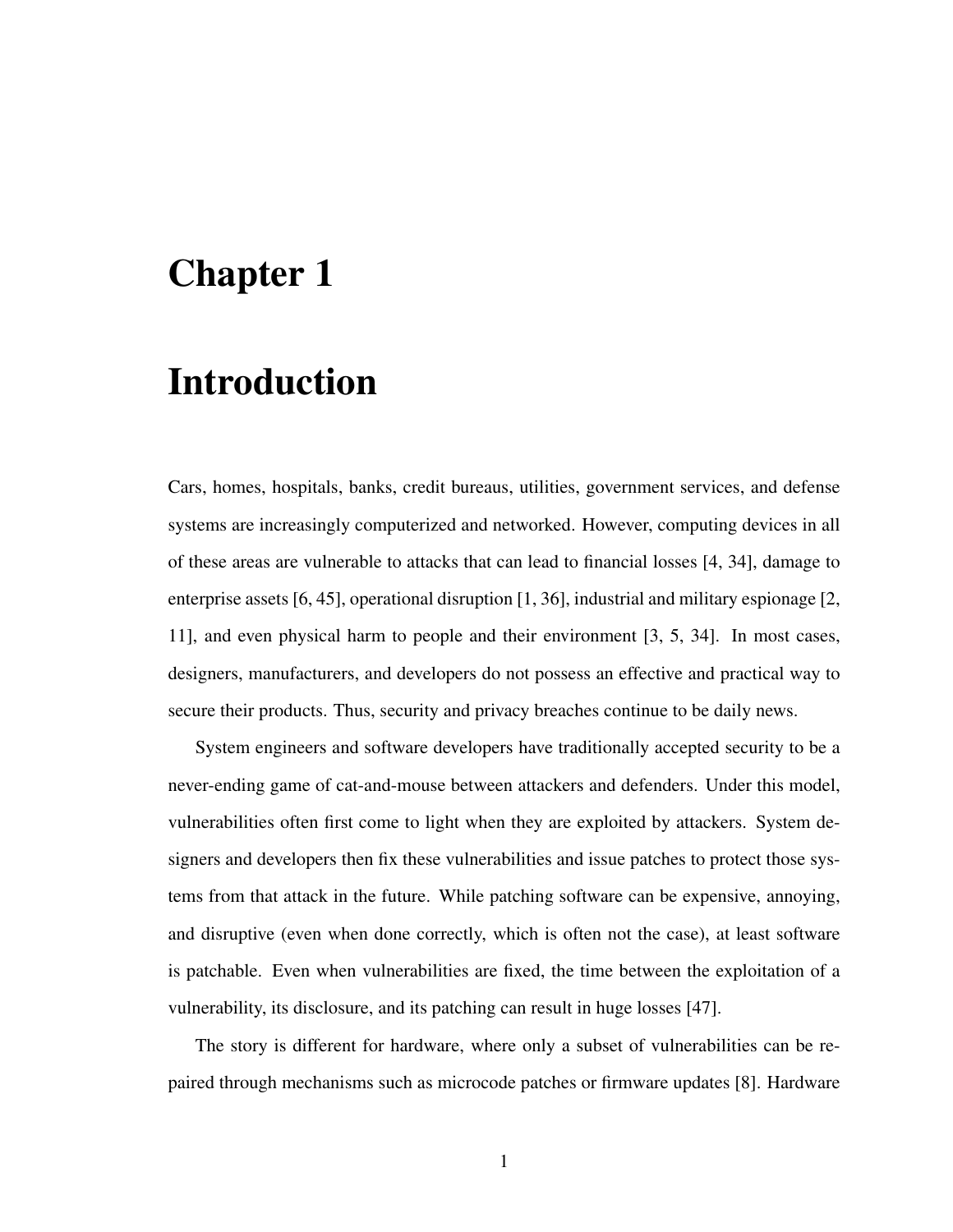# Chapter 1

# Introduction

Cars, homes, hospitals, banks, credit bureaus, utilities, government services, and defense systems are increasingly computerized and networked. However, computing devices in all of these areas are vulnerable to attacks that can lead to financial losses [4, 34], damage to enterprise assets [6, 45], operational disruption [1, 36], industrial and military espionage [2, 11], and even physical harm to people and their environment [3, 5, 34]. In most cases, designers, manufacturers, and developers do not possess an effective and practical way to secure their products. Thus, security and privacy breaches continue to be daily news.

System engineers and software developers have traditionally accepted security to be a never-ending game of cat-and-mouse between attackers and defenders. Under this model, vulnerabilities often first come to light when they are exploited by attackers. System designers and developers then fix these vulnerabilities and issue patches to protect those systems from that attack in the future. While patching software can be expensive, annoying, and disruptive (even when done correctly, which is often not the case), at least software is patchable. Even when vulnerabilities are fixed, the time between the exploitation of a vulnerability, its disclosure, and its patching can result in huge losses [47].

The story is different for hardware, where only a subset of vulnerabilities can be repaired through mechanisms such as microcode patches or firmware updates [8]. Hardware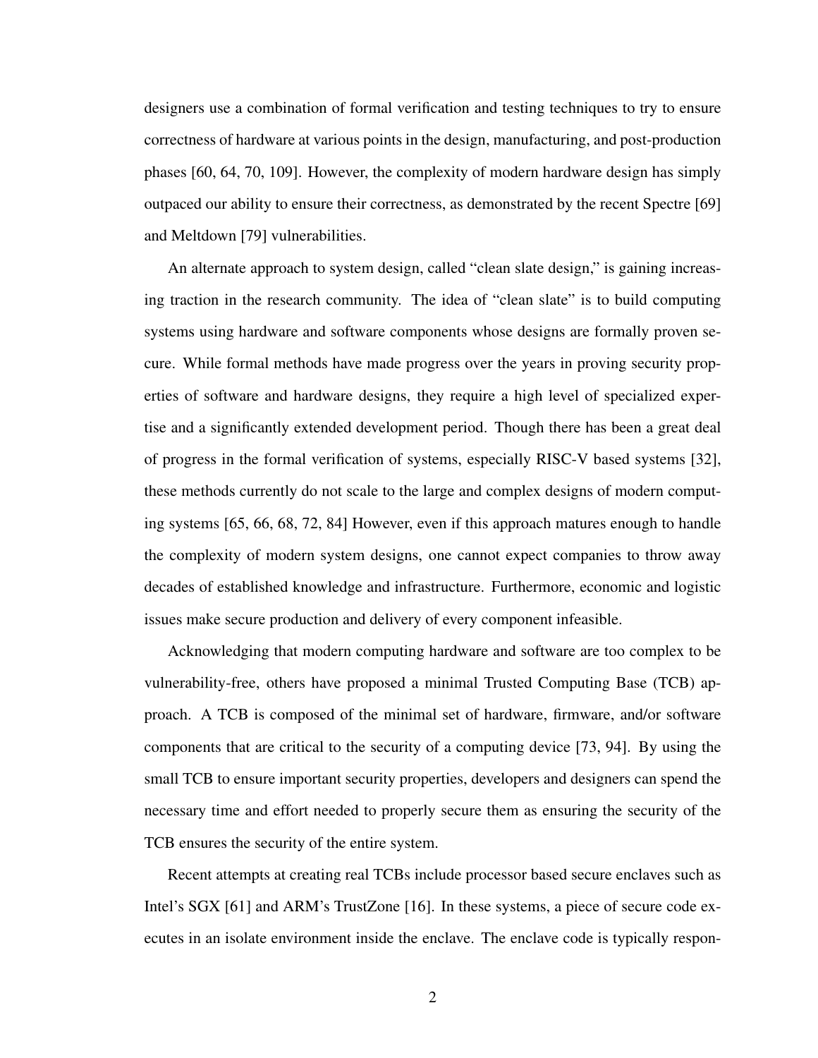designers use a combination of formal verification and testing techniques to try to ensure correctness of hardware at various points in the design, manufacturing, and post-production phases [60, 64, 70, 109]. However, the complexity of modern hardware design has simply outpaced our ability to ensure their correctness, as demonstrated by the recent Spectre [69] and Meltdown [79] vulnerabilities.

An alternate approach to system design, called "clean slate design," is gaining increasing traction in the research community. The idea of "clean slate" is to build computing systems using hardware and software components whose designs are formally proven secure. While formal methods have made progress over the years in proving security properties of software and hardware designs, they require a high level of specialized expertise and a significantly extended development period. Though there has been a great deal of progress in the formal verification of systems, especially RISC-V based systems [32], these methods currently do not scale to the large and complex designs of modern computing systems [65, 66, 68, 72, 84] However, even if this approach matures enough to handle the complexity of modern system designs, one cannot expect companies to throw away decades of established knowledge and infrastructure. Furthermore, economic and logistic issues make secure production and delivery of every component infeasible.

Acknowledging that modern computing hardware and software are too complex to be vulnerability-free, others have proposed a minimal Trusted Computing Base (TCB) approach. A TCB is composed of the minimal set of hardware, firmware, and/or software components that are critical to the security of a computing device [73, 94]. By using the small TCB to ensure important security properties, developers and designers can spend the necessary time and effort needed to properly secure them as ensuring the security of the TCB ensures the security of the entire system.

Recent attempts at creating real TCBs include processor based secure enclaves such as Intel's SGX [61] and ARM's TrustZone [16]. In these systems, a piece of secure code executes in an isolate environment inside the enclave. The enclave code is typically respon-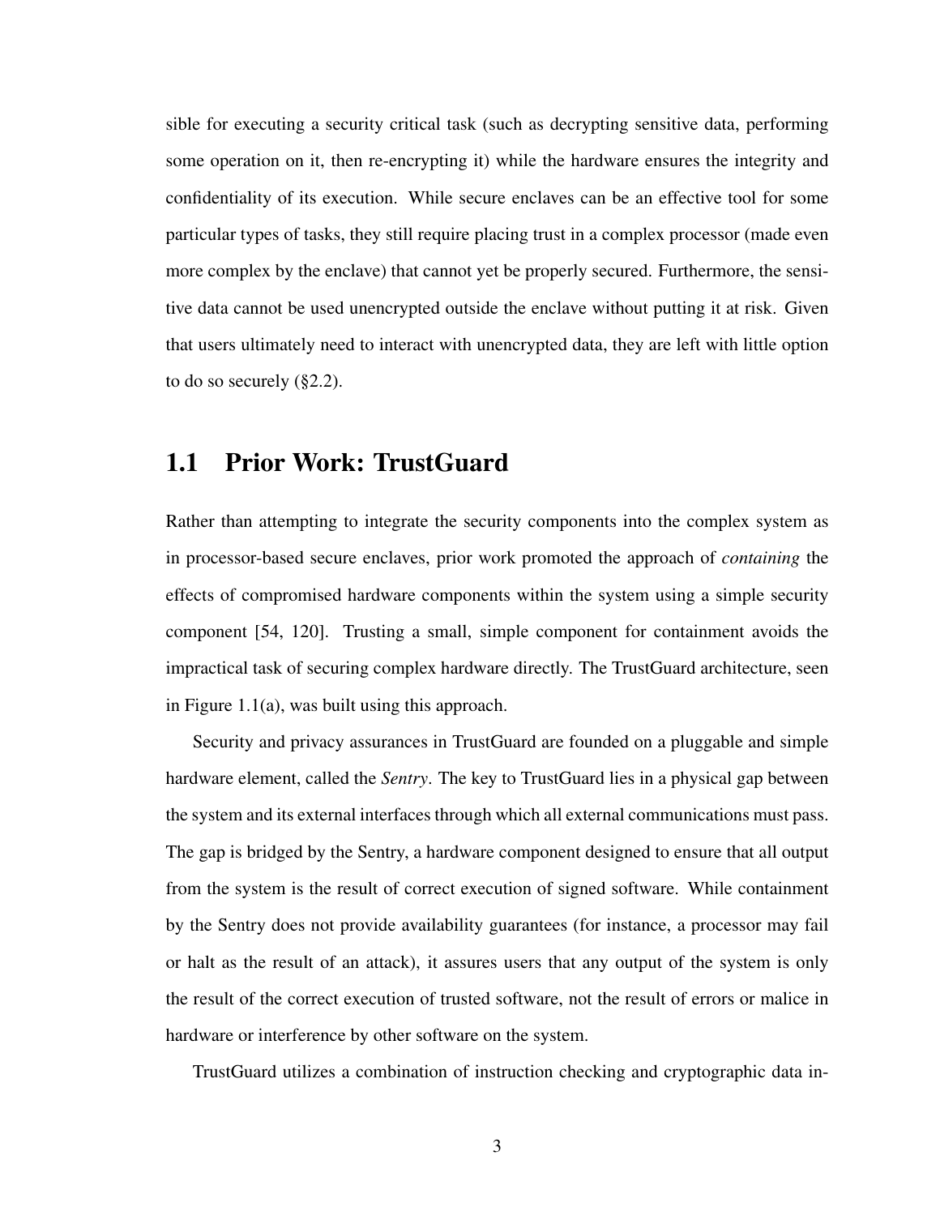sible for executing a security critical task (such as decrypting sensitive data, performing some operation on it, then re-encrypting it) while the hardware ensures the integrity and confidentiality of its execution. While secure enclaves can be an effective tool for some particular types of tasks, they still require placing trust in a complex processor (made even more complex by the enclave) that cannot yet be properly secured. Furthermore, the sensitive data cannot be used unencrypted outside the enclave without putting it at risk. Given that users ultimately need to interact with unencrypted data, they are left with little option to do so securely (§2.2).

## 1.1 Prior Work: TrustGuard

Rather than attempting to integrate the security components into the complex system as in processor-based secure enclaves, prior work promoted the approach of *containing* the effects of compromised hardware components within the system using a simple security component [54, 120]. Trusting a small, simple component for containment avoids the impractical task of securing complex hardware directly. The TrustGuard architecture, seen in Figure 1.1(a), was built using this approach.

Security and privacy assurances in TrustGuard are founded on a pluggable and simple hardware element, called the *Sentry*. The key to TrustGuard lies in a physical gap between the system and its external interfaces through which all external communications must pass. The gap is bridged by the Sentry, a hardware component designed to ensure that all output from the system is the result of correct execution of signed software. While containment by the Sentry does not provide availability guarantees (for instance, a processor may fail or halt as the result of an attack), it assures users that any output of the system is only the result of the correct execution of trusted software, not the result of errors or malice in hardware or interference by other software on the system.

TrustGuard utilizes a combination of instruction checking and cryptographic data in-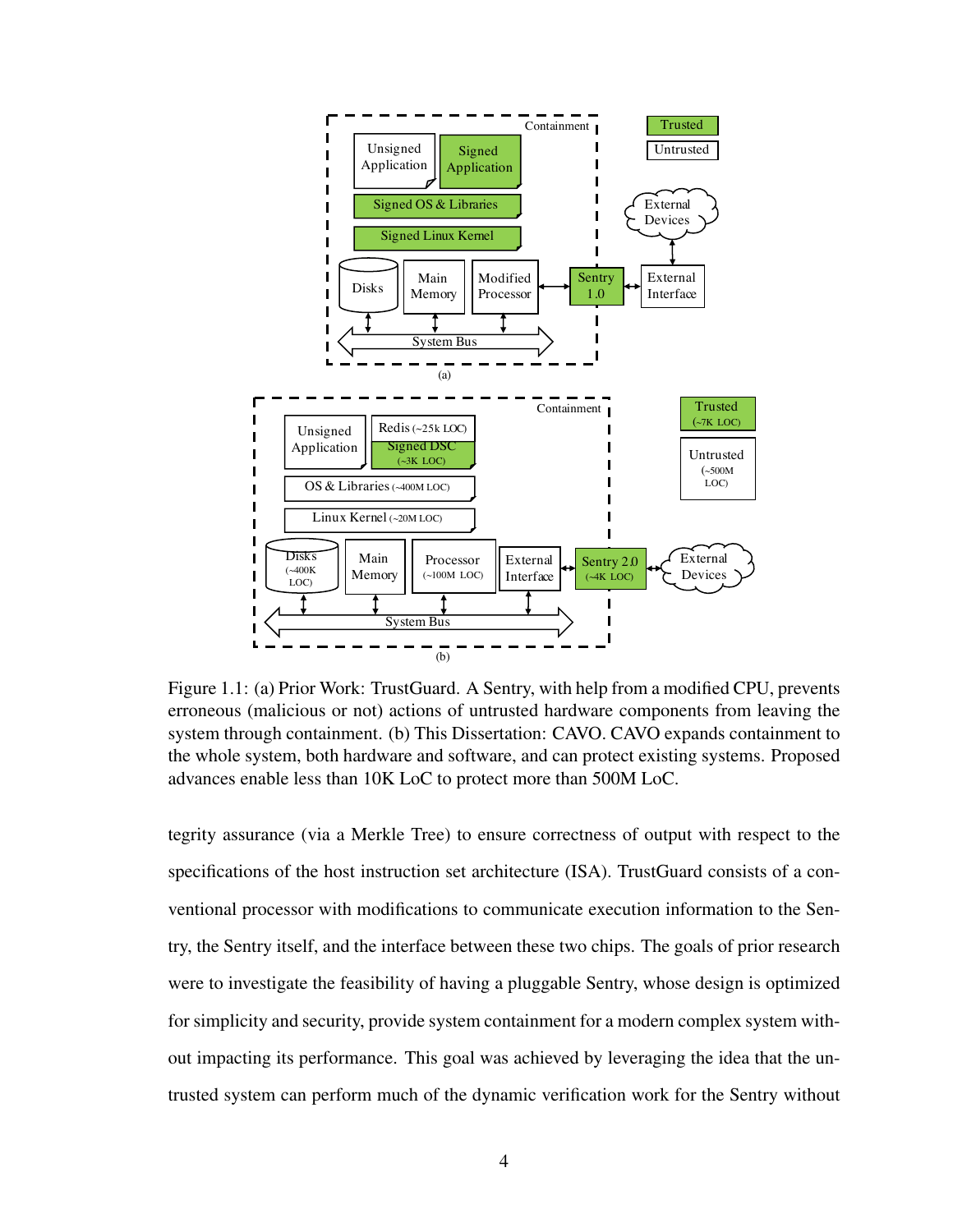Figure 1.1: (a) Prior Work: TrustGuard. A Sentry, with help from a modified CPU, prevents erroneous (malicious or not) actions of untrusted hardware components from leaving the system through containment. (b) This Dissertation: CAVO. CAVO expands containment to the whole system, both hardware and software, and can protect existing systems. Proposed advances enable less than 10K LoC to protect more than 500M LoC.

tegrity assurance (via a Merkle Tree) to ensure correctness of output with respect to the specifications of the host instruction set architecture (ISA). TrustGuard consists of a conventional processor with modifications to communicate execution information to the Sentry, the Sentry itself, and the interface between these two chips. The goals of prior research were to investigate the feasibility of having a pluggable Sentry, whose design is optimized for simplicity and security, provide system containment for a modern complex system without impacting its performance. This goal was achieved by leveraging the idea that the untrusted system can perform much of the dynamic verification work for the Sentry without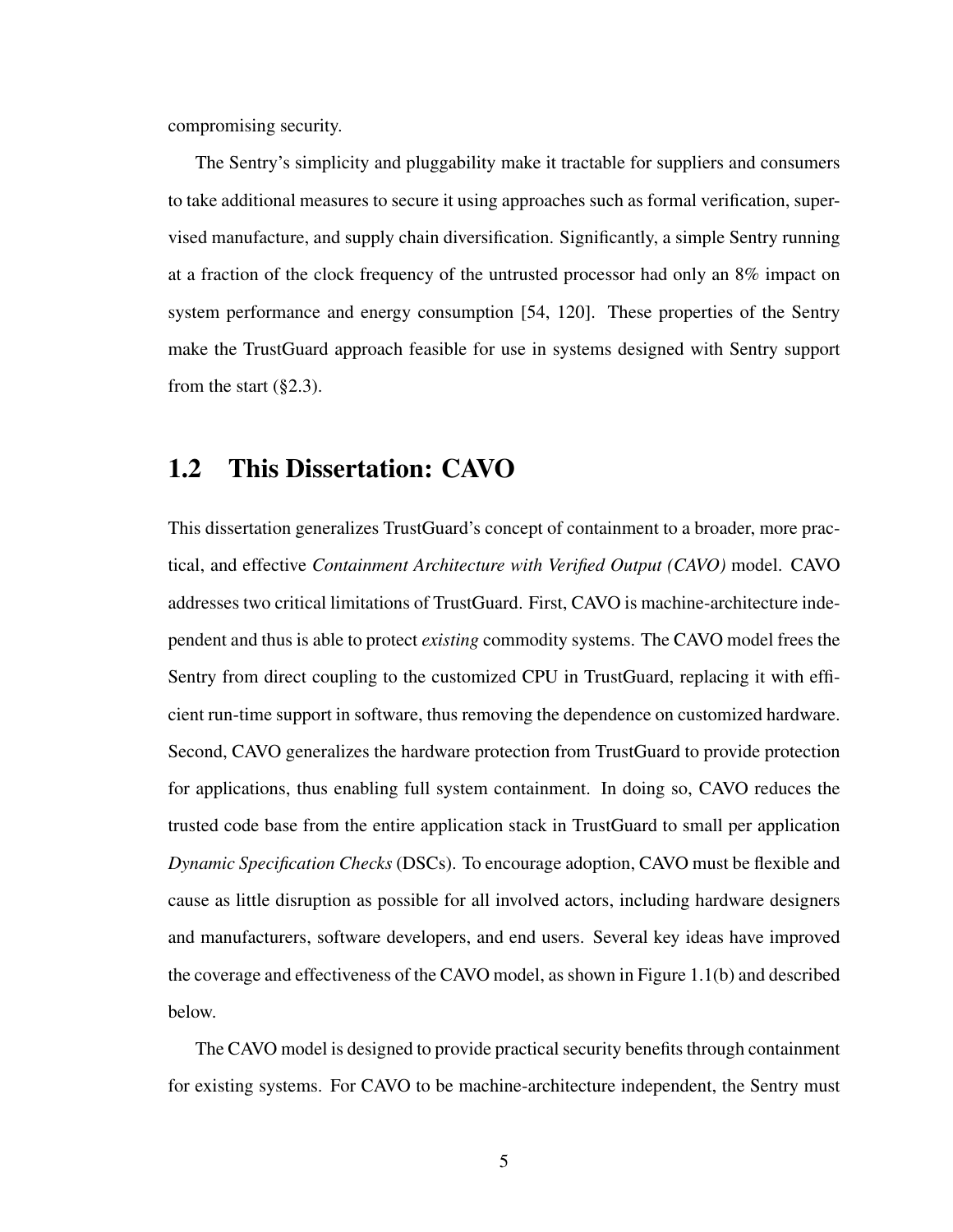compromising security.

The Sentry's simplicity and pluggability make it tractable for suppliers and consumers to take additional measures to secure it using approaches such as formal verification, supervised manufacture, and supply chain diversification. Significantly, a simple Sentry running at a fraction of the clock frequency of the untrusted processor had only an 8% impact on system performance and energy consumption [54, 120]. These properties of the Sentry make the TrustGuard approach feasible for use in systems designed with Sentry support from the start (§2.3).

## 1.2 This Dissertation: CAVO

This dissertation generalizes TrustGuard's concept of containment to a broader, more practical, and effective *Containment Architecture with Verified Output (CAVO)* model. CAVO addresses two critical limitations of TrustGuard. First, CAVO is machine-architecture independent and thus is able to protect *existing* commodity systems. The CAVO model frees the Sentry from direct coupling to the customized CPU in TrustGuard, replacing it with efficient run-time support in software, thus removing the dependence on customized hardware. Second, CAVO generalizes the hardware protection from TrustGuard to provide protection for applications, thus enabling full system containment. In doing so, CAVO reduces the trusted code base from the entire application stack in TrustGuard to small per application *Dynamic Specification Checks* (DSCs). To encourage adoption, CAVO must be flexible and cause as little disruption as possible for all involved actors, including hardware designers and manufacturers, software developers, and end users. Several key ideas have improved the coverage and effectiveness of the CAVO model, as shown in Figure 1.1(b) and described below.

The CAVO model is designed to provide practical security benefits through containment for existing systems. For CAVO to be machine-architecture independent, the Sentry must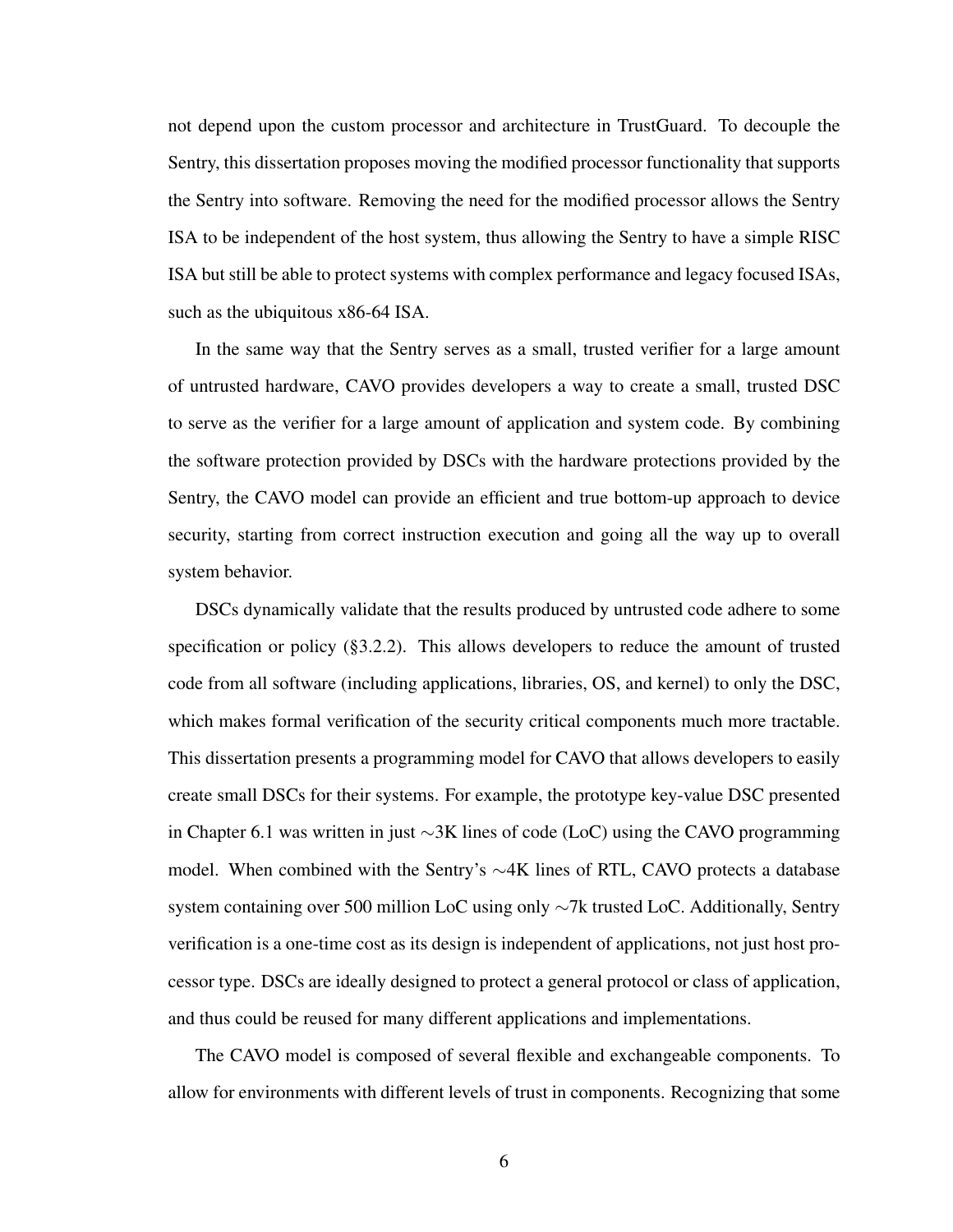not depend upon the custom processor and architecture in TrustGuard. To decouple the Sentry, this dissertation proposes moving the modified processor functionality that supports the Sentry into software. Removing the need for the modified processor allows the Sentry ISA to be independent of the host system, thus allowing the Sentry to have a simple RISC ISA but still be able to protect systems with complex performance and legacy focused ISAs, such as the ubiquitous x86-64 ISA.

In the same way that the Sentry serves as a small, trusted verifier for a large amount of untrusted hardware, CAVO provides developers a way to create a small, trusted DSC to serve as the verifier for a large amount of application and system code. By combining the software protection provided by DSCs with the hardware protections provided by the Sentry, the CAVO model can provide an efficient and true bottom-up approach to device security, starting from correct instruction execution and going all the way up to overall system behavior.

DSCs dynamically validate that the results produced by untrusted code adhere to some specification or policy (§3.2.2). This allows developers to reduce the amount of trusted code from all software (including applications, libraries, OS, and kernel) to only the DSC, which makes formal verification of the security critical components much more tractable. This dissertation presents a programming model for CAVO that allows developers to easily create small DSCs for their systems. For example, the prototype key-value DSC presented in Chapter 6.1 was written in just ∼3K lines of code (LoC) using the CAVO programming model. When combined with the Sentry's ∼4K lines of RTL, CAVO protects a database system containing over 500 million LoC using only ∼7k trusted LoC. Additionally, Sentry verification is a one-time cost as its design is independent of applications, not just host processor type. DSCs are ideally designed to protect a general protocol or class of application, and thus could be reused for many different applications and implementations.

The CAVO model is composed of several flexible and exchangeable components. To allow for environments with different levels of trust in components. Recognizing that some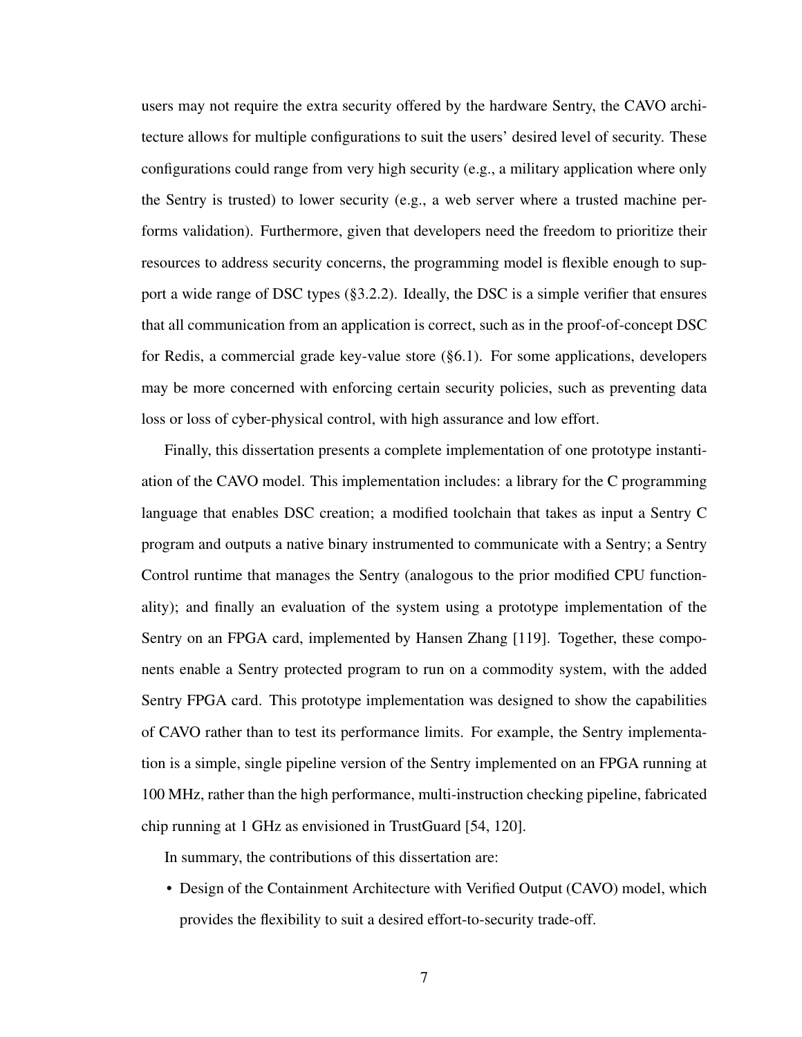users may not require the extra security offered by the hardware Sentry, the CAVO architecture allows for multiple configurations to suit the users' desired level of security. These configurations could range from very high security (e.g., a military application where only the Sentry is trusted) to lower security (e.g., a web server where a trusted machine performs validation). Furthermore, given that developers need the freedom to prioritize their resources to address security concerns, the programming model is flexible enough to support a wide range of DSC types (§3.2.2). Ideally, the DSC is a simple verifier that ensures that all communication from an application is correct, such as in the proof-of-concept DSC for Redis, a commercial grade key-value store (§6.1). For some applications, developers may be more concerned with enforcing certain security policies, such as preventing data loss or loss of cyber-physical control, with high assurance and low effort.

Finally, this dissertation presents a complete implementation of one prototype instantiation of the CAVO model. This implementation includes: a library for the C programming language that enables DSC creation; a modified toolchain that takes as input a Sentry C program and outputs a native binary instrumented to communicate with a Sentry; a Sentry Control runtime that manages the Sentry (analogous to the prior modified CPU functionality); and finally an evaluation of the system using a prototype implementation of the Sentry on an FPGA card, implemented by Hansen Zhang [119]. Together, these components enable a Sentry protected program to run on a commodity system, with the added Sentry FPGA card. This prototype implementation was designed to show the capabilities of CAVO rather than to test its performance limits. For example, the Sentry implementation is a simple, single pipeline version of the Sentry implemented on an FPGA running at 100 MHz, rather than the high performance, multi-instruction checking pipeline, fabricated chip running at 1 GHz as envisioned in TrustGuard [54, 120].

In summary, the contributions of this dissertation are:

- Design of the Containment Architecture with Verified Output (CAVO) model, which provides the flexibility to suit a desired effort-to-security trade-off.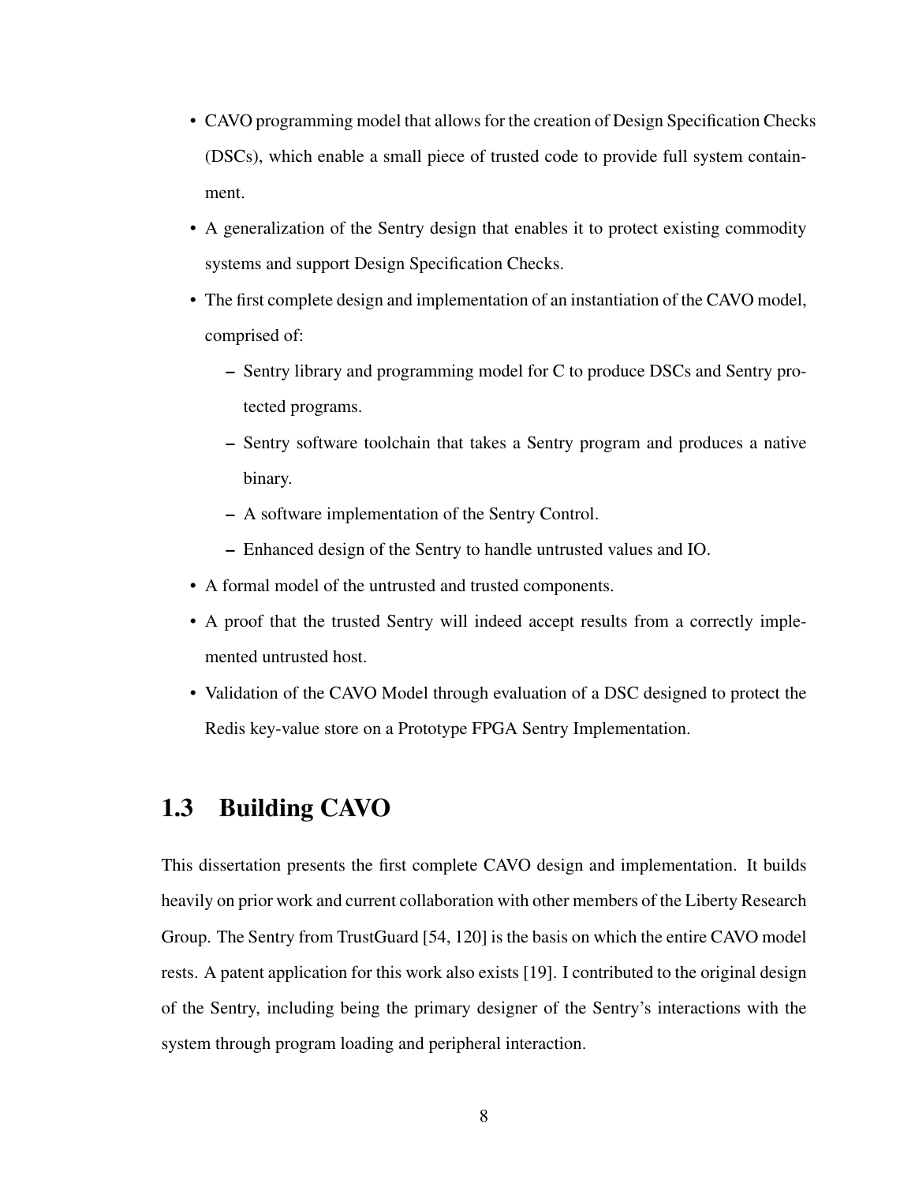- CAVO programming model that allows for the creation of Design Specification Checks (DSCs), which enable a small piece of trusted code to provide full system containment.
- A generalization of the Sentry design that enables it to protect existing commodity systems and support Design Specification Checks.
- The first complete design and implementation of an instantiation of the CAVO model, comprised of:
  - Sentry library and programming model for C to produce DSCs and Sentry protected programs.
  - Sentry software toolchain that takes a Sentry program and produces a native binary.
  - A software implementation of the Sentry Control.
  - Enhanced design of the Sentry to handle untrusted values and IO.
- A formal model of the untrusted and trusted components.
- A proof that the trusted Sentry will indeed accept results from a correctly implemented untrusted host.
- Validation of the CAVO Model through evaluation of a DSC designed to protect the Redis key-value store on a Prototype FPGA Sentry Implementation.

## 1.3 Building CAVO

This dissertation presents the first complete CAVO design and implementation. It builds heavily on prior work and current collaboration with other members of the Liberty Research Group. The Sentry from TrustGuard [54, 120] is the basis on which the entire CAVO model rests. A patent application for this work also exists [19]. I contributed to the original design of the Sentry, including being the primary designer of the Sentry's interactions with the system through program loading and peripheral interaction.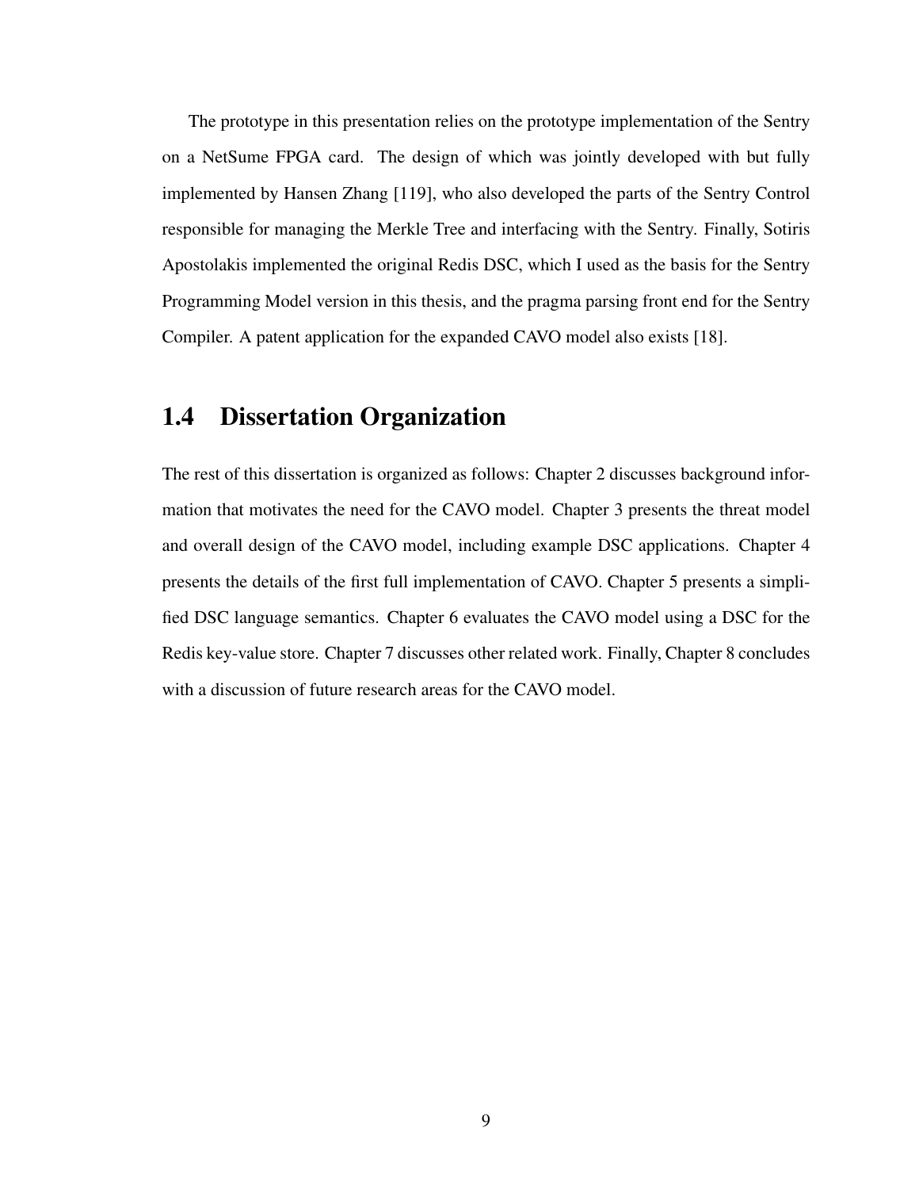The prototype in this presentation relies on the prototype implementation of the Sentry on a NetSume FPGA card. The design of which was jointly developed with but fully implemented by Hansen Zhang [119], who also developed the parts of the Sentry Control responsible for managing the Merkle Tree and interfacing with the Sentry. Finally, Sotiris Apostolakis implemented the original Redis DSC, which I used as the basis for the Sentry Programming Model version in this thesis, and the pragma parsing front end for the Sentry Compiler. A patent application for the expanded CAVO model also exists [18].

## 1.4 Dissertation Organization

The rest of this dissertation is organized as follows: Chapter 2 discusses background information that motivates the need for the CAVO model. Chapter 3 presents the threat model and overall design of the CAVO model, including example DSC applications. Chapter 4 presents the details of the first full implementation of CAVO. Chapter 5 presents a simplified DSC language semantics. Chapter 6 evaluates the CAVO model using a DSC for the Redis key-value store. Chapter 7 discusses other related work. Finally, Chapter 8 concludes with a discussion of future research areas for the CAVO model.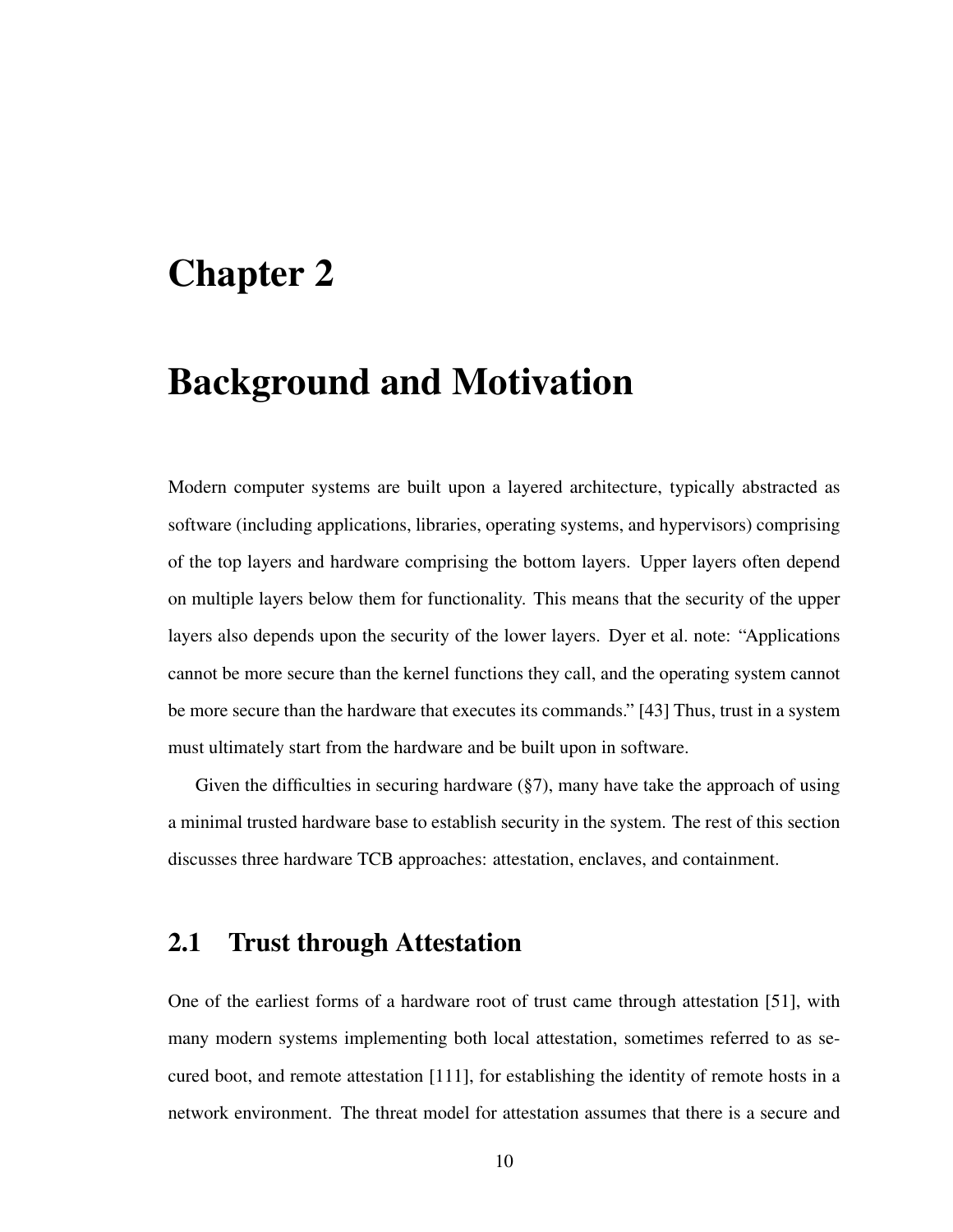# Chapter 2

# Background and Motivation

Modern computer systems are built upon a layered architecture, typically abstracted as software (including applications, libraries, operating systems, and hypervisors) comprising of the top layers and hardware comprising the bottom layers. Upper layers often depend on multiple layers below them for functionality. This means that the security of the upper layers also depends upon the security of the lower layers. Dyer et al. note: "Applications cannot be more secure than the kernel functions they call, and the operating system cannot be more secure than the hardware that executes its commands." [43] Thus, trust in a system must ultimately start from the hardware and be built upon in software.

Given the difficulties in securing hardware (§7), many have take the approach of using a minimal trusted hardware base to establish security in the system. The rest of this section discusses three hardware TCB approaches: attestation, enclaves, and containment.

## 2.1 Trust through Attestation

One of the earliest forms of a hardware root of trust came through attestation [51], with many modern systems implementing both local attestation, sometimes referred to as secured boot, and remote attestation [111], for establishing the identity of remote hosts in a network environment. The threat model for attestation assumes that there is a secure and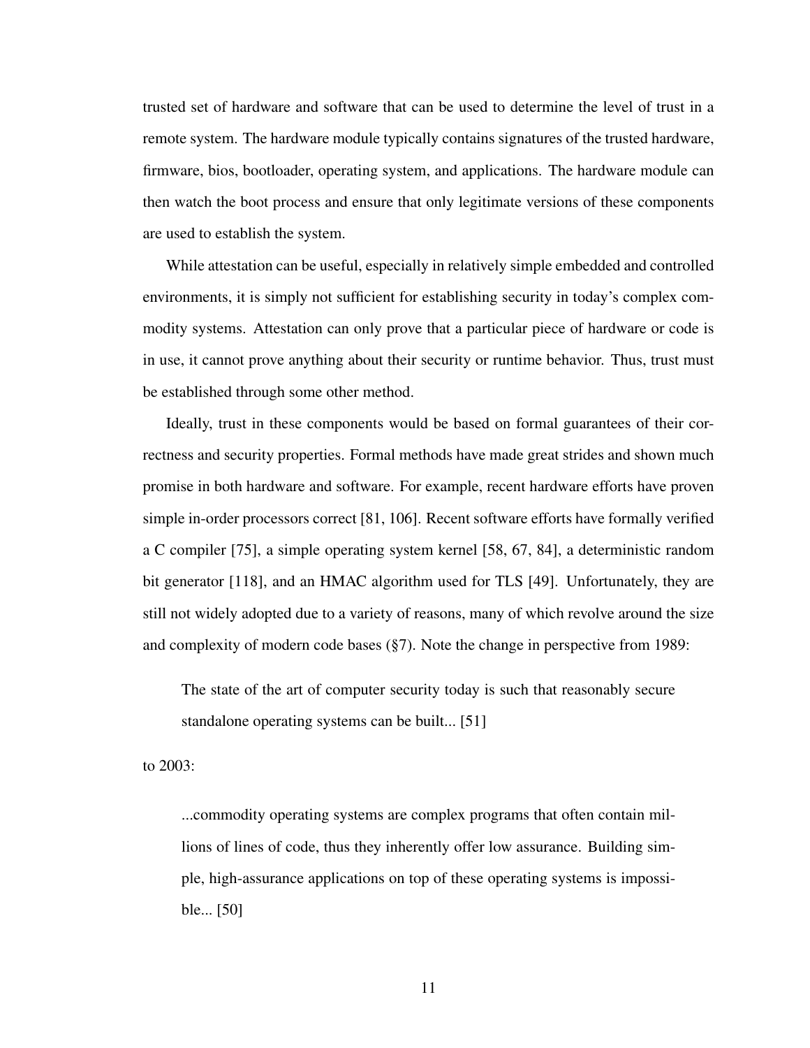trusted set of hardware and software that can be used to determine the level of trust in a remote system. The hardware module typically contains signatures of the trusted hardware, firmware, bios, bootloader, operating system, and applications. The hardware module can then watch the boot process and ensure that only legitimate versions of these components are used to establish the system.

While attestation can be useful, especially in relatively simple embedded and controlled environments, it is simply not sufficient for establishing security in today's complex commodity systems. Attestation can only prove that a particular piece of hardware or code is in use, it cannot prove anything about their security or runtime behavior. Thus, trust must be established through some other method.

Ideally, trust in these components would be based on formal guarantees of their correctness and security properties. Formal methods have made great strides and shown much promise in both hardware and software. For example, recent hardware efforts have proven simple in-order processors correct [81, 106]. Recent software efforts have formally verified a C compiler [75], a simple operating system kernel [58, 67, 84], a deterministic random bit generator [118], and an HMAC algorithm used for TLS [49]. Unfortunately, they are still not widely adopted due to a variety of reasons, many of which revolve around the size and complexity of modern code bases (§7). Note the change in perspective from 1989:

> The state of the art of computer security today is such that reasonably secure standalone operating systems can be built... [51]

to 2003:

> ...commodity operating systems are complex programs that often contain millions of lines of code, thus they inherently offer low assurance. Building simple, high-assurance applications on top of these operating systems is impossible... [50]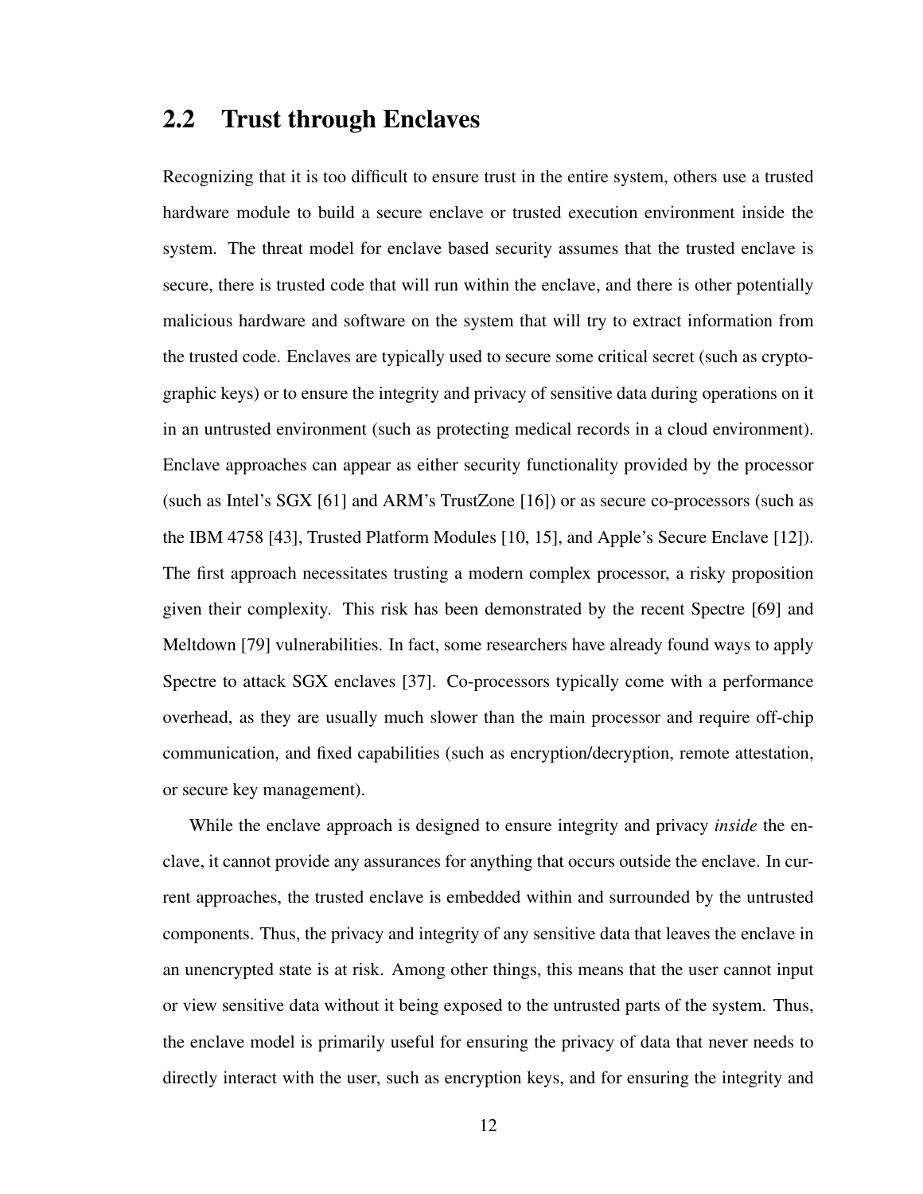## 2.2 Trust through Enclaves

Recognizing that it is too difficult to ensure trust in the entire system, others use a trusted hardware module to build a secure enclave or trusted execution environment inside the system. The threat model for enclave based security assumes that the trusted enclave is secure, there is trusted code that will run within the enclave, and there is other potentially malicious hardware and software on the system that will try to extract information from the trusted code. Enclaves are typically used to secure some critical secret (such as cryptographic keys) or to ensure the integrity and privacy of sensitive data during operations on it in an untrusted environment (such as protecting medical records in a cloud environment). Enclave approaches can appear as either security functionality provided by the processor (such as Intel's SGX [61] and ARM's TrustZone [16]) or as secure co-processors (such as the IBM 4758 [43], Trusted Platform Modules [10, 15], and Apple's Secure Enclave [12]). The first approach necessitates trusting a modern complex processor, a risky proposition given their complexity. This risk has been demonstrated by the recent Spectre [69] and Meltdown [79] vulnerabilities. In fact, some researchers have already found ways to apply Spectre to attack SGX enclaves [37]. Co-processors typically come with a performance overhead, as they are usually much slower than the main processor and require off-chip communication, and fixed capabilities (such as encryption/decryption, remote attestation, or secure key management).

While the enclave approach is designed to ensure integrity and privacy *inside* the enclave, it cannot provide any assurances for anything that occurs outside the enclave. In current approaches, the trusted enclave is embedded within and surrounded by the untrusted components. Thus, the privacy and integrity of any sensitive data that leaves the enclave in an unencrypted state is at risk. Among other things, this means that the user cannot input or view sensitive data without it being exposed to the untrusted parts of the system. Thus, the enclave model is primarily useful for ensuring the privacy of data that never needs to directly interact with the user, such as encryption keys, and for ensuring the integrity and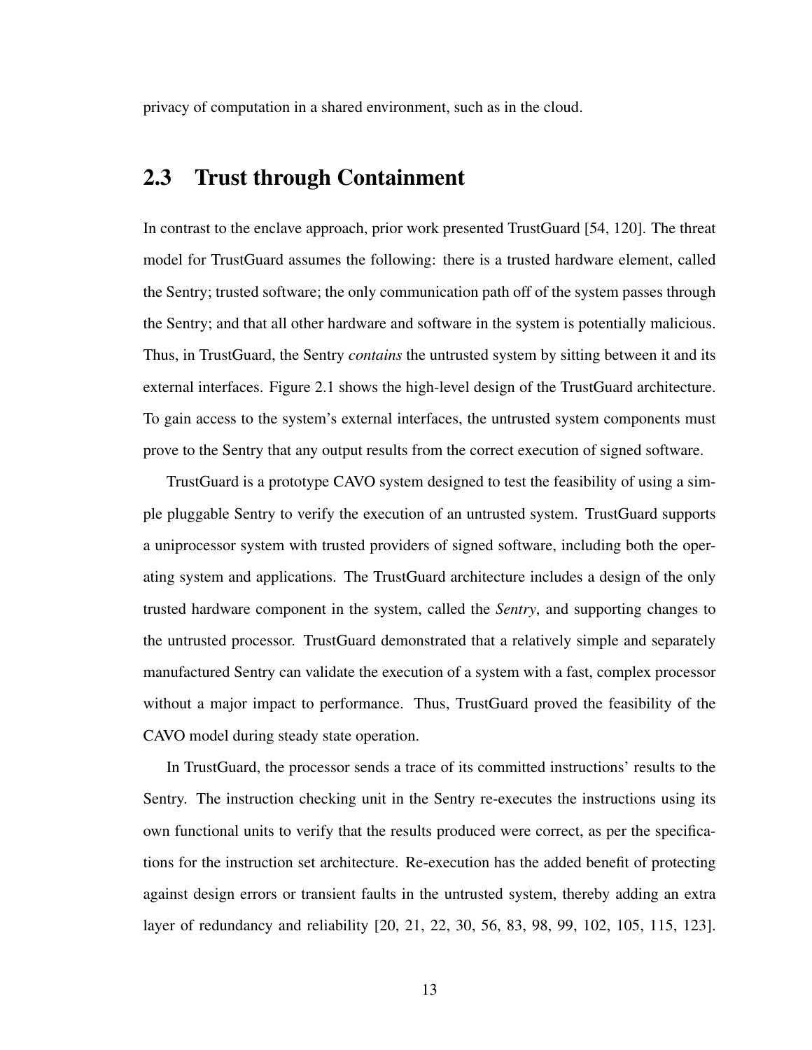privacy of computation in a shared environment, such as in the cloud.

## 2.3 Trust through Containment

In contrast to the enclave approach, prior work presented TrustGuard [54, 120]. The threat model for TrustGuard assumes the following: there is a trusted hardware element, called the Sentry; trusted software; the only communication path off of the system passes through the Sentry; and that all other hardware and software in the system is potentially malicious. Thus, in TrustGuard, the Sentry *contains* the untrusted system by sitting between it and its external interfaces. Figure 2.1 shows the high-level design of the TrustGuard architecture. To gain access to the system's external interfaces, the untrusted system components must prove to the Sentry that any output results from the correct execution of signed software.

TrustGuard is a prototype CAVO system designed to test the feasibility of using a simple pluggable Sentry to verify the execution of an untrusted system. TrustGuard supports a uniprocessor system with trusted providers of signed software, including both the operating system and applications. The TrustGuard architecture includes a design of the only trusted hardware component in the system, called the *Sentry*, and supporting changes to the untrusted processor. TrustGuard demonstrated that a relatively simple and separately manufactured Sentry can validate the execution of a system with a fast, complex processor without a major impact to performance. Thus, TrustGuard proved the feasibility of the CAVO model during steady state operation.

In TrustGuard, the processor sends a trace of its committed instructions' results to the Sentry. The instruction checking unit in the Sentry re-executes the instructions using its own functional units to verify that the results produced were correct, as per the specifications for the instruction set architecture. Re-execution has the added benefit of protecting against design errors or transient faults in the untrusted system, thereby adding an extra layer of redundancy and reliability [20, 21, 22, 30, 56, 83, 98, 99, 102, 105, 115, 123].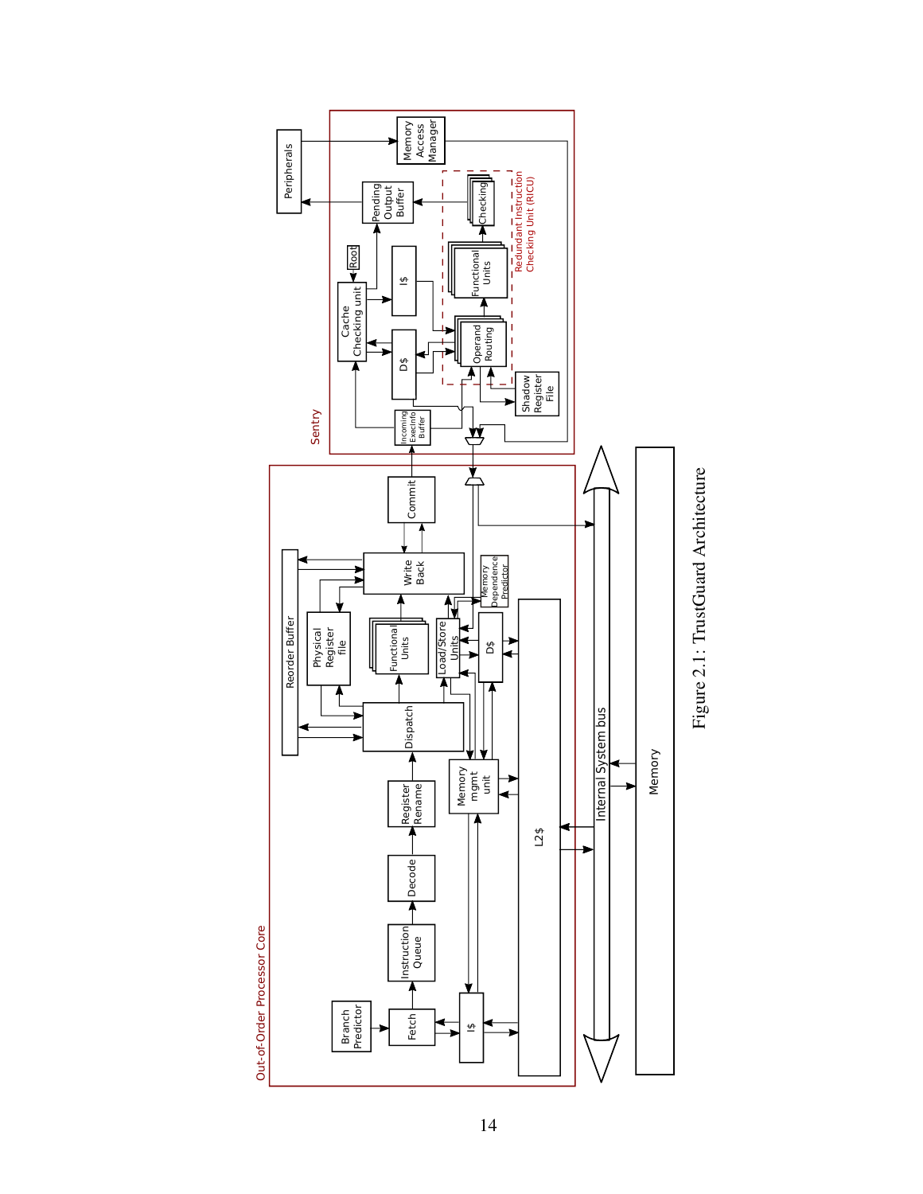Figure 2.1: TrustGuard Architecture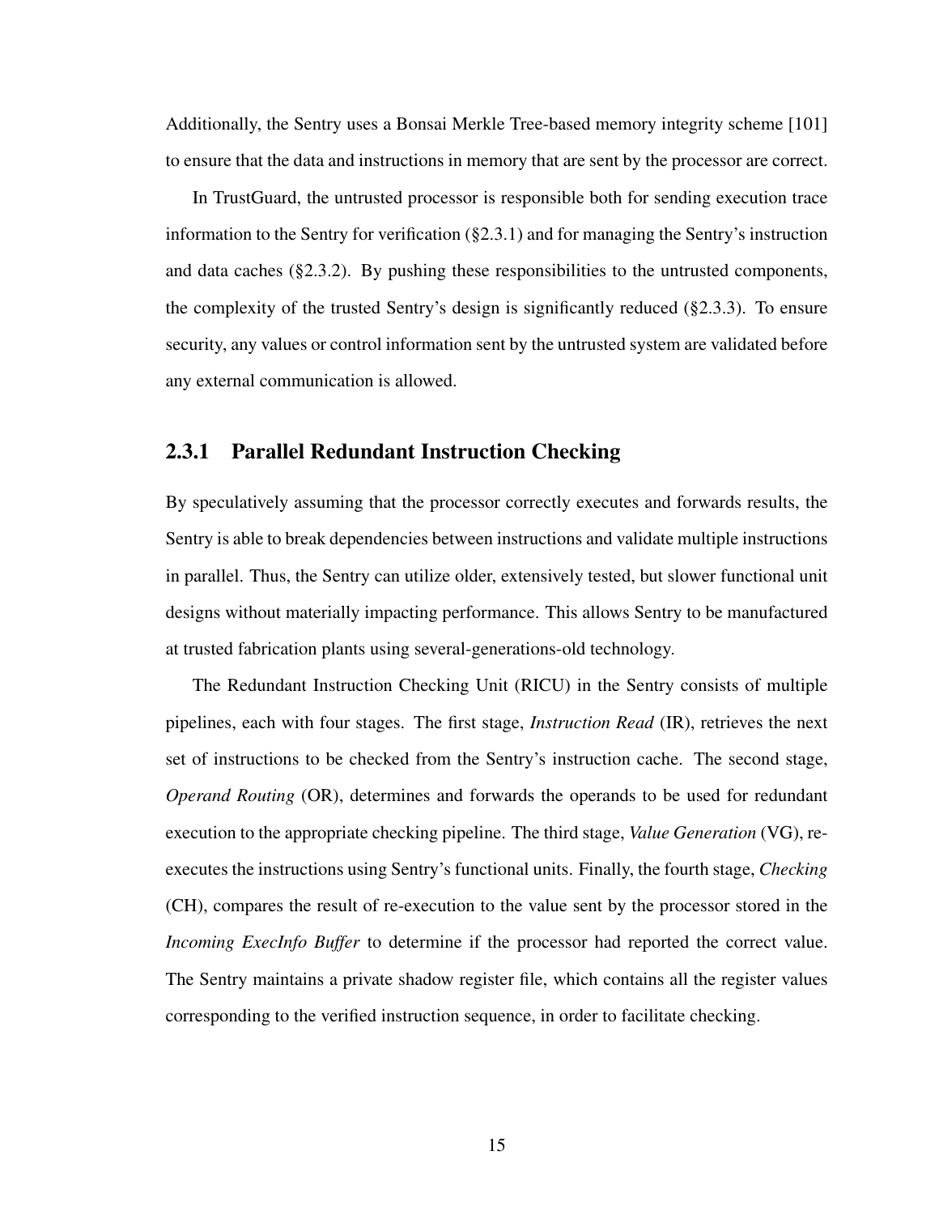Additionally, the Sentry uses a Bonsai Merkle Tree-based memory integrity scheme [101] to ensure that the data and instructions in memory that are sent by the processor are correct.

In TrustGuard, the untrusted processor is responsible both for sending execution trace information to the Sentry for verification (§2.3.1) and for managing the Sentry's instruction and data caches (§2.3.2). By pushing these responsibilities to the untrusted components, the complexity of the trusted Sentry's design is significantly reduced (§2.3.3). To ensure security, any values or control information sent by the untrusted system are validated before any external communication is allowed.

### 2.3.1 Parallel Redundant Instruction Checking

By speculatively assuming that the processor correctly executes and forwards results, the Sentry is able to break dependencies between instructions and validate multiple instructions in parallel. Thus, the Sentry can utilize older, extensively tested, but slower functional unit designs without materially impacting performance. This allows Sentry to be manufactured at trusted fabrication plants using several-generations-old technology.

The Redundant Instruction Checking Unit (RICU) in the Sentry consists of multiple pipelines, each with four stages. The first stage, *Instruction Read* (IR), retrieves the next set of instructions to be checked from the Sentry's instruction cache. The second stage, *Operand Routing* (OR), determines and forwards the operands to be used for redundant execution to the appropriate checking pipeline. The third stage, *Value Generation* (VG), re-executes the instructions using Sentry's functional units. Finally, the fourth stage, *Checking* (CH), compares the result of re-execution to the value sent by the processor stored in the *Incoming ExecInfo Buffer* to determine if the processor had reported the correct value. The Sentry maintains a private shadow register file, which contains all the register values corresponding to the verified instruction sequence, in order to facilitate checking.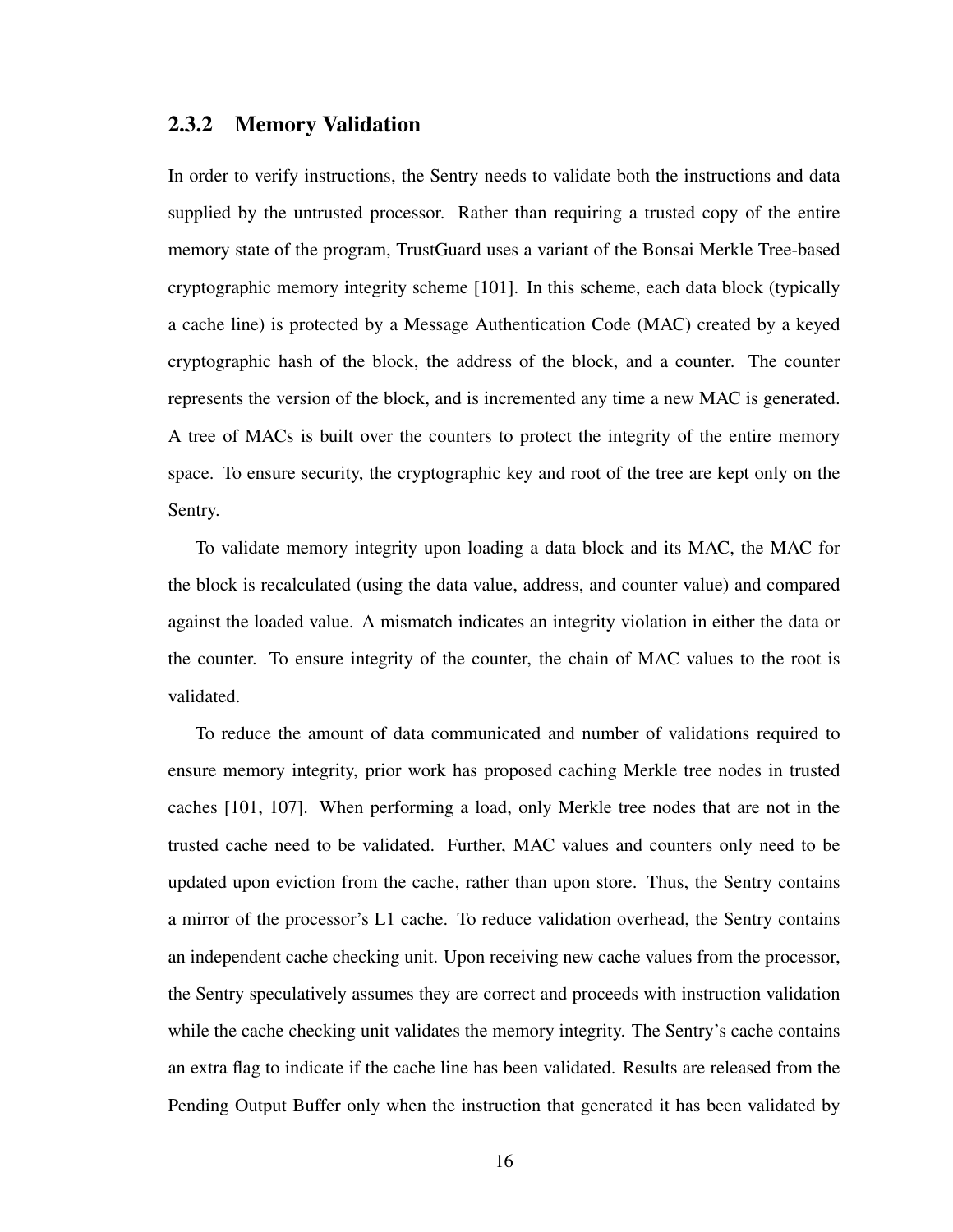### 2.3.2 Memory Validation

In order to verify instructions, the Sentry needs to validate both the instructions and data supplied by the untrusted processor. Rather than requiring a trusted copy of the entire memory state of the program, TrustGuard uses a variant of the Bonsai Merkle Tree-based cryptographic memory integrity scheme [101]. In this scheme, each data block (typically a cache line) is protected by a Message Authentication Code (MAC) created by a keyed cryptographic hash of the block, the address of the block, and a counter. The counter represents the version of the block, and is incremented any time a new MAC is generated. A tree of MACs is built over the counters to protect the integrity of the entire memory space. To ensure security, the cryptographic key and root of the tree are kept only on the Sentry.

To validate memory integrity upon loading a data block and its MAC, the MAC for the block is recalculated (using the data value, address, and counter value) and compared against the loaded value. A mismatch indicates an integrity violation in either the data or the counter. To ensure integrity of the counter, the chain of MAC values to the root is validated.

To reduce the amount of data communicated and number of validations required to ensure memory integrity, prior work has proposed caching Merkle tree nodes in trusted caches [101, 107]. When performing a load, only Merkle tree nodes that are not in the trusted cache need to be validated. Further, MAC values and counters only need to be updated upon eviction from the cache, rather than upon store. Thus, the Sentry contains a mirror of the processor's L1 cache. To reduce validation overhead, the Sentry contains an independent cache checking unit. Upon receiving new cache values from the processor, the Sentry speculatively assumes they are correct and proceeds with instruction validation while the cache checking unit validates the memory integrity. The Sentry's cache contains an extra flag to indicate if the cache line has been validated. Results are released from the Pending Output Buffer only when the instruction that generated it has been validated by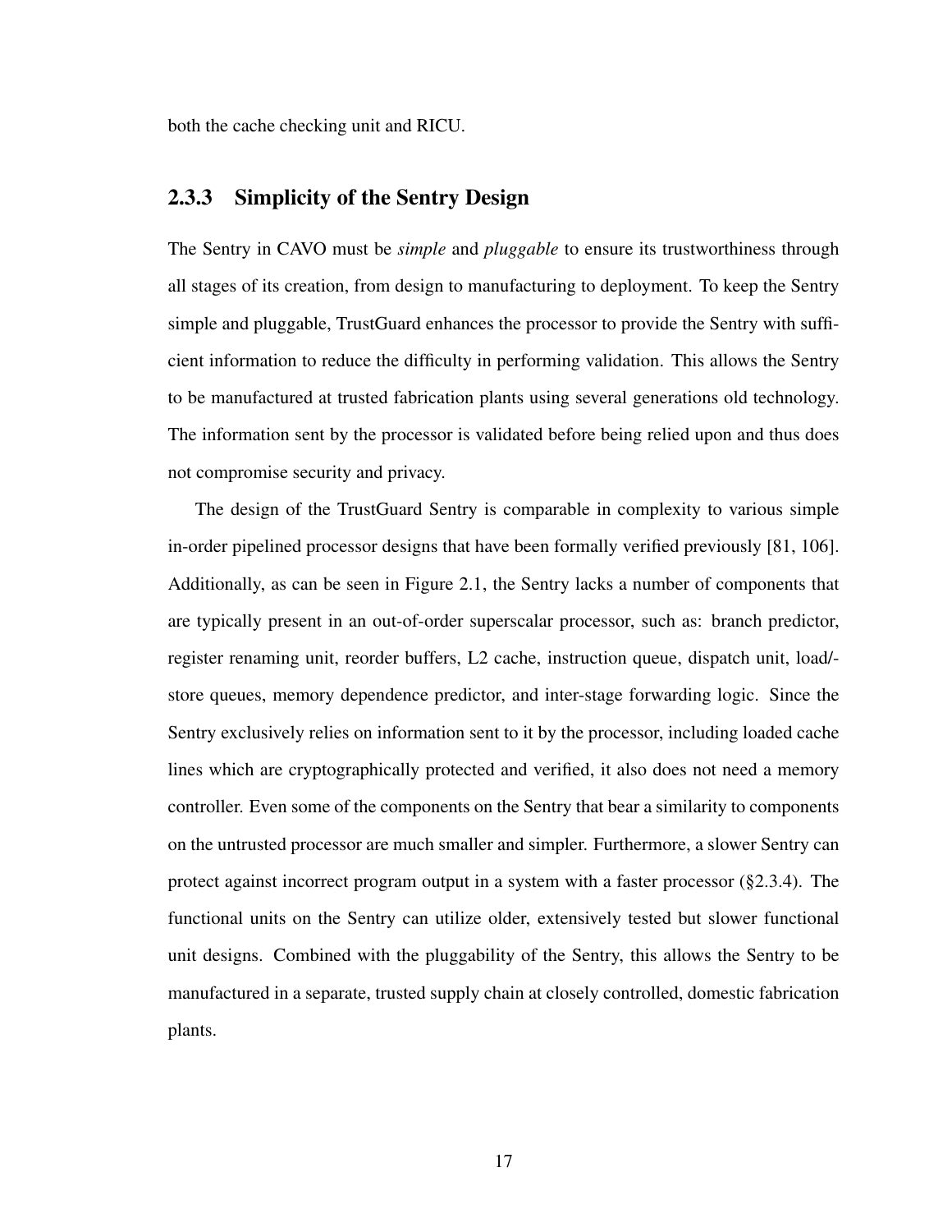both the cache checking unit and RICU.

### 2.3.3 Simplicity of the Sentry Design

The Sentry in CAVO must be *simple* and *pluggable* to ensure its trustworthiness through all stages of its creation, from design to manufacturing to deployment. To keep the Sentry simple and pluggable, TrustGuard enhances the processor to provide the Sentry with sufficient information to reduce the difficulty in performing validation. This allows the Sentry to be manufactured at trusted fabrication plants using several generations old technology. The information sent by the processor is validated before being relied upon and thus does not compromise security and privacy.

The design of the TrustGuard Sentry is comparable in complexity to various simple in-order pipelined processor designs that have been formally verified previously [81, 106]. Additionally, as can be seen in Figure 2.1, the Sentry lacks a number of components that are typically present in an out-of-order superscalar processor, such as: branch predictor, register renaming unit, reorder buffers, L2 cache, instruction queue, dispatch unit, load/store queues, memory dependence predictor, and inter-stage forwarding logic. Since the Sentry exclusively relies on information sent to it by the processor, including loaded cache lines which are cryptographically protected and verified, it also does not need a memory controller. Even some of the components on the Sentry that bear a similarity to components on the untrusted processor are much smaller and simpler. Furthermore, a slower Sentry can protect against incorrect program output in a system with a faster processor (§2.3.4). The functional units on the Sentry can utilize older, extensively tested but slower functional unit designs. Combined with the pluggability of the Sentry, this allows the Sentry to be manufactured in a separate, trusted supply chain at closely controlled, domestic fabrication plants.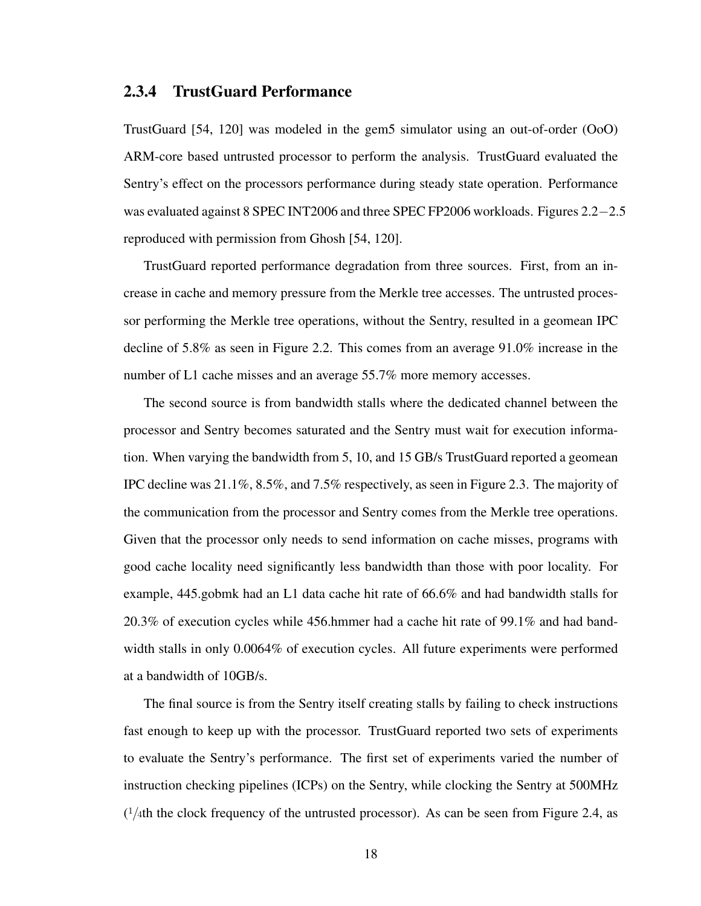### 2.3.4 TrustGuard Performance

TrustGuard [54, 120] was modeled in the gem5 simulator using an out-of-order (OoO) ARM-core based untrusted processor to perform the analysis. TrustGuard evaluated the Sentry's effect on the processors performance during steady state operation. Performance was evaluated against 8 SPEC INT2006 and three SPEC FP2006 workloads. Figures 2.2−2.5 reproduced with permission from Ghosh [54, 120].

TrustGuard reported performance degradation from three sources. First, from an increase in cache and memory pressure from the Merkle tree accesses. The untrusted processor performing the Merkle tree operations, without the Sentry, resulted in a geomean IPC decline of 5.8% as seen in Figure 2.2. This comes from an average 91.0% increase in the number of L1 cache misses and an average 55.7% more memory accesses.

The second source is from bandwidth stalls where the dedicated channel between the processor and Sentry becomes saturated and the Sentry must wait for execution information. When varying the bandwidth from 5, 10, and 15 GB/s TrustGuard reported a geomean IPC decline was 21.1%, 8.5%, and 7.5% respectively, as seen in Figure 2.3. The majority of the communication from the processor and Sentry comes from the Merkle tree operations. Given that the processor only needs to send information on cache misses, programs with good cache locality need significantly less bandwidth than those with poor locality. For example, 445.gobmk had an L1 data cache hit rate of 66.6% and had bandwidth stalls for 20.3% of execution cycles while 456.hmmer had a cache hit rate of 99.1% and had bandwidth stalls in only 0.0064% of execution cycles. All future experiments were performed at a bandwidth of 10GB/s.

The final source is from the Sentry itself creating stalls by failing to check instructions fast enough to keep up with the processor. TrustGuard reported two sets of experiments to evaluate the Sentry's performance. The first set of experiments varied the number of instruction checking pipelines (ICPs) on the Sentry, while clocking the Sentry at 500MHz ($1/4$th the clock frequency of the untrusted processor). As can be seen from Figure 2.4, as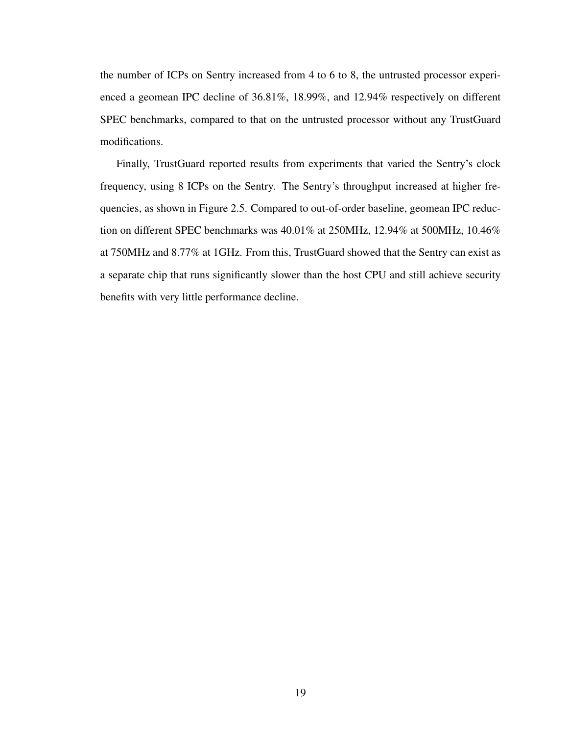the number of ICPs on Sentry increased from 4 to 6 to 8, the untrusted processor experienced a geomean IPC decline of 36.81%, 18.99%, and 12.94% respectively on different SPEC benchmarks, compared to that on the untrusted processor without any TrustGuard modifications.

Finally, TrustGuard reported results from experiments that varied the Sentry's clock frequency, using 8 ICPs on the Sentry. The Sentry's throughput increased at higher frequencies, as shown in Figure 2.5. Compared to out-of-order baseline, geomean IPC reduction on different SPEC benchmarks was 40.01% at 250MHz, 12.94% at 500MHz, 10.46% at 750MHz and 8.77% at 1GHz. From this, TrustGuard showed that the Sentry can exist as a separate chip that runs significantly slower than the host CPU and still achieve security benefits with very little performance decline.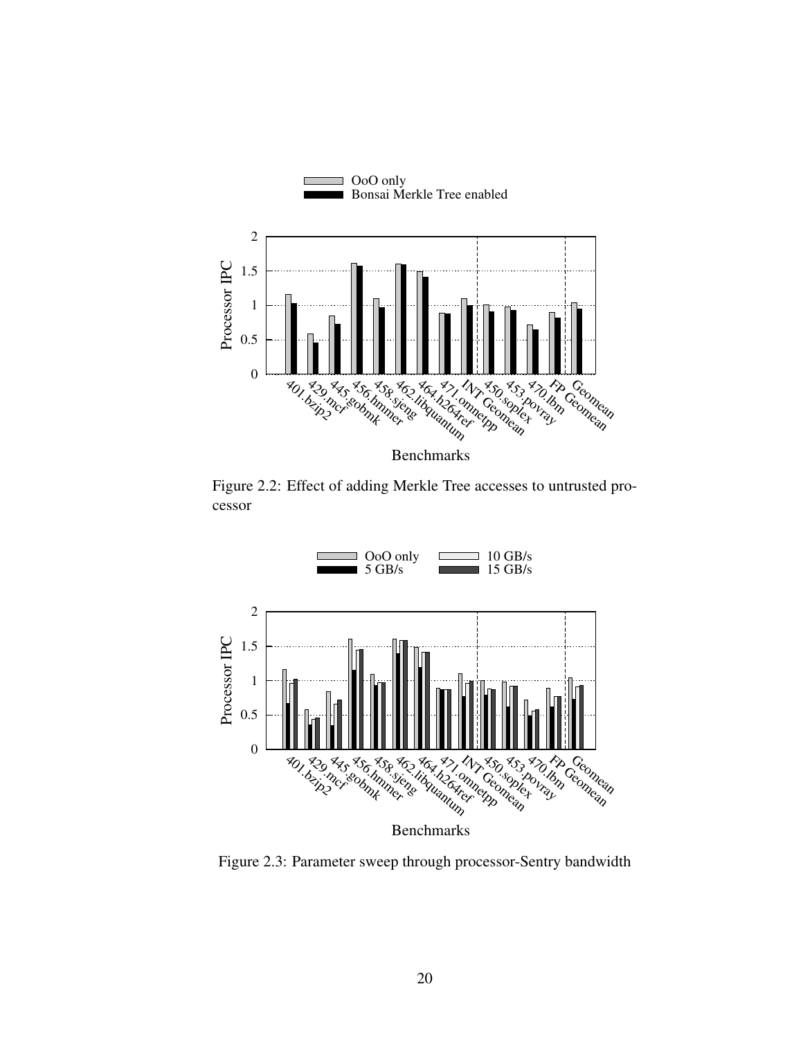Figure 2.2: Effect of adding Merkle Tree accesses to untrusted processor

Figure 2.3: Parameter sweep through processor-Sentry bandwidth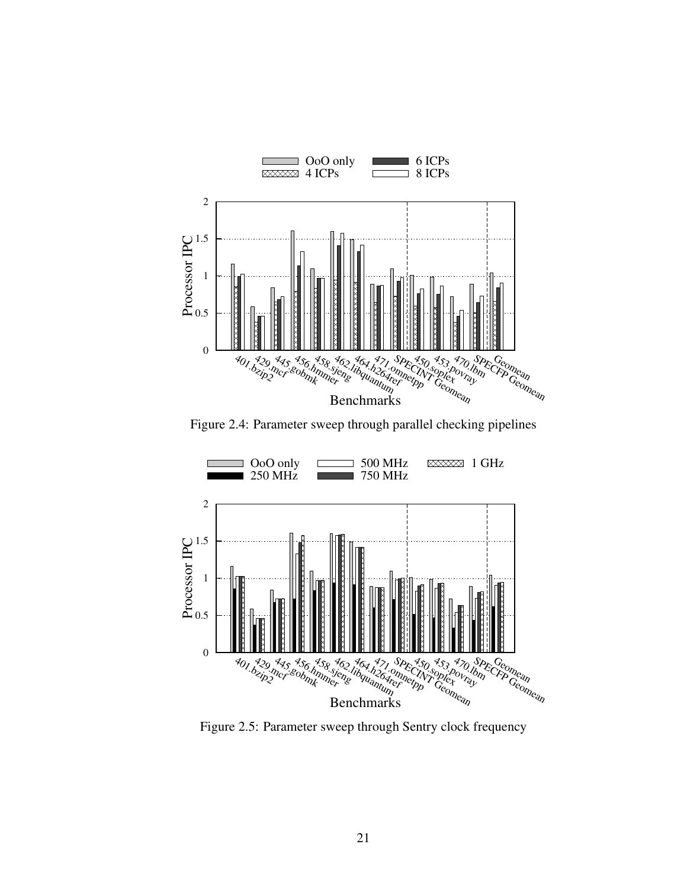Figure 2.4: Parameter sweep through parallel checking pipelines

Figure 2.5: Parameter sweep through Sentry clock frequency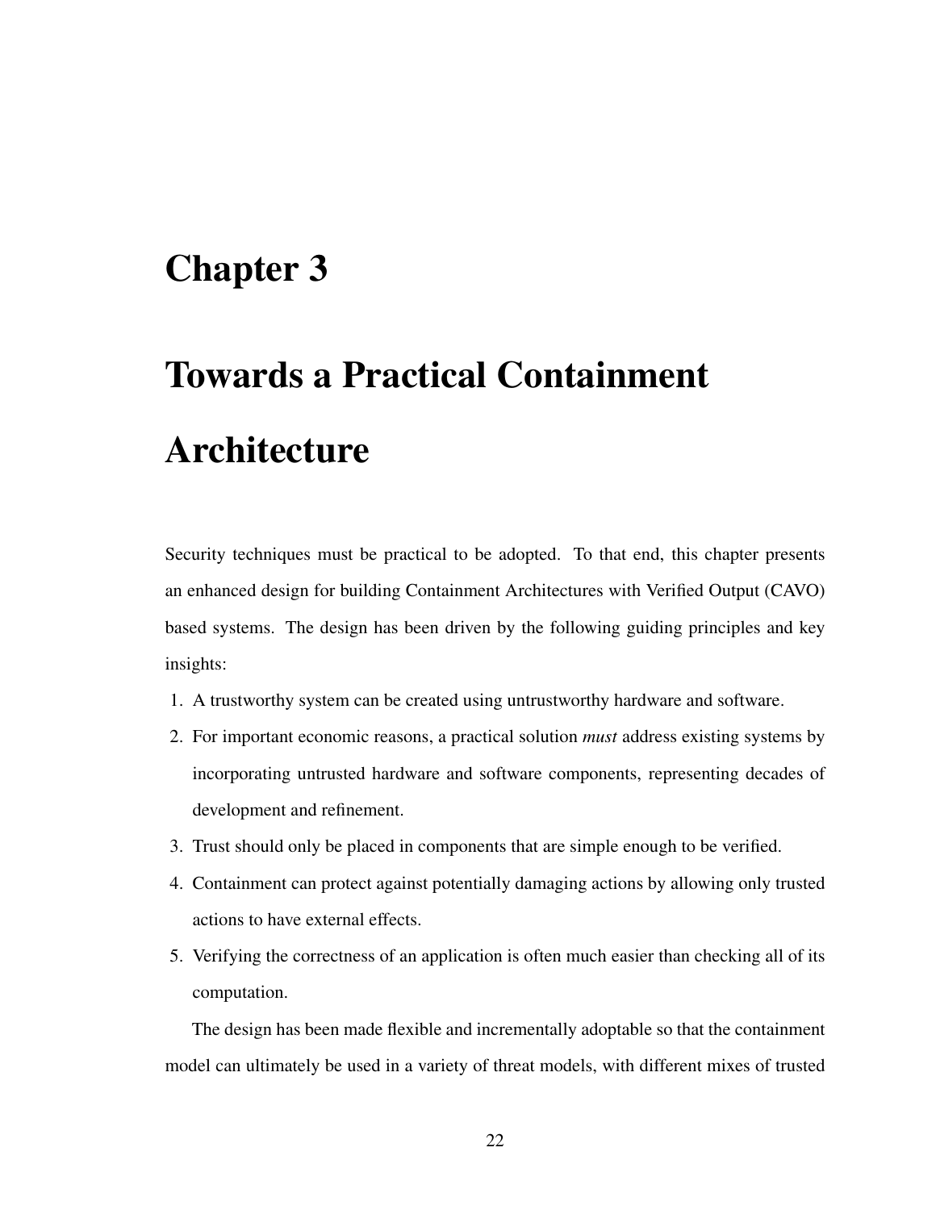# Chapter 3

# Towards a Practical Containment Architecture

Security techniques must be practical to be adopted. To that end, this chapter presents an enhanced design for building Containment Architectures with Verified Output (CAVO) based systems. The design has been driven by the following guiding principles and key insights:

1. A trustworthy system can be created using untrustworthy hardware and software.
2. For important economic reasons, a practical solution *must* address existing systems by incorporating untrusted hardware and software components, representing decades of development and refinement.
3. Trust should only be placed in components that are simple enough to be verified.
4. Containment can protect against potentially damaging actions by allowing only trusted actions to have external effects.
5. Verifying the correctness of an application is often much easier than checking all of its computation.

The design has been made flexible and incrementally adoptable so that the containment model can ultimately be used in a variety of threat models, with different mixes of trusted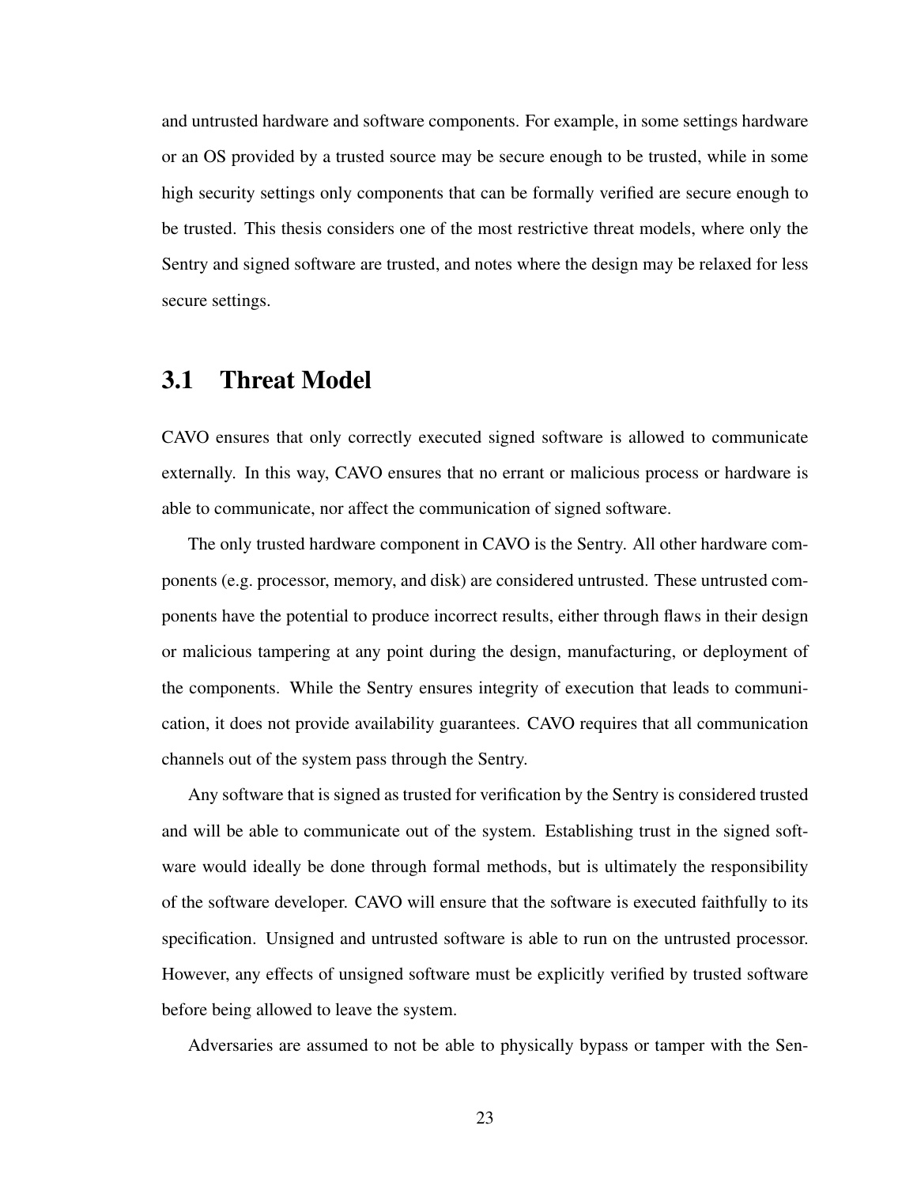and untrusted hardware and software components. For example, in some settings hardware or an OS provided by a trusted source may be secure enough to be trusted, while in some high security settings only components that can be formally verified are secure enough to be trusted. This thesis considers one of the most restrictive threat models, where only the Sentry and signed software are trusted, and notes where the design may be relaxed for less secure settings.

## 3.1 Threat Model

CAVO ensures that only correctly executed signed software is allowed to communicate externally. In this way, CAVO ensures that no errant or malicious process or hardware is able to communicate, nor affect the communication of signed software.

The only trusted hardware component in CAVO is the Sentry. All other hardware components (e.g. processor, memory, and disk) are considered untrusted. These untrusted components have the potential to produce incorrect results, either through flaws in their design or malicious tampering at any point during the design, manufacturing, or deployment of the components. While the Sentry ensures integrity of execution that leads to communication, it does not provide availability guarantees. CAVO requires that all communication channels out of the system pass through the Sentry.

Any software that is signed as trusted for verification by the Sentry is considered trusted and will be able to communicate out of the system. Establishing trust in the signed software would ideally be done through formal methods, but is ultimately the responsibility of the software developer. CAVO will ensure that the software is executed faithfully to its specification. Unsigned and untrusted software is able to run on the untrusted processor. However, any effects of unsigned software must be explicitly verified by trusted software before being allowed to leave the system.

Adversaries are assumed to not be able to physically bypass or tamper with the Sen-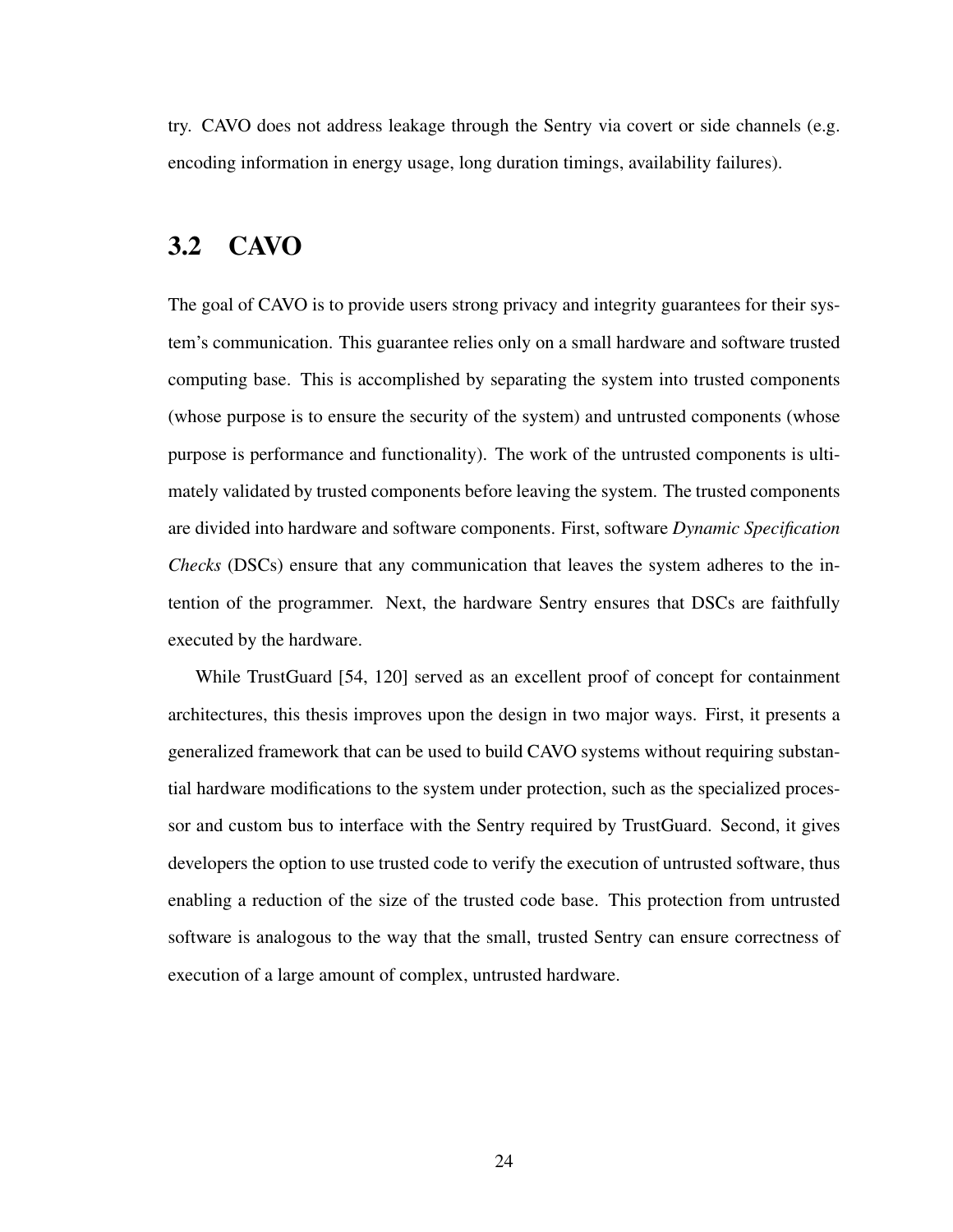try. CAVO does not address leakage through the Sentry via covert or side channels (e.g. encoding information in energy usage, long duration timings, availability failures).

## 3.2 CAVO

The goal of CAVO is to provide users strong privacy and integrity guarantees for their system's communication. This guarantee relies only on a small hardware and software trusted computing base. This is accomplished by separating the system into trusted components (whose purpose is to ensure the security of the system) and untrusted components (whose purpose is performance and functionality). The work of the untrusted components is ultimately validated by trusted components before leaving the system. The trusted components are divided into hardware and software components. First, software *Dynamic Specification Checks* (DSCs) ensure that any communication that leaves the system adheres to the intention of the programmer. Next, the hardware Sentry ensures that DSCs are faithfully executed by the hardware.

While TrustGuard [54, 120] served as an excellent proof of concept for containment architectures, this thesis improves upon the design in two major ways. First, it presents a generalized framework that can be used to build CAVO systems without requiring substantial hardware modifications to the system under protection, such as the specialized processor and custom bus to interface with the Sentry required by TrustGuard. Second, it gives developers the option to use trusted code to verify the execution of untrusted software, thus enabling a reduction of the size of the trusted code base. This protection from untrusted software is analogous to the way that the small, trusted Sentry can ensure correctness of execution of a large amount of complex, untrusted hardware.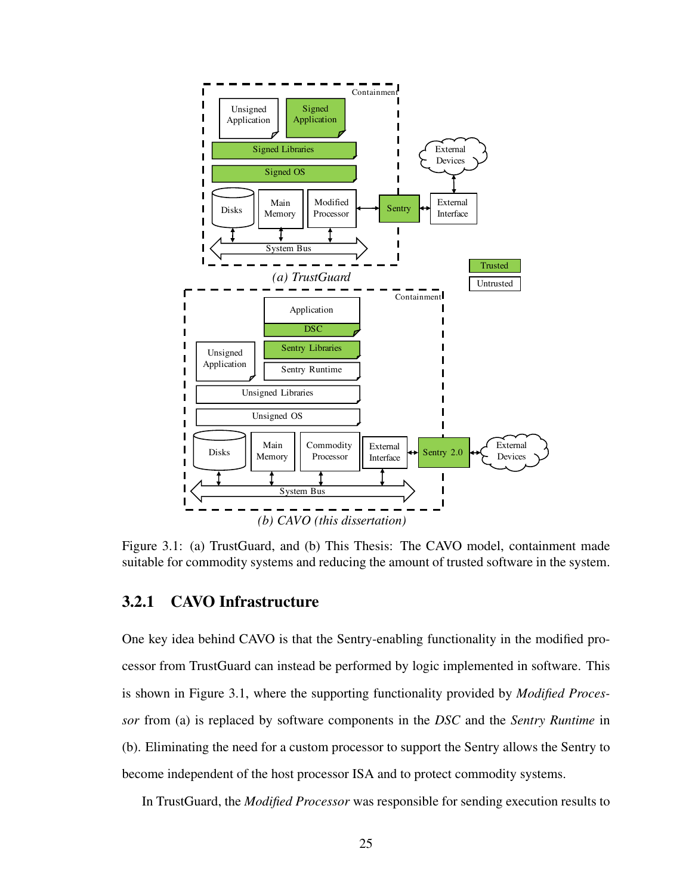Figure 3.1: (a) TrustGuard, and (b) This Thesis: The CAVO model, containment made suitable for commodity systems and reducing the amount of trusted software in the system.

### 3.2.1 CAVO Infrastructure

One key idea behind CAVO is that the Sentry-enabling functionality in the modified processor from TrustGuard can instead be performed by logic implemented in software. This is shown in Figure 3.1, where the supporting functionality provided by *Modified Processor* from (a) is replaced by software components in the *DSC* and the *Sentry Runtime* in (b). Eliminating the need for a custom processor to support the Sentry allows the Sentry to become independent of the host processor ISA and to protect commodity systems.

In TrustGuard, the *Modified Processor* was responsible for sending execution results to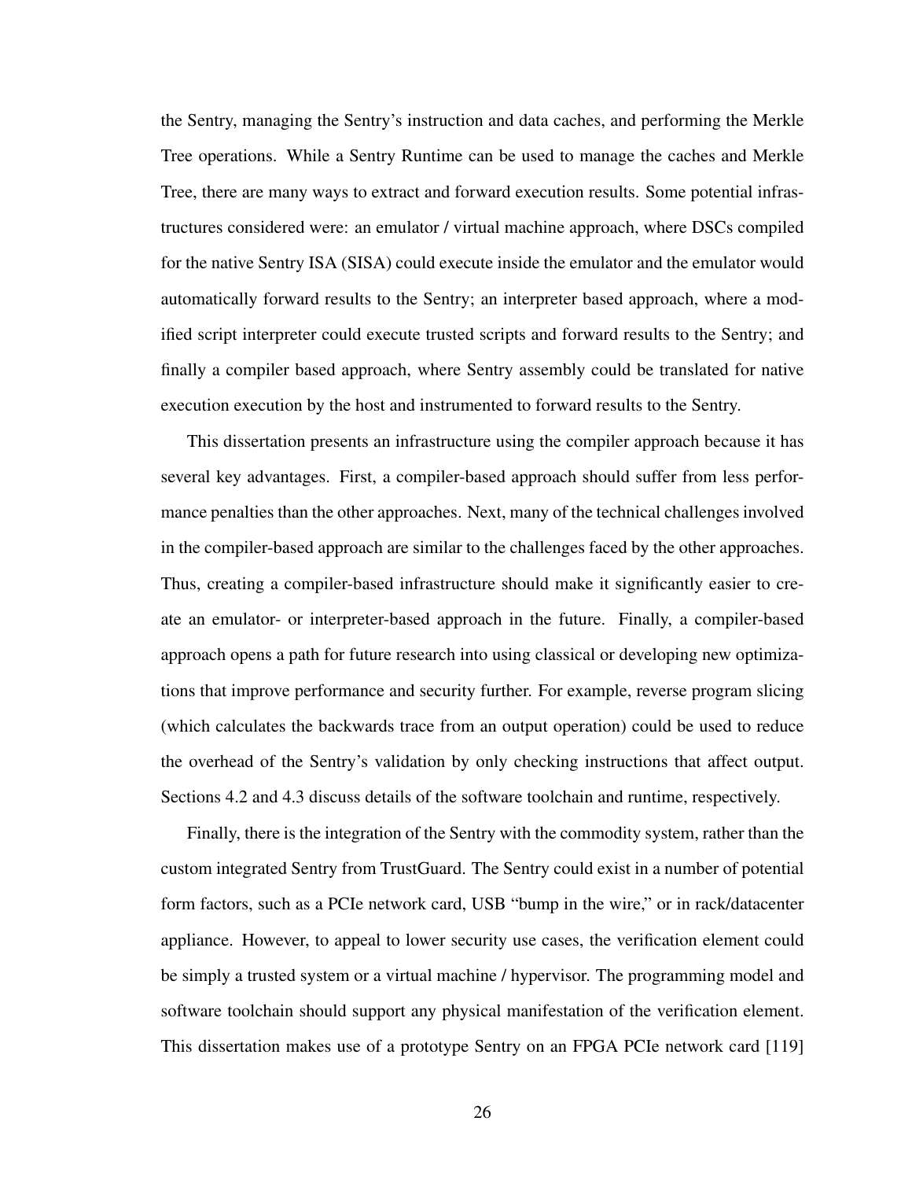the Sentry, managing the Sentry's instruction and data caches, and performing the Merkle Tree operations. While a Sentry Runtime can be used to manage the caches and Merkle Tree, there are many ways to extract and forward execution results. Some potential infrastructures considered were: an emulator / virtual machine approach, where DSCs compiled for the native Sentry ISA (SISA) could execute inside the emulator and the emulator would automatically forward results to the Sentry; an interpreter based approach, where a modified script interpreter could execute trusted scripts and forward results to the Sentry; and finally a compiler based approach, where Sentry assembly could be translated for native execution execution by the host and instrumented to forward results to the Sentry.

This dissertation presents an infrastructure using the compiler approach because it has several key advantages. First, a compiler-based approach should suffer from less performance penalties than the other approaches. Next, many of the technical challenges involved in the compiler-based approach are similar to the challenges faced by the other approaches. Thus, creating a compiler-based infrastructure should make it significantly easier to create an emulator- or interpreter-based approach in the future. Finally, a compiler-based approach opens a path for future research into using classical or developing new optimizations that improve performance and security further. For example, reverse program slicing (which calculates the backwards trace from an output operation) could be used to reduce the overhead of the Sentry's validation by only checking instructions that affect output. Sections 4.2 and 4.3 discuss details of the software toolchain and runtime, respectively.

Finally, there is the integration of the Sentry with the commodity system, rather than the custom integrated Sentry from TrustGuard. The Sentry could exist in a number of potential form factors, such as a PCIe network card, USB "bump in the wire," or in rack/datacenter appliance. However, to appeal to lower security use cases, the verification element could be simply a trusted system or a virtual machine / hypervisor. The programming model and software toolchain should support any physical manifestation of the verification element. This dissertation makes use of a prototype Sentry on an FPGA PCIe network card [119]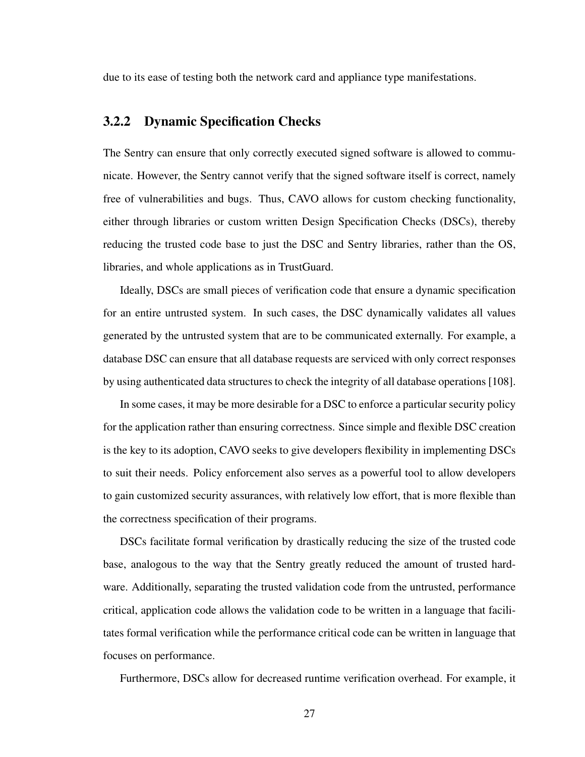due to its ease of testing both the network card and appliance type manifestations.

### 3.2.2 Dynamic Specification Checks

The Sentry can ensure that only correctly executed signed software is allowed to communicate. However, the Sentry cannot verify that the signed software itself is correct, namely free of vulnerabilities and bugs. Thus, CAVO allows for custom checking functionality, either through libraries or custom written Design Specification Checks (DSCs), thereby reducing the trusted code base to just the DSC and Sentry libraries, rather than the OS, libraries, and whole applications as in TrustGuard.

Ideally, DSCs are small pieces of verification code that ensure a dynamic specification for an entire untrusted system. In such cases, the DSC dynamically validates all values generated by the untrusted system that are to be communicated externally. For example, a database DSC can ensure that all database requests are serviced with only correct responses by using authenticated data structures to check the integrity of all database operations [108].

In some cases, it may be more desirable for a DSC to enforce a particular security policy for the application rather than ensuring correctness. Since simple and flexible DSC creation is the key to its adoption, CAVO seeks to give developers flexibility in implementing DSCs to suit their needs. Policy enforcement also serves as a powerful tool to allow developers to gain customized security assurances, with relatively low effort, that is more flexible than the correctness specification of their programs.

DSCs facilitate formal verification by drastically reducing the size of the trusted code base, analogous to the way that the Sentry greatly reduced the amount of trusted hardware. Additionally, separating the trusted validation code from the untrusted, performance critical, application code allows the validation code to be written in a language that facilitates formal verification while the performance critical code can be written in language that focuses on performance.

Furthermore, DSCs allow for decreased runtime verification overhead. For example, it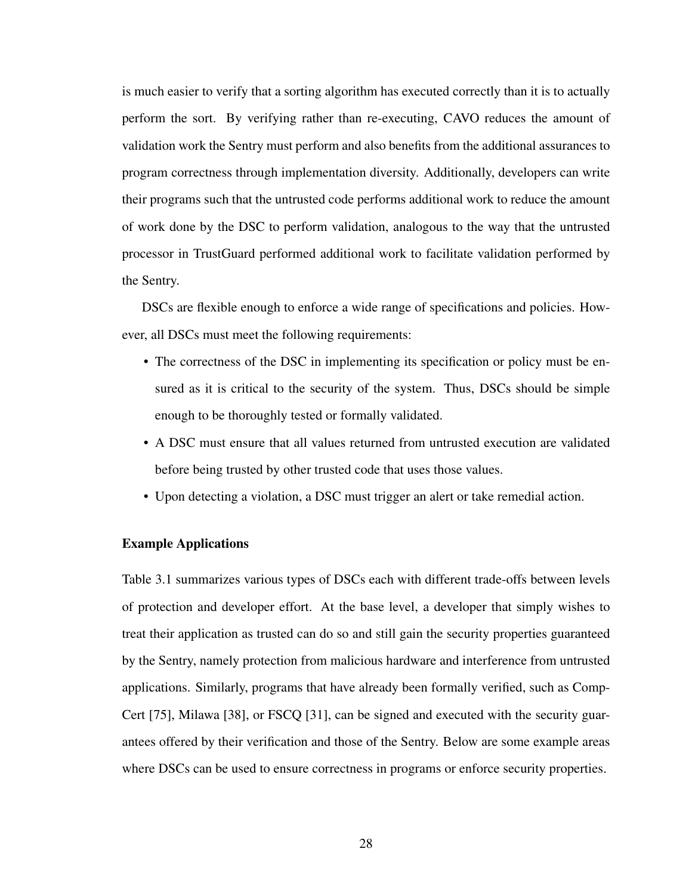is much easier to verify that a sorting algorithm has executed correctly than it is to actually perform the sort. By verifying rather than re-executing, CAVO reduces the amount of validation work the Sentry must perform and also benefits from the additional assurances to program correctness through implementation diversity. Additionally, developers can write their programs such that the untrusted code performs additional work to reduce the amount of work done by the DSC to perform validation, analogous to the way that the untrusted processor in TrustGuard performed additional work to facilitate validation performed by the Sentry.

DSCs are flexible enough to enforce a wide range of specifications and policies. However, all DSCs must meet the following requirements:

- The correctness of the DSC in implementing its specification or policy must be ensured as it is critical to the security of the system. Thus, DSCs should be simple enough to be thoroughly tested or formally validated.
- A DSC must ensure that all values returned from untrusted execution are validated before being trusted by other trusted code that uses those values.
- Upon detecting a violation, a DSC must trigger an alert or take remedial action.

#### Example Applications

Table 3.1 summarizes various types of DSCs each with different trade-offs between levels of protection and developer effort. At the base level, a developer that simply wishes to treat their application as trusted can do so and still gain the security properties guaranteed by the Sentry, namely protection from malicious hardware and interference from untrusted applications. Similarly, programs that have already been formally verified, such as CompCert [75], Milawa [38], or FSCQ [31], can be signed and executed with the security guarantees offered by their verification and those of the Sentry. Below are some example areas where DSCs can be used to ensure correctness in programs or enforce security properties.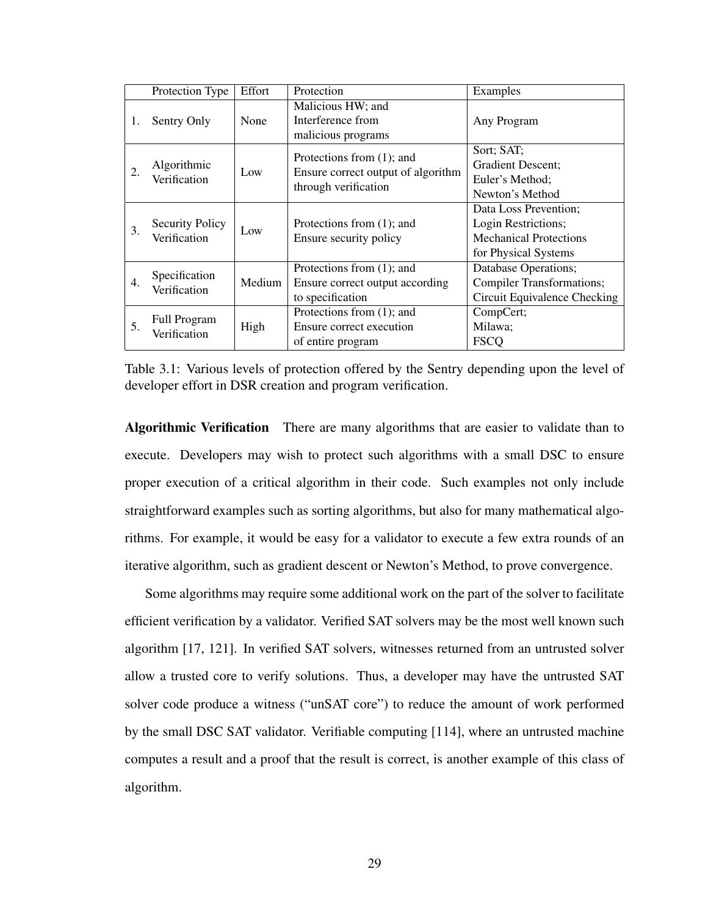| | Protection Type | Effort | Protection | Examples |
|---|---|---|---|---|
| 1. | Sentry Only | None | Malicious HW; and Interference from malicious programs | Any Program |
| 2. | Algorithmic Verification | Low | Protections from (1); and Ensure correct output of algorithm through verification | Sort; SAT; Gradient Descent; Euler's Method; Newton's Method |
| 3. | Security Policy Verification | Low | Protections from (1); and Ensure security policy | Data Loss Prevention; Login Restrictions; Mechanical Protections for Physical Systems |
| 4. | Specification Verification | Medium | Protections from (1); and Ensure correct output according to specification | Database Operations; Compiler Transformations; Circuit Equivalence Checking |
| 5. | Full Program Verification | High | Protections from (1); and Ensure correct execution of entire program | CompCert; Milawa; FSCQ |

Table 3.1: Various levels of protection offered by the Sentry depending upon the level of developer effort in DSR creation and program verification.

**Algorithmic Verification** There are many algorithms that are easier to validate than to execute. Developers may wish to protect such algorithms with a small DSC to ensure proper execution of a critical algorithm in their code. Such examples not only include straightforward examples such as sorting algorithms, but also for many mathematical algorithms. For example, it would be easy for a validator to execute a few extra rounds of an iterative algorithm, such as gradient descent or Newton's Method, to prove convergence.

Some algorithms may require some additional work on the part of the solver to facilitate efficient verification by a validator. Verified SAT solvers may be the most well known such algorithm [17, 121]. In verified SAT solvers, witnesses returned from an untrusted solver allow a trusted core to verify solutions. Thus, a developer may have the untrusted SAT solver code produce a witness ("unSAT core") to reduce the amount of work performed by the small DSC SAT validator. Verifiable computing [114], where an untrusted machine computes a result and a proof that the result is correct, is another example of this class of algorithm.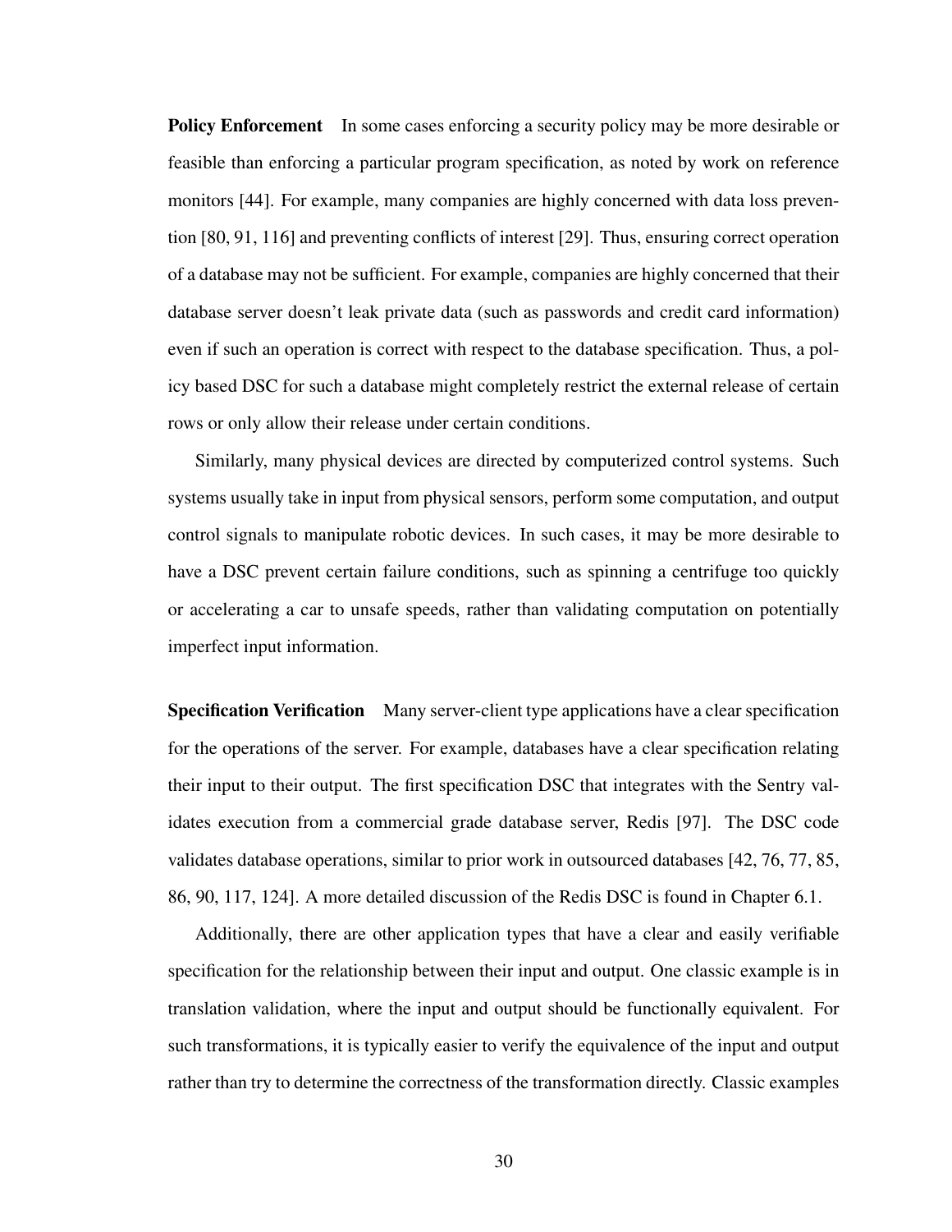**Policy Enforcement** In some cases enforcing a security policy may be more desirable or feasible than enforcing a particular program specification, as noted by work on reference monitors [44]. For example, many companies are highly concerned with data loss prevention [80, 91, 116] and preventing conflicts of interest [29]. Thus, ensuring correct operation of a database may not be sufficient. For example, companies are highly concerned that their database server doesn't leak private data (such as passwords and credit card information) even if such an operation is correct with respect to the database specification. Thus, a policy based DSC for such a database might completely restrict the external release of certain rows or only allow their release under certain conditions.

Similarly, many physical devices are directed by computerized control systems. Such systems usually take in input from physical sensors, perform some computation, and output control signals to manipulate robotic devices. In such cases, it may be more desirable to have a DSC prevent certain failure conditions, such as spinning a centrifuge too quickly or accelerating a car to unsafe speeds, rather than validating computation on potentially imperfect input information.

**Specification Verification** Many server-client type applications have a clear specification for the operations of the server. For example, databases have a clear specification relating their input to their output. The first specification DSC that integrates with the Sentry validates execution from a commercial grade database server, Redis [97]. The DSC code validates database operations, similar to prior work in outsourced databases [42, 76, 77, 85, 86, 90, 117, 124]. A more detailed discussion of the Redis DSC is found in Chapter 6.1.

Additionally, there are other application types that have a clear and easily verifiable specification for the relationship between their input and output. One classic example is in translation validation, where the input and output should be functionally equivalent. For such transformations, it is typically easier to verify the equivalence of the input and output rather than try to determine the correctness of the transformation directly. Classic examples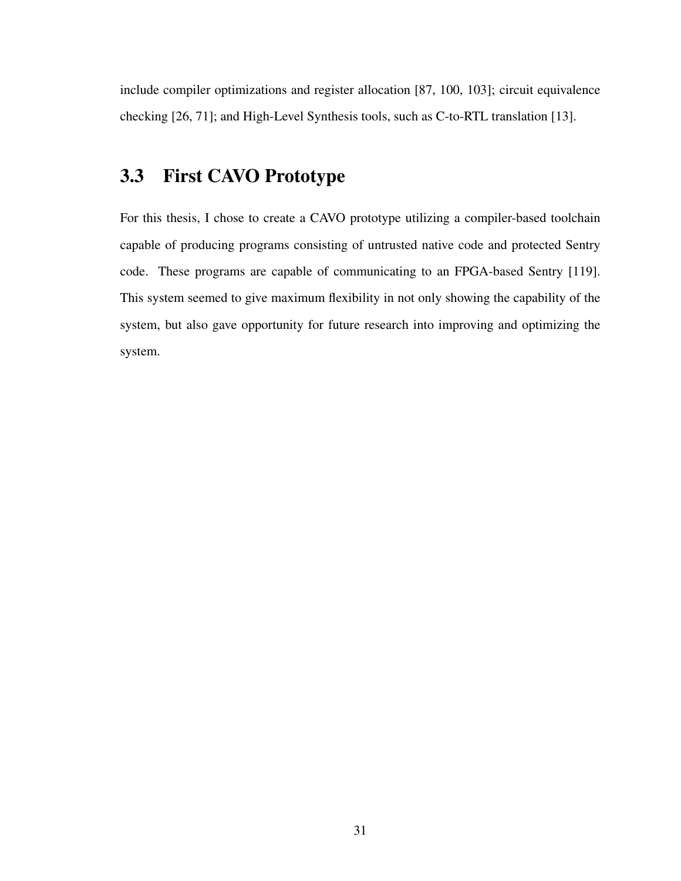include compiler optimizations and register allocation [87, 100, 103]; circuit equivalence checking [26, 71]; and High-Level Synthesis tools, such as C-to-RTL translation [13].

## 3.3 First CAVO Prototype

For this thesis, I chose to create a CAVO prototype utilizing a compiler-based toolchain capable of producing programs consisting of untrusted native code and protected Sentry code. These programs are capable of communicating to an FPGA-based Sentry [119]. This system seemed to give maximum flexibility in not only showing the capability of the system, but also gave opportunity for future research into improving and optimizing the system.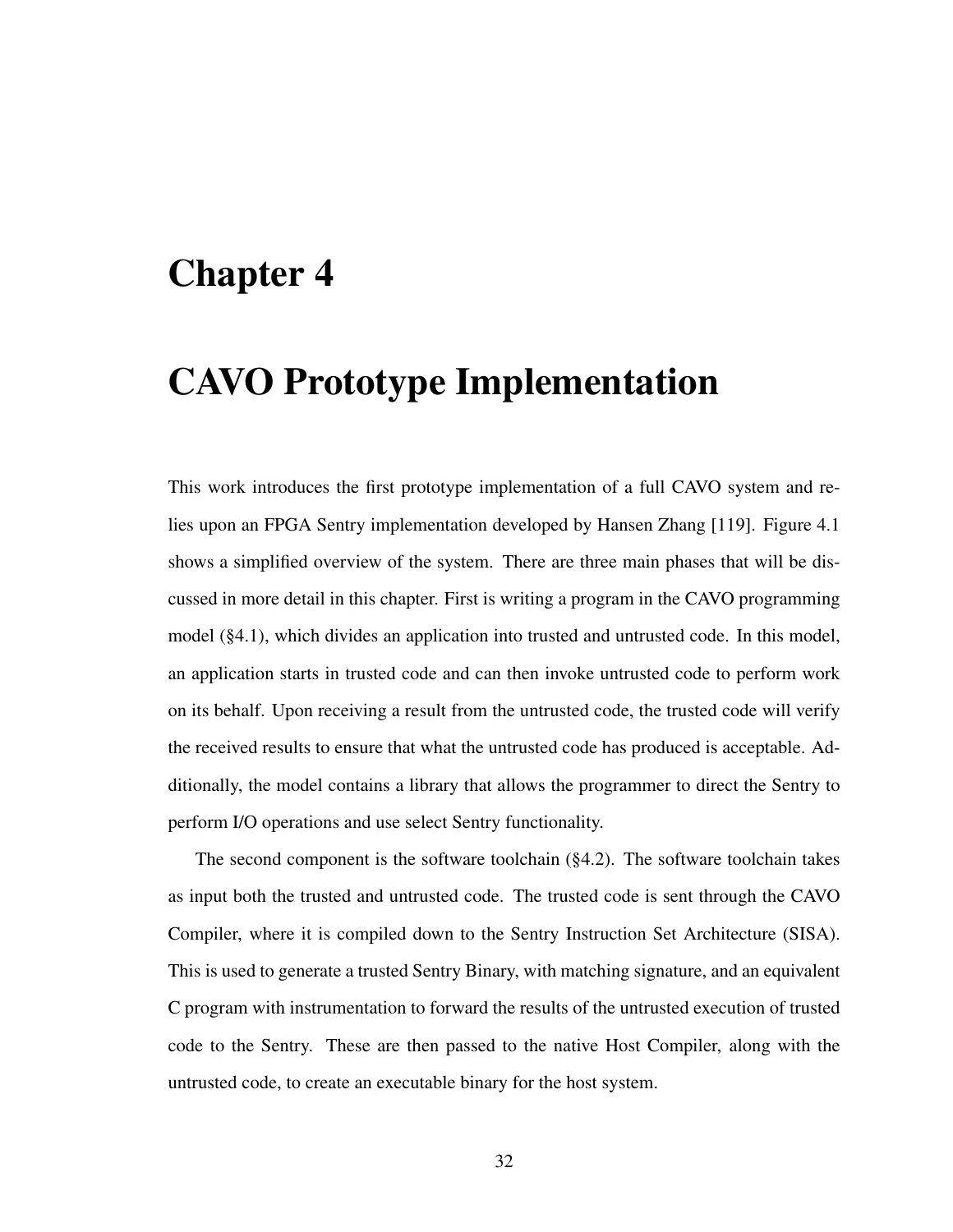# Chapter 4

# CAVO Prototype Implementation

This work introduces the first prototype implementation of a full CAVO system and relies upon an FPGA Sentry implementation developed by Hansen Zhang [119]. Figure 4.1 shows a simplified overview of the system. There are three main phases that will be discussed in more detail in this chapter. First is writing a program in the CAVO programming model (§4.1), which divides an application into trusted and untrusted code. In this model, an application starts in trusted code and can then invoke untrusted code to perform work on its behalf. Upon receiving a result from the untrusted code, the trusted code will verify the received results to ensure that what the untrusted code has produced is acceptable. Additionally, the model contains a library that allows the programmer to direct the Sentry to perform I/O operations and use select Sentry functionality.

The second component is the software toolchain (§4.2). The software toolchain takes as input both the trusted and untrusted code. The trusted code is sent through the CAVO Compiler, where it is compiled down to the Sentry Instruction Set Architecture (SISA). This is used to generate a trusted Sentry Binary, with matching signature, and an equivalent C program with instrumentation to forward the results of the untrusted execution of trusted code to the Sentry. These are then passed to the native Host Compiler, along with the untrusted code, to create an executable binary for the host system.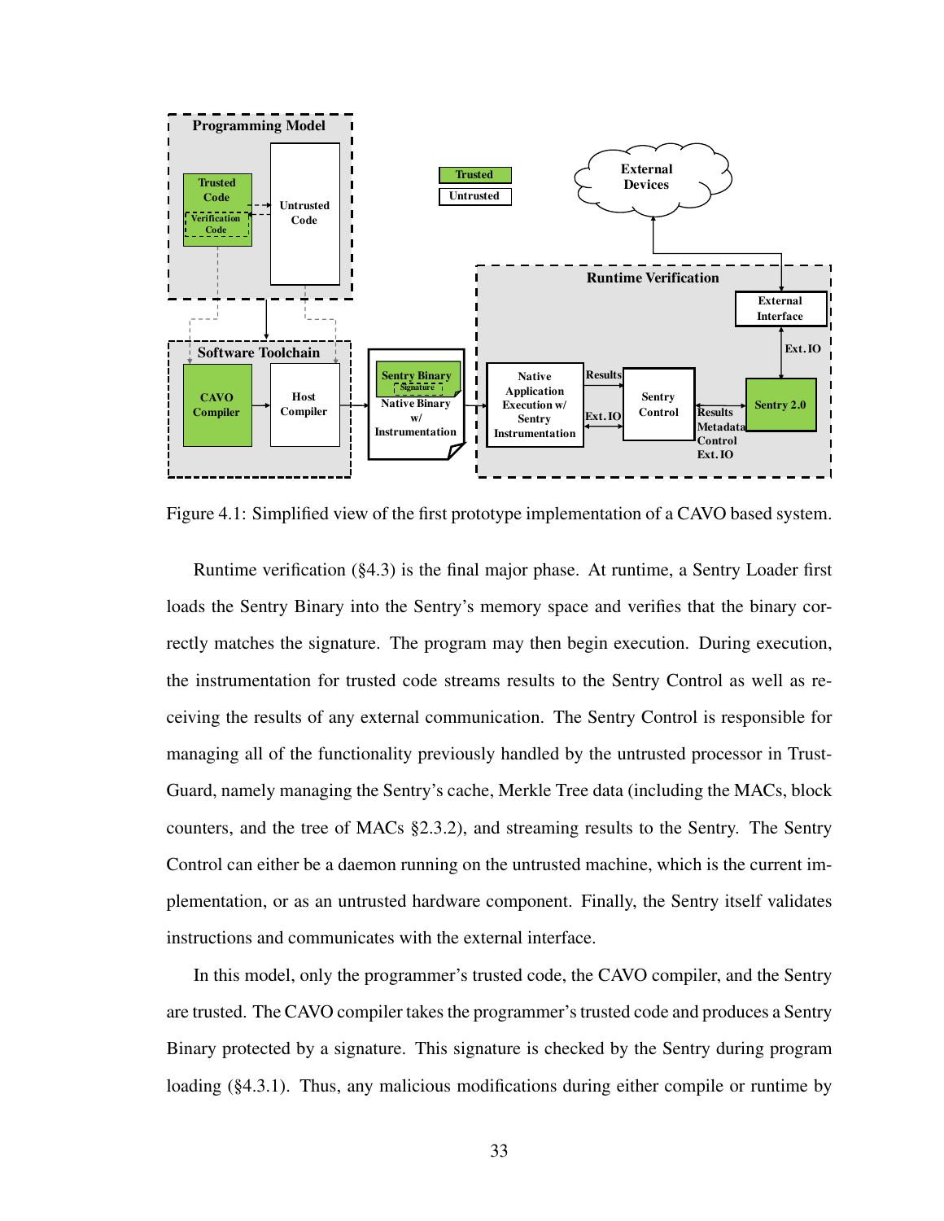Figure 4.1: Simplified view of the first prototype implementation of a CAVO based system.

Runtime verification (§4.3) is the final major phase. At runtime, a Sentry Loader first loads the Sentry Binary into the Sentry's memory space and verifies that the binary correctly matches the signature. The program may then begin execution. During execution, the instrumentation for trusted code streams results to the Sentry Control as well as receiving the results of any external communication. The Sentry Control is responsible for managing all of the functionality previously handled by the untrusted processor in TrustGuard, namely managing the Sentry's cache, Merkle Tree data (including the MACs, block counters, and the tree of MACs §2.3.2), and streaming results to the Sentry. The Sentry Control can either be a daemon running on the untrusted machine, which is the current implementation, or as an untrusted hardware component. Finally, the Sentry itself validates instructions and communicates with the external interface.

In this model, only the programmer's trusted code, the CAVO compiler, and the Sentry are trusted. The CAVO compiler takes the programmer's trusted code and produces a Sentry Binary protected by a signature. This signature is checked by the Sentry during program loading (§4.3.1). Thus, any malicious modifications during either compile or runtime by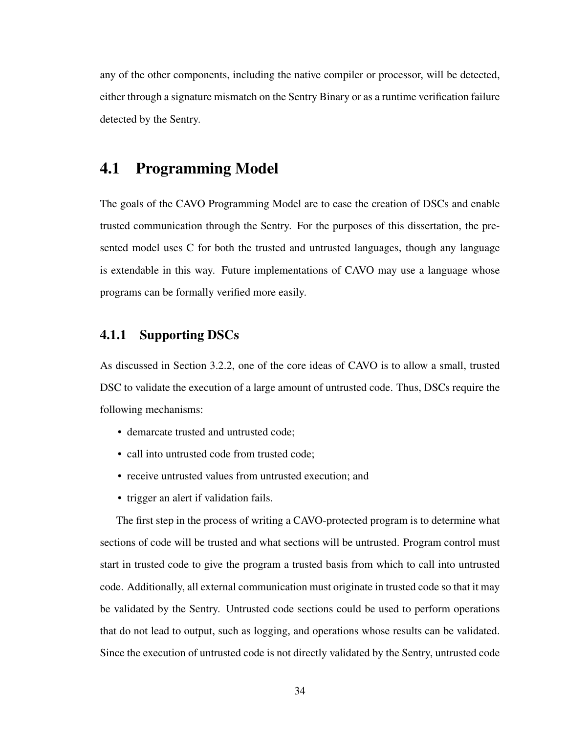any of the other components, including the native compiler or processor, will be detected, either through a signature mismatch on the Sentry Binary or as a runtime verification failure detected by the Sentry.

## 4.1 Programming Model

The goals of the CAVO Programming Model are to ease the creation of DSCs and enable trusted communication through the Sentry. For the purposes of this dissertation, the presented model uses C for both the trusted and untrusted languages, though any language is extendable in this way. Future implementations of CAVO may use a language whose programs can be formally verified more easily.

### 4.1.1 Supporting DSCs

As discussed in Section 3.2.2, one of the core ideas of CAVO is to allow a small, trusted DSC to validate the execution of a large amount of untrusted code. Thus, DSCs require the following mechanisms:

- demarcate trusted and untrusted code;
- call into untrusted code from trusted code;
- receive untrusted values from untrusted execution; and
- trigger an alert if validation fails.

The first step in the process of writing a CAVO-protected program is to determine what sections of code will be trusted and what sections will be untrusted. Program control must start in trusted code to give the program a trusted basis from which to call into untrusted code. Additionally, all external communication must originate in trusted code so that it may be validated by the Sentry. Untrusted code sections could be used to perform operations that do not lead to output, such as logging, and operations whose results can be validated. Since the execution of untrusted code is not directly validated by the Sentry, untrusted code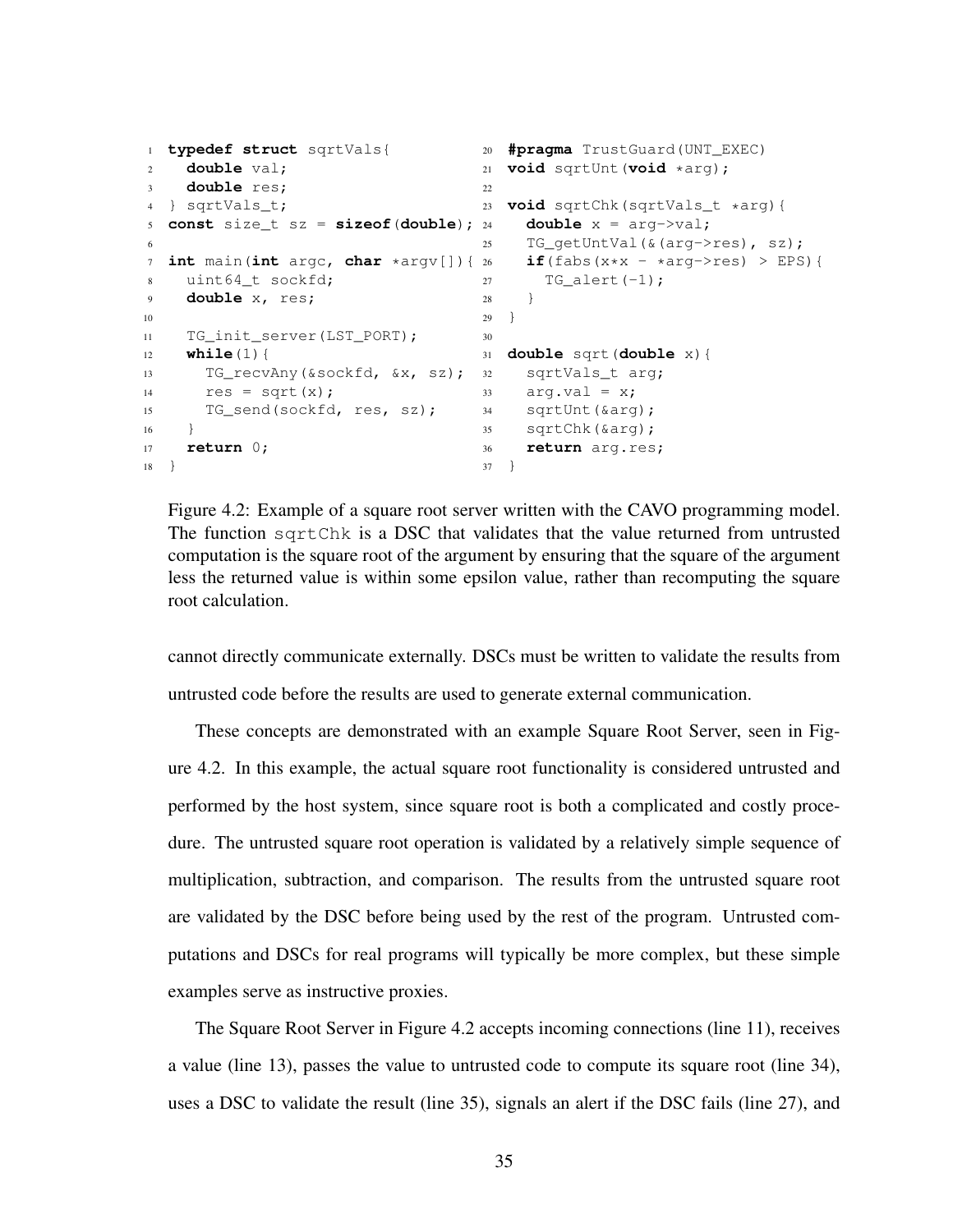```c
typedef struct sqrtVals{
  double val;
  double res;
} sqrtVals_t;
const size_t sz = sizeof(double);

int main(int argc, char *argv[]){
  uint64_t sockfd;
  double x, res;

  TG_init_server(LST_PORT);
  while(1){
    TG_recvAny(&sockfd, &x, sz);
    res = sqrt(x);
    TG_send(sockfd, res, sz);
  }
  return 0;
}

#pragma TrustGuard(UNT_EXEC)
void sqrtUnt(void *arg);

void sqrtChk(sqrtVals_t *arg){
  double x = arg->val;
  TG_getUntVal(&(arg->res), sz);
  if(fabs(x*x - *arg->res) > EPS){
    TG_alert(-1);
  }
}

double sqrt(double x){
  sqrtVals_t arg;
  arg.val = x;
  sqrtUnt(&arg);
  sqrtChk(&arg);
  return arg.res;
}
```

Figure 4.2: Example of a square root server written with the CAVO programming model. The function `sqrtChk` is a DSC that validates that the value returned from untrusted computation is the square root of the argument by ensuring that the square of the argument less the returned value is within some epsilon value, rather than recomputing the square root calculation.

cannot directly communicate externally. DSCs must be written to validate the results from untrusted code before the results are used to generate external communication.

These concepts are demonstrated with an example Square Root Server, seen in Figure 4.2. In this example, the actual square root functionality is considered untrusted and performed by the host system, since square root is both a complicated and costly procedure. The untrusted square root operation is validated by a relatively simple sequence of multiplication, subtraction, and comparison. The results from the untrusted square root are validated by the DSC before being used by the rest of the program. Untrusted computations and DSCs for real programs will typically be more complex, but these simple examples serve as instructive proxies.

The Square Root Server in Figure 4.2 accepts incoming connections (line 11), receives a value (line 13), passes the value to untrusted code to compute its square root (line 34), uses a DSC to validate the result (line 35), signals an alert if the DSC fails (line 27), and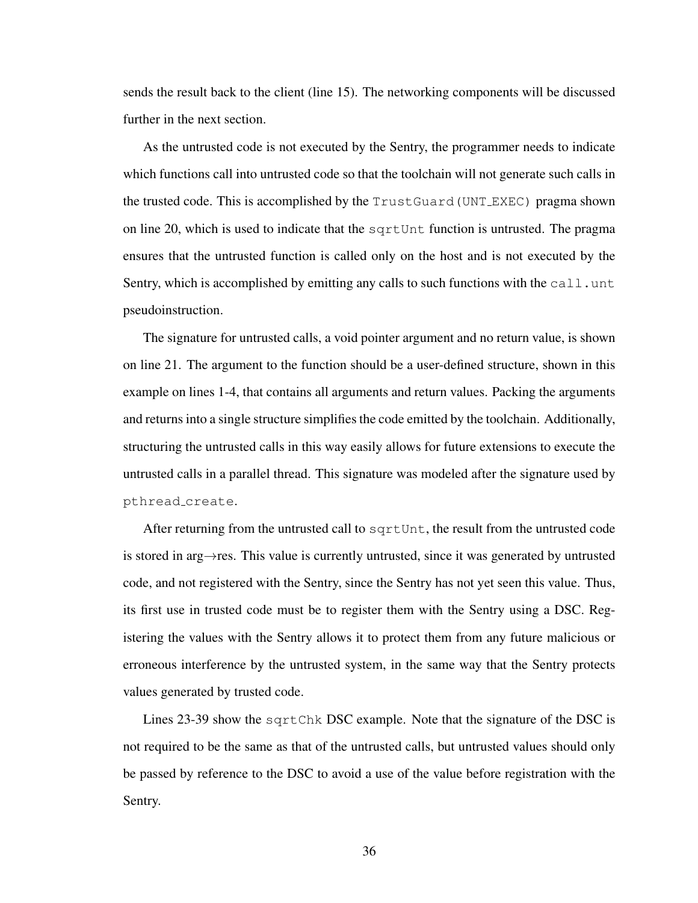sends the result back to the client (line 15). The networking components will be discussed further in the next section.

As the untrusted code is not executed by the Sentry, the programmer needs to indicate which functions call into untrusted code so that the toolchain will not generate such calls in the trusted code. This is accomplished by the `TrustGuard(UNT_EXEC)` pragma shown on line 20, which is used to indicate that the `sqrtUnt` function is untrusted. The pragma ensures that the untrusted function is called only on the host and is not executed by the Sentry, which is accomplished by emitting any calls to such functions with the `call.unt` pseudoinstruction.

The signature for untrusted calls, a void pointer argument and no return value, is shown on line 21. The argument to the function should be a user-defined structure, shown in this example on lines 1-4, that contains all arguments and return values. Packing the arguments and returns into a single structure simplifies the code emitted by the toolchain. Additionally, structuring the untrusted calls in this way easily allows for future extensions to execute the untrusted calls in a parallel thread. This signature was modeled after the signature used by `pthread_create`.

After returning from the untrusted call to `sqrtUnt`, the result from the untrusted code is stored in arg→res. This value is currently untrusted, since it was generated by untrusted code, and not registered with the Sentry, since the Sentry has not yet seen this value. Thus, its first use in trusted code must be to register them with the Sentry using a DSC. Registering the values with the Sentry allows it to protect them from any future malicious or erroneous interference by the untrusted system, in the same way that the Sentry protects values generated by trusted code.

Lines 23-39 show the `sqrtChk` DSC example. Note that the signature of the DSC is not required to be the same as that of the untrusted calls, but untrusted values should only be passed by reference to the DSC to avoid a use of the value before registration with the Sentry.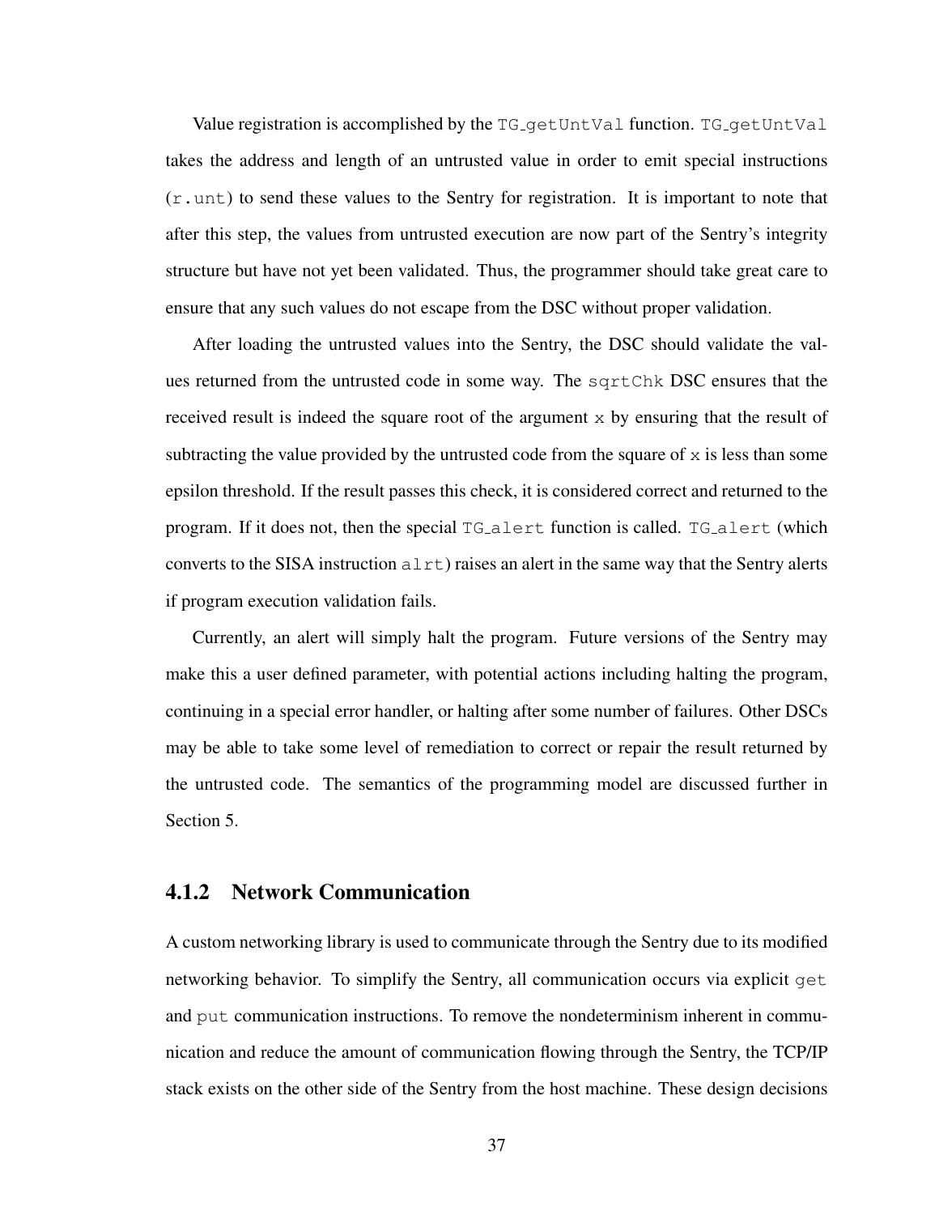Value registration is accomplished by the `TG_getUntVal` function. `TG_getUntVal` takes the address and length of an untrusted value in order to emit special instructions (`r.unt`) to send these values to the Sentry for registration. It is important to note that after this step, the values from untrusted execution are now part of the Sentry's integrity structure but have not yet been validated. Thus, the programmer should take great care to ensure that any such values do not escape from the DSC without proper validation.

After loading the untrusted values into the Sentry, the DSC should validate the values returned from the untrusted code in some way. The `sqrtChk` DSC ensures that the received result is indeed the square root of the argument `x` by ensuring that the result of subtracting the value provided by the untrusted code from the square of `x` is less than some epsilon threshold. If the result passes this check, it is considered correct and returned to the program. If it does not, then the special `TG_alert` function is called. `TG_alert` (which converts to the SISA instruction `alrt`) raises an alert in the same way that the Sentry alerts if program execution validation fails.

Currently, an alert will simply halt the program. Future versions of the Sentry may make this a user defined parameter, with potential actions including halting the program, continuing in a special error handler, or halting after some number of failures. Other DSCs may be able to take some level of remediation to correct or repair the result returned by the untrusted code. The semantics of the programming model are discussed further in Section 5.

### 4.1.2 Network Communication

A custom networking library is used to communicate through the Sentry due to its modified networking behavior. To simplify the Sentry, all communication occurs via explicit `get` and `put` communication instructions. To remove the nondeterminism inherent in communication and reduce the amount of communication flowing through the Sentry, the TCP/IP stack exists on the other side of the Sentry from the host machine. These design decisions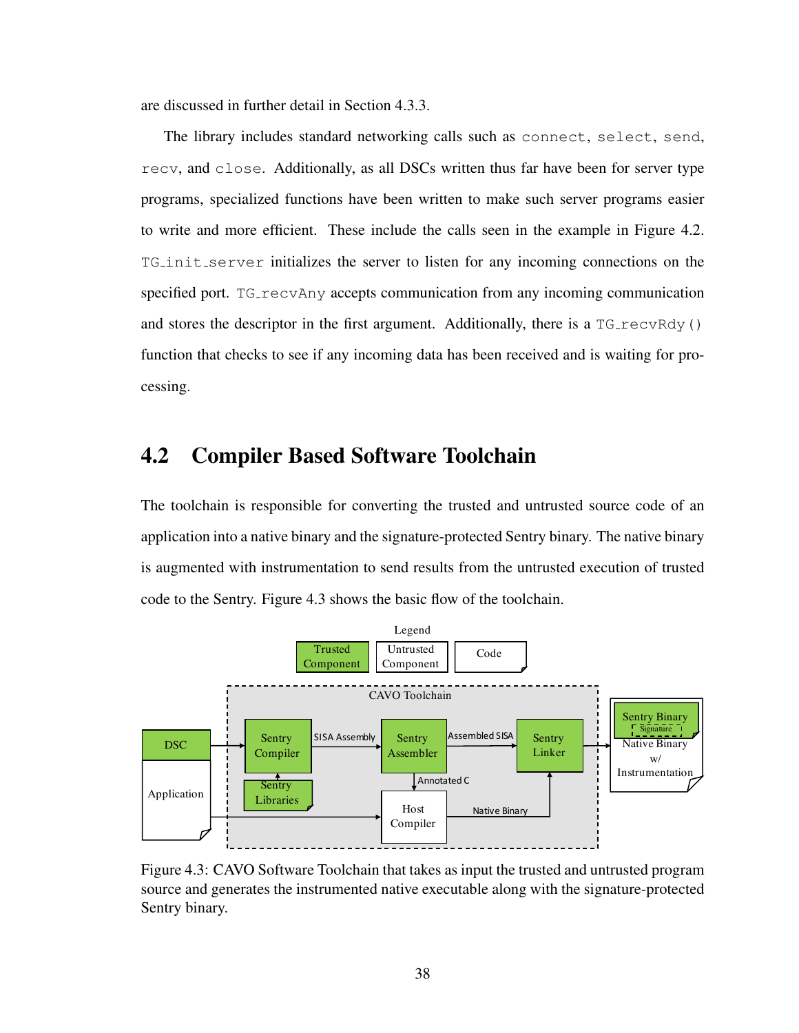are discussed in further detail in Section 4.3.3.

The library includes standard networking calls such as `connect`, `select`, `send`, `recv`, and `close`. Additionally, as all DSCs written thus far have been for server type programs, specialized functions have been written to make such server programs easier to write and more efficient. These include the calls seen in the example in Figure 4.2. `TG_init_server` initializes the server to listen for any incoming connections on the specified port. `TG_recvAny` accepts communication from any incoming communication and stores the descriptor in the first argument. Additionally, there is a `TG_recvRdy()` function that checks to see if any incoming data has been received and is waiting for processing.

## 4.2 Compiler Based Software Toolchain

The toolchain is responsible for converting the trusted and untrusted source code of an application into a native binary and the signature-protected Sentry binary. The native binary is augmented with instrumentation to send results from the untrusted execution of trusted code to the Sentry. Figure 4.3 shows the basic flow of the toolchain.

Figure 4.3: CAVO Software Toolchain that takes as input the trusted and untrusted program source and generates the instrumented native executable along with the signature-protected Sentry binary.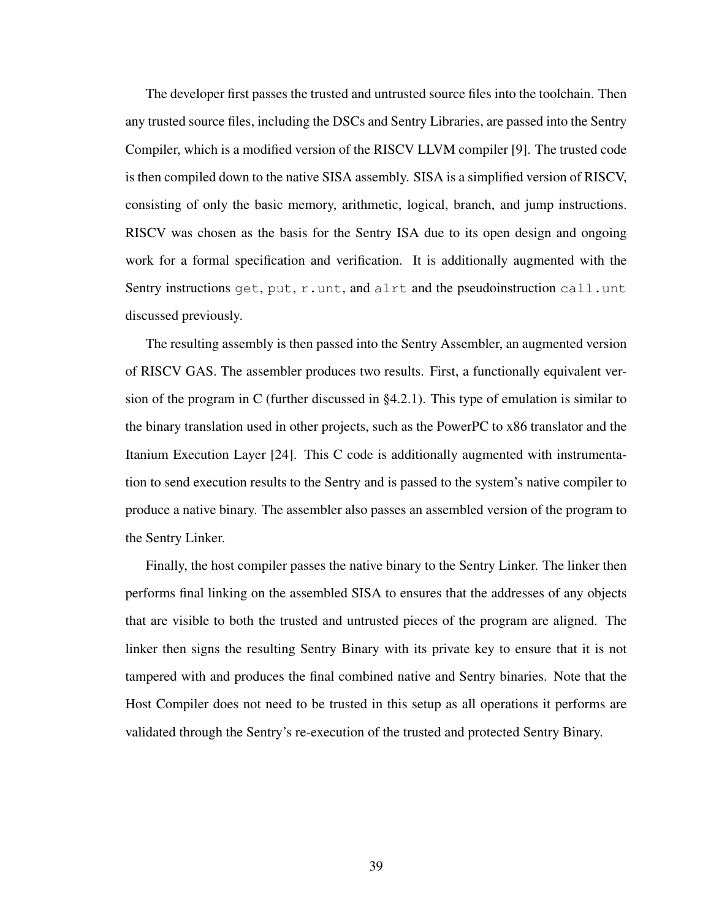The developer first passes the trusted and untrusted source files into the toolchain. Then any trusted source files, including the DSCs and Sentry Libraries, are passed into the Sentry Compiler, which is a modified version of the RISCV LLVM compiler [9]. The trusted code is then compiled down to the native SISA assembly. SISA is a simplified version of RISCV, consisting of only the basic memory, arithmetic, logical, branch, and jump instructions. RISCV was chosen as the basis for the Sentry ISA due to its open design and ongoing work for a formal specification and verification. It is additionally augmented with the Sentry instructions `get`, `put`, `r.unt`, and `alrt` and the pseudoinstruction `call.unt` discussed previously.

The resulting assembly is then passed into the Sentry Assembler, an augmented version of RISCV GAS. The assembler produces two results. First, a functionally equivalent version of the program in C (further discussed in §4.2.1). This type of emulation is similar to the binary translation used in other projects, such as the PowerPC to x86 translator and the Itanium Execution Layer [24]. This C code is additionally augmented with instrumentation to send execution results to the Sentry and is passed to the system's native compiler to produce a native binary. The assembler also passes an assembled version of the program to the Sentry Linker.

Finally, the host compiler passes the native binary to the Sentry Linker. The linker then performs final linking on the assembled SISA to ensures that the addresses of any objects that are visible to both the trusted and untrusted pieces of the program are aligned. The linker then signs the resulting Sentry Binary with its private key to ensure that it is not tampered with and produces the final combined native and Sentry binaries. Note that the Host Compiler does not need to be trusted in this setup as all operations it performs are validated through the Sentry's re-execution of the trusted and protected Sentry Binary.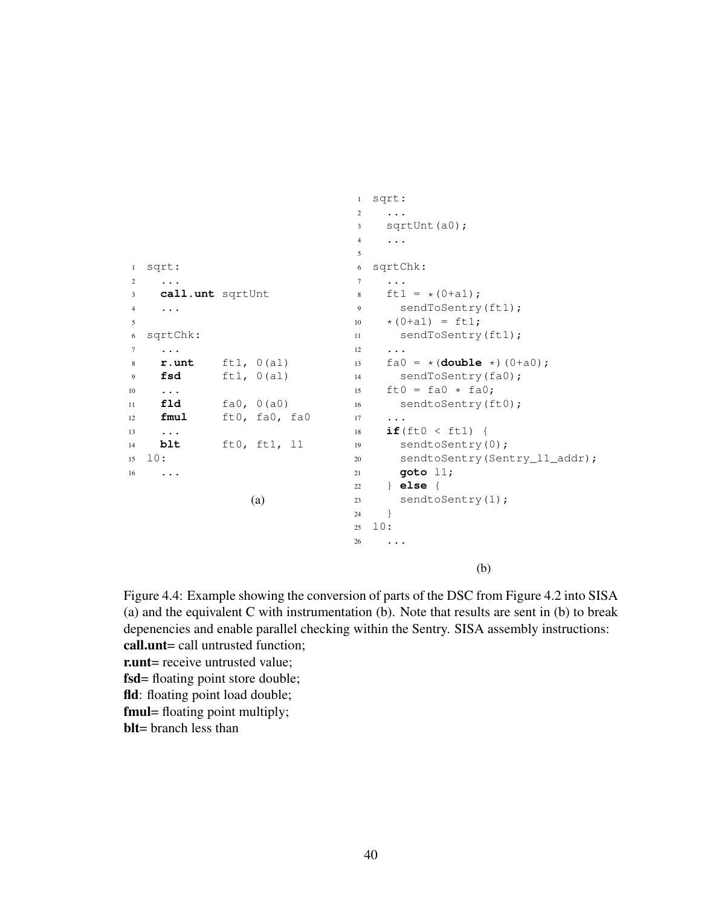```
1  sqrt:
2    ...
3    call.unt sqrtUnt
4    ...
5
6  sqrtChk:
7    ...
8    r.unt     ft1, 0(a1)
9    fsd       ft1, 0(a1)
10   ...
11   fld       fa0, 0(a0)
12   fmul      ft0, fa0, fa0
13   ...
14   blt       ft0, ft1, l1
15 l0:
16   ...
```

(a)

```
1  sqrt:
2    ...
3    sqrtUnt(a0);
4    ...
5
6  sqrtChk:
7    ...
8    ft1 = *(0+a1);
9      sendToSentry(ft1);
10   *(0+a1) = ft1;
11     sendToSentry(ft1);
12   ...
13   fa0 = *(double *)(0+a0);
14     sendToSentry(fa0);
15   ft0 = fa0 * fa0;
16     sendtoSentry(ft0);
17   ...
18   if(ft0 < ft1) {
19     sendtoSentry(0);
20     sendtoSentry(Sentry_l1_addr);
21     goto l1;
22   } else {
23     sendtoSentry(1);
24   }
25 l0:
26   ...
```

(b)

Figure 4.4: Example showing the conversion of parts of the DSC from Figure 4.2 into SISA (a) and the equivalent C with instrumentation (b). Note that results are sent in (b) to break depenencies and enable parallel checking within the Sentry. SISA assembly instructions:
**call.unt**= call untrusted function;
**r.unt**= receive untrusted value;
**fsd**= floating point store double;
**fld**: floating point load double;
**fmul**= floating point multiply;
**blt**= branch less than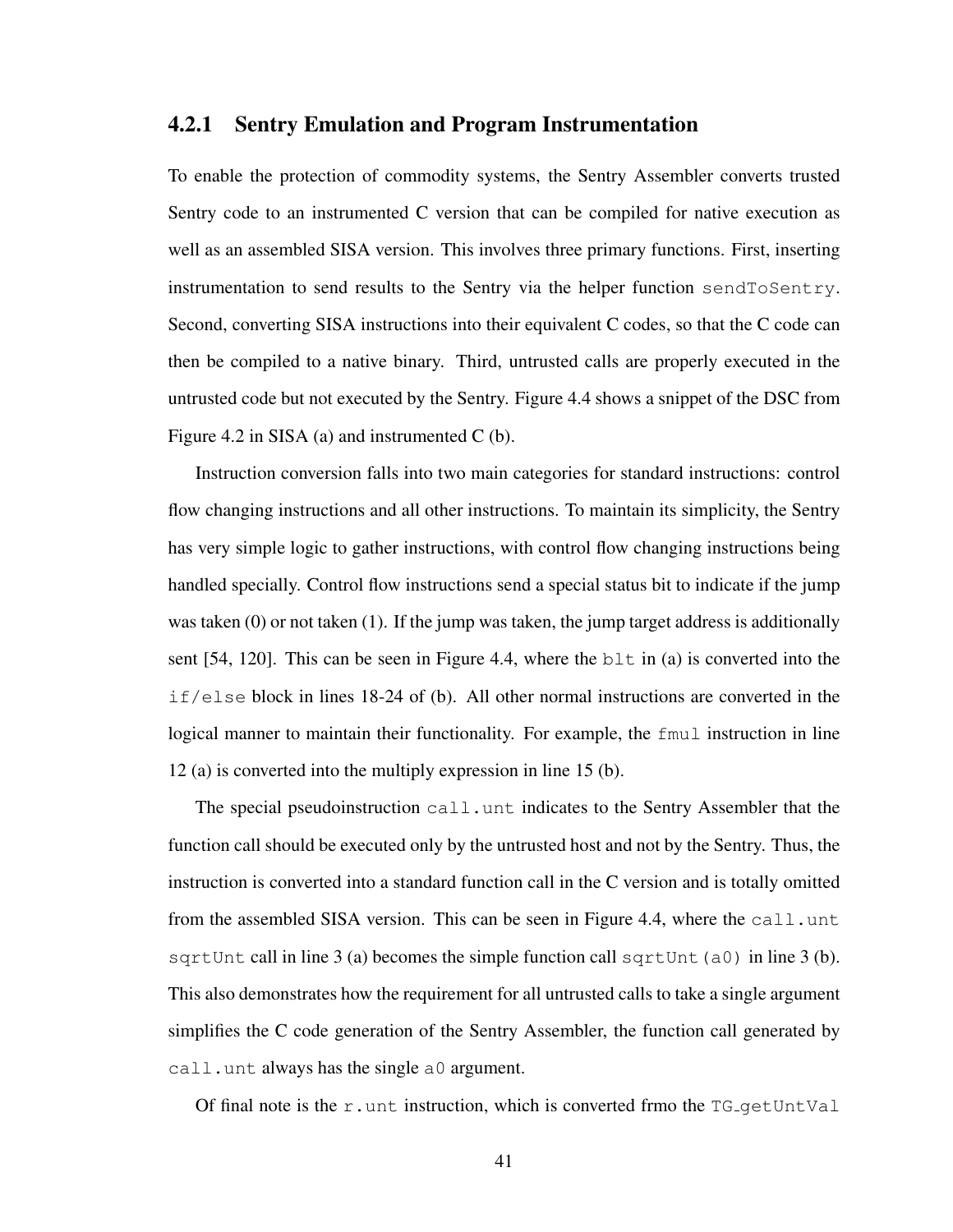### 4.2.1 Sentry Emulation and Program Instrumentation

To enable the protection of commodity systems, the Sentry Assembler converts trusted Sentry code to an instrumented C version that can be compiled for native execution as well as an assembled SISA version. This involves three primary functions. First, inserting instrumentation to send results to the Sentry via the helper function `sendToSentry`. Second, converting SISA instructions into their equivalent C codes, so that the C code can then be compiled to a native binary. Third, untrusted calls are properly executed in the untrusted code but not executed by the Sentry. Figure 4.4 shows a snippet of the DSC from Figure 4.2 in SISA (a) and instrumented C (b).

Instruction conversion falls into two main categories for standard instructions: control flow changing instructions and all other instructions. To maintain its simplicity, the Sentry has very simple logic to gather instructions, with control flow changing instructions being handled specially. Control flow instructions send a special status bit to indicate if the jump was taken (0) or not taken (1). If the jump was taken, the jump target address is additionally sent [54, 120]. This can be seen in Figure 4.4, where the `blt` in (a) is converted into the `if/else` block in lines 18-24 of (b). All other normal instructions are converted in the logical manner to maintain their functionality. For example, the `fmul` instruction in line 12 (a) is converted into the multiply expression in line 15 (b).

The special pseudoinstruction `call.unt` indicates to the Sentry Assembler that the function call should be executed only by the untrusted host and not by the Sentry. Thus, the instruction is converted into a standard function call in the C version and is totally omitted from the assembled SISA version. This can be seen in Figure 4.4, where the `call.unt sqrtUnt` call in line 3 (a) becomes the simple function call `sqrtUnt(a0)` in line 3 (b). This also demonstrates how the requirement for all untrusted calls to take a single argument simplifies the C code generation of the Sentry Assembler, the function call generated by `call.unt` always has the single `a0` argument.

Of final note is the `r.unt` instruction, which is converted frmo the `TG_getUntVal`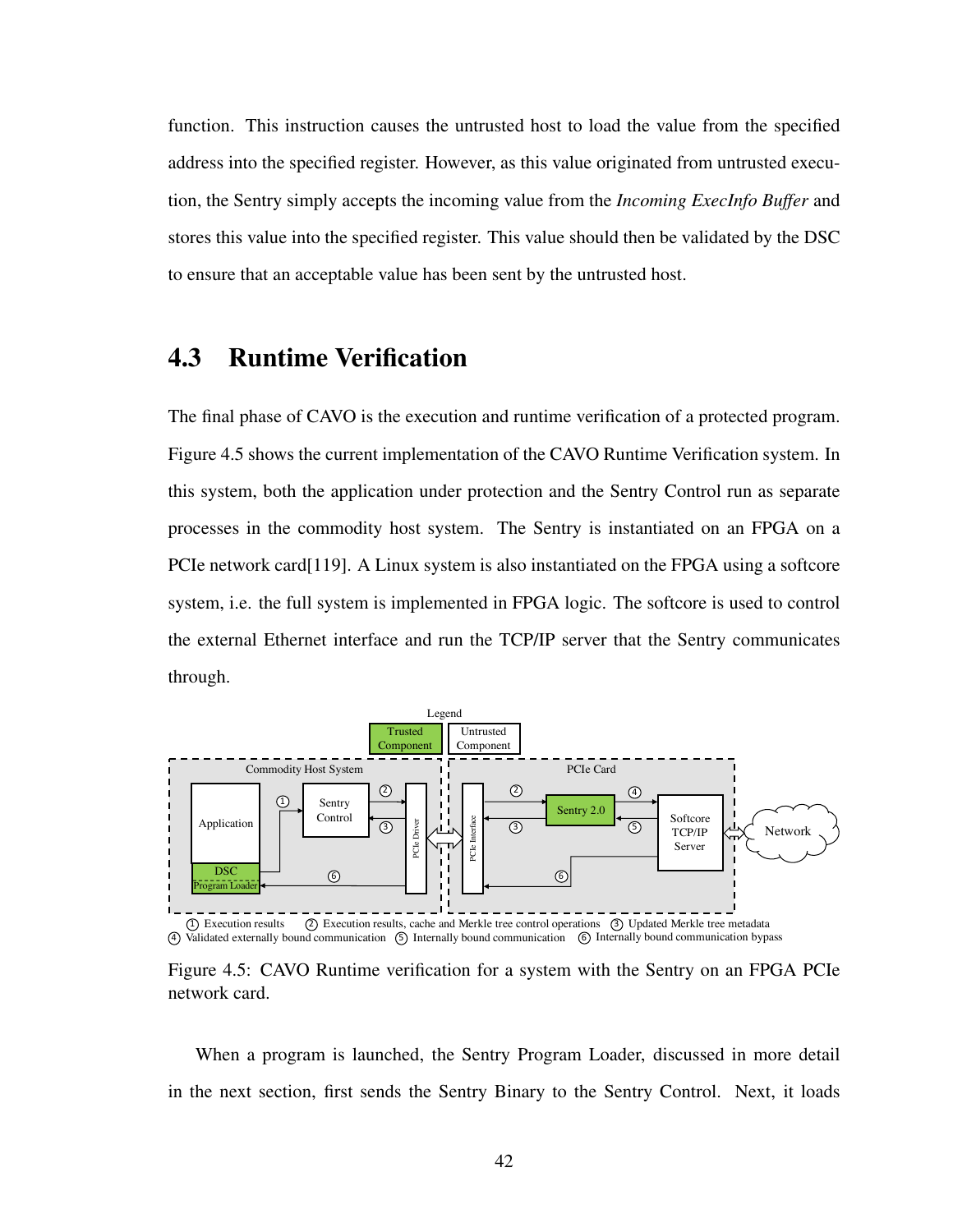function. This instruction causes the untrusted host to load the value from the specified address into the specified register. However, as this value originated from untrusted execution, the Sentry simply accepts the incoming value from the *Incoming ExecInfo Buffer* and stores this value into the specified register. This value should then be validated by the DSC to ensure that an acceptable value has been sent by the untrusted host.

## 4.3 Runtime Verification

The final phase of CAVO is the execution and runtime verification of a protected program. Figure 4.5 shows the current implementation of the CAVO Runtime Verification system. In this system, both the application under protection and the Sentry Control run as separate processes in the commodity host system. The Sentry is instantiated on an FPGA on a PCIe network card[119]. A Linux system is also instantiated on the FPGA using a softcore system, i.e. the full system is implemented in FPGA logic. The softcore is used to control the external Ethernet interface and run the TCP/IP server that the Sentry communicates through.

Figure 4.5: CAVO Runtime verification for a system with the Sentry on an FPGA PCIe network card.

When a program is launched, the Sentry Program Loader, discussed in more detail in the next section, first sends the Sentry Binary to the Sentry Control. Next, it loads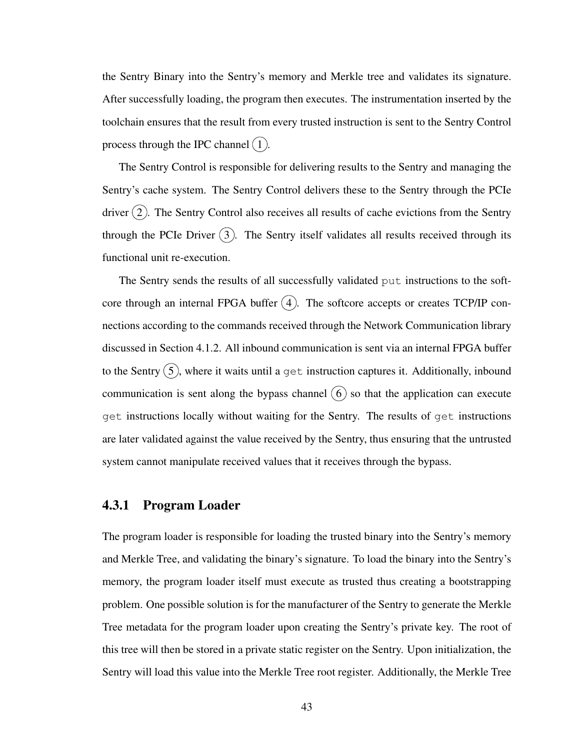the Sentry Binary into the Sentry's memory and Merkle tree and validates its signature. After successfully loading, the program then executes. The instrumentation inserted by the toolchain ensures that the result from every trusted instruction is sent to the Sentry Control process through the IPC channel (1).

The Sentry Control is responsible for delivering results to the Sentry and managing the Sentry's cache system. The Sentry Control delivers these to the Sentry through the PCIe driver (2). The Sentry Control also receives all results of cache evictions from the Sentry through the PCIe Driver (3). The Sentry itself validates all results received through its functional unit re-execution.

The Sentry sends the results of all successfully validated `put` instructions to the softcore through an internal FPGA buffer (4). The softcore accepts or creates TCP/IP connections according to the commands received through the Network Communication library discussed in Section 4.1.2. All inbound communication is sent via an internal FPGA buffer to the Sentry (5), where it waits until a `get` instruction captures it. Additionally, inbound communication is sent along the bypass channel (6) so that the application can execute `get` instructions locally without waiting for the Sentry. The results of `get` instructions are later validated against the value received by the Sentry, thus ensuring that the untrusted system cannot manipulate received values that it receives through the bypass.

### 4.3.1 Program Loader

The program loader is responsible for loading the trusted binary into the Sentry's memory and Merkle Tree, and validating the binary's signature. To load the binary into the Sentry's memory, the program loader itself must execute as trusted thus creating a bootstrapping problem. One possible solution is for the manufacturer of the Sentry to generate the Merkle Tree metadata for the program loader upon creating the Sentry's private key. The root of this tree will then be stored in a private static register on the Sentry. Upon initialization, the Sentry will load this value into the Merkle Tree root register. Additionally, the Merkle Tree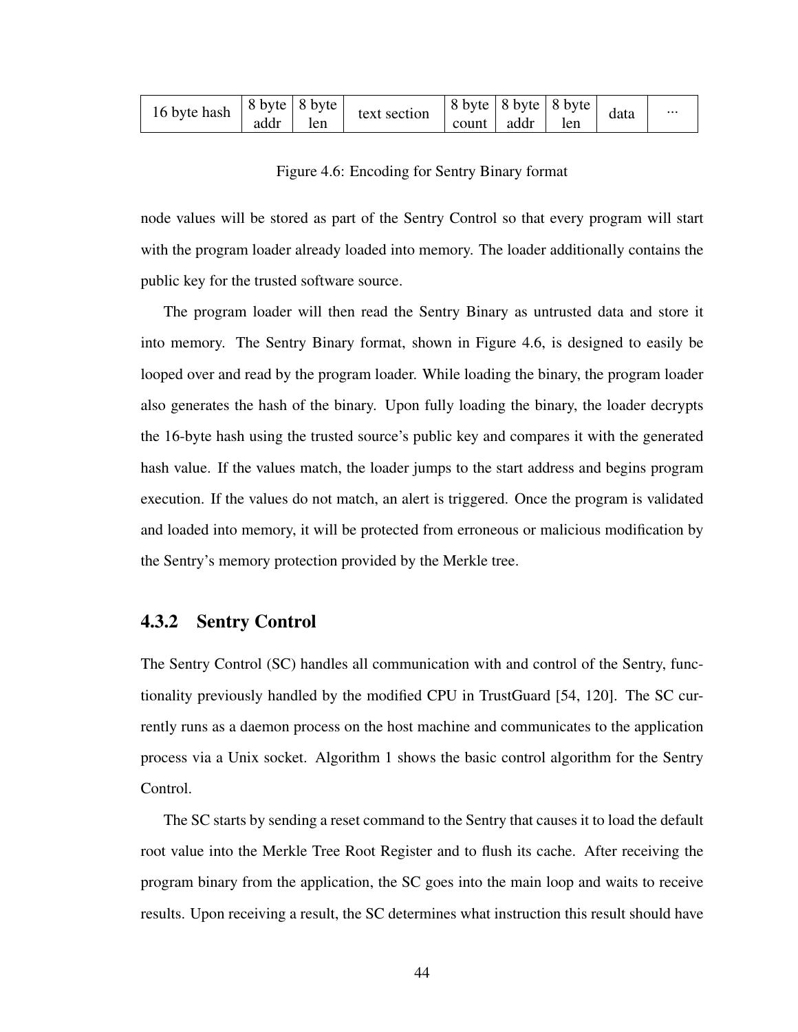| 16 byte hash | 8 byte addr | 8 byte len | text section | 8 byte count | 8 byte addr | 8 byte len | data | ... |
|---|---|---|---|---|---|---|---|---|

Figure 4.6: Encoding for Sentry Binary format

node values will be stored as part of the Sentry Control so that every program will start with the program loader already loaded into memory. The loader additionally contains the public key for the trusted software source.

The program loader will then read the Sentry Binary as untrusted data and store it into memory. The Sentry Binary format, shown in Figure 4.6, is designed to easily be looped over and read by the program loader. While loading the binary, the program loader also generates the hash of the binary. Upon fully loading the binary, the loader decrypts the 16-byte hash using the trusted source's public key and compares it with the generated hash value. If the values match, the loader jumps to the start address and begins program execution. If the values do not match, an alert is triggered. Once the program is validated and loaded into memory, it will be protected from erroneous or malicious modification by the Sentry's memory protection provided by the Merkle tree.

### 4.3.2 Sentry Control

The Sentry Control (SC) handles all communication with and control of the Sentry, functionality previously handled by the modified CPU in TrustGuard [54, 120]. The SC currently runs as a daemon process on the host machine and communicates to the application process via a Unix socket. Algorithm 1 shows the basic control algorithm for the Sentry Control.

The SC starts by sending a reset command to the Sentry that causes it to load the default root value into the Merkle Tree Root Register and to flush its cache. After receiving the program binary from the application, the SC goes into the main loop and waits to receive results. Upon receiving a result, the SC determines what instruction this result should have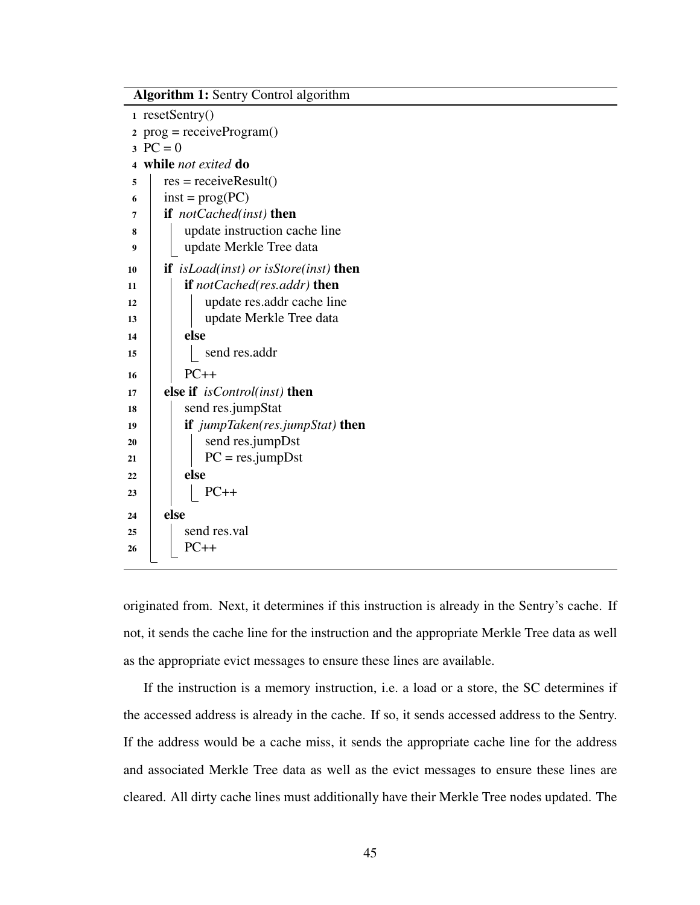**Algorithm 1:** Sentry Control algorithm

```
1  resetSentry()
2  prog = receiveProgram()
3  PC = 0
4  while not exited do
5      res = receiveResult()
6      inst = prog(PC)
7      if notCached(inst) then
8          update instruction cache line
9          update Merkle Tree data
10     if isLoad(inst) or isStore(inst) then
11         if notCached(res.addr) then
12             update res.addr cache line
13             update Merkle Tree data
14         else
15             send res.addr
16         PC++
17     else if isControl(inst) then
18         send res.jumpStat
19         if jumpTaken(res.jumpStat) then
20             send res.jumpDst
21             PC = res.jumpDst
22         else
23             PC++
24     else
25         send res.val
26         PC++
```

originated from. Next, it determines if this instruction is already in the Sentry's cache. If not, it sends the cache line for the instruction and the appropriate Merkle Tree data as well as the appropriate evict messages to ensure these lines are available.

If the instruction is a memory instruction, i.e. a load or a store, the SC determines if the accessed address is already in the cache. If so, it sends accessed address to the Sentry. If the address would be a cache miss, it sends the appropriate cache line for the address and associated Merkle Tree data as well as the evict messages to ensure these lines are cleared. All dirty cache lines must additionally have their Merkle Tree nodes updated. The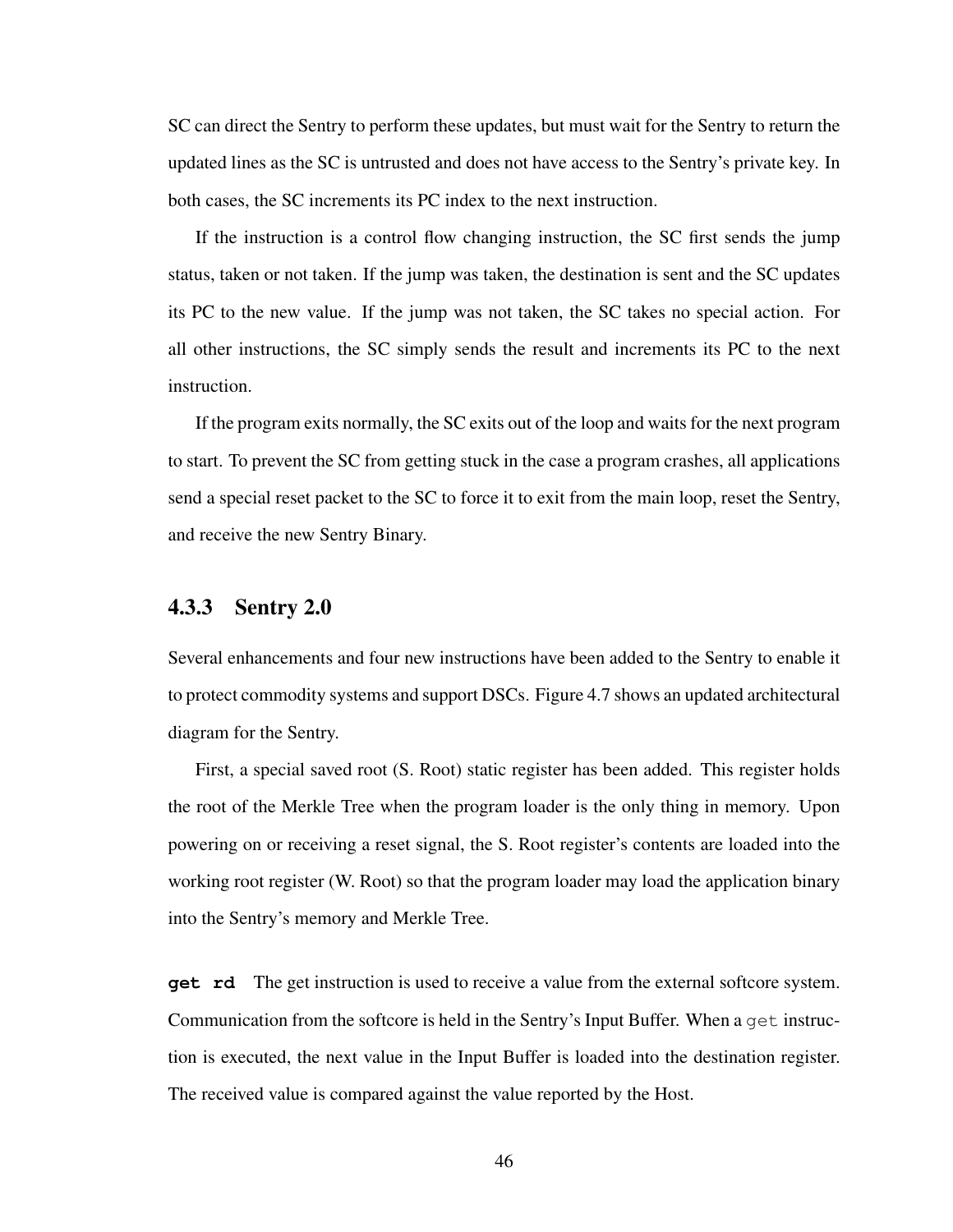SC can direct the Sentry to perform these updates, but must wait for the Sentry to return the updated lines as the SC is untrusted and does not have access to the Sentry's private key. In both cases, the SC increments its PC index to the next instruction.

If the instruction is a control flow changing instruction, the SC first sends the jump status, taken or not taken. If the jump was taken, the destination is sent and the SC updates its PC to the new value. If the jump was not taken, the SC takes no special action. For all other instructions, the SC simply sends the result and increments its PC to the next instruction.

If the program exits normally, the SC exits out of the loop and waits for the next program to start. To prevent the SC from getting stuck in the case a program crashes, all applications send a special reset packet to the SC to force it to exit from the main loop, reset the Sentry, and receive the new Sentry Binary.

### 4.3.3 Sentry 2.0

Several enhancements and four new instructions have been added to the Sentry to enable it to protect commodity systems and support DSCs. Figure 4.7 shows an updated architectural diagram for the Sentry.

First, a special saved root (S. Root) static register has been added. This register holds the root of the Merkle Tree when the program loader is the only thing in memory. Upon powering on or receiving a reset signal, the S. Root register's contents are loaded into the working root register (W. Root) so that the program loader may load the application binary into the Sentry's memory and Merkle Tree.

**`get rd`** The get instruction is used to receive a value from the external softcore system. Communication from the softcore is held in the Sentry's Input Buffer. When a `get` instruction is executed, the next value in the Input Buffer is loaded into the destination register. The received value is compared against the value reported by the Host.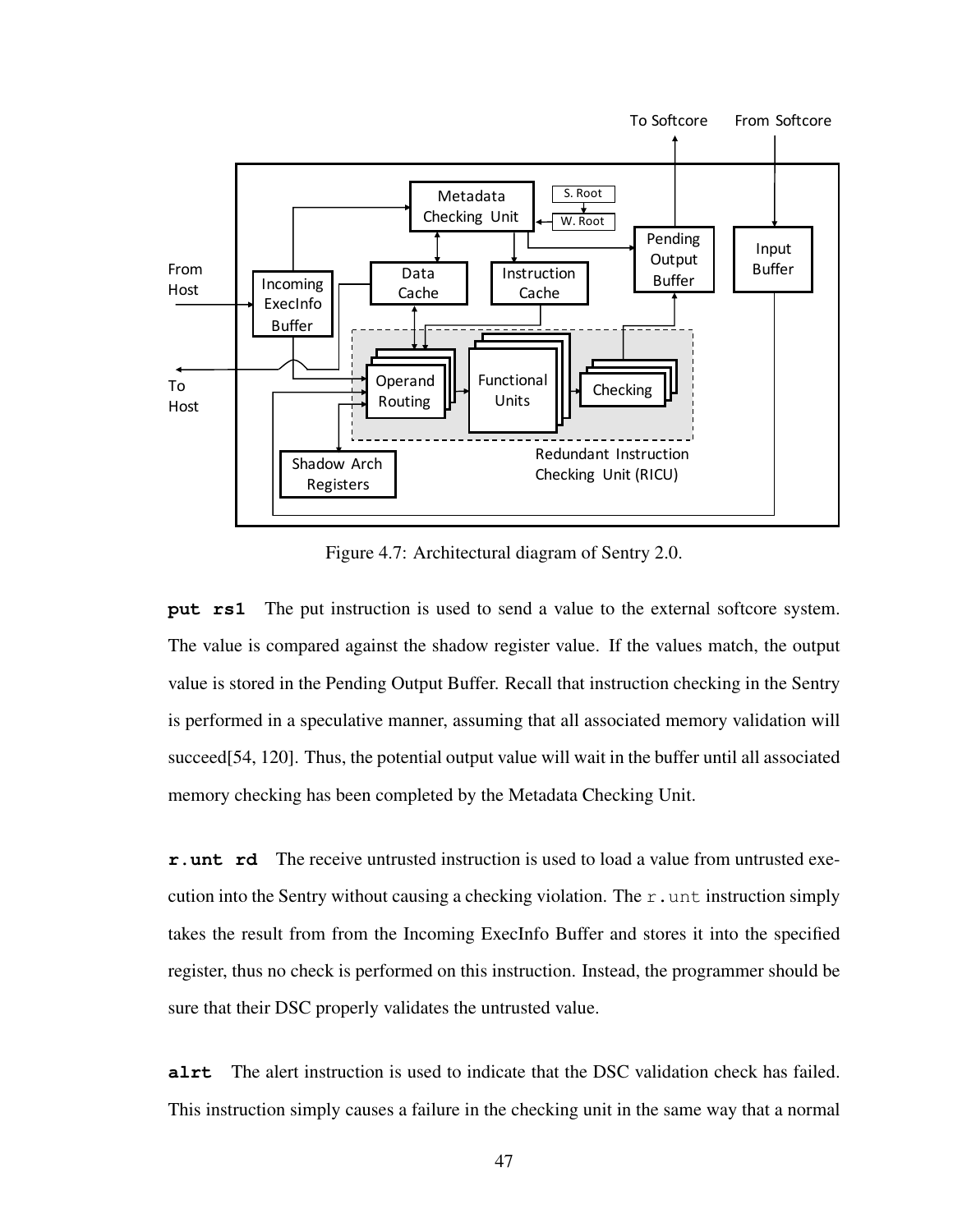Figure 4.7: Architectural diagram of Sentry 2.0.

**put rs1** The put instruction is used to send a value to the external softcore system. The value is compared against the shadow register value. If the values match, the output value is stored in the Pending Output Buffer. Recall that instruction checking in the Sentry is performed in a speculative manner, assuming that all associated memory validation will succeed[54, 120]. Thus, the potential output value will wait in the buffer until all associated memory checking has been completed by the Metadata Checking Unit.

**r.unt rd** The receive untrusted instruction is used to load a value from untrusted execution into the Sentry without causing a checking violation. The `r.unt` instruction simply takes the result from from the Incoming ExecInfo Buffer and stores it into the specified register, thus no check is performed on this instruction. Instead, the programmer should be sure that their DSC properly validates the untrusted value.

**alrt** The alert instruction is used to indicate that the DSC validation check has failed. This instruction simply causes a failure in the checking unit in the same way that a normal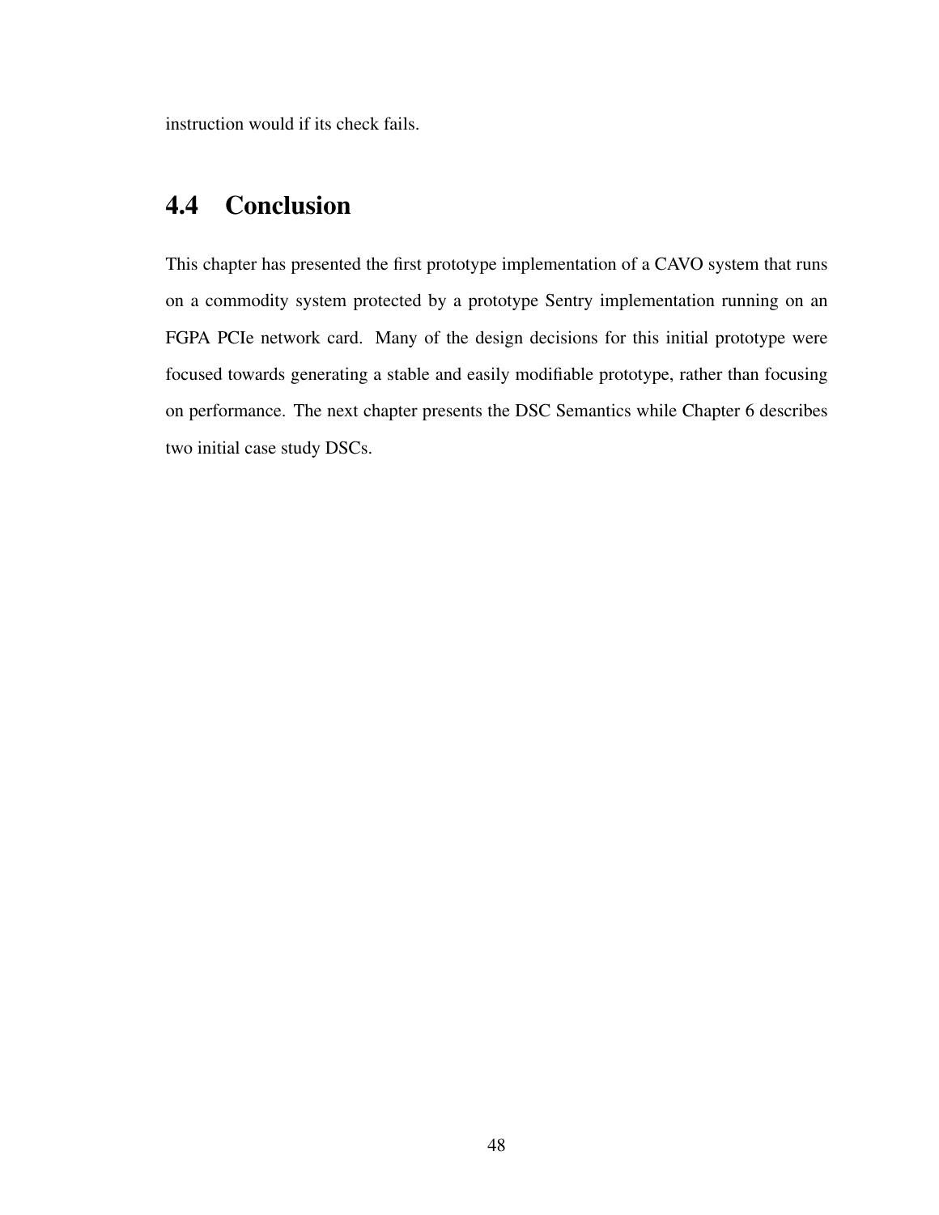instruction would if its check fails.

## 4.4 Conclusion

This chapter has presented the first prototype implementation of a CAVO system that runs on a commodity system protected by a prototype Sentry implementation running on an FGPA PCIe network card. Many of the design decisions for this initial prototype were focused towards generating a stable and easily modifiable prototype, rather than focusing on performance. The next chapter presents the DSC Semantics while Chapter 6 describes two initial case study DSCs.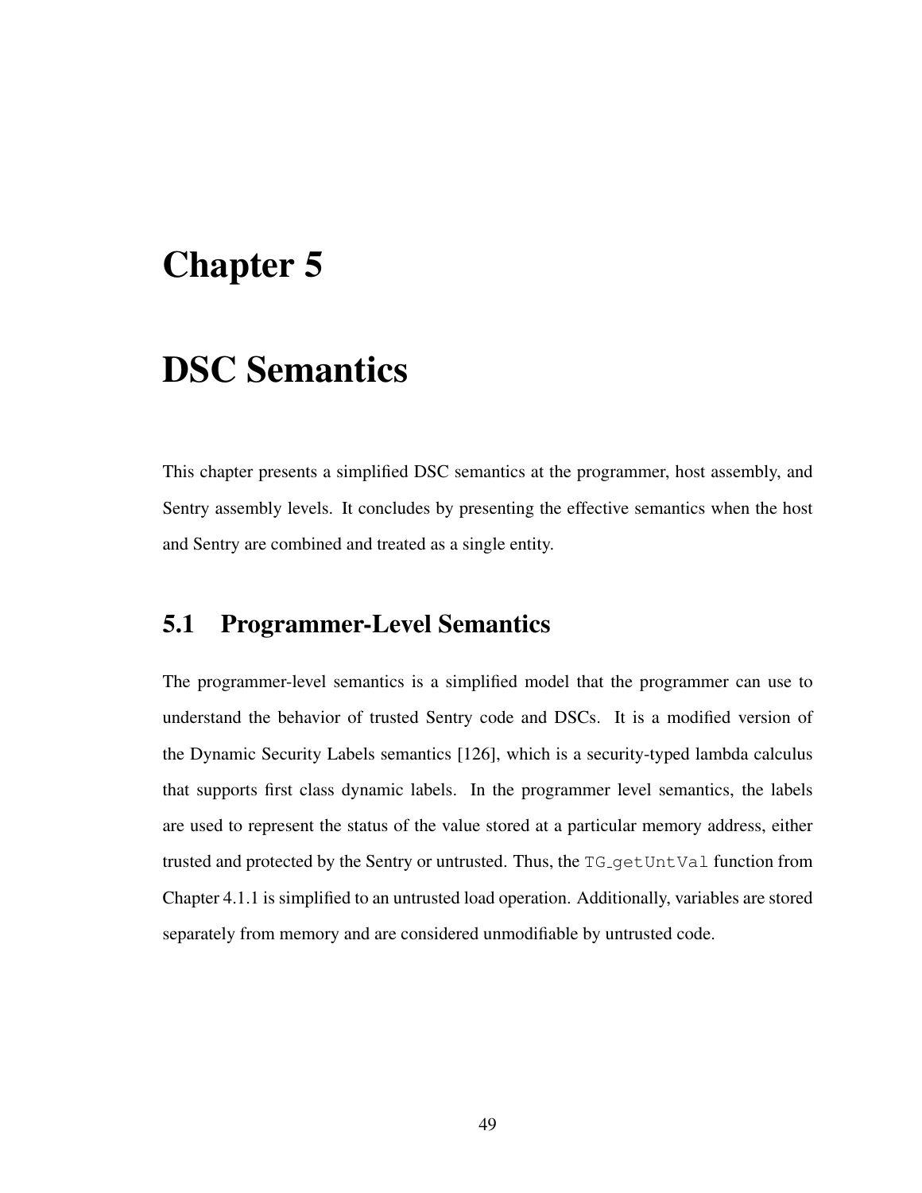# Chapter 5

# DSC Semantics

This chapter presents a simplified DSC semantics at the programmer, host assembly, and Sentry assembly levels. It concludes by presenting the effective semantics when the host and Sentry are combined and treated as a single entity.

## 5.1 Programmer-Level Semantics

The programmer-level semantics is a simplified model that the programmer can use to understand the behavior of trusted Sentry code and DSCs. It is a modified version of the Dynamic Security Labels semantics [126], which is a security-typed lambda calculus that supports first class dynamic labels. In the programmer level semantics, the labels are used to represent the status of the value stored at a particular memory address, either trusted and protected by the Sentry or untrusted. Thus, the `TG_getUntVal` function from Chapter 4.1.1 is simplified to an untrusted load operation. Additionally, variables are stored separately from memory and are considered unmodifiable by untrusted code.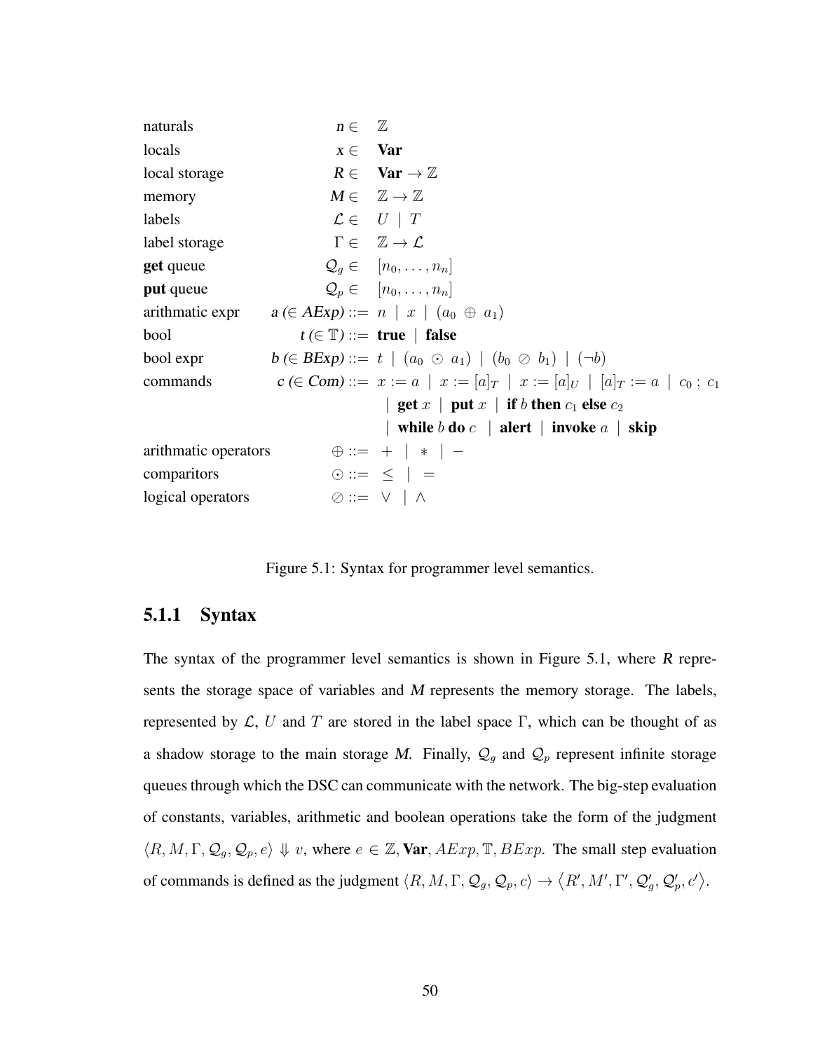| | | |
|---|---|---|
| naturals | $n \in$ | $\mathbb{Z}$ |
| locals | $x \in$ | **Var** |
| local storage | $R \in$ | **Var** $\to \mathbb{Z}$ |
| memory | $M \in$ | $\mathbb{Z} \to \mathbb{Z}$ |
| labels | $\mathcal{L} \in$ | $U \mid T$ |
| label storage | $\Gamma \in$ | $\mathbb{Z} \to \mathcal{L}$ |
| **get** queue | $\mathcal{Q}_g \in$ | $[n_0, \ldots, n_n]$ |
| **put** queue | $\mathcal{Q}_p \in$ | $[n_0, \ldots, n_n]$ |
| arithmatic expr | $a$ ($\in$ *AExp*) ::= | $n \mid x \mid (a_0 \oplus a_1)$ |
| bool | $t$ ($\in \mathbb{T}$) ::= | **true** $\mid$ **false** |
| bool expr | $b$ ($\in$ *BExp*) ::= | $t \mid (a_0 \odot a_1) \mid (b_0 \oslash b_1) \mid (\neg b)$ |
| commands | $c$ ($\in$ *Com*) ::= | $x := a \mid x := [a]_T \mid x := [a]_U \mid [a]_T := a \mid c_0 \, ; \, c_1$ |
| | | $\mid$ **get** $x$ $\mid$ **put** $x$ $\mid$ **if** $b$ **then** $c_1$ **else** $c_2$ |
| | | $\mid$ **while** $b$ **do** $c$ $\mid$ **alert** $\mid$ **invoke** $a$ $\mid$ **skip** |
| arithmatic operators | $\oplus$ ::= | $+ \mid * \mid -$ |
| comparitors | $\odot$ ::= | $\leq \mid =$ |
| logical operators | $\oslash$ ::= | $\vee \mid \wedge$ |

Figure 5.1: Syntax for programmer level semantics.

### 5.1.1 Syntax

The syntax of the programmer level semantics is shown in Figure 5.1, where *R* represents the storage space of variables and *M* represents the memory storage. The labels, represented by $\mathcal{L}$, $U$ and $T$ are stored in the label space $\Gamma$, which can be thought of as a shadow storage to the main storage *M*. Finally, $\mathcal{Q}_g$ and $\mathcal{Q}_p$ represent infinite storage queues through which the DSC can communicate with the network. The big-step evaluation of constants, variables, arithmetic and boolean operations take the form of the judgment $\langle R, M, \Gamma, \mathcal{Q}_g, \mathcal{Q}_p, e \rangle \Downarrow v$, where $e \in \mathbb{Z}$, **Var**, $AExp, \mathbb{T}, BExp$. The small step evaluation of commands is defined as the judgment $\langle R, M, \Gamma, \mathcal{Q}_g, \mathcal{Q}_p, c \rangle \to \langle R', M', \Gamma', \mathcal{Q}_g', \mathcal{Q}_p', c' \rangle$.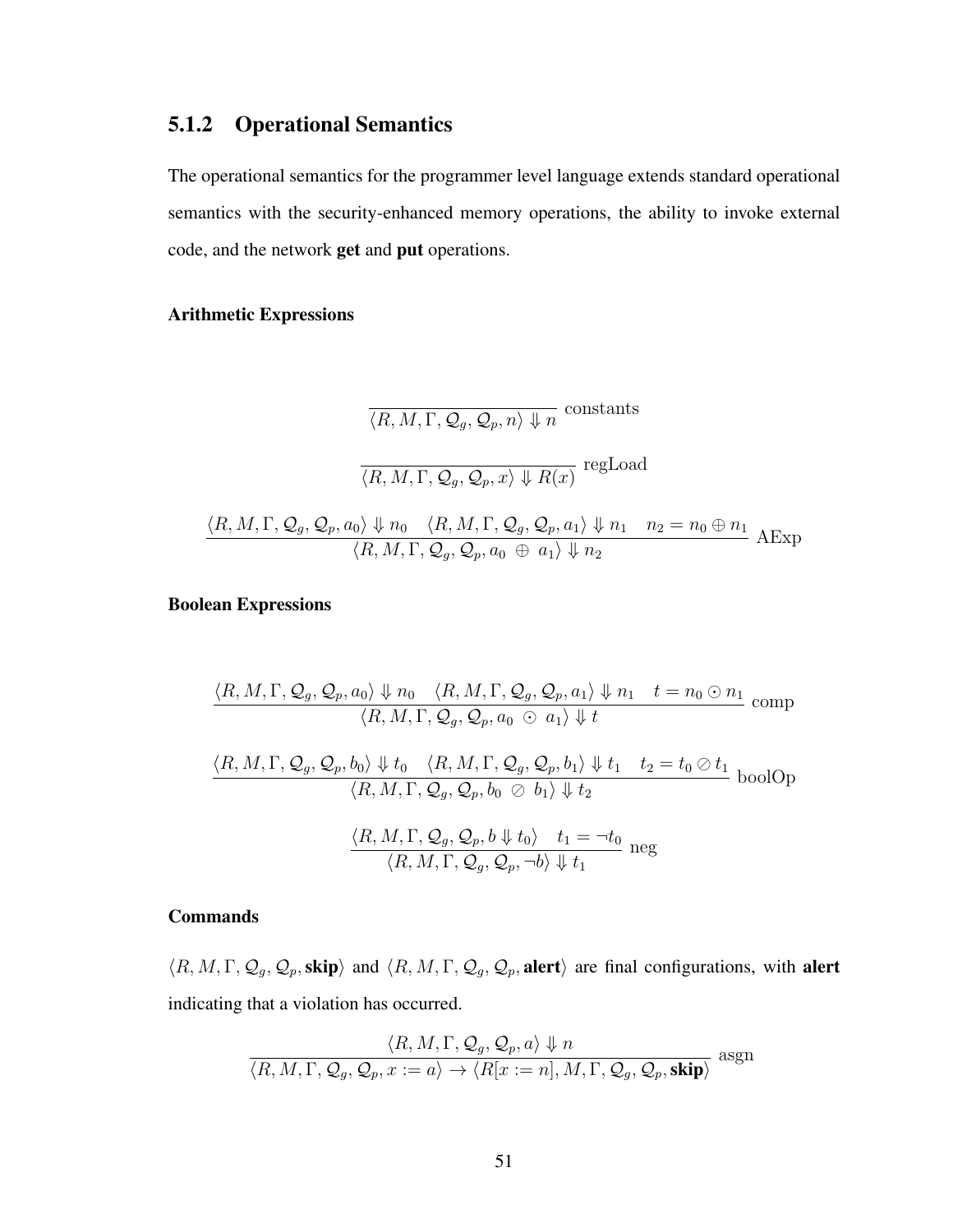### 5.1.2 Operational Semantics

The operational semantics for the programmer level language extends standard operational semantics with the security-enhanced memory operations, the ability to invoke external code, and the network **get** and **put** operations.

#### Arithmetic Expressions

$$\frac{}{\langle R, M, \Gamma, \mathcal{Q}_g, \mathcal{Q}_p, n\rangle \Downarrow n} \text{ constants}$$

$$\frac{}{\langle R, M, \Gamma, \mathcal{Q}_g, \mathcal{Q}_p, x\rangle \Downarrow R(x)} \text{ regLoad}$$

$$\frac{\langle R, M, \Gamma, \mathcal{Q}_g, \mathcal{Q}_p, a_0\rangle \Downarrow n_0 \quad \langle R, M, \Gamma, \mathcal{Q}_g, \mathcal{Q}_p, a_1\rangle \Downarrow n_1 \quad n_2 = n_0 \oplus n_1}{\langle R, M, \Gamma, \mathcal{Q}_g, \mathcal{Q}_p, a_0 \ \oplus \ a_1\rangle \Downarrow n_2} \text{ AExp}$$

#### Boolean Expressions

$$\frac{\langle R, M, \Gamma, \mathcal{Q}_g, \mathcal{Q}_p, a_0\rangle \Downarrow n_0 \quad \langle R, M, \Gamma, \mathcal{Q}_g, \mathcal{Q}_p, a_1\rangle \Downarrow n_1 \quad t = n_0 \odot n_1}{\langle R, M, \Gamma, \mathcal{Q}_g, \mathcal{Q}_p, a_0 \ \odot \ a_1\rangle \Downarrow t} \text{ comp}$$

$$\frac{\langle R, M, \Gamma, \mathcal{Q}_g, \mathcal{Q}_p, b_0\rangle \Downarrow t_0 \quad \langle R, M, \Gamma, \mathcal{Q}_g, \mathcal{Q}_p, b_1\rangle \Downarrow t_1 \quad t_2 = t_0 \oslash t_1}{\langle R, M, \Gamma, \mathcal{Q}_g, \mathcal{Q}_p, b_0 \ \oslash \ b_1\rangle \Downarrow t_2} \text{ boolOp}$$

$$\frac{\langle R, M, \Gamma, \mathcal{Q}_g, \mathcal{Q}_p, b \Downarrow t_0\rangle \quad t_1 = \neg t_0}{\langle R, M, \Gamma, \mathcal{Q}_g, \mathcal{Q}_p, \neg b\rangle \Downarrow t_1} \text{ neg}$$

#### Commands

$\langle R, M, \Gamma, \mathcal{Q}_g, \mathcal{Q}_p, \textbf{skip}\rangle$ and $\langle R, M, \Gamma, \mathcal{Q}_g, \mathcal{Q}_p, \textbf{alert}\rangle$ are final configurations, with **alert** indicating that a violation has occurred.

$$\frac{\langle R, M, \Gamma, \mathcal{Q}_g, \mathcal{Q}_p, a\rangle \Downarrow n}{\langle R, M, \Gamma, \mathcal{Q}_g, \mathcal{Q}_p, x := a\rangle \rightarrow \langle R[x := n], M, \Gamma, \mathcal{Q}_g, \mathcal{Q}_p, \textbf{skip}\rangle} \text{ asgn}$$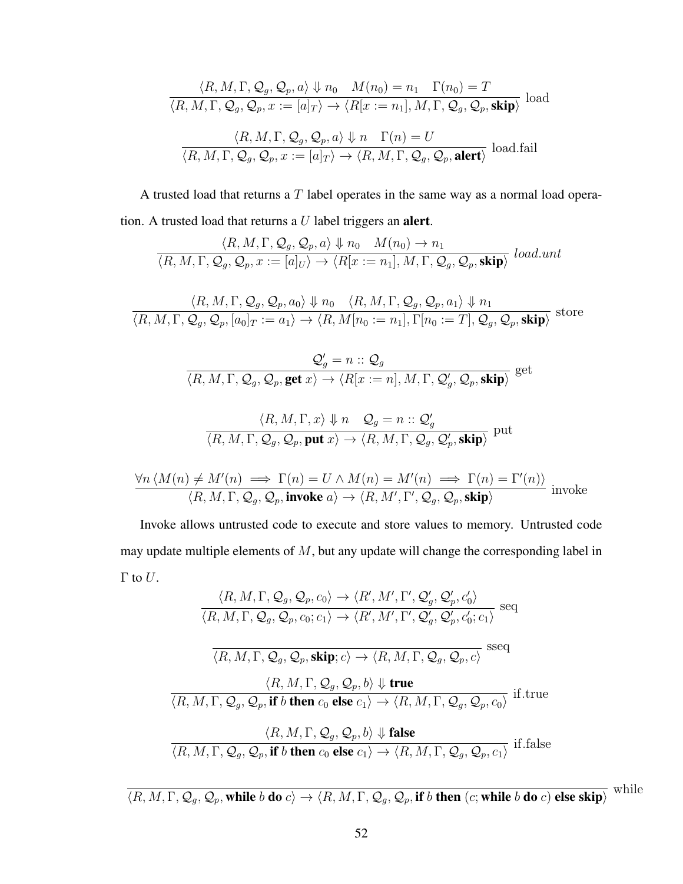$$\frac{\langle R, M, \Gamma, \mathcal{Q}_g, \mathcal{Q}_p, a\rangle \Downarrow n_0 \quad M(n_0) = n_1 \quad \Gamma(n_0) = T}{\langle R, M, \Gamma, \mathcal{Q}_g, \mathcal{Q}_p, x := [a]_T\rangle \rightarrow \langle R[x := n_1], M, \Gamma, \mathcal{Q}_g, \mathcal{Q}_p, \textbf{skip}\rangle} \text{ load}$$

$$\frac{\langle R, M, \Gamma, \mathcal{Q}_g, \mathcal{Q}_p, a\rangle \Downarrow n \quad \Gamma(n) = U}{\langle R, M, \Gamma, \mathcal{Q}_g, \mathcal{Q}_p, x := [a]_T\rangle \rightarrow \langle R, M, \Gamma, \mathcal{Q}_g, \mathcal{Q}_p, \textbf{alert}\rangle} \text{ load.fail}$$

A trusted load that returns a $T$ label operates in the same way as a normal load operation. A trusted load that returns a $U$ label triggers an **alert**.

$$\frac{\langle R, M, \Gamma, \mathcal{Q}_g, \mathcal{Q}_p, a\rangle \Downarrow n_0 \quad M(n_0) \rightarrow n_1}{\langle R, M, \Gamma, \mathcal{Q}_g, \mathcal{Q}_p, x := [a]_U\rangle \rightarrow \langle R[x := n_1], M, \Gamma, \mathcal{Q}_g, \mathcal{Q}_p, \textbf{skip}\rangle} \textit{ load.unt}$$

$$\frac{\langle R, M, \Gamma, \mathcal{Q}_g, \mathcal{Q}_p, a_0\rangle \Downarrow n_0 \quad \langle R, M, \Gamma, \mathcal{Q}_g, \mathcal{Q}_p, a_1\rangle \Downarrow n_1}{\langle R, M, \Gamma, \mathcal{Q}_g, \mathcal{Q}_p, [a_0]_T := a_1\rangle \rightarrow \langle R, M[n_0 := n_1], \Gamma[n_0 := T], \mathcal{Q}_g, \mathcal{Q}_p, \textbf{skip}\rangle} \text{ store}$$

$$\frac{\mathcal{Q}_g' = n :: \mathcal{Q}_g}{\langle R, M, \Gamma, \mathcal{Q}_g, \mathcal{Q}_p, \textbf{get } x\rangle \rightarrow \langle R[x := n], M, \Gamma, \mathcal{Q}_g', \mathcal{Q}_p, \textbf{skip}\rangle} \text{ get}$$

$$\frac{\langle R, M, \Gamma, x\rangle \Downarrow n \quad \mathcal{Q}_g = n :: \mathcal{Q}_g'}{\langle R, M, \Gamma, \mathcal{Q}_g, \mathcal{Q}_p, \textbf{put } x\rangle \rightarrow \langle R, M, \Gamma, \mathcal{Q}_g, \mathcal{Q}_p', \textbf{skip}\rangle} \text{ put}$$

$$\frac{\forall n \, \langle M(n) \neq M'(n) \implies \Gamma(n) = U \wedge M(n) = M'(n) \implies \Gamma(n) = \Gamma'(n)\rangle}{\langle R, M, \Gamma, \mathcal{Q}_g, \mathcal{Q}_p, \textbf{invoke } a\rangle \rightarrow \langle R, M', \Gamma', \mathcal{Q}_g, \mathcal{Q}_p, \textbf{skip}\rangle} \text{ invoke}$$

Invoke allows untrusted code to execute and store values to memory. Untrusted code may update multiple elements of $M$, but any update will change the corresponding label in $\Gamma$ to $U$.

$$\frac{\langle R, M, \Gamma, \mathcal{Q}_g, \mathcal{Q}_p, c_0\rangle \rightarrow \langle R', M', \Gamma', \mathcal{Q}_g', \mathcal{Q}_p', c_0'\rangle}{\langle R, M, \Gamma, \mathcal{Q}_g, \mathcal{Q}_p, c_0; c_1\rangle \rightarrow \langle R', M', \Gamma', \mathcal{Q}_g', \mathcal{Q}_p', c_0'; c_1\rangle} \text{ seq}$$

$$\frac{}{\langle R, M, \Gamma, \mathcal{Q}_g, \mathcal{Q}_p, \textbf{skip}; c\rangle \rightarrow \langle R, M, \Gamma, \mathcal{Q}_g, \mathcal{Q}_p, c\rangle} \text{ sseq}$$

$$\frac{\langle R, M, \Gamma, \mathcal{Q}_g, \mathcal{Q}_p, b\rangle \Downarrow \textbf{true}}{\langle R, M, \Gamma, \mathcal{Q}_g, \mathcal{Q}_p, \textbf{if } b \textbf{ then } c_0 \textbf{ else } c_1\rangle \rightarrow \langle R, M, \Gamma, \mathcal{Q}_g, \mathcal{Q}_p, c_0\rangle} \text{ if.true}$$

$$\frac{\langle R, M, \Gamma, \mathcal{Q}_g, \mathcal{Q}_p, b\rangle \Downarrow \textbf{false}}{\langle R, M, \Gamma, \mathcal{Q}_g, \mathcal{Q}_p, \textbf{if } b \textbf{ then } c_0 \textbf{ else } c_1\rangle \rightarrow \langle R, M, \Gamma, \mathcal{Q}_g, \mathcal{Q}_p, c_1\rangle} \text{ if.false}$$

$$\frac{}{\langle R, M, \Gamma, \mathcal{Q}_g, \mathcal{Q}_p, \textbf{while } b \textbf{ do } c\rangle \rightarrow \langle R, M, \Gamma, \mathcal{Q}_g, \mathcal{Q}_p, \textbf{if } b \textbf{ then } (c; \textbf{while } b \textbf{ do } c) \textbf{ else skip}\rangle} \text{ while}$$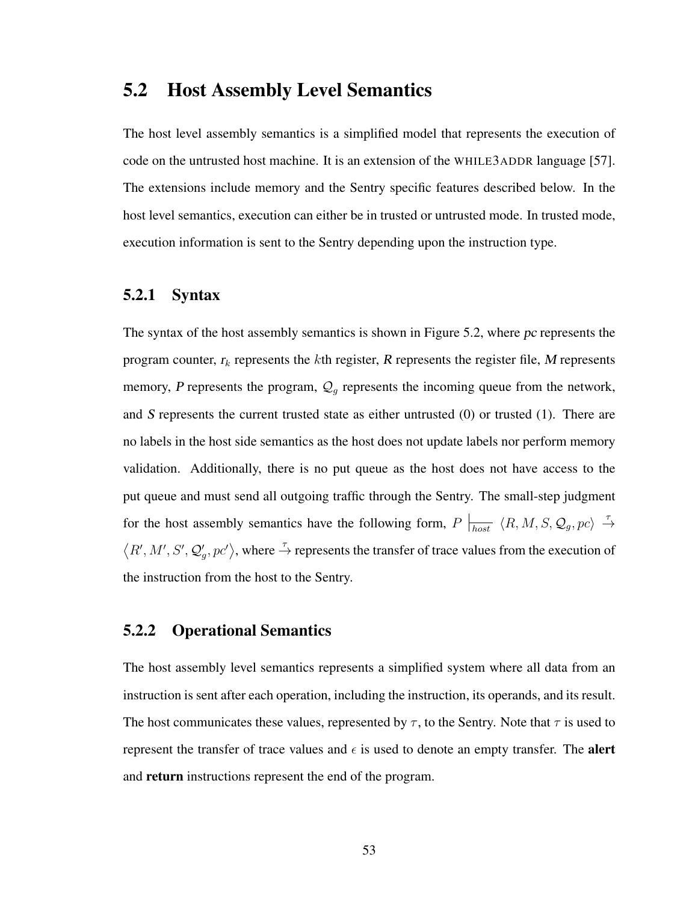## 5.2 Host Assembly Level Semantics

The host level assembly semantics is a simplified model that represents the execution of code on the untrusted host machine. It is an extension of the WHILE3ADDR language [57]. The extensions include memory and the Sentry specific features described below. In the host level semantics, execution can either be in trusted or untrusted mode. In trusted mode, execution information is sent to the Sentry depending upon the instruction type.

### 5.2.1 Syntax

The syntax of the host assembly semantics is shown in Figure 5.2, where *pc* represents the program counter, $r_k$ represents the $k$th register, *R* represents the register file, *M* represents memory, *P* represents the program, $\mathcal{Q}_g$ represents the incoming queue from the network, and *S* represents the current trusted state as either untrusted (0) or trusted (1). There are no labels in the host side semantics as the host does not update labels nor perform memory validation. Additionally, there is no put queue as the host does not have access to the put queue and must send all outgoing traffic through the Sentry. The small-step judgment for the host assembly semantics have the following form, $P \mid_{\overline{host}} \langle R, M, S, \mathcal{Q}_g, pc \rangle \xrightarrow{\tau} \langle R', M', S', \mathcal{Q}_g', pc' \rangle$, where $\xrightarrow{\tau}$ represents the transfer of trace values from the execution of the instruction from the host to the Sentry.

### 5.2.2 Operational Semantics

The host assembly level semantics represents a simplified system where all data from an instruction is sent after each operation, including the instruction, its operands, and its result. The host communicates these values, represented by $\tau$, to the Sentry. Note that $\tau$ is used to represent the transfer of trace values and $\epsilon$ is used to denote an empty transfer. The **alert** and **return** instructions represent the end of the program.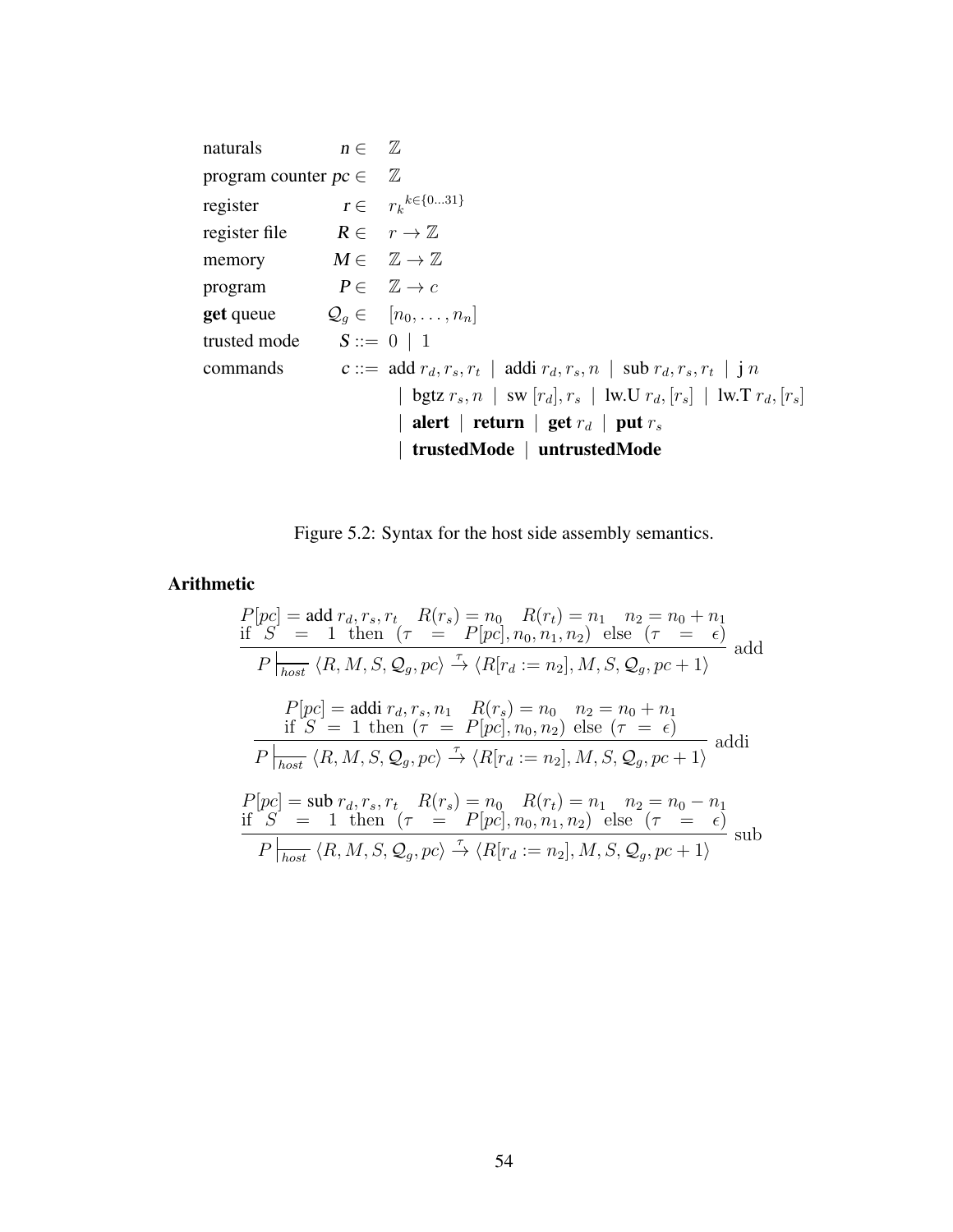| | | |
|---|---|---|
| naturals | $n \in$ | $\mathbb{Z}$ |
| program counter | $pc \in$ | $\mathbb{Z}$ |
| register | $r \in$ | $r_k{}^{k \in \{0 \ldots 31\}}$ |
| register file | $R \in$ | $r \to \mathbb{Z}$ |
| memory | $M \in$ | $\mathbb{Z} \to \mathbb{Z}$ |
| program | $P \in$ | $\mathbb{Z} \to c$ |
| **get** queue | $\mathcal{Q}_g \in$ | $[n_0, \ldots, n_n]$ |
| trusted mode | $S ::=$ | $0 \mid 1$ |
| commands | $c ::=$ | add $r_d, r_s, r_t$ $\mid$ addi $r_d, r_s, n$ $\mid$ sub $r_d, r_s, r_t$ $\mid$ j $n$ |
| | | $\mid$ bgtz $r_s, n$ $\mid$ sw $[r_d], r_s$ $\mid$ lw.U $r_d, [r_s]$ $\mid$ lw.T $r_d, [r_s]$ |
| | | $\mid$ **alert** $\mid$ **return** $\mid$ **get** $r_d$ $\mid$ **put** $r_s$ |
| | | $\mid$ **trustedMode** $\mid$ **untrustedMode** |

Figure 5.2: Syntax for the host side assembly semantics.

### Arithmetic

$$\frac{\begin{array}{c} P[pc] = \text{add } r_d, r_s, r_t \quad R(r_s) = n_0 \quad R(r_t) = n_1 \quad n_2 = n_0 + n_1 \\ \text{if } S = 1 \text{ then } (\tau = P[pc], n_0, n_1, n_2) \text{ else } (\tau = \epsilon) \end{array}}{P \vdash_{host} \langle R, M, S, \mathcal{Q}_g, pc \rangle \xrightarrow{\tau} \langle R[r_d := n_2], M, S, \mathcal{Q}_g, pc + 1 \rangle} \text{ add}$$

$$\frac{\begin{array}{c} P[pc] = \text{addi } r_d, r_s, n_1 \quad R(r_s) = n_0 \quad n_2 = n_0 + n_1 \\ \text{if } S = 1 \text{ then } (\tau = P[pc], n_0, n_2) \text{ else } (\tau = \epsilon) \end{array}}{P \vdash_{host} \langle R, M, S, \mathcal{Q}_g, pc \rangle \xrightarrow{\tau} \langle R[r_d := n_2], M, S, \mathcal{Q}_g, pc + 1 \rangle} \text{ addi}$$

$$\frac{\begin{array}{c} P[pc] = \text{sub } r_d, r_s, r_t \quad R(r_s) = n_0 \quad R(r_t) = n_1 \quad n_2 = n_0 - n_1 \\ \text{if } S = 1 \text{ then } (\tau = P[pc], n_0, n_1, n_2) \text{ else } (\tau = \epsilon) \end{array}}{P \vdash_{host} \langle R, M, S, \mathcal{Q}_g, pc \rangle \xrightarrow{\tau} \langle R[r_d := n_2], M, S, \mathcal{Q}_g, pc + 1 \rangle} \text{ sub}$$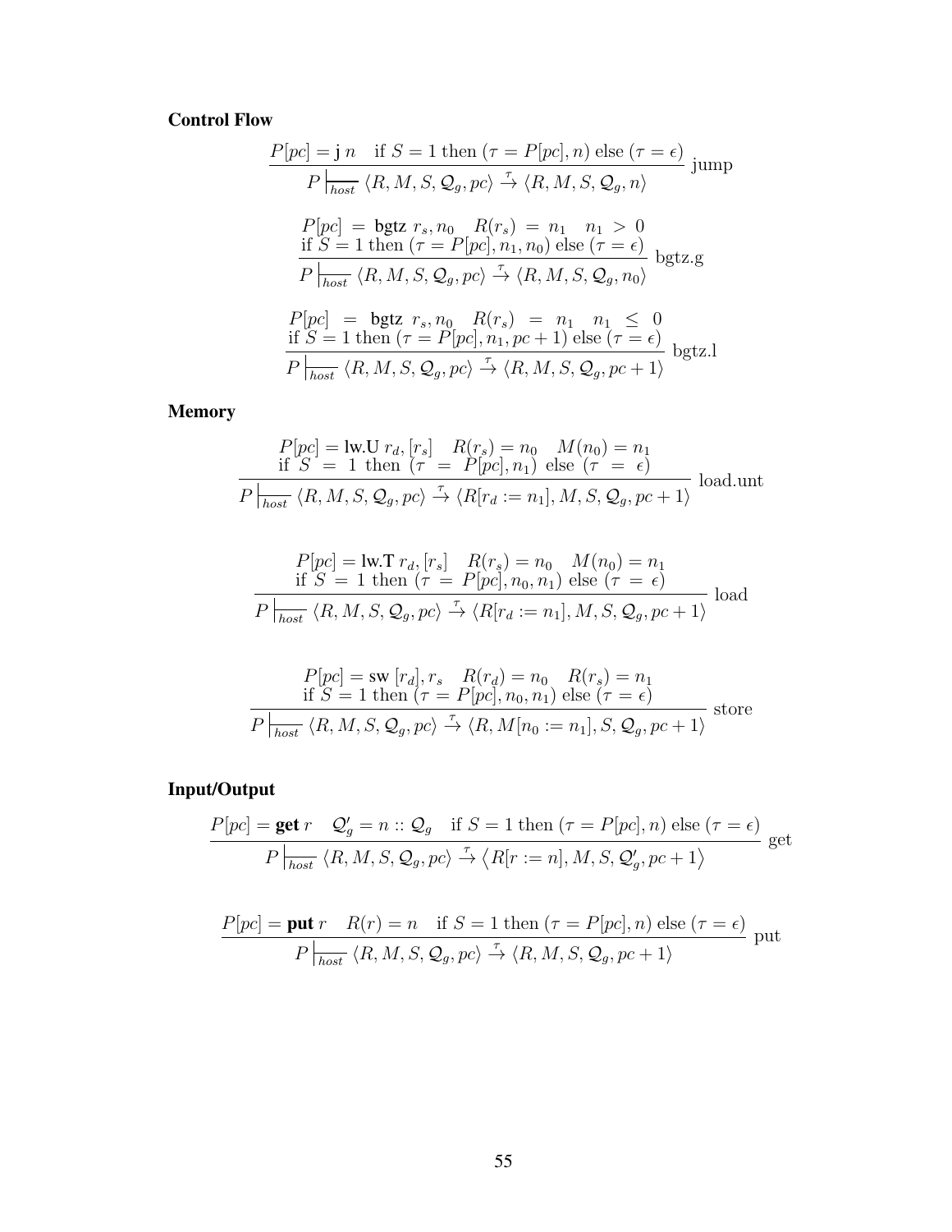**Control Flow**

$$\frac{P[pc] = \mathsf{j}\ n \quad \text{if } S = 1 \text{ then } (\tau = P[pc], n) \text{ else } (\tau = \epsilon)}{P \vdash_{host} \langle R, M, S, \mathcal{Q}_g, pc \rangle \xrightarrow{\tau} \langle R, M, S, \mathcal{Q}_g, n \rangle} \text{ jump}$$

$$\frac{\begin{array}{c} P[pc] = \mathsf{bgtz}\ r_s, n_0 \quad R(r_s) = n_1 \quad n_1 > 0 \\ \text{if } S = 1 \text{ then } (\tau = P[pc], n_1, n_0) \text{ else } (\tau = \epsilon) \end{array}}{P \vdash_{host} \langle R, M, S, \mathcal{Q}_g, pc \rangle \xrightarrow{\tau} \langle R, M, S, \mathcal{Q}_g, n_0 \rangle} \text{ bgtz.g}$$

$$\frac{\begin{array}{c} P[pc] = \mathsf{bgtz}\ r_s, n_0 \quad R(r_s) = n_1 \quad n_1 \leq 0 \\ \text{if } S = 1 \text{ then } (\tau = P[pc], n_1, pc + 1) \text{ else } (\tau = \epsilon) \end{array}}{P \vdash_{host} \langle R, M, S, \mathcal{Q}_g, pc \rangle \xrightarrow{\tau} \langle R, M, S, \mathcal{Q}_g, pc + 1 \rangle} \text{ bgtz.l}$$

**Memory**

$$\frac{\begin{array}{c} P[pc] = \mathsf{lw.U}\ r_d, [r_s] \quad R(r_s) = n_0 \quad M(n_0) = n_1 \\ \text{if } S = 1 \text{ then } (\tau = P[pc], n_1) \text{ else } (\tau = \epsilon) \end{array}}{P \vdash_{host} \langle R, M, S, \mathcal{Q}_g, pc \rangle \xrightarrow{\tau} \langle R[r_d := n_1], M, S, \mathcal{Q}_g, pc + 1 \rangle} \text{ load.unt}$$

$$\frac{\begin{array}{c} P[pc] = \mathsf{lw.T}\ r_d, [r_s] \quad R(r_s) = n_0 \quad M(n_0) = n_1 \\ \text{if } S = 1 \text{ then } (\tau = P[pc], n_0, n_1) \text{ else } (\tau = \epsilon) \end{array}}{P \vdash_{host} \langle R, M, S, \mathcal{Q}_g, pc \rangle \xrightarrow{\tau} \langle R[r_d := n_1], M, S, \mathcal{Q}_g, pc + 1 \rangle} \text{ load}$$

$$\frac{\begin{array}{c} P[pc] = \mathsf{sw}\ [r_d], r_s \quad R(r_d) = n_0 \quad R(r_s) = n_1 \\ \text{if } S = 1 \text{ then } (\tau = P[pc], n_0, n_1) \text{ else } (\tau = \epsilon) \end{array}}{P \vdash_{host} \langle R, M, S, \mathcal{Q}_g, pc \rangle \xrightarrow{\tau} \langle R, M[n_0 := n_1], S, \mathcal{Q}_g, pc + 1 \rangle} \text{ store}$$

**Input/Output**

$$\frac{P[pc] = \mathbf{get}\ r \quad \mathcal{Q}_g' = n :: \mathcal{Q}_g \quad \text{if } S = 1 \text{ then } (\tau = P[pc], n) \text{ else } (\tau = \epsilon)}{P \vdash_{host} \langle R, M, S, \mathcal{Q}_g, pc \rangle \xrightarrow{\tau} \langle R[r := n], M, S, \mathcal{Q}_g', pc + 1 \rangle} \text{ get}$$

$$\frac{P[pc] = \mathbf{put}\ r \quad R(r) = n \quad \text{if } S = 1 \text{ then } (\tau = P[pc], n) \text{ else } (\tau = \epsilon)}{P \vdash_{host} \langle R, M, S, \mathcal{Q}_g, pc \rangle \xrightarrow{\tau} \langle R, M, S, \mathcal{Q}_g, pc + 1 \rangle} \text{ put}$$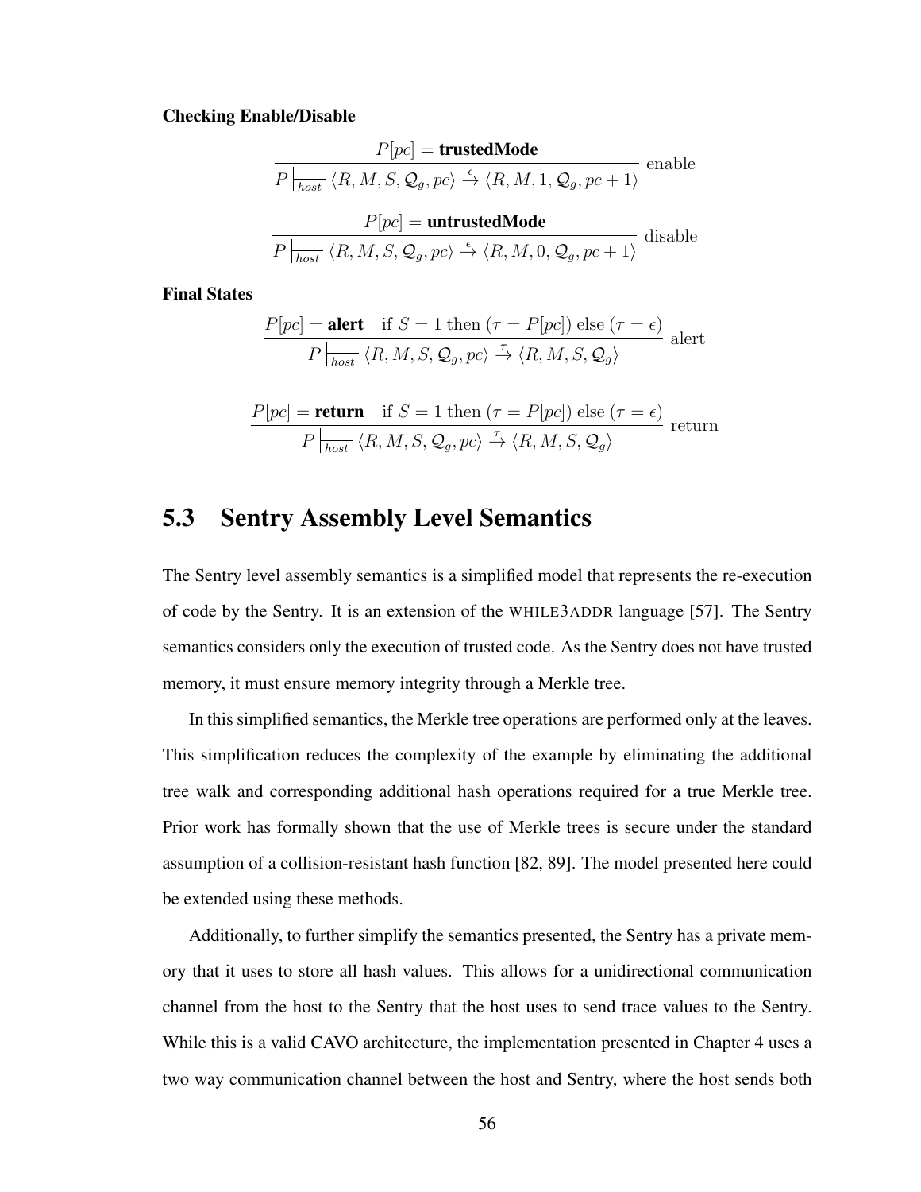**Checking Enable/Disable**

$$\frac{P[pc] = \textbf{trustedMode}}{P \vdash_{host} \langle R, M, S, \mathcal{Q}_g, pc\rangle \xrightarrow{\epsilon} \langle R, M, 1, \mathcal{Q}_g, pc+1\rangle} \text{ enable}$$

$$\frac{P[pc] = \textbf{untrustedMode}}{P \vdash_{host} \langle R, M, S, \mathcal{Q}_g, pc\rangle \xrightarrow{\epsilon} \langle R, M, 0, \mathcal{Q}_g, pc+1\rangle} \text{ disable}$$

**Final States**

$$\frac{P[pc] = \textbf{alert} \quad \text{if } S = 1 \text{ then } (\tau = P[pc]) \text{ else } (\tau = \epsilon)}{P \vdash_{host} \langle R, M, S, \mathcal{Q}_g, pc\rangle \xrightarrow{\tau} \langle R, M, S, \mathcal{Q}_g\rangle} \text{ alert}$$

$$\frac{P[pc] = \textbf{return} \quad \text{if } S = 1 \text{ then } (\tau = P[pc]) \text{ else } (\tau = \epsilon)}{P \vdash_{host} \langle R, M, S, \mathcal{Q}_g, pc\rangle \xrightarrow{\tau} \langle R, M, S, \mathcal{Q}_g\rangle} \text{ return}$$

## 5.3 Sentry Assembly Level Semantics

The Sentry level assembly semantics is a simplified model that represents the re-execution of code by the Sentry. It is an extension of the WHILE3ADDR language [57]. The Sentry semantics considers only the execution of trusted code. As the Sentry does not have trusted memory, it must ensure memory integrity through a Merkle tree.

In this simplified semantics, the Merkle tree operations are performed only at the leaves. This simplification reduces the complexity of the example by eliminating the additional tree walk and corresponding additional hash operations required for a true Merkle tree. Prior work has formally shown that the use of Merkle trees is secure under the standard assumption of a collision-resistant hash function [82, 89]. The model presented here could be extended using these methods.

Additionally, to further simplify the semantics presented, the Sentry has a private memory that it uses to store all hash values. This allows for a unidirectional communication channel from the host to the Sentry that the host uses to send trace values to the Sentry. While this is a valid CAVO architecture, the implementation presented in Chapter 4 uses a two way communication channel between the host and Sentry, where the host sends both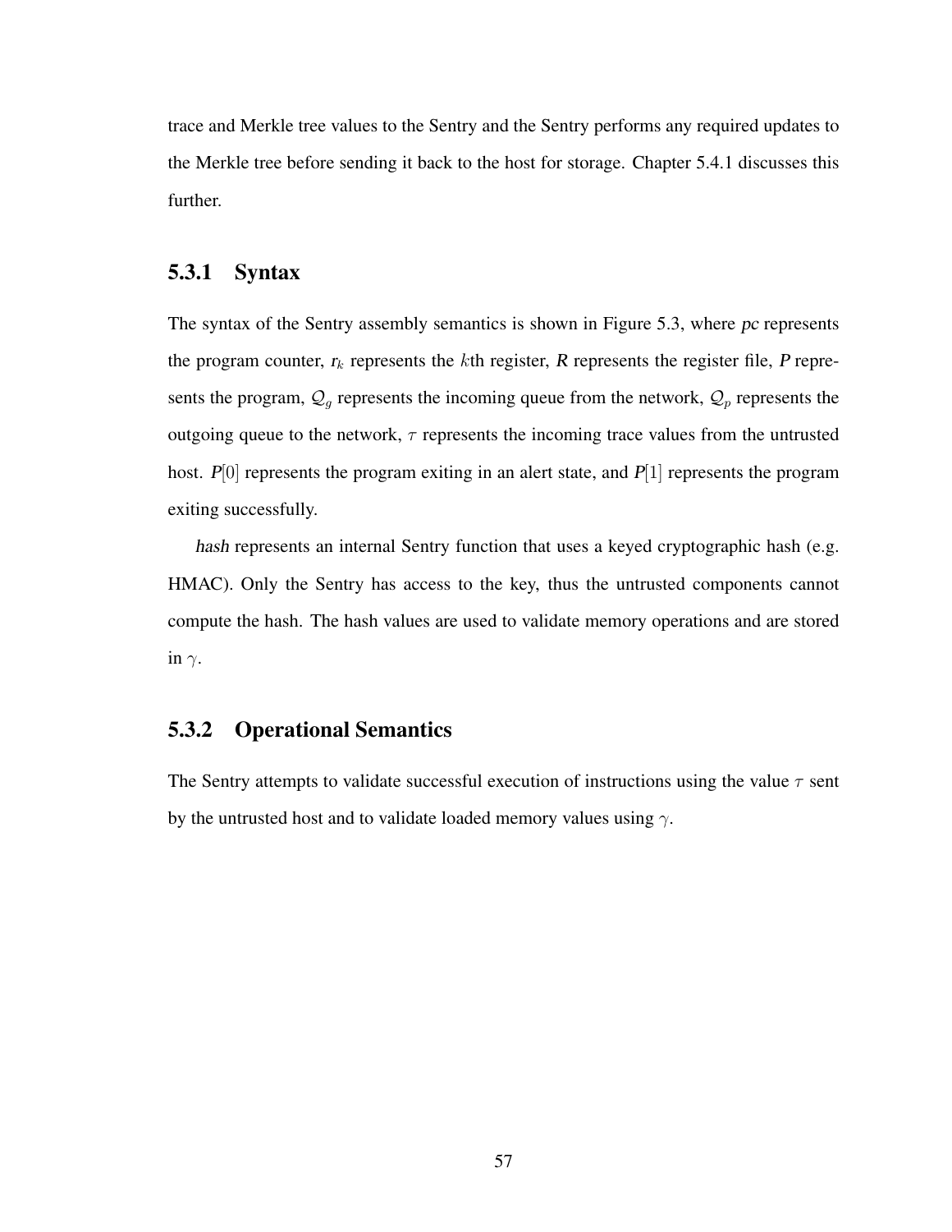trace and Merkle tree values to the Sentry and the Sentry performs any required updates to the Merkle tree before sending it back to the host for storage. Chapter 5.4.1 discusses this further.

### 5.3.1 Syntax

The syntax of the Sentry assembly semantics is shown in Figure 5.3, where *pc* represents the program counter, $r_k$ represents the $k$th register, $R$ represents the register file, $P$ represents the program, $\mathcal{Q}_g$ represents the incoming queue from the network, $\mathcal{Q}_p$ represents the outgoing queue to the network, $\tau$ represents the incoming trace values from the untrusted host. $P[0]$ represents the program exiting in an alert state, and $P[1]$ represents the program exiting successfully.

*hash* represents an internal Sentry function that uses a keyed cryptographic hash (e.g. HMAC). Only the Sentry has access to the key, thus the untrusted components cannot compute the hash. The hash values are used to validate memory operations and are stored in $\gamma$.

### 5.3.2 Operational Semantics

The Sentry attempts to validate successful execution of instructions using the value $\tau$ sent by the untrusted host and to validate loaded memory values using $\gamma$.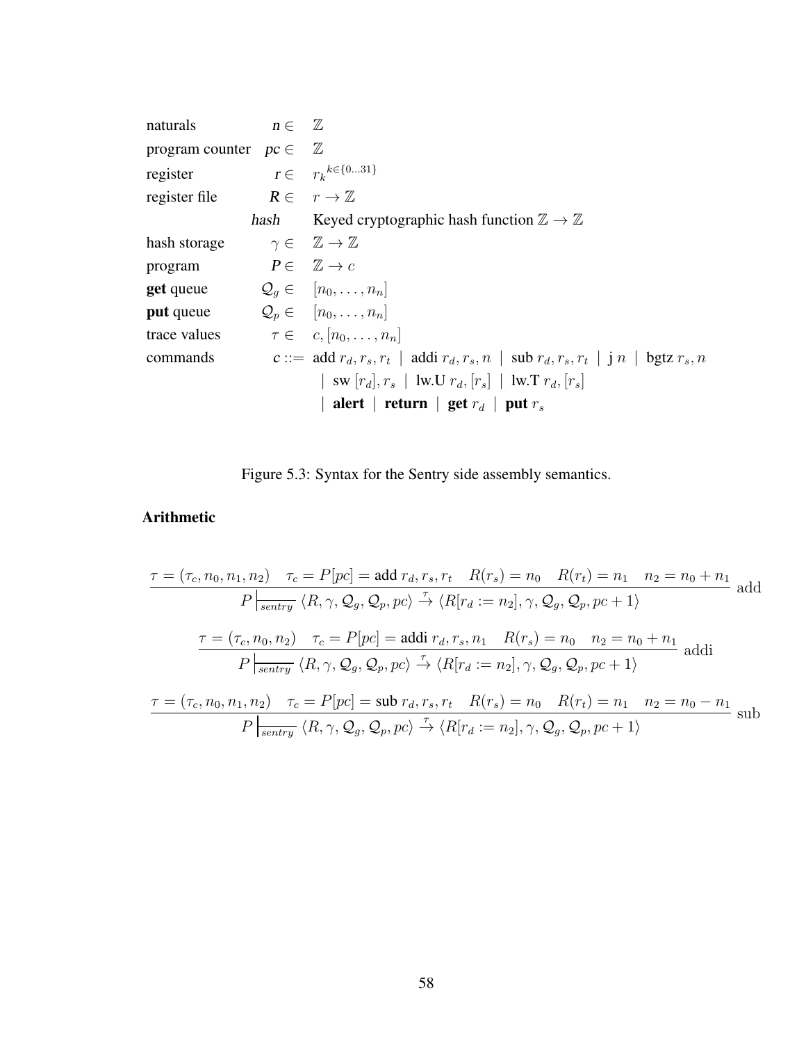| | | |
|---|---|---|
| naturals | $n \in$ | $\mathbb{Z}$ |
| program counter | $pc \in$ | $\mathbb{Z}$ |
| register | $r \in$ | $r_k{}^{k \in \{0 \ldots 31\}}$ |
| register file | $R \in$ | $r \to \mathbb{Z}$ |
| | *hash* | Keyed cryptographic hash function $\mathbb{Z} \to \mathbb{Z}$ |
| hash storage | $\gamma \in$ | $\mathbb{Z} \to \mathbb{Z}$ |
| program | $P \in$ | $\mathbb{Z} \to c$ |
| **get** queue | $\mathcal{Q}_g \in$ | $[n_0, \ldots, n_n]$ |
| **put** queue | $\mathcal{Q}_p \in$ | $[n_0, \ldots, n_n]$ |
| trace values | $\tau \in$ | $c, [n_0, \ldots, n_n]$ |
| commands | $c ::=$ | add $r_d, r_s, r_t$ \| addi $r_d, r_s, n$ \| sub $r_d, r_s, r_t$ \| j $n$ \| bgtz $r_s, n$ \| sw $[r_d], r_s$ \| lw.U $r_d, [r_s]$ \| lw.T $r_d, [r_s]$ \| **alert** \| **return** \| **get** $r_d$ \| **put** $r_s$ |

Figure 5.3: Syntax for the Sentry side assembly semantics.

### Arithmetic

$$\frac{\tau = (\tau_c, n_0, n_1, n_2) \quad \tau_c = P[pc] = \text{add } r_d, r_s, r_t \quad R(r_s) = n_0 \quad R(r_t) = n_1 \quad n_2 = n_0 + n_1}{P \mid_{\overline{sentry}} \langle R, \gamma, \mathcal{Q}_g, \mathcal{Q}_p, pc \rangle \xrightarrow{\tau} \langle R[r_d := n_2], \gamma, \mathcal{Q}_g, \mathcal{Q}_p, pc + 1 \rangle} \text{ add}$$

$$\frac{\tau = (\tau_c, n_0, n_2) \quad \tau_c = P[pc] = \text{addi } r_d, r_s, n_1 \quad R(r_s) = n_0 \quad n_2 = n_0 + n_1}{P \mid_{\overline{sentry}} \langle R, \gamma, \mathcal{Q}_g, \mathcal{Q}_p, pc \rangle \xrightarrow{\tau} \langle R[r_d := n_2], \gamma, \mathcal{Q}_g, \mathcal{Q}_p, pc + 1 \rangle} \text{ addi}$$

$$\frac{\tau = (\tau_c, n_0, n_1, n_2) \quad \tau_c = P[pc] = \text{sub } r_d, r_s, r_t \quad R(r_s) = n_0 \quad R(r_t) = n_1 \quad n_2 = n_0 - n_1}{P \mid_{\overline{sentry}} \langle R, \gamma, \mathcal{Q}_g, \mathcal{Q}_p, pc \rangle \xrightarrow{\tau} \langle R[r_d := n_2], \gamma, \mathcal{Q}_g, \mathcal{Q}_p, pc + 1 \rangle} \text{ sub}$$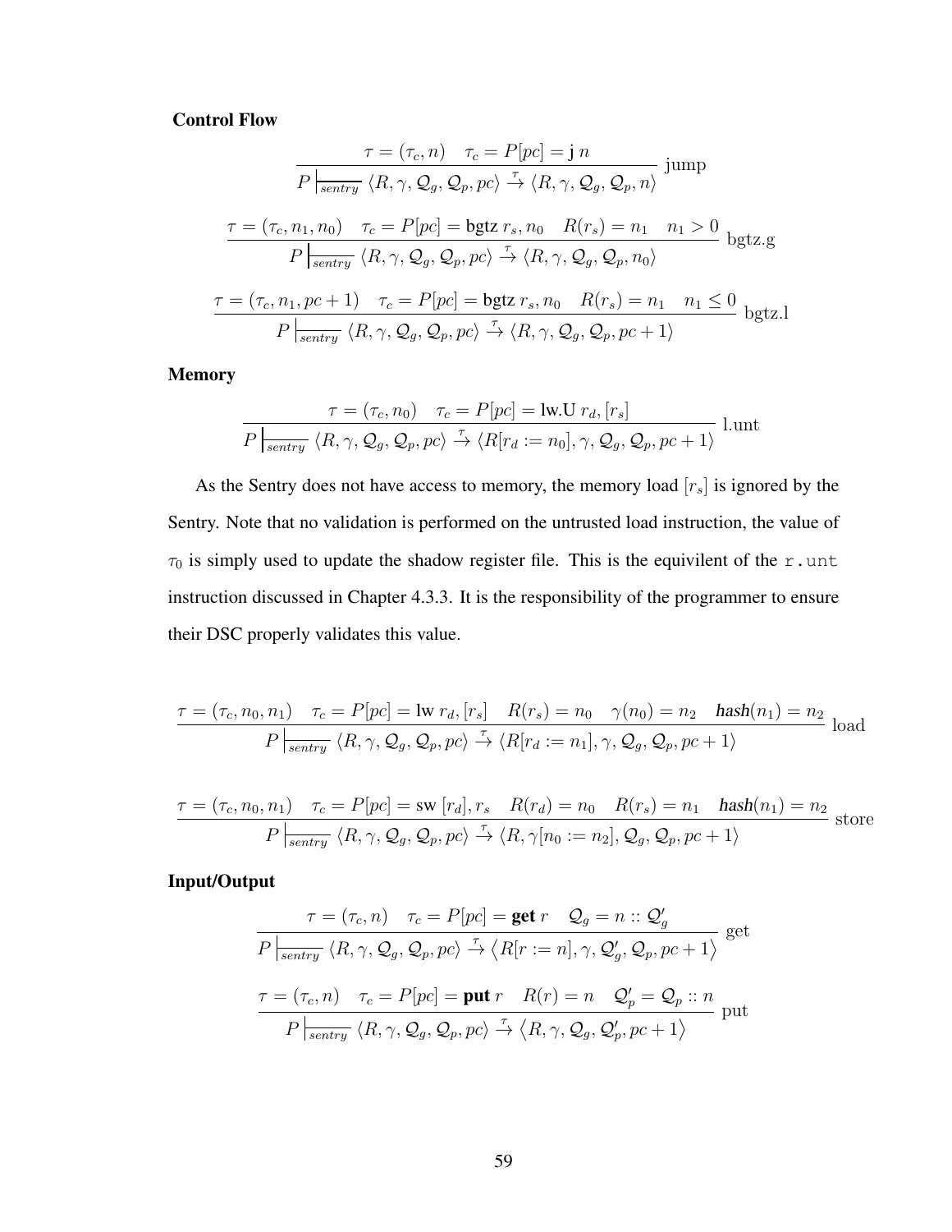**Control Flow**

$$\frac{\tau = (\tau_c, n) \quad \tau_c = P[pc] = \text{j } n}{P \mid_{\overline{sentry}} \langle R, \gamma, \mathcal{Q}_g, \mathcal{Q}_p, pc \rangle \xrightarrow{\tau} \langle R, \gamma, \mathcal{Q}_g, \mathcal{Q}_p, n \rangle} \text{ jump}$$

$$\frac{\tau = (\tau_c, n_1, n_0) \quad \tau_c = P[pc] = \textsf{bgtz}\, r_s, n_0 \quad R(r_s) = n_1 \quad n_1 > 0}{P \mid_{\overline{sentry}} \langle R, \gamma, \mathcal{Q}_g, \mathcal{Q}_p, pc \rangle \xrightarrow{\tau} \langle R, \gamma, \mathcal{Q}_g, \mathcal{Q}_p, n_0 \rangle} \text{ bgtz.g}$$

$$\frac{\tau = (\tau_c, n_1, pc + 1) \quad \tau_c = P[pc] = \textsf{bgtz}\, r_s, n_0 \quad R(r_s) = n_1 \quad n_1 \leq 0}{P \mid_{\overline{sentry}} \langle R, \gamma, \mathcal{Q}_g, \mathcal{Q}_p, pc \rangle \xrightarrow{\tau} \langle R, \gamma, \mathcal{Q}_g, \mathcal{Q}_p, pc + 1 \rangle} \text{ bgtz.l}$$

**Memory**

$$\frac{\tau = (\tau_c, n_0) \quad \tau_c = P[pc] = \textsf{lw.U}\, r_d, [r_s]}{P \mid_{\overline{sentry}} \langle R, \gamma, \mathcal{Q}_g, \mathcal{Q}_p, pc \rangle \xrightarrow{\tau} \langle R[r_d := n_0], \gamma, \mathcal{Q}_g, \mathcal{Q}_p, pc + 1 \rangle} \text{ l.unt}$$

As the Sentry does not have access to memory, the memory load $[r_s]$ is ignored by the Sentry. Note that no validation is performed on the untrusted load instruction, the value of $\tau_0$ is simply used to update the shadow register file. This is the equivilent of the `r.unt` instruction discussed in Chapter 4.3.3. It is the responsibility of the programmer to ensure their DSC properly validates this value.

$$\frac{\tau = (\tau_c, n_0, n_1) \quad \tau_c = P[pc] = \textsf{lw}\, r_d, [r_s] \quad R(r_s) = n_0 \quad \gamma(n_0) = n_2 \quad \textbf{\textit{hash}}(n_1) = n_2}{P \mid_{\overline{sentry}} \langle R, \gamma, \mathcal{Q}_g, \mathcal{Q}_p, pc \rangle \xrightarrow{\tau} \langle R[r_d := n_1], \gamma, \mathcal{Q}_g, \mathcal{Q}_p, pc + 1 \rangle} \text{ load}$$

$$\frac{\tau = (\tau_c, n_0, n_1) \quad \tau_c = P[pc] = \textsf{sw}\, [r_d], r_s \quad R(r_d) = n_0 \quad R(r_s) = n_1 \quad \textbf{\textit{hash}}(n_1) = n_2}{P \mid_{\overline{sentry}} \langle R, \gamma, \mathcal{Q}_g, \mathcal{Q}_p, pc \rangle \xrightarrow{\tau} \langle R, \gamma[n_0 := n_2], \mathcal{Q}_g, \mathcal{Q}_p, pc + 1 \rangle} \text{ store}$$

**Input/Output**

$$\frac{\tau = (\tau_c, n) \quad \tau_c = P[pc] = \textbf{get}\, r \quad \mathcal{Q}_g = n :: \mathcal{Q}_g'}{P \mid_{\overline{sentry}} \langle R, \gamma, \mathcal{Q}_g, \mathcal{Q}_p, pc \rangle \xrightarrow{\tau} \left\langle R[r := n], \gamma, \mathcal{Q}_g', \mathcal{Q}_p, pc + 1 \right\rangle} \text{ get}$$

$$\frac{\tau = (\tau_c, n) \quad \tau_c = P[pc] = \textbf{put}\, r \quad R(r) = n \quad \mathcal{Q}_p' = \mathcal{Q}_p :: n}{P \mid_{\overline{sentry}} \langle R, \gamma, \mathcal{Q}_g, \mathcal{Q}_p, pc \rangle \xrightarrow{\tau} \left\langle R, \gamma, \mathcal{Q}_g, \mathcal{Q}_p', pc + 1 \right\rangle} \text{ put}$$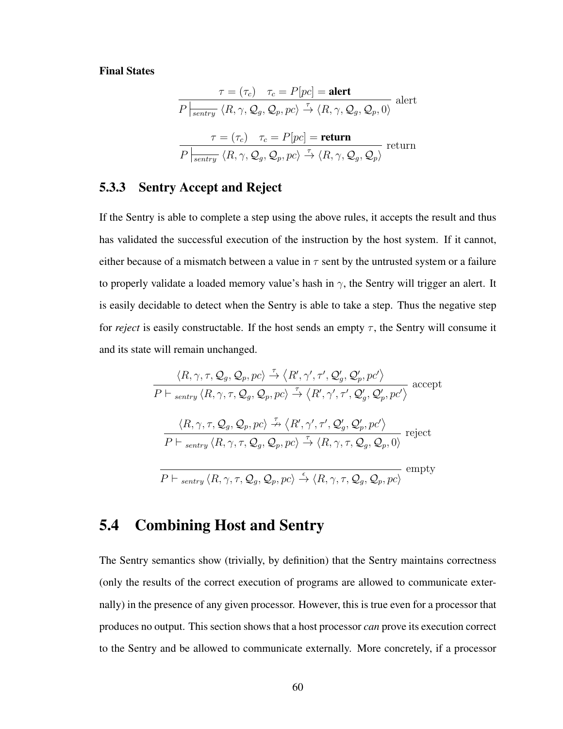**Final States**

$$\frac{\tau = (\tau_c) \quad \tau_c = P[pc] = \textbf{alert}}{P \left|_{\overline{sentry}} \langle R, \gamma, \mathcal{Q}_g, \mathcal{Q}_p, pc \rangle \xrightarrow{\tau} \langle R, \gamma, \mathcal{Q}_g, \mathcal{Q}_p, 0 \rangle\right.} \text{ alert}$$

$$\frac{\tau = (\tau_c) \quad \tau_c = P[pc] = \textbf{return}}{P \left|_{\overline{sentry}} \langle R, \gamma, \mathcal{Q}_g, \mathcal{Q}_p, pc \rangle \xrightarrow{\tau} \langle R, \gamma, \mathcal{Q}_g, \mathcal{Q}_p \rangle\right.} \text{ return}$$

### 5.3.3 Sentry Accept and Reject

If the Sentry is able to complete a step using the above rules, it accepts the result and thus has validated the successful execution of the instruction by the host system. If it cannot, either because of a mismatch between a value in $\tau$ sent by the untrusted system or a failure to properly validate a loaded memory value's hash in $\gamma$, the Sentry will trigger an alert. It is easily decidable to detect when the Sentry is able to take a step. Thus the negative step for *reject* is easily constructable. If the host sends an empty $\tau$, the Sentry will consume it and its state will remain unchanged.

$$\frac{\langle R, \gamma, \tau, \mathcal{Q}_g, \mathcal{Q}_p, pc \rangle \xrightarrow{\tau} \langle R', \gamma', \tau', \mathcal{Q}_g', \mathcal{Q}_p', pc' \rangle}{P \vdash_{sentry} \langle R, \gamma, \tau, \mathcal{Q}_g, \mathcal{Q}_p, pc \rangle \xrightarrow{\tau} \langle R', \gamma', \tau', \mathcal{Q}_g', \mathcal{Q}_p', pc' \rangle} \text{ accept}$$

$$\frac{\langle R, \gamma, \tau, \mathcal{Q}_g, \mathcal{Q}_p, pc \rangle \overset{\tau}{\nrightarrow} \langle R', \gamma', \tau', \mathcal{Q}_g', \mathcal{Q}_p', pc' \rangle}{P \vdash_{sentry} \langle R, \gamma, \tau, \mathcal{Q}_g, \mathcal{Q}_p, pc \rangle \xrightarrow{\tau} \langle R, \gamma, \tau, \mathcal{Q}_g, \mathcal{Q}_p, 0 \rangle} \text{ reject}$$

$$\frac{}{P \vdash_{sentry} \langle R, \gamma, \tau, \mathcal{Q}_g, \mathcal{Q}_p, pc \rangle \xrightarrow{\epsilon} \langle R, \gamma, \tau, \mathcal{Q}_g, \mathcal{Q}_p, pc \rangle} \text{ empty}$$

## 5.4 Combining Host and Sentry

The Sentry semantics show (trivially, by definition) that the Sentry maintains correctness (only the results of the correct execution of programs are allowed to communicate externally) in the presence of any given processor. However, this is true even for a processor that produces no output. This section shows that a host processor *can* prove its execution correct to the Sentry and be allowed to communicate externally. More concretely, if a processor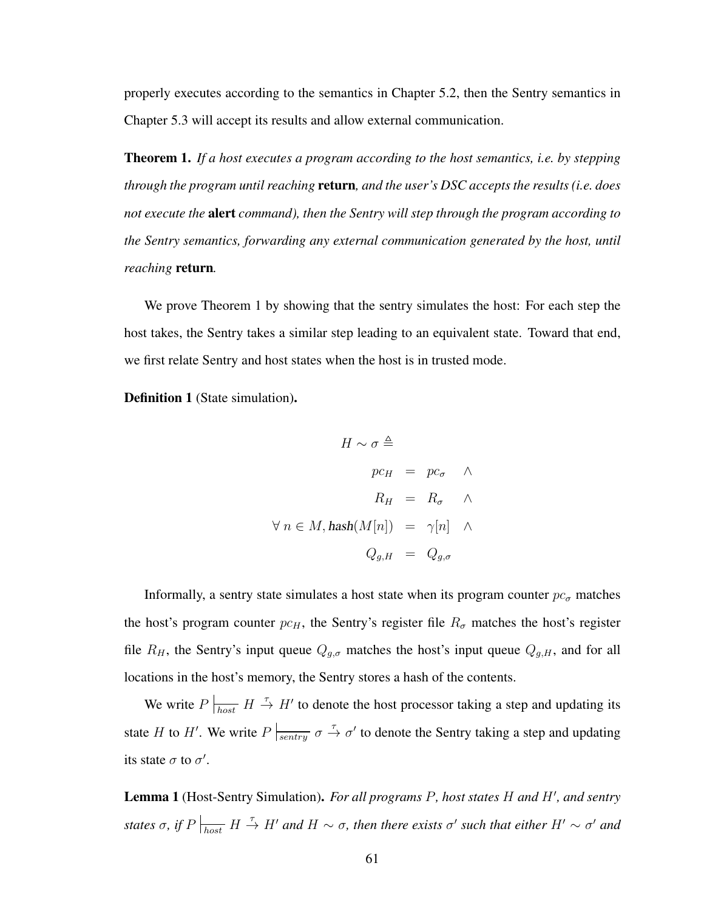properly executes according to the semantics in Chapter 5.2, then the Sentry semantics in Chapter 5.3 will accept its results and allow external communication.

**Theorem 1.** *If a host executes a program according to the host semantics, i.e. by stepping through the program until reaching* **return***, and the user's DSC accepts the results (i.e. does not execute the* **alert** *command), then the Sentry will step through the program according to the Sentry semantics, forwarding any external communication generated by the host, until reaching* **return***.*

We prove Theorem 1 by showing that the sentry simulates the host: For each step the host takes, the Sentry takes a similar step leading to an equivalent state. Toward that end, we first relate Sentry and host states when the host is in trusted mode.

**Definition 1** (State simulation)**.**

$$
\begin{aligned}
H \sim \sigma \triangleq \\
pc_H &= pc_\sigma \quad \wedge \\
R_H &= R_\sigma \quad \wedge \\
\forall\, n \in M, \textsf{hash}(M[n]) &= \gamma[n] \quad \wedge \\
Q_{g,H} &= Q_{g,\sigma}
\end{aligned}
$$

Informally, a sentry state simulates a host state when its program counter $pc_\sigma$ matches the host's program counter $pc_H$, the Sentry's register file $R_\sigma$ matches the host's register file $R_H$, the Sentry's input queue $Q_{g,\sigma}$ matches the host's input queue $Q_{g,H}$, and for all locations in the host's memory, the Sentry stores a hash of the contents.

We write $P \mid_{\overline{host}}\, H \xrightarrow{\tau} H'$ to denote the host processor taking a step and updating its state $H$ to $H'$. We write $P \mid_{\overline{sentry}}\, \sigma \xrightarrow{\tau} \sigma'$ to denote the Sentry taking a step and updating its state $\sigma$ to $\sigma'$.

**Lemma 1** (Host-Sentry Simulation)**.** *For all programs $P$, host states $H$ and $H'$, and sentry states $\sigma$, if $P \mid_{\overline{host}}\, H \xrightarrow{\tau} H'$ and $H \sim \sigma$, then there exists $\sigma'$ such that either $H' \sim \sigma'$ and*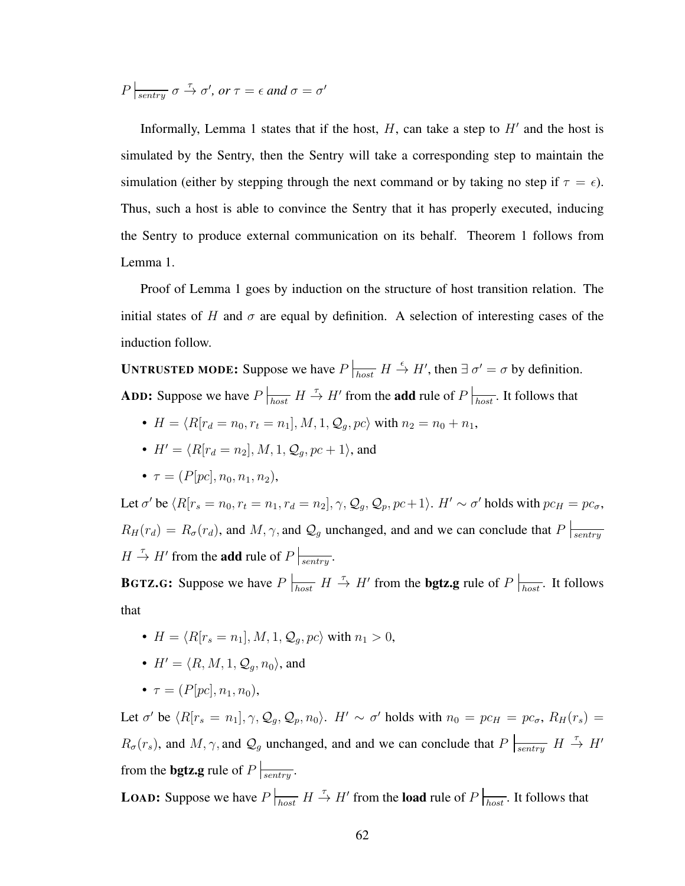$P \vdash_{sentry} \sigma \xrightarrow{\tau} \sigma'$, *or* $\tau = \epsilon$ *and* $\sigma = \sigma'$

Informally, Lemma 1 states that if the host, $H$, can take a step to $H'$ and the host is simulated by the Sentry, then the Sentry will take a corresponding step to maintain the simulation (either by stepping through the next command or by taking no step if $\tau = \epsilon$). Thus, such a host is able to convince the Sentry that it has properly executed, inducing the Sentry to produce external communication on its behalf. Theorem 1 follows from Lemma 1.

Proof of Lemma 1 goes by induction on the structure of host transition relation. The initial states of $H$ and $\sigma$ are equal by definition. A selection of interesting cases of the induction follow.

**UNTRUSTED MODE:** Suppose we have $P \vdash_{host} H \xrightarrow{\epsilon} H'$, then $\exists\, \sigma' = \sigma$ by definition.

**ADD:** Suppose we have $P \vdash_{host} H \xrightarrow{\tau} H'$ from the **add** rule of $P \vdash_{host}$. It follows that

- $H = \langle R[r_d = n_0, r_t = n_1], M, 1, \mathcal{Q}_g, pc\rangle$ with $n_2 = n_0 + n_1$,
- $H' = \langle R[r_d = n_2], M, 1, \mathcal{Q}_g, pc + 1\rangle$, and
- $\tau = (P[pc], n_0, n_1, n_2)$,

Let $\sigma'$ be $\langle R[r_s = n_0, r_t = n_1, r_d = n_2], \gamma, \mathcal{Q}_g, \mathcal{Q}_p, pc+1\rangle$. $H' \sim \sigma'$ holds with $pc_H = pc_\sigma$, $R_H(r_d) = R_\sigma(r_d)$, and $M, \gamma,$ and $\mathcal{Q}_g$ unchanged, and and we can conclude that $P \vdash_{sentry} H \xrightarrow{\tau} H'$ from the **add** rule of $P \vdash_{sentry}$.

**BGTZ.G:** Suppose we have $P \vdash_{host} H \xrightarrow{\tau} H'$ from the **bgtz.g** rule of $P \vdash_{host}$. It follows that

- $H = \langle R[r_s = n_1], M, 1, \mathcal{Q}_g, pc\rangle$ with $n_1 > 0$,
- $H' = \langle R, M, 1, \mathcal{Q}_g, n_0\rangle$, and
- $\tau = (P[pc], n_1, n_0)$,

Let $\sigma'$ be $\langle R[r_s = n_1], \gamma, \mathcal{Q}_g, \mathcal{Q}_p, n_0\rangle$. $H' \sim \sigma'$ holds with $n_0 = pc_H = pc_\sigma$, $R_H(r_s) = R_\sigma(r_s)$, and $M, \gamma,$ and $\mathcal{Q}_g$ unchanged, and and we can conclude that $P \vdash_{sentry} H \xrightarrow{\tau} H'$ from the **bgtz.g** rule of $P \vdash_{sentry}$.

**LOAD:** Suppose we have $P \vdash_{host} H \xrightarrow{\tau} H'$ from the **load** rule of $P \vdash_{host}$. It follows that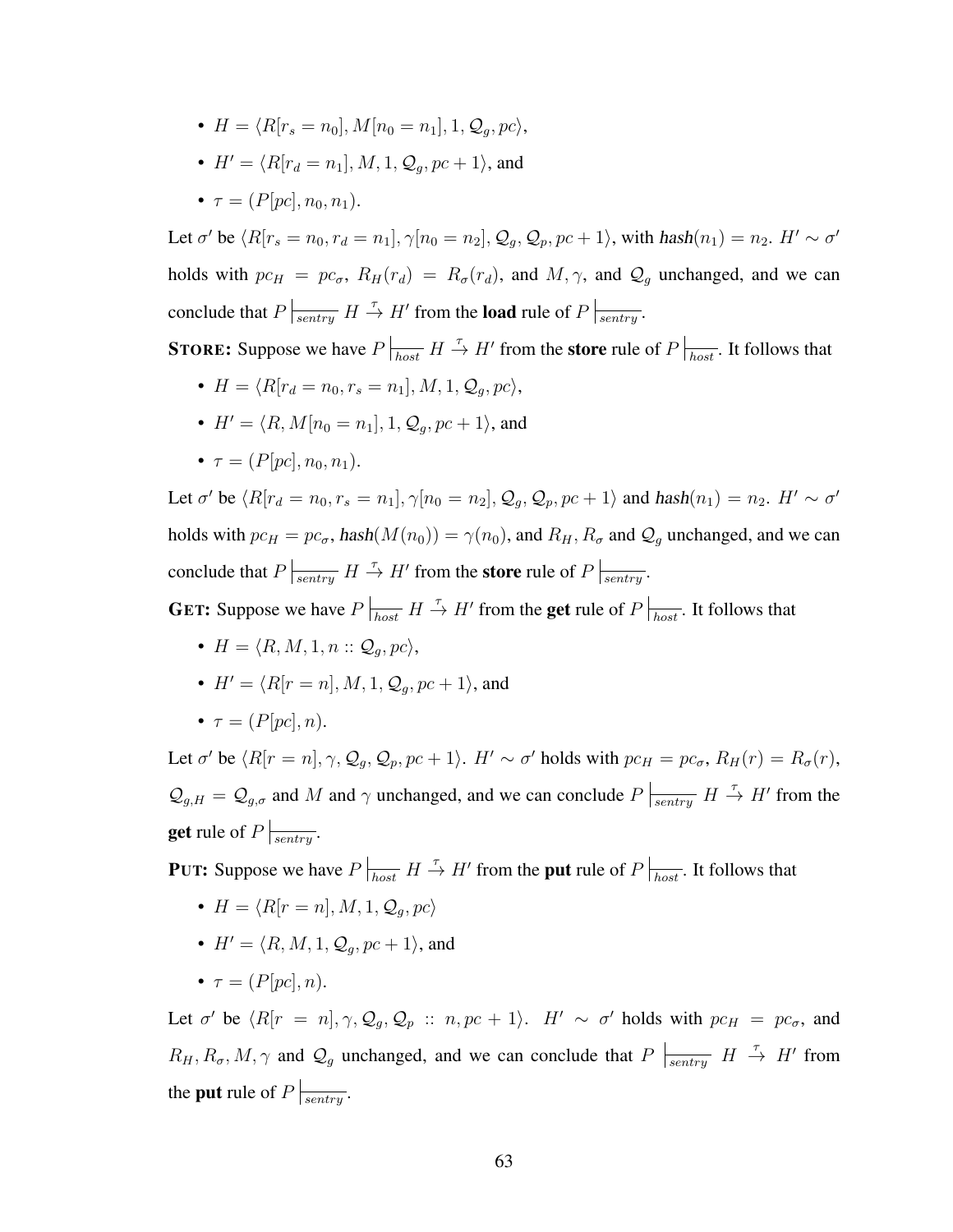- $H = \langle R[r_s = n_0], M[n_0 = n_1], 1, \mathcal{Q}_g, pc\rangle$,
- $H' = \langle R[r_d = n_1], M, 1, \mathcal{Q}_g, pc + 1\rangle$, and
- $\tau = (P[pc], n_0, n_1)$.

Let $\sigma'$ be $\langle R[r_s = n_0, r_d = n_1], \gamma[n_0 = n_2], \mathcal{Q}_g, \mathcal{Q}_p, pc + 1\rangle$, with $\textit{hash}(n_1) = n_2$. $H' \sim \sigma'$ holds with $pc_H = pc_\sigma$, $R_H(r_d) = R_\sigma(r_d)$, and $M, \gamma$, and $\mathcal{Q}_g$ unchanged, and we can conclude that $P \mid_{\overline{sentry}} H \xrightarrow{\tau} H'$ from the **load** rule of $P \mid_{\overline{sentry}}$.

**STORE:** Suppose we have $P \mid_{\overline{host}} H \xrightarrow{\tau} H'$ from the **store** rule of $P \mid_{\overline{host}}$. It follows that

- $H = \langle R[r_d = n_0, r_s = n_1], M, 1, \mathcal{Q}_g, pc\rangle$,
- $H' = \langle R, M[n_0 = n_1], 1, \mathcal{Q}_g, pc + 1\rangle$, and
- $\tau = (P[pc], n_0, n_1)$.

Let $\sigma'$ be $\langle R[r_d = n_0, r_s = n_1], \gamma[n_0 = n_2], \mathcal{Q}_g, \mathcal{Q}_p, pc + 1\rangle$ and $\textit{hash}(n_1) = n_2$. $H' \sim \sigma'$ holds with $pc_H = pc_\sigma$, $\textit{hash}(M(n_0)) = \gamma(n_0)$, and $R_H, R_\sigma$ and $\mathcal{Q}_g$ unchanged, and we can conclude that $P \mid_{\overline{sentry}} H \xrightarrow{\tau} H'$ from the **store** rule of $P \mid_{\overline{sentry}}$.

**GET:** Suppose we have $P \mid_{\overline{host}} H \xrightarrow{\tau} H'$ from the **get** rule of $P \mid_{\overline{host}}$. It follows that

- $H = \langle R, M, 1, n :: \mathcal{Q}_g, pc\rangle$,
- $H' = \langle R[r = n], M, 1, \mathcal{Q}_g, pc + 1\rangle$, and
- $\tau = (P[pc], n)$.

Let $\sigma'$ be $\langle R[r = n], \gamma, \mathcal{Q}_g, \mathcal{Q}_p, pc + 1\rangle$. $H' \sim \sigma'$ holds with $pc_H = pc_\sigma$, $R_H(r) = R_\sigma(r)$, $\mathcal{Q}_{g,H} = \mathcal{Q}_{g,\sigma}$ and $M$ and $\gamma$ unchanged, and we can conclude $P \mid_{\overline{sentry}} H \xrightarrow{\tau} H'$ from the **get** rule of $P \mid_{\overline{sentry}}$.

**PUT:** Suppose we have $P \mid_{\overline{host}} H \xrightarrow{\tau} H'$ from the **put** rule of $P \mid_{\overline{host}}$. It follows that

- $H = \langle R[r = n], M, 1, \mathcal{Q}_g, pc\rangle$
- $H' = \langle R, M, 1, \mathcal{Q}_g, pc + 1\rangle$, and
- $\tau = (P[pc], n)$.

Let $\sigma'$ be $\langle R[r = n], \gamma, \mathcal{Q}_g, \mathcal{Q}_p :: n, pc + 1\rangle$. $H' \sim \sigma'$ holds with $pc_H = pc_\sigma$, and $R_H, R_\sigma, M, \gamma$ and $\mathcal{Q}_g$ unchanged, and we can conclude that $P \mid_{\overline{sentry}} H \xrightarrow{\tau} H'$ from the **put** rule of $P \mid_{\overline{sentry}}$.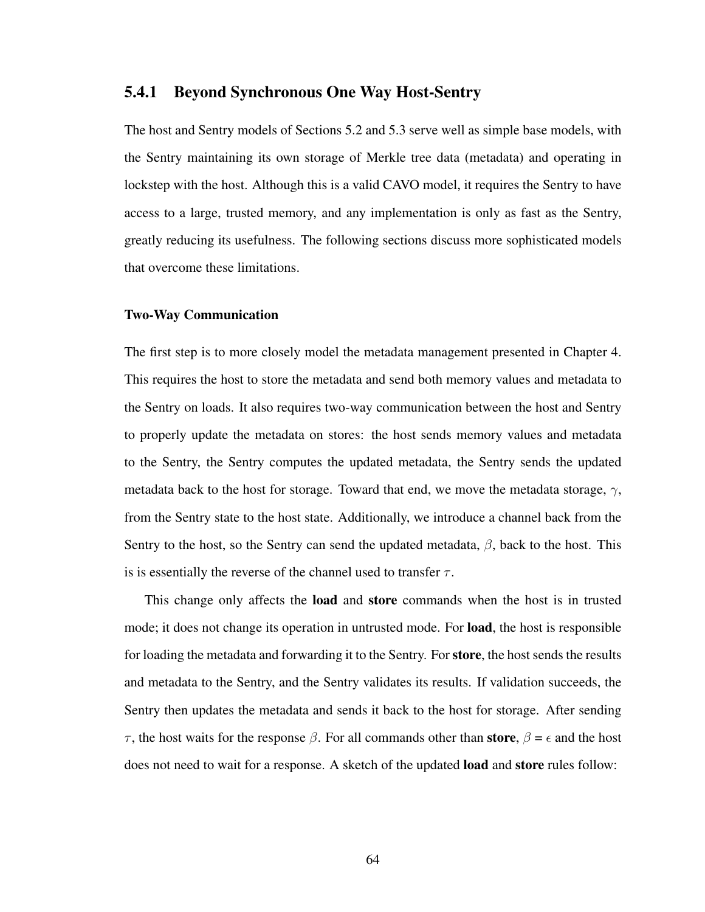### 5.4.1 Beyond Synchronous One Way Host-Sentry

The host and Sentry models of Sections 5.2 and 5.3 serve well as simple base models, with the Sentry maintaining its own storage of Merkle tree data (metadata) and operating in lockstep with the host. Although this is a valid CAVO model, it requires the Sentry to have access to a large, trusted memory, and any implementation is only as fast as the Sentry, greatly reducing its usefulness. The following sections discuss more sophisticated models that overcome these limitations.

#### Two-Way Communication

The first step is to more closely model the metadata management presented in Chapter 4. This requires the host to store the metadata and send both memory values and metadata to the Sentry on loads. It also requires two-way communication between the host and Sentry to properly update the metadata on stores: the host sends memory values and metadata to the Sentry, the Sentry computes the updated metadata, the Sentry sends the updated metadata back to the host for storage. Toward that end, we move the metadata storage, $\gamma$, from the Sentry state to the host state. Additionally, we introduce a channel back from the Sentry to the host, so the Sentry can send the updated metadata, $\beta$, back to the host. This is is essentially the reverse of the channel used to transfer $\tau$.

This change only affects the **load** and **store** commands when the host is in trusted mode; it does not change its operation in untrusted mode. For **load**, the host is responsible for loading the metadata and forwarding it to the Sentry. For **store**, the host sends the results and metadata to the Sentry, and the Sentry validates its results. If validation succeeds, the Sentry then updates the metadata and sends it back to the host for storage. After sending $\tau$, the host waits for the response $\beta$. For all commands other than **store**, $\beta = \epsilon$ and the host does not need to wait for a response. A sketch of the updated **load** and **store** rules follow: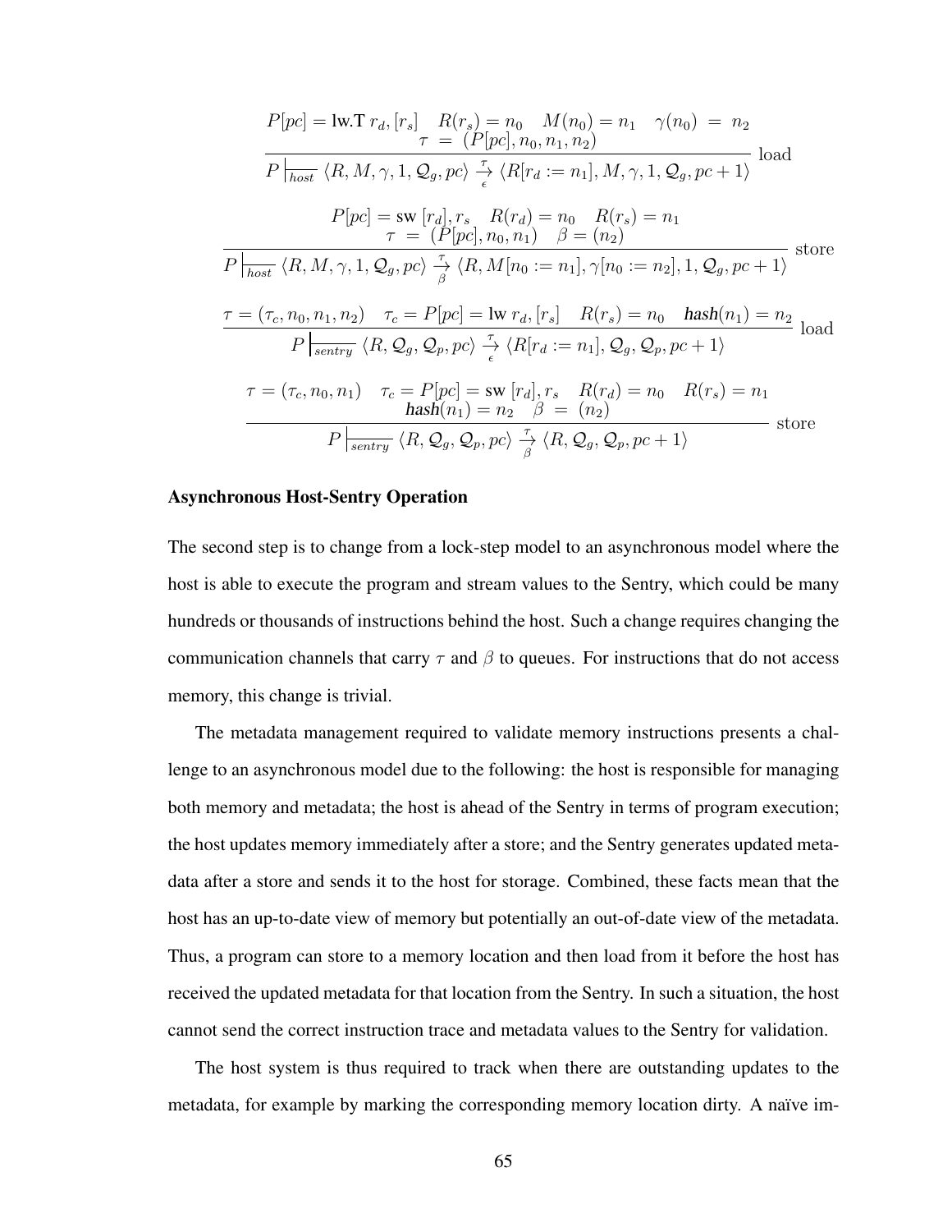$$\frac{P[pc] = \text{lw.T}\ r_d, [r_s] \quad R(r_s) = n_0 \quad M(n_0) = n_1 \quad \gamma(n_0) \ = \ n_2 \qquad \tau \ = \ (P[pc], n_0, n_1, n_2)}{P \left|_{\overline{host}} \langle R, M, \gamma, 1, \mathcal{Q}_g, pc \rangle \xrightarrow[\epsilon]{\tau} \langle R[r_d := n_1], M, \gamma, 1, \mathcal{Q}_g, pc+1 \rangle\right.} \text{ load}$$

$$\frac{P[pc] = \text{sw}\ [r_d], r_s \quad R(r_d) = n_0 \quad R(r_s) = n_1 \qquad \tau \ = \ (P[pc], n_0, n_1) \quad \beta = (n_2)}{P \left|_{\overline{host}} \langle R, M, \gamma, 1, \mathcal{Q}_g, pc \rangle \xrightarrow[\beta]{\tau} \langle R, M[n_0 := n_1], \gamma[n_0 := n_2], 1, \mathcal{Q}_g, pc+1 \rangle\right.} \text{ store}$$

$$\frac{\tau = (\tau_c, n_0, n_1, n_2) \quad \tau_c = P[pc] = \text{lw}\ r_d, [r_s] \quad R(r_s) = n_0 \quad \textbf{\textit{hash}}(n_1) = n_2}{P \left|_{\overline{sentry}} \langle R, \mathcal{Q}_g, \mathcal{Q}_p, pc \rangle \xrightarrow[\epsilon]{\tau} \langle R[r_d := n_1], \mathcal{Q}_g, \mathcal{Q}_p, pc+1 \rangle\right.} \text{ load}$$

$$\frac{\tau = (\tau_c, n_0, n_1) \quad \tau_c = P[pc] = \text{sw}\ [r_d], r_s \quad R(r_d) = n_0 \quad R(r_s) = n_1 \qquad \textbf{\textit{hash}}(n_1) = n_2 \quad \beta \ = \ (n_2)}{P \left|_{\overline{sentry}} \langle R, \mathcal{Q}_g, \mathcal{Q}_p, pc \rangle \xrightarrow[\beta]{\tau} \langle R, \mathcal{Q}_g, \mathcal{Q}_p, pc+1 \rangle\right.} \text{ store}$$

### Asynchronous Host-Sentry Operation

The second step is to change from a lock-step model to an asynchronous model where the host is able to execute the program and stream values to the Sentry, which could be many hundreds or thousands of instructions behind the host. Such a change requires changing the communication channels that carry $\tau$ and $\beta$ to queues. For instructions that do not access memory, this change is trivial.

The metadata management required to validate memory instructions presents a challenge to an asynchronous model due to the following: the host is responsible for managing both memory and metadata; the host is ahead of the Sentry in terms of program execution; the host updates memory immediately after a store; and the Sentry generates updated metadata after a store and sends it to the host for storage. Combined, these facts mean that the host has an up-to-date view of memory but potentially an out-of-date view of the metadata. Thus, a program can store to a memory location and then load from it before the host has received the updated metadata for that location from the Sentry. In such a situation, the host cannot send the correct instruction trace and metadata values to the Sentry for validation.

The host system is thus required to track when there are outstanding updates to the metadata, for example by marking the corresponding memory location dirty. A naïve im-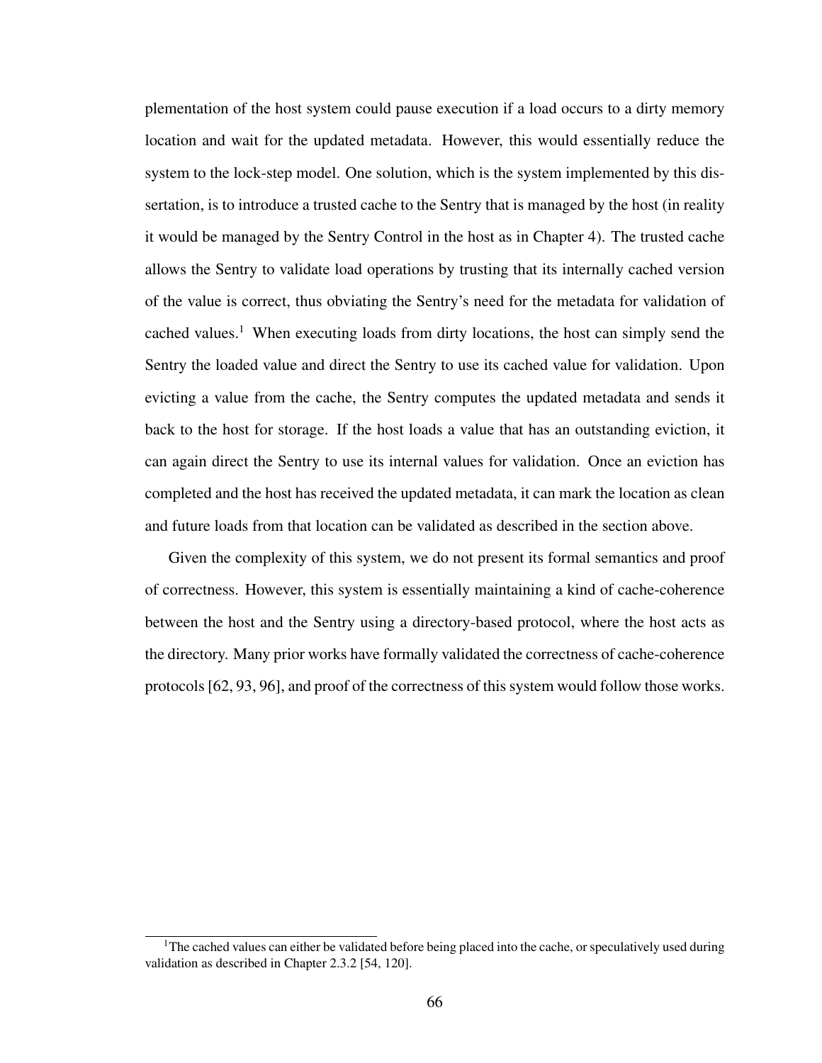plementation of the host system could pause execution if a load occurs to a dirty memory location and wait for the updated metadata. However, this would essentially reduce the system to the lock-step model. One solution, which is the system implemented by this dissertation, is to introduce a trusted cache to the Sentry that is managed by the host (in reality it would be managed by the Sentry Control in the host as in Chapter 4). The trusted cache allows the Sentry to validate load operations by trusting that its internally cached version of the value is correct, thus obviating the Sentry's need for the metadata for validation of cached values.[1] When executing loads from dirty locations, the host can simply send the Sentry the loaded value and direct the Sentry to use its cached value for validation. Upon evicting a value from the cache, the Sentry computes the updated metadata and sends it back to the host for storage. If the host loads a value that has an outstanding eviction, it can again direct the Sentry to use its internal values for validation. Once an eviction has completed and the host has received the updated metadata, it can mark the location as clean and future loads from that location can be validated as described in the section above.

Given the complexity of this system, we do not present its formal semantics and proof of correctness. However, this system is essentially maintaining a kind of cache-coherence between the host and the Sentry using a directory-based protocol, where the host acts as the directory. Many prior works have formally validated the correctness of cache-coherence protocols [62, 93, 96], and proof of the correctness of this system would follow those works.

[1] The cached values can either be validated before being placed into the cache, or speculatively used during validation as described in Chapter 2.3.2 [54, 120].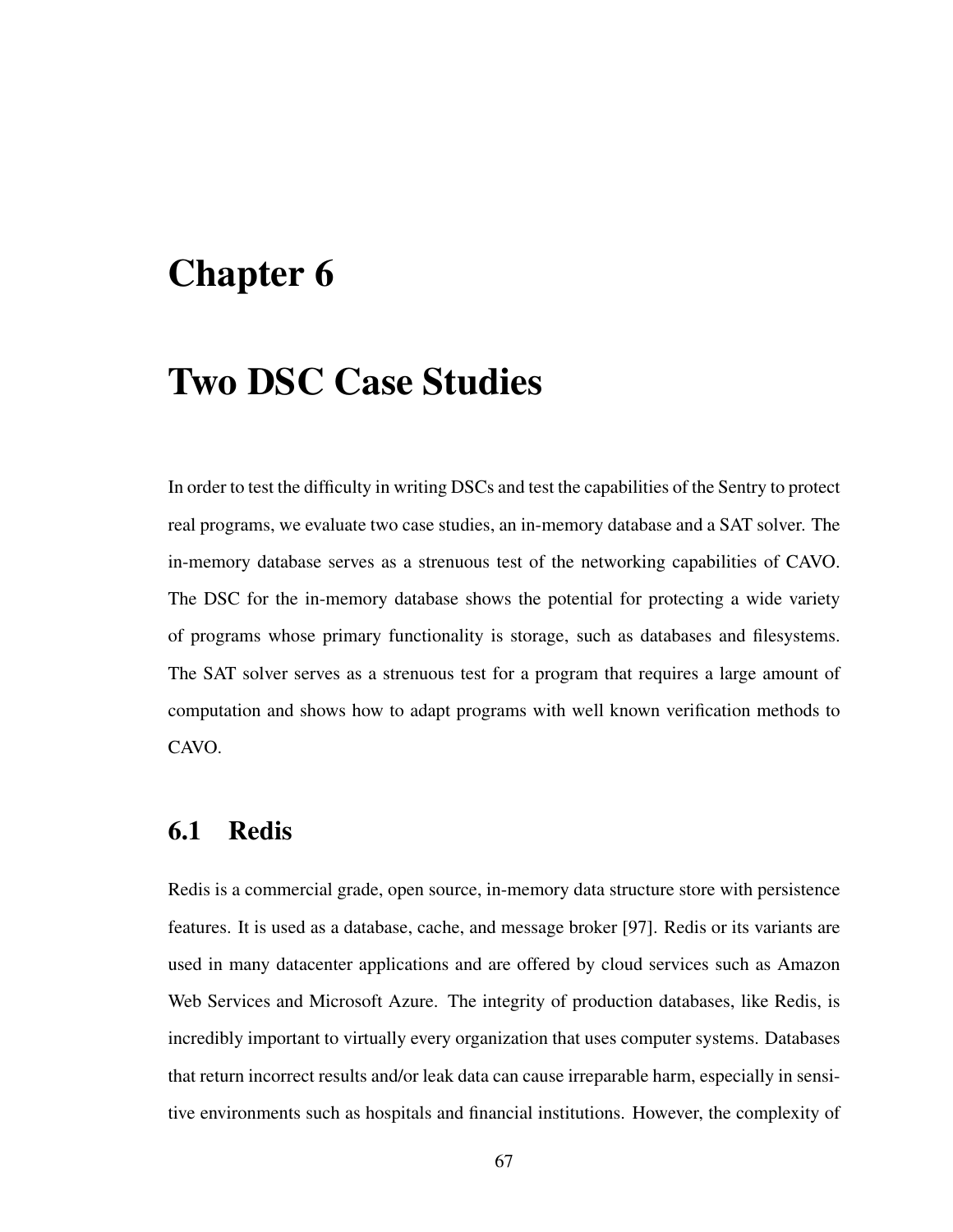# Chapter 6

# Two DSC Case Studies

In order to test the difficulty in writing DSCs and test the capabilities of the Sentry to protect real programs, we evaluate two case studies, an in-memory database and a SAT solver. The in-memory database serves as a strenuous test of the networking capabilities of CAVO. The DSC for the in-memory database shows the potential for protecting a wide variety of programs whose primary functionality is storage, such as databases and filesystems. The SAT solver serves as a strenuous test for a program that requires a large amount of computation and shows how to adapt programs with well known verification methods to CAVO.

## 6.1 Redis

Redis is a commercial grade, open source, in-memory data structure store with persistence features. It is used as a database, cache, and message broker [97]. Redis or its variants are used in many datacenter applications and are offered by cloud services such as Amazon Web Services and Microsoft Azure. The integrity of production databases, like Redis, is incredibly important to virtually every organization that uses computer systems. Databases that return incorrect results and/or leak data can cause irreparable harm, especially in sensitive environments such as hospitals and financial institutions. However, the complexity of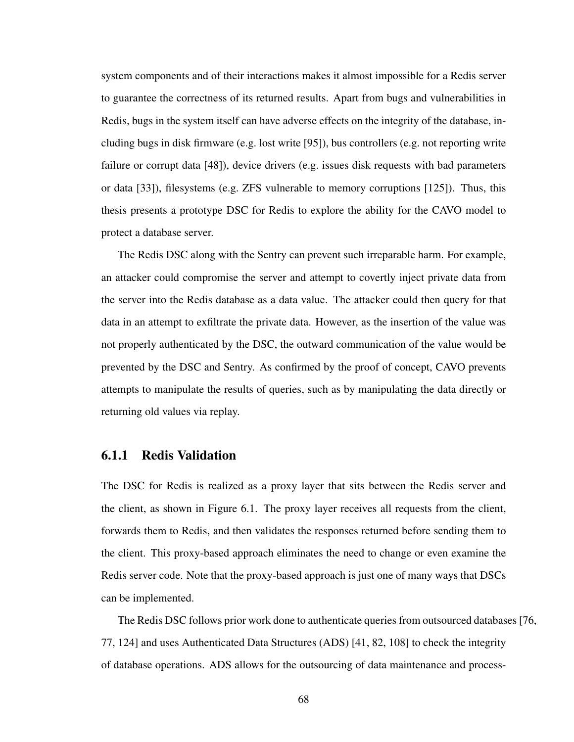system components and of their interactions makes it almost impossible for a Redis server to guarantee the correctness of its returned results. Apart from bugs and vulnerabilities in Redis, bugs in the system itself can have adverse effects on the integrity of the database, including bugs in disk firmware (e.g. lost write [95]), bus controllers (e.g. not reporting write failure or corrupt data [48]), device drivers (e.g. issues disk requests with bad parameters or data [33]), filesystems (e.g. ZFS vulnerable to memory corruptions [125]). Thus, this thesis presents a prototype DSC for Redis to explore the ability for the CAVO model to protect a database server.

The Redis DSC along with the Sentry can prevent such irreparable harm. For example, an attacker could compromise the server and attempt to covertly inject private data from the server into the Redis database as a data value. The attacker could then query for that data in an attempt to exfiltrate the private data. However, as the insertion of the value was not properly authenticated by the DSC, the outward communication of the value would be prevented by the DSC and Sentry. As confirmed by the proof of concept, CAVO prevents attempts to manipulate the results of queries, such as by manipulating the data directly or returning old values via replay.

### 6.1.1 Redis Validation

The DSC for Redis is realized as a proxy layer that sits between the Redis server and the client, as shown in Figure 6.1. The proxy layer receives all requests from the client, forwards them to Redis, and then validates the responses returned before sending them to the client. This proxy-based approach eliminates the need to change or even examine the Redis server code. Note that the proxy-based approach is just one of many ways that DSCs can be implemented.

The Redis DSC follows prior work done to authenticate queries from outsourced databases [76, 77, 124] and uses Authenticated Data Structures (ADS) [41, 82, 108] to check the integrity of database operations. ADS allows for the outsourcing of data maintenance and process-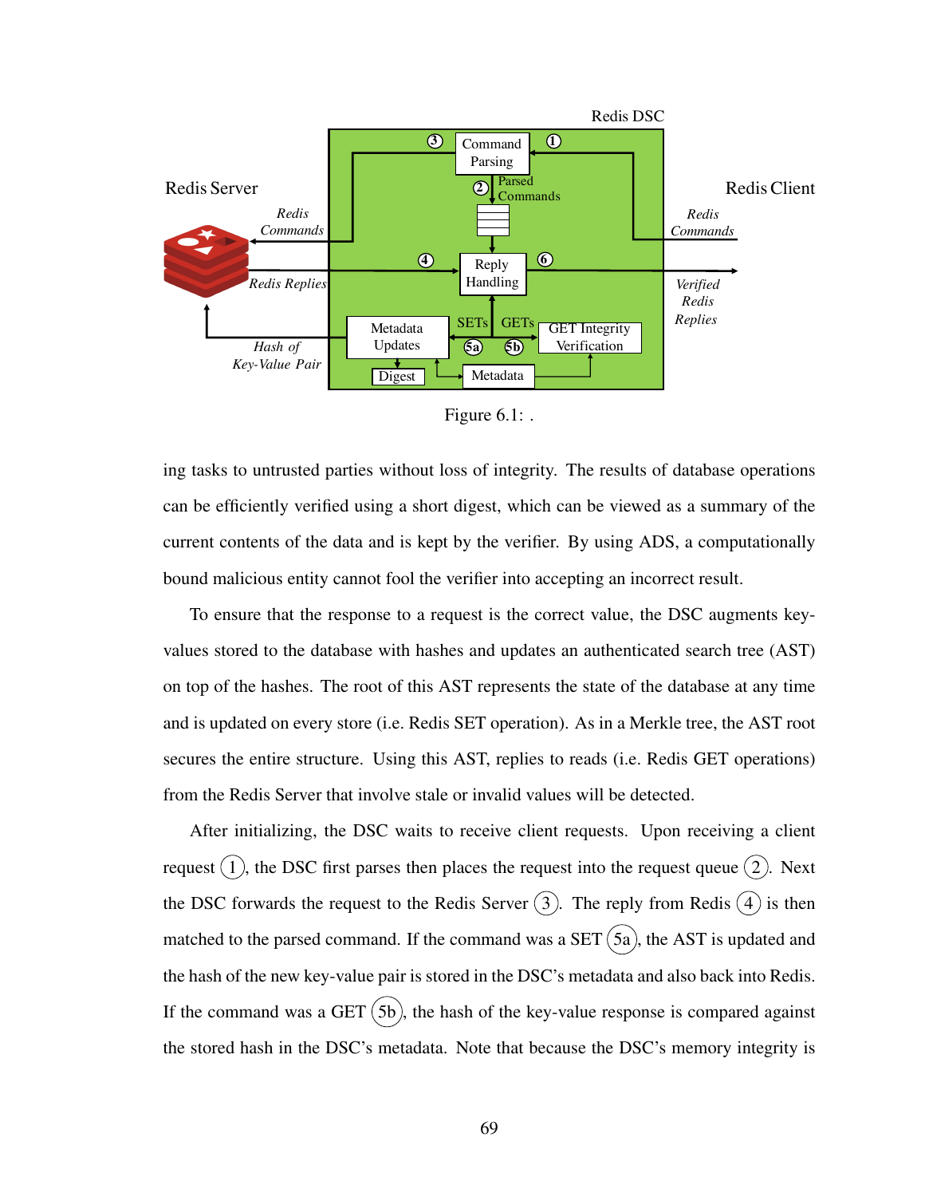Figure 6.1: .

ing tasks to untrusted parties without loss of integrity. The results of database operations can be efficiently verified using a short digest, which can be viewed as a summary of the current contents of the data and is kept by the verifier. By using ADS, a computationally bound malicious entity cannot fool the verifier into accepting an incorrect result.

To ensure that the response to a request is the correct value, the DSC augments key-values stored to the database with hashes and updates an authenticated search tree (AST) on top of the hashes. The root of this AST represents the state of the database at any time and is updated on every store (i.e. Redis SET operation). As in a Merkle tree, the AST root secures the entire structure. Using this AST, replies to reads (i.e. Redis GET operations) from the Redis Server that involve stale or invalid values will be detected.

After initializing, the DSC waits to receive client requests. Upon receiving a client request (1), the DSC first parses then places the request into the request queue (2). Next the DSC forwards the request to the Redis Server (3). The reply from Redis (4) is then matched to the parsed command. If the command was a SET (5a), the AST is updated and the hash of the new key-value pair is stored in the DSC's metadata and also back into Redis. If the command was a GET (5b), the hash of the key-value response is compared against the stored hash in the DSC's metadata. Note that because the DSC's memory integrity is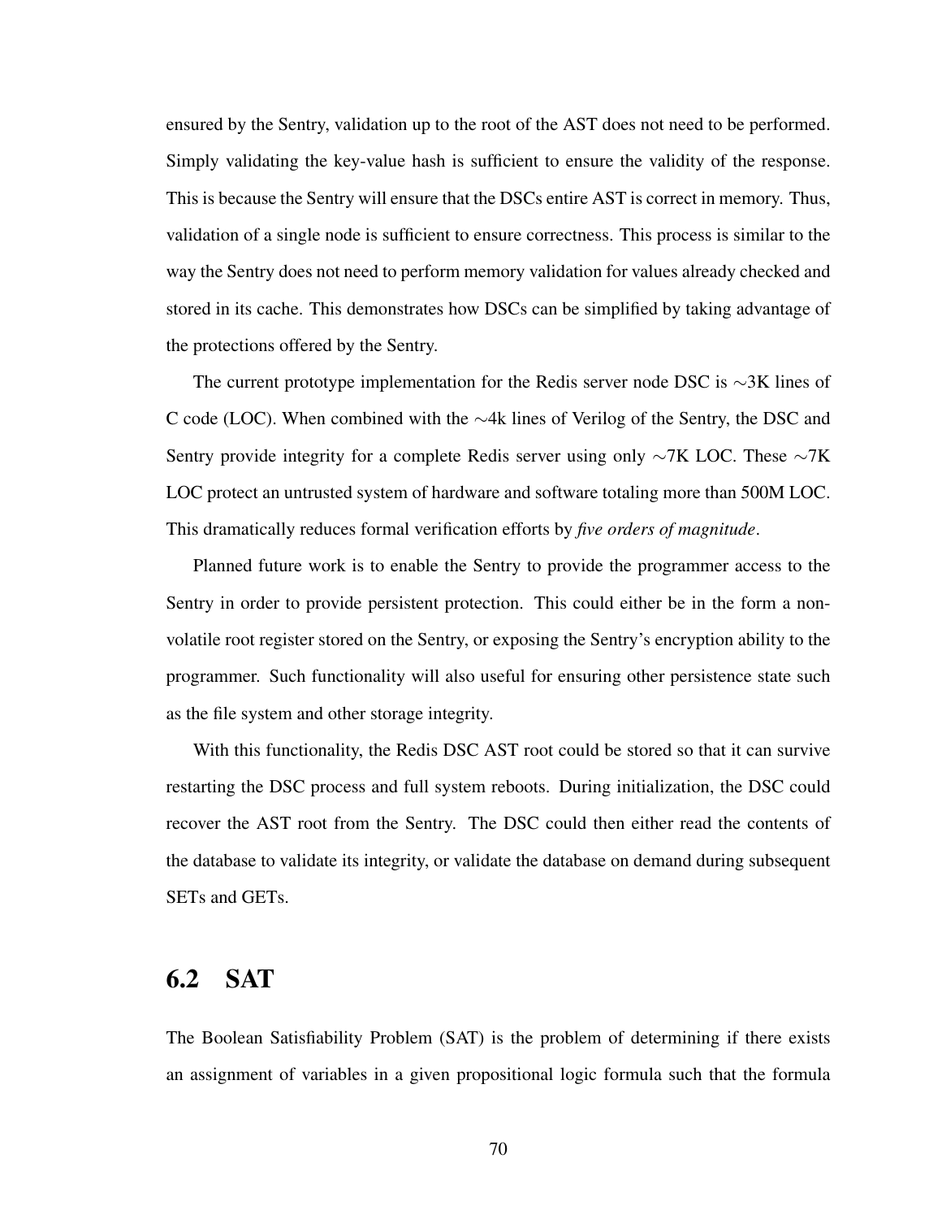ensured by the Sentry, validation up to the root of the AST does not need to be performed. Simply validating the key-value hash is sufficient to ensure the validity of the response. This is because the Sentry will ensure that the DSCs entire AST is correct in memory. Thus, validation of a single node is sufficient to ensure correctness. This process is similar to the way the Sentry does not need to perform memory validation for values already checked and stored in its cache. This demonstrates how DSCs can be simplified by taking advantage of the protections offered by the Sentry.

The current prototype implementation for the Redis server node DSC is ∼3K lines of C code (LOC). When combined with the ∼4k lines of Verilog of the Sentry, the DSC and Sentry provide integrity for a complete Redis server using only ∼7K LOC. These ∼7K LOC protect an untrusted system of hardware and software totaling more than 500M LOC. This dramatically reduces formal verification efforts by *five orders of magnitude*.

Planned future work is to enable the Sentry to provide the programmer access to the Sentry in order to provide persistent protection. This could either be in the form a non-volatile root register stored on the Sentry, or exposing the Sentry's encryption ability to the programmer. Such functionality will also useful for ensuring other persistence state such as the file system and other storage integrity.

With this functionality, the Redis DSC AST root could be stored so that it can survive restarting the DSC process and full system reboots. During initialization, the DSC could recover the AST root from the Sentry. The DSC could then either read the contents of the database to validate its integrity, or validate the database on demand during subsequent SETs and GETs.

## 6.2 SAT

The Boolean Satisfiability Problem (SAT) is the problem of determining if there exists an assignment of variables in a given propositional logic formula such that the formula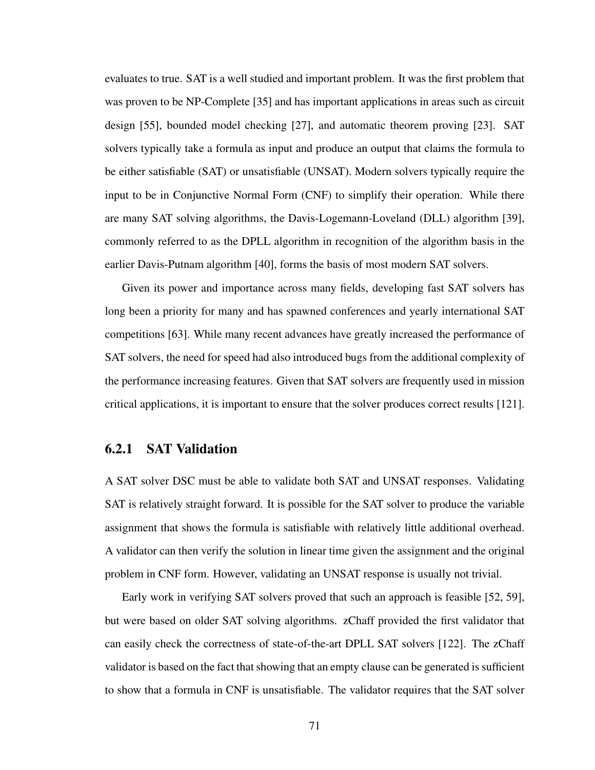evaluates to true. SAT is a well studied and important problem. It was the first problem that was proven to be NP-Complete [35] and has important applications in areas such as circuit design [55], bounded model checking [27], and automatic theorem proving [23]. SAT solvers typically take a formula as input and produce an output that claims the formula to be either satisfiable (SAT) or unsatisfiable (UNSAT). Modern solvers typically require the input to be in Conjunctive Normal Form (CNF) to simplify their operation. While there are many SAT solving algorithms, the Davis-Logemann-Loveland (DLL) algorithm [39], commonly referred to as the DPLL algorithm in recognition of the algorithm basis in the earlier Davis-Putnam algorithm [40], forms the basis of most modern SAT solvers.

Given its power and importance across many fields, developing fast SAT solvers has long been a priority for many and has spawned conferences and yearly international SAT competitions [63]. While many recent advances have greatly increased the performance of SAT solvers, the need for speed had also introduced bugs from the additional complexity of the performance increasing features. Given that SAT solvers are frequently used in mission critical applications, it is important to ensure that the solver produces correct results [121].

### 6.2.1 SAT Validation

A SAT solver DSC must be able to validate both SAT and UNSAT responses. Validating SAT is relatively straight forward. It is possible for the SAT solver to produce the variable assignment that shows the formula is satisfiable with relatively little additional overhead. A validator can then verify the solution in linear time given the assignment and the original problem in CNF form. However, validating an UNSAT response is usually not trivial.

Early work in verifying SAT solvers proved that such an approach is feasible [52, 59], but were based on older SAT solving algorithms. zChaff provided the first validator that can easily check the correctness of state-of-the-art DPLL SAT solvers [122]. The zChaff validator is based on the fact that showing that an empty clause can be generated is sufficient to show that a formula in CNF is unsatisfiable. The validator requires that the SAT solver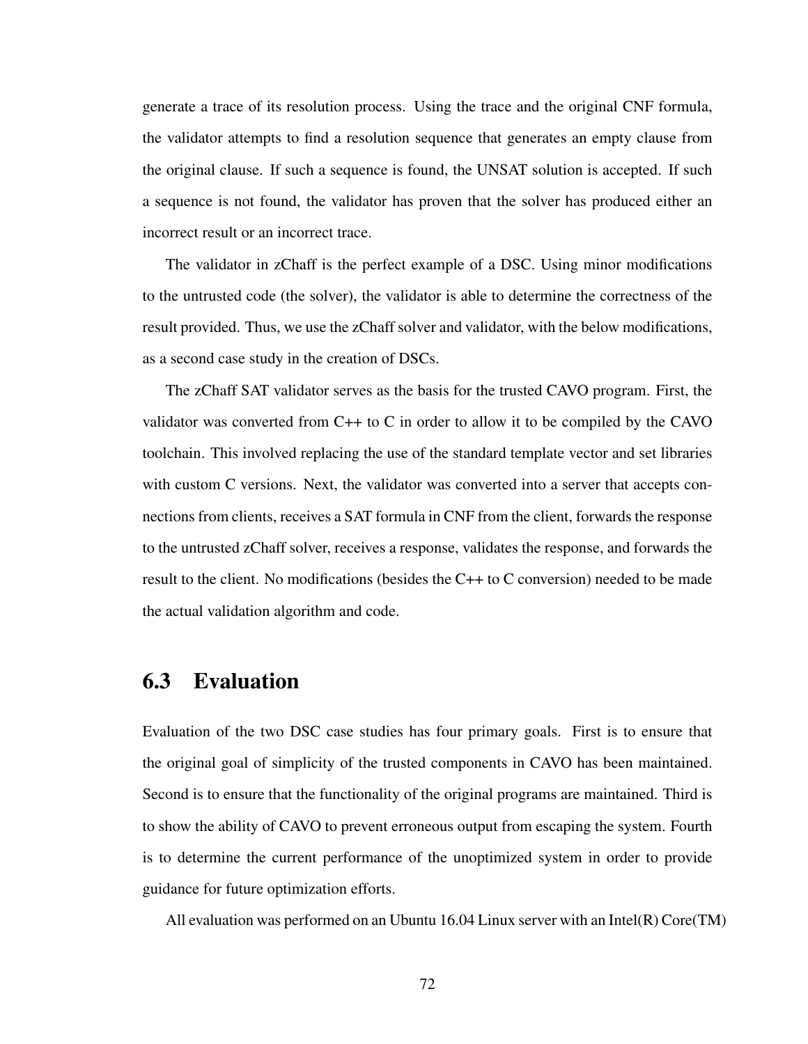generate a trace of its resolution process. Using the trace and the original CNF formula, the validator attempts to find a resolution sequence that generates an empty clause from the original clause. If such a sequence is found, the UNSAT solution is accepted. If such a sequence is not found, the validator has proven that the solver has produced either an incorrect result or an incorrect trace.

The validator in zChaff is the perfect example of a DSC. Using minor modifications to the untrusted code (the solver), the validator is able to determine the correctness of the result provided. Thus, we use the zChaff solver and validator, with the below modifications, as a second case study in the creation of DSCs.

The zChaff SAT validator serves as the basis for the trusted CAVO program. First, the validator was converted from C++ to C in order to allow it to be compiled by the CAVO toolchain. This involved replacing the use of the standard template vector and set libraries with custom C versions. Next, the validator was converted into a server that accepts connections from clients, receives a SAT formula in CNF from the client, forwards the response to the untrusted zChaff solver, receives a response, validates the response, and forwards the result to the client. No modifications (besides the C++ to C conversion) needed to be made the actual validation algorithm and code.

## 6.3 Evaluation

Evaluation of the two DSC case studies has four primary goals. First is to ensure that the original goal of simplicity of the trusted components in CAVO has been maintained. Second is to ensure that the functionality of the original programs are maintained. Third is to show the ability of CAVO to prevent erroneous output from escaping the system. Fourth is to determine the current performance of the unoptimized system in order to provide guidance for future optimization efforts.

All evaluation was performed on an Ubuntu 16.04 Linux server with an Intel(R) Core(TM)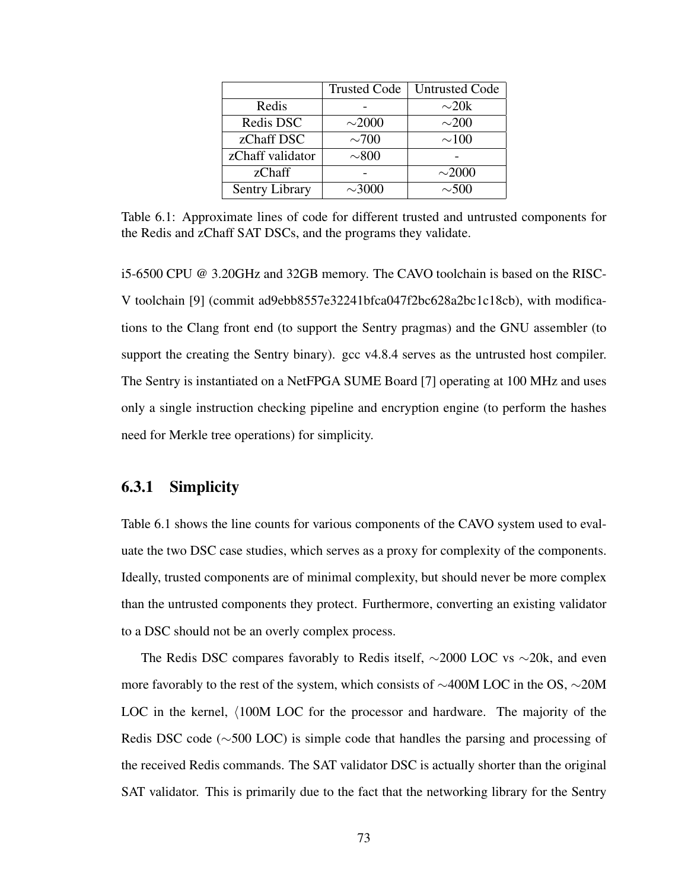|  | Trusted Code | Untrusted Code |
| --- | --- | --- |
| Redis | - | ∼20k |
| Redis DSC | ∼2000 | ∼200 |
| zChaff DSC | ∼700 | ∼100 |
| zChaff validator | ∼800 | - |
| zChaff | - | ∼2000 |
| Sentry Library | ∼3000 | ∼500 |

Table 6.1: Approximate lines of code for different trusted and untrusted components for the Redis and zChaff SAT DSCs, and the programs they validate.

i5-6500 CPU @ 3.20GHz and 32GB memory. The CAVO toolchain is based on the RISC-V toolchain [9] (commit ad9ebb8557e32241bfca047f2bc628a2bc1c18cb), with modifications to the Clang front end (to support the Sentry pragmas) and the GNU assembler (to support the creating the Sentry binary). gcc v4.8.4 serves as the untrusted host compiler. The Sentry is instantiated on a NetFPGA SUME Board [7] operating at 100 MHz and uses only a single instruction checking pipeline and encryption engine (to perform the hashes need for Merkle tree operations) for simplicity.

### 6.3.1 Simplicity

Table 6.1 shows the line counts for various components of the CAVO system used to evaluate the two DSC case studies, which serves as a proxy for complexity of the components. Ideally, trusted components are of minimal complexity, but should never be more complex than the untrusted components they protect. Furthermore, converting an existing validator to a DSC should not be an overly complex process.

The Redis DSC compares favorably to Redis itself, ∼2000 LOC vs ∼20k, and even more favorably to the rest of the system, which consists of ∼400M LOC in the OS, ∼20M LOC in the kernel, ⟨100M LOC for the processor and hardware. The majority of the Redis DSC code (∼500 LOC) is simple code that handles the parsing and processing of the received Redis commands. The SAT validator DSC is actually shorter than the original SAT validator. This is primarily due to the fact that the networking library for the Sentry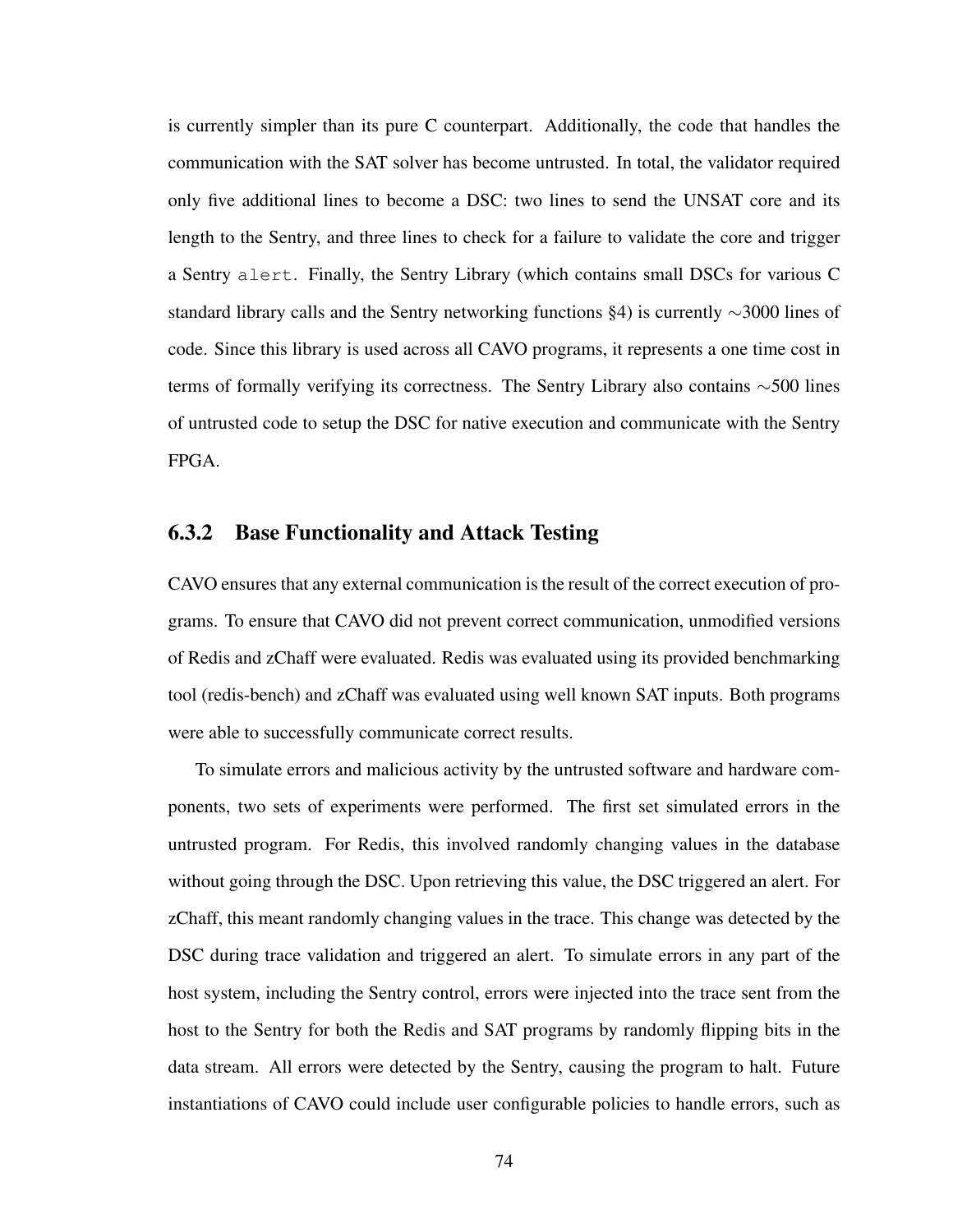is currently simpler than its pure C counterpart. Additionally, the code that handles the communication with the SAT solver has become untrusted. In total, the validator required only five additional lines to become a DSC: two lines to send the UNSAT core and its length to the Sentry, and three lines to check for a failure to validate the core and trigger a Sentry `alert`. Finally, the Sentry Library (which contains small DSCs for various C standard library calls and the Sentry networking functions §4) is currently ∼3000 lines of code. Since this library is used across all CAVO programs, it represents a one time cost in terms of formally verifying its correctness. The Sentry Library also contains ∼500 lines of untrusted code to setup the DSC for native execution and communicate with the Sentry FPGA.

### 6.3.2 Base Functionality and Attack Testing

CAVO ensures that any external communication is the result of the correct execution of programs. To ensure that CAVO did not prevent correct communication, unmodified versions of Redis and zChaff were evaluated. Redis was evaluated using its provided benchmarking tool (redis-bench) and zChaff was evaluated using well known SAT inputs. Both programs were able to successfully communicate correct results.

To simulate errors and malicious activity by the untrusted software and hardware components, two sets of experiments were performed. The first set simulated errors in the untrusted program. For Redis, this involved randomly changing values in the database without going through the DSC. Upon retrieving this value, the DSC triggered an alert. For zChaff, this meant randomly changing values in the trace. This change was detected by the DSC during trace validation and triggered an alert. To simulate errors in any part of the host system, including the Sentry control, errors were injected into the trace sent from the host to the Sentry for both the Redis and SAT programs by randomly flipping bits in the data stream. All errors were detected by the Sentry, causing the program to halt. Future instantiations of CAVO could include user configurable policies to handle errors, such as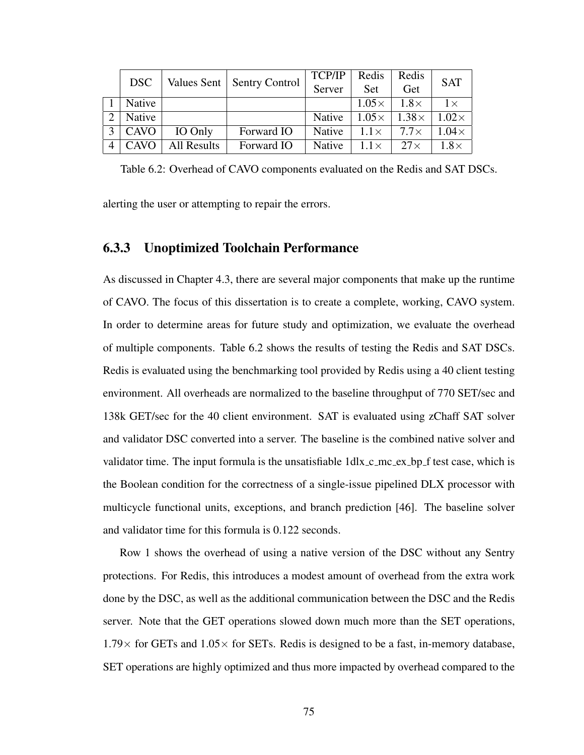| | DSC | Values Sent | Sentry Control | TCP/IP Server | Redis Set | Redis Get | SAT |
|---|---|---|---|---|---|---|---|
| 1 | Native | | | | 1.05× | 1.8× | 1× |
| 2 | Native | | | Native | 1.05× | 1.38× | 1.02× |
| 3 | CAVO | IO Only | Forward IO | Native | 1.1× | 7.7× | 1.04× |
| 4 | CAVO | All Results | Forward IO | Native | 1.1× | 27× | 1.8× |

Table 6.2: Overhead of CAVO components evaluated on the Redis and SAT DSCs.

alerting the user or attempting to repair the errors.

### 6.3.3 Unoptimized Toolchain Performance

As discussed in Chapter 4.3, there are several major components that make up the runtime of CAVO. The focus of this dissertation is to create a complete, working, CAVO system. In order to determine areas for future study and optimization, we evaluate the overhead of multiple components. Table 6.2 shows the results of testing the Redis and SAT DSCs. Redis is evaluated using the benchmarking tool provided by Redis using a 40 client testing environment. All overheads are normalized to the baseline throughput of 770 SET/sec and 138k GET/sec for the 40 client environment. SAT is evaluated using zChaff SAT solver and validator DSC converted into a server. The baseline is the combined native solver and validator time. The input formula is the unsatisfiable 1dlx_c_mc_ex_bp_f test case, which is the Boolean condition for the correctness of a single-issue pipelined DLX processor with multicycle functional units, exceptions, and branch prediction [46]. The baseline solver and validator time for this formula is 0.122 seconds.

Row 1 shows the overhead of using a native version of the DSC without any Sentry protections. For Redis, this introduces a modest amount of overhead from the extra work done by the DSC, as well as the additional communication between the DSC and the Redis server. Note that the GET operations slowed down much more than the SET operations, 1.79× for GETs and 1.05× for SETs. Redis is designed to be a fast, in-memory database, SET operations are highly optimized and thus more impacted by overhead compared to the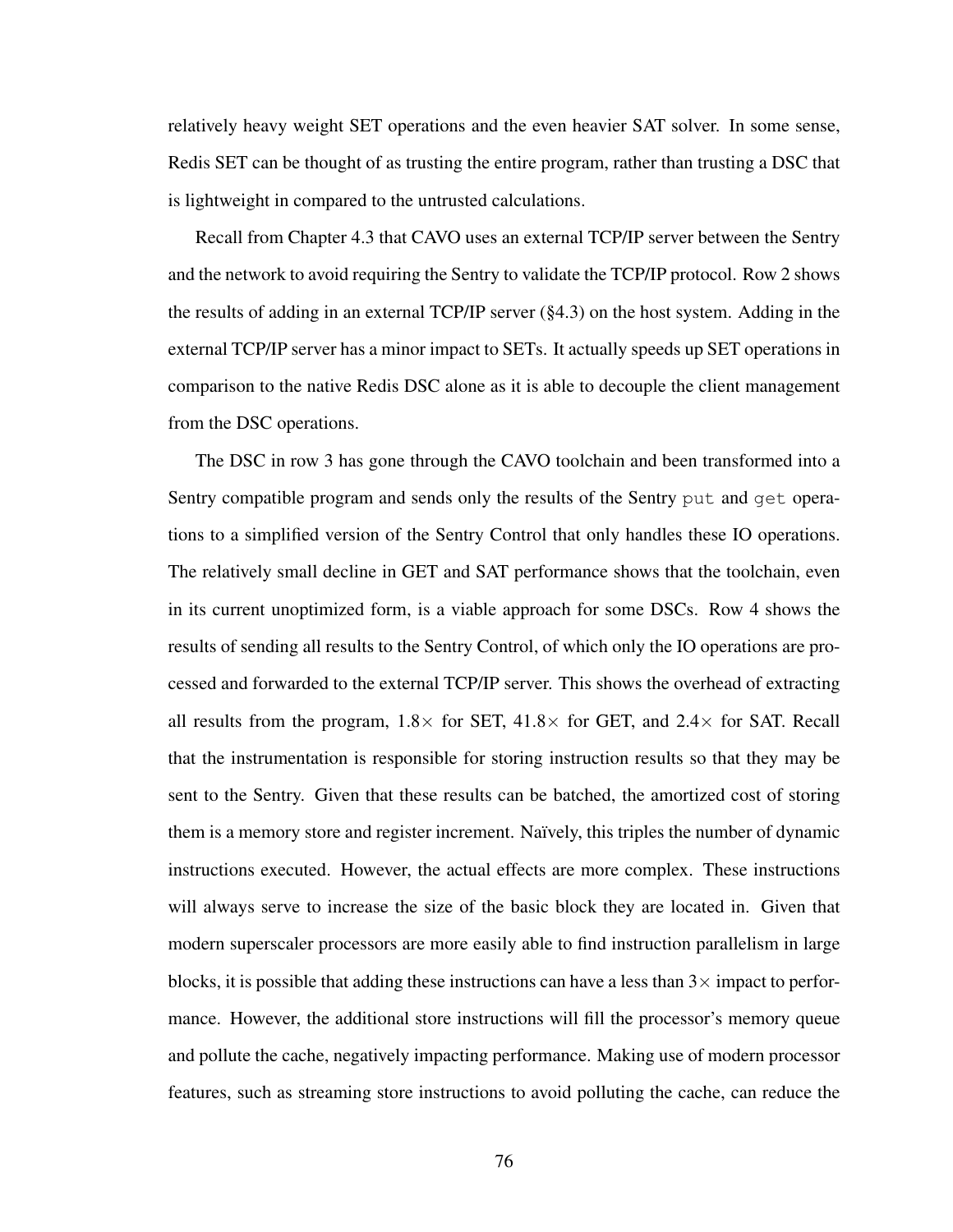relatively heavy weight SET operations and the even heavier SAT solver. In some sense, Redis SET can be thought of as trusting the entire program, rather than trusting a DSC that is lightweight in compared to the untrusted calculations.

Recall from Chapter 4.3 that CAVO uses an external TCP/IP server between the Sentry and the network to avoid requiring the Sentry to validate the TCP/IP protocol. Row 2 shows the results of adding in an external TCP/IP server (§4.3) on the host system. Adding in the external TCP/IP server has a minor impact to SETs. It actually speeds up SET operations in comparison to the native Redis DSC alone as it is able to decouple the client management from the DSC operations.

The DSC in row 3 has gone through the CAVO toolchain and been transformed into a Sentry compatible program and sends only the results of the Sentry `put` and `get` operations to a simplified version of the Sentry Control that only handles these IO operations. The relatively small decline in GET and SAT performance shows that the toolchain, even in its current unoptimized form, is a viable approach for some DSCs. Row 4 shows the results of sending all results to the Sentry Control, of which only the IO operations are processed and forwarded to the external TCP/IP server. This shows the overhead of extracting all results from the program, $1.8\times$ for SET, $41.8\times$ for GET, and $2.4\times$ for SAT. Recall that the instrumentation is responsible for storing instruction results so that they may be sent to the Sentry. Given that these results can be batched, the amortized cost of storing them is a memory store and register increment. Naïvely, this triples the number of dynamic instructions executed. However, the actual effects are more complex. These instructions will always serve to increase the size of the basic block they are located in. Given that modern superscaler processors are more easily able to find instruction parallelism in large blocks, it is possible that adding these instructions can have a less than $3\times$ impact to performance. However, the additional store instructions will fill the processor's memory queue and pollute the cache, negatively impacting performance. Making use of modern processor features, such as streaming store instructions to avoid polluting the cache, can reduce the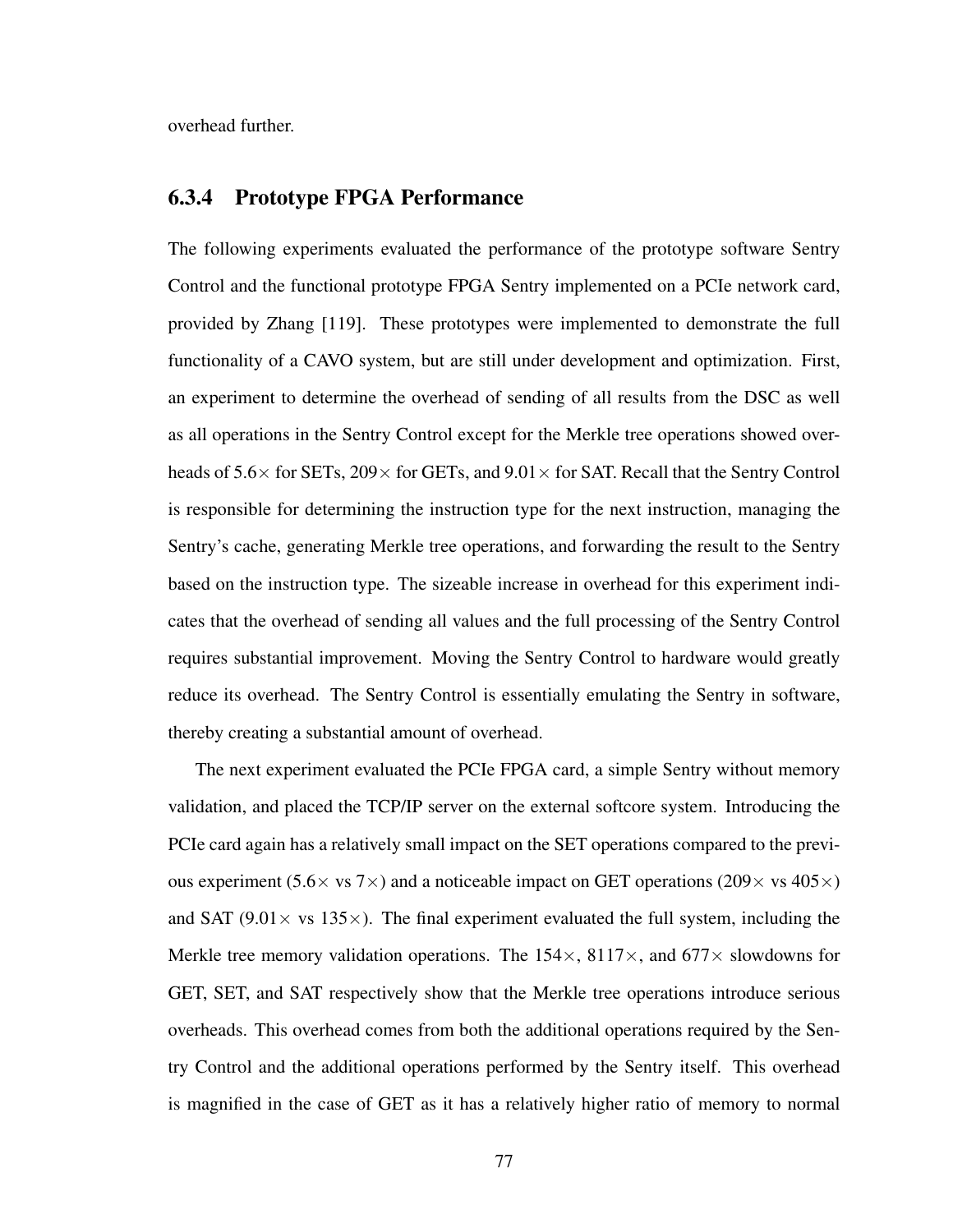overhead further.

### 6.3.4 Prototype FPGA Performance

The following experiments evaluated the performance of the prototype software Sentry Control and the functional prototype FPGA Sentry implemented on a PCIe network card, provided by Zhang [119]. These prototypes were implemented to demonstrate the full functionality of a CAVO system, but are still under development and optimization. First, an experiment to determine the overhead of sending of all results from the DSC as well as all operations in the Sentry Control except for the Merkle tree operations showed overheads of 5.6× for SETs, 209× for GETs, and 9.01× for SAT. Recall that the Sentry Control is responsible for determining the instruction type for the next instruction, managing the Sentry's cache, generating Merkle tree operations, and forwarding the result to the Sentry based on the instruction type. The sizeable increase in overhead for this experiment indicates that the overhead of sending all values and the full processing of the Sentry Control requires substantial improvement. Moving the Sentry Control to hardware would greatly reduce its overhead. The Sentry Control is essentially emulating the Sentry in software, thereby creating a substantial amount of overhead.

The next experiment evaluated the PCIe FPGA card, a simple Sentry without memory validation, and placed the TCP/IP server on the external softcore system. Introducing the PCIe card again has a relatively small impact on the SET operations compared to the previous experiment (5.6× vs 7×) and a noticeable impact on GET operations (209× vs 405×) and SAT (9.01× vs 135×). The final experiment evaluated the full system, including the Merkle tree memory validation operations. The 154×, 8117×, and 677× slowdowns for GET, SET, and SAT respectively show that the Merkle tree operations introduce serious overheads. This overhead comes from both the additional operations required by the Sentry Control and the additional operations performed by the Sentry itself. This overhead is magnified in the case of GET as it has a relatively higher ratio of memory to normal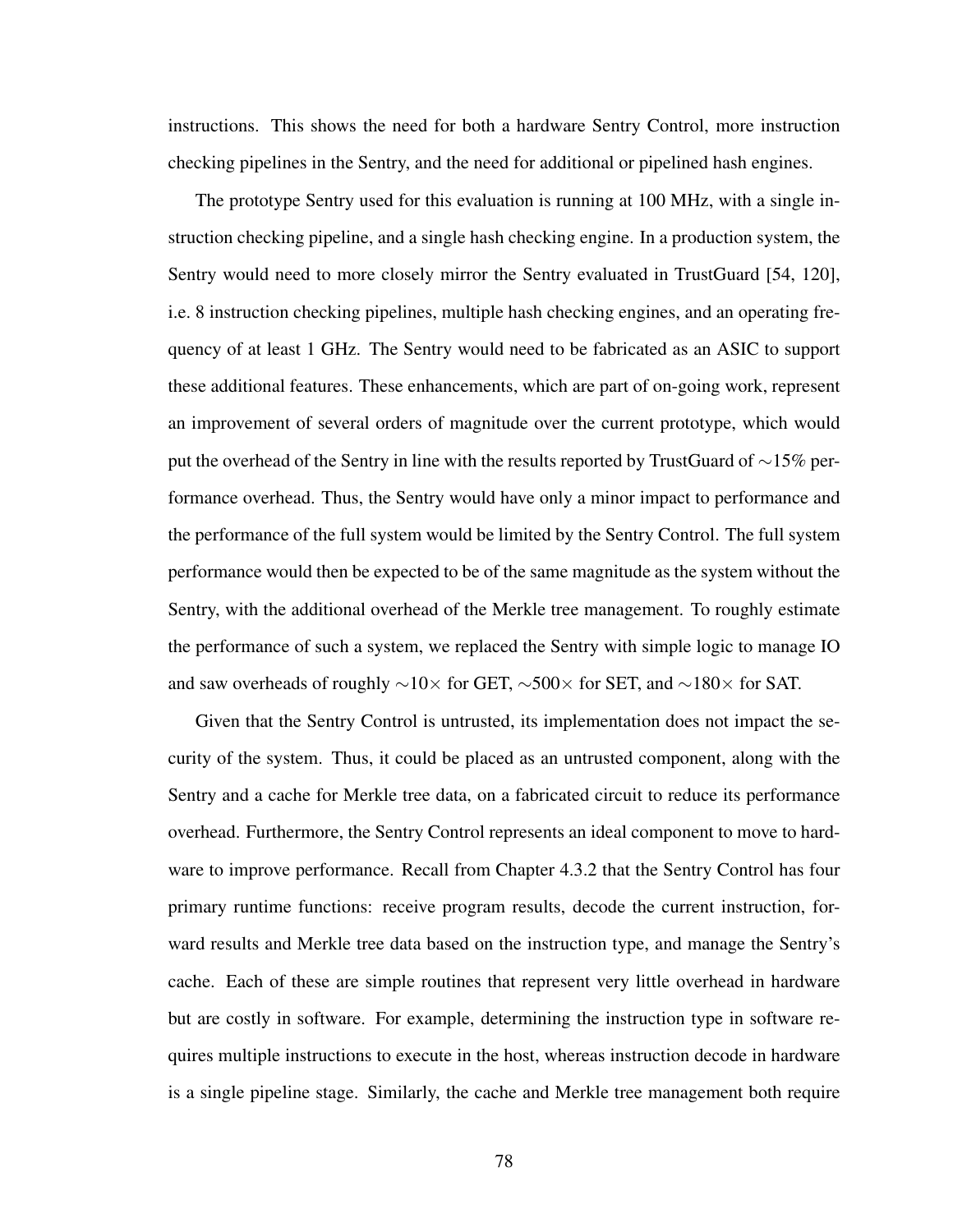instructions. This shows the need for both a hardware Sentry Control, more instruction checking pipelines in the Sentry, and the need for additional or pipelined hash engines.

The prototype Sentry used for this evaluation is running at 100 MHz, with a single instruction checking pipeline, and a single hash checking engine. In a production system, the Sentry would need to more closely mirror the Sentry evaluated in TrustGuard [54, 120], i.e. 8 instruction checking pipelines, multiple hash checking engines, and an operating frequency of at least 1 GHz. The Sentry would need to be fabricated as an ASIC to support these additional features. These enhancements, which are part of on-going work, represent an improvement of several orders of magnitude over the current prototype, which would put the overhead of the Sentry in line with the results reported by TrustGuard of $\sim$15% performance overhead. Thus, the Sentry would have only a minor impact to performance and the performance of the full system would be limited by the Sentry Control. The full system performance would then be expected to be of the same magnitude as the system without the Sentry, with the additional overhead of the Merkle tree management. To roughly estimate the performance of such a system, we replaced the Sentry with simple logic to manage IO and saw overheads of roughly $\sim$10$\times$ for GET, $\sim$500$\times$ for SET, and $\sim$180$\times$ for SAT.

Given that the Sentry Control is untrusted, its implementation does not impact the security of the system. Thus, it could be placed as an untrusted component, along with the Sentry and a cache for Merkle tree data, on a fabricated circuit to reduce its performance overhead. Furthermore, the Sentry Control represents an ideal component to move to hardware to improve performance. Recall from Chapter 4.3.2 that the Sentry Control has four primary runtime functions: receive program results, decode the current instruction, forward results and Merkle tree data based on the instruction type, and manage the Sentry's cache. Each of these are simple routines that represent very little overhead in hardware but are costly in software. For example, determining the instruction type in software requires multiple instructions to execute in the host, whereas instruction decode in hardware is a single pipeline stage. Similarly, the cache and Merkle tree management both require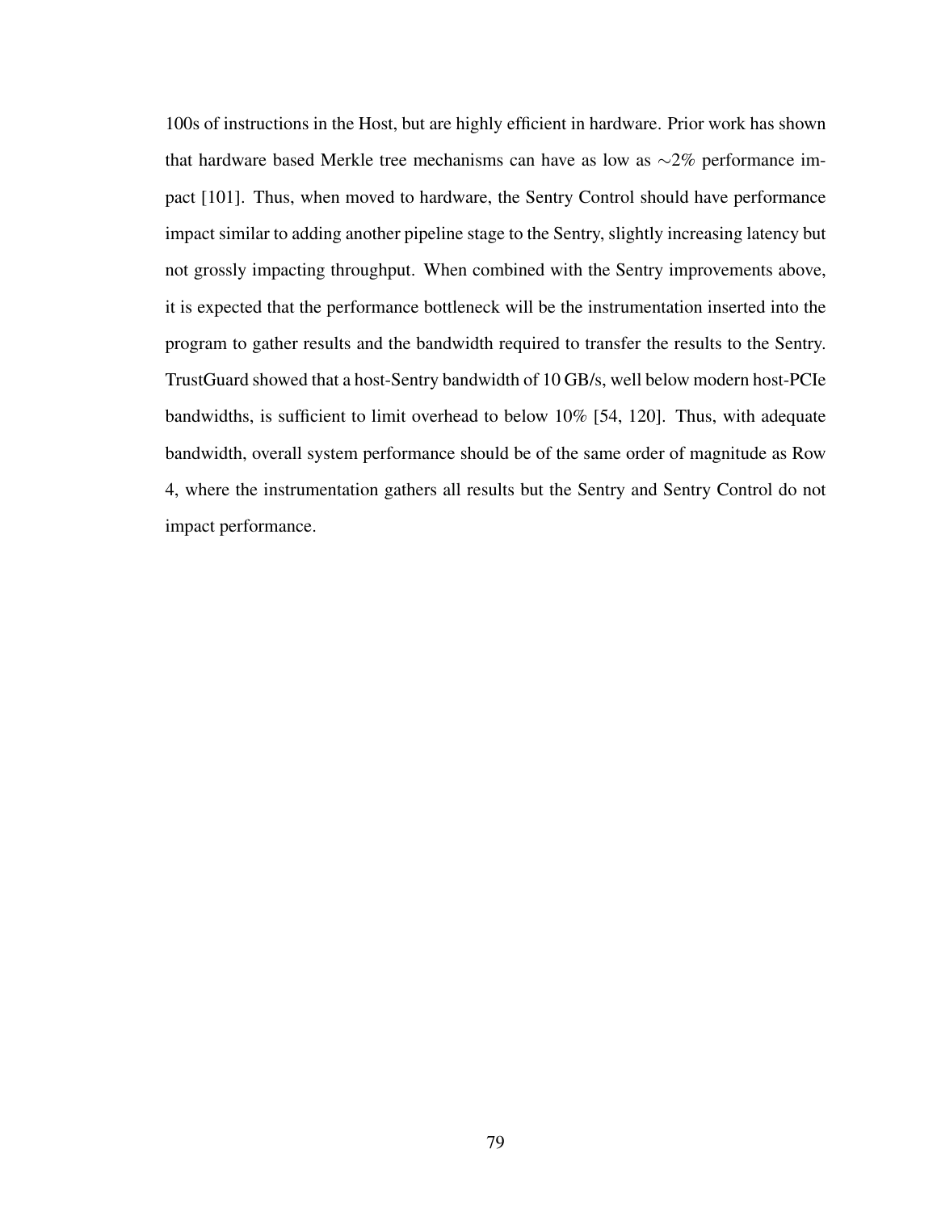100s of instructions in the Host, but are highly efficient in hardware. Prior work has shown that hardware based Merkle tree mechanisms can have as low as $\sim$2% performance impact [101]. Thus, when moved to hardware, the Sentry Control should have performance impact similar to adding another pipeline stage to the Sentry, slightly increasing latency but not grossly impacting throughput. When combined with the Sentry improvements above, it is expected that the performance bottleneck will be the instrumentation inserted into the program to gather results and the bandwidth required to transfer the results to the Sentry. TrustGuard showed that a host-Sentry bandwidth of 10 GB/s, well below modern host-PCIe bandwidths, is sufficient to limit overhead to below 10% [54, 120]. Thus, with adequate bandwidth, overall system performance should be of the same order of magnitude as Row 4, where the instrumentation gathers all results but the Sentry and Sentry Control do not impact performance.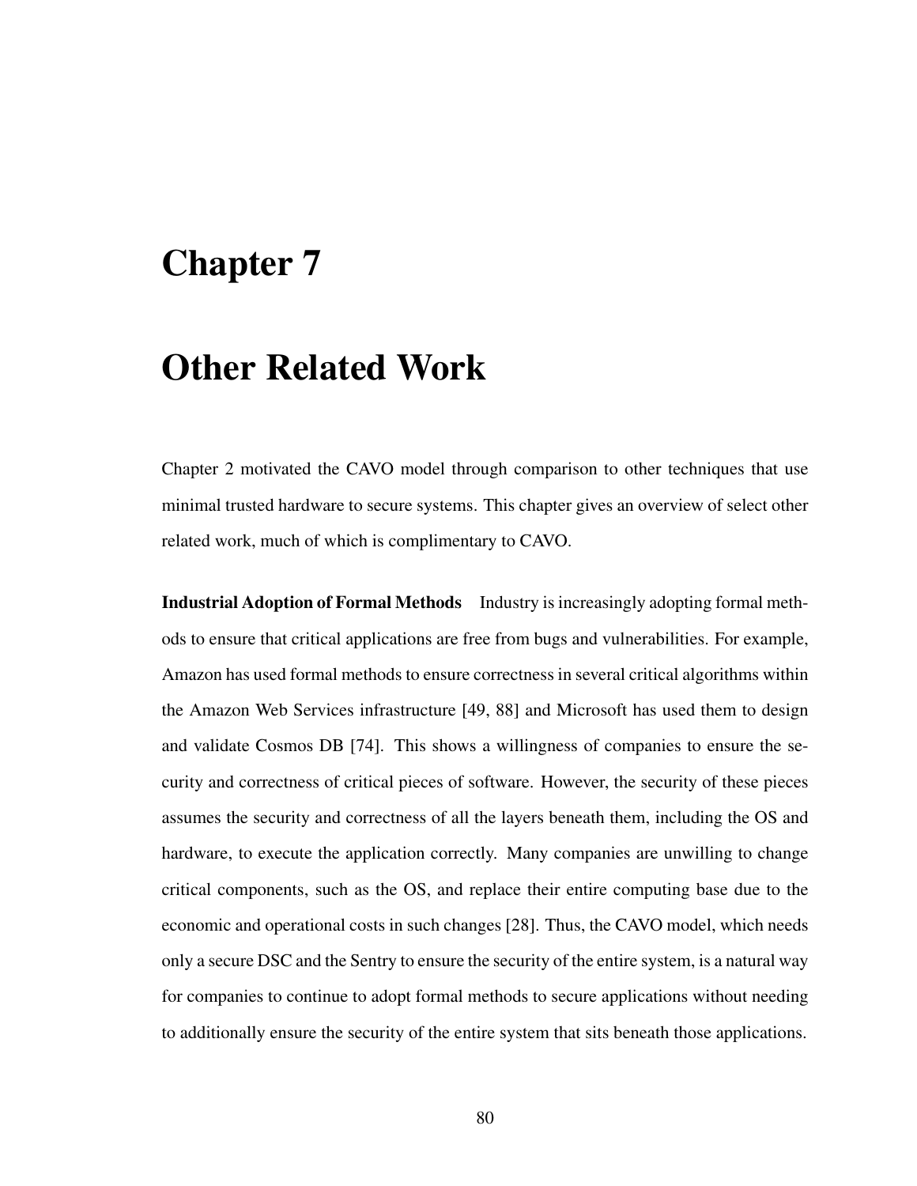# Chapter 7

# Other Related Work

Chapter 2 motivated the CAVO model through comparison to other techniques that use minimal trusted hardware to secure systems. This chapter gives an overview of select other related work, much of which is complimentary to CAVO.

**Industrial Adoption of Formal Methods** Industry is increasingly adopting formal methods to ensure that critical applications are free from bugs and vulnerabilities. For example, Amazon has used formal methods to ensure correctness in several critical algorithms within the Amazon Web Services infrastructure [49, 88] and Microsoft has used them to design and validate Cosmos DB [74]. This shows a willingness of companies to ensure the security and correctness of critical pieces of software. However, the security of these pieces assumes the security and correctness of all the layers beneath them, including the OS and hardware, to execute the application correctly. Many companies are unwilling to change critical components, such as the OS, and replace their entire computing base due to the economic and operational costs in such changes [28]. Thus, the CAVO model, which needs only a secure DSC and the Sentry to ensure the security of the entire system, is a natural way for companies to continue to adopt formal methods to secure applications without needing to additionally ensure the security of the entire system that sits beneath those applications.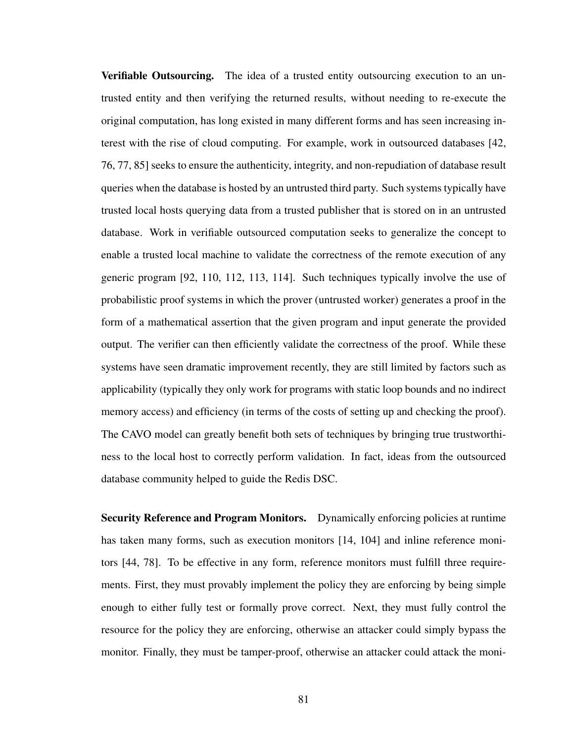**Verifiable Outsourcing.** The idea of a trusted entity outsourcing execution to an untrusted entity and then verifying the returned results, without needing to re-execute the original computation, has long existed in many different forms and has seen increasing interest with the rise of cloud computing. For example, work in outsourced databases [42, 76, 77, 85] seeks to ensure the authenticity, integrity, and non-repudiation of database result queries when the database is hosted by an untrusted third party. Such systems typically have trusted local hosts querying data from a trusted publisher that is stored on in an untrusted database. Work in verifiable outsourced computation seeks to generalize the concept to enable a trusted local machine to validate the correctness of the remote execution of any generic program [92, 110, 112, 113, 114]. Such techniques typically involve the use of probabilistic proof systems in which the prover (untrusted worker) generates a proof in the form of a mathematical assertion that the given program and input generate the provided output. The verifier can then efficiently validate the correctness of the proof. While these systems have seen dramatic improvement recently, they are still limited by factors such as applicability (typically they only work for programs with static loop bounds and no indirect memory access) and efficiency (in terms of the costs of setting up and checking the proof). The CAVO model can greatly benefit both sets of techniques by bringing true trustworthiness to the local host to correctly perform validation. In fact, ideas from the outsourced database community helped to guide the Redis DSC.

**Security Reference and Program Monitors.** Dynamically enforcing policies at runtime has taken many forms, such as execution monitors [14, 104] and inline reference monitors [44, 78]. To be effective in any form, reference monitors must fulfill three requirements. First, they must provably implement the policy they are enforcing by being simple enough to either fully test or formally prove correct. Next, they must fully control the resource for the policy they are enforcing, otherwise an attacker could simply bypass the monitor. Finally, they must be tamper-proof, otherwise an attacker could attack the moni-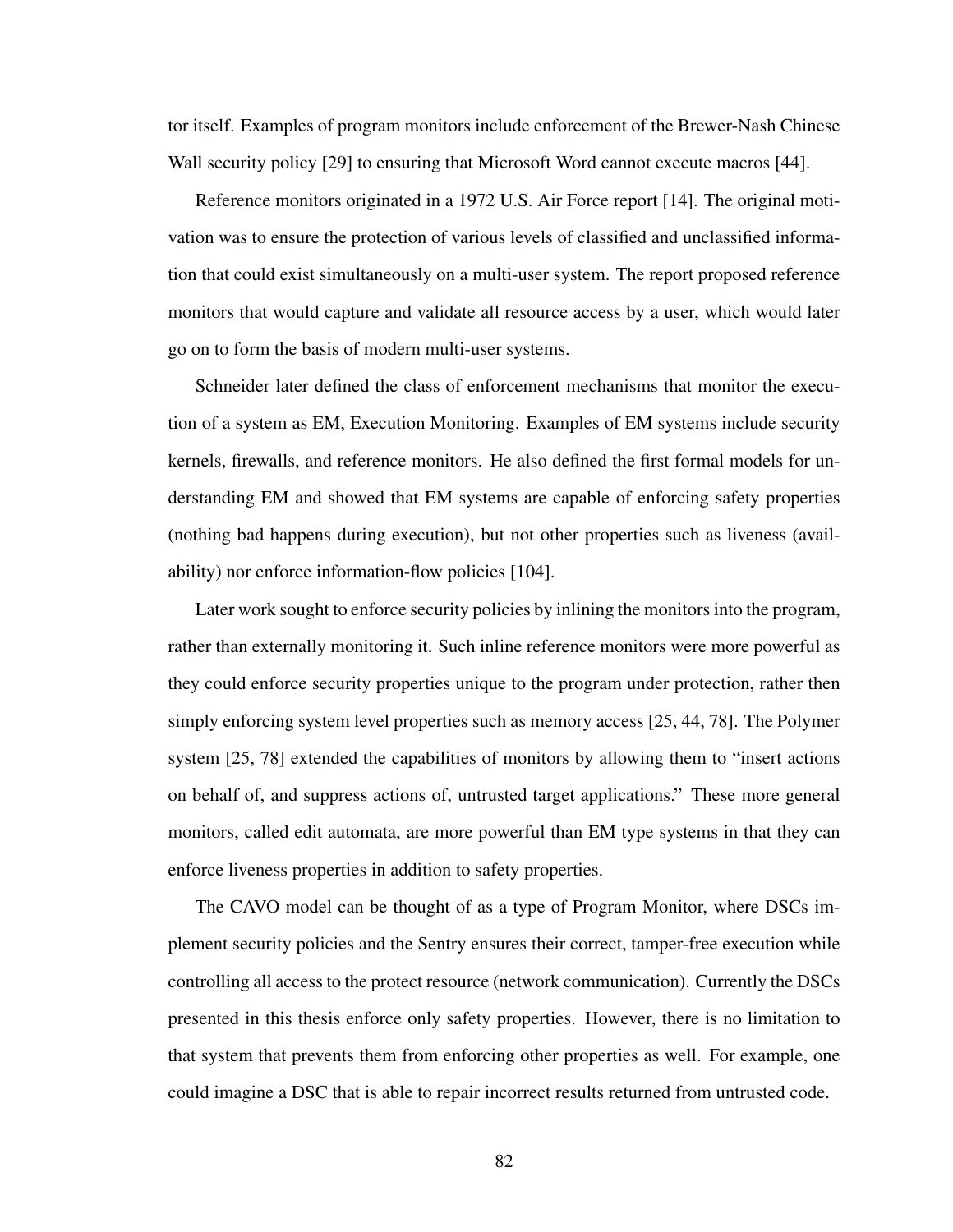tor itself. Examples of program monitors include enforcement of the Brewer-Nash Chinese Wall security policy [29] to ensuring that Microsoft Word cannot execute macros [44].

Reference monitors originated in a 1972 U.S. Air Force report [14]. The original motivation was to ensure the protection of various levels of classified and unclassified information that could exist simultaneously on a multi-user system. The report proposed reference monitors that would capture and validate all resource access by a user, which would later go on to form the basis of modern multi-user systems.

Schneider later defined the class of enforcement mechanisms that monitor the execution of a system as EM, Execution Monitoring. Examples of EM systems include security kernels, firewalls, and reference monitors. He also defined the first formal models for understanding EM and showed that EM systems are capable of enforcing safety properties (nothing bad happens during execution), but not other properties such as liveness (availability) nor enforce information-flow policies [104].

Later work sought to enforce security policies by inlining the monitors into the program, rather than externally monitoring it. Such inline reference monitors were more powerful as they could enforce security properties unique to the program under protection, rather then simply enforcing system level properties such as memory access [25, 44, 78]. The Polymer system [25, 78] extended the capabilities of monitors by allowing them to "insert actions on behalf of, and suppress actions of, untrusted target applications." These more general monitors, called edit automata, are more powerful than EM type systems in that they can enforce liveness properties in addition to safety properties.

The CAVO model can be thought of as a type of Program Monitor, where DSCs implement security policies and the Sentry ensures their correct, tamper-free execution while controlling all access to the protect resource (network communication). Currently the DSCs presented in this thesis enforce only safety properties. However, there is no limitation to that system that prevents them from enforcing other properties as well. For example, one could imagine a DSC that is able to repair incorrect results returned from untrusted code.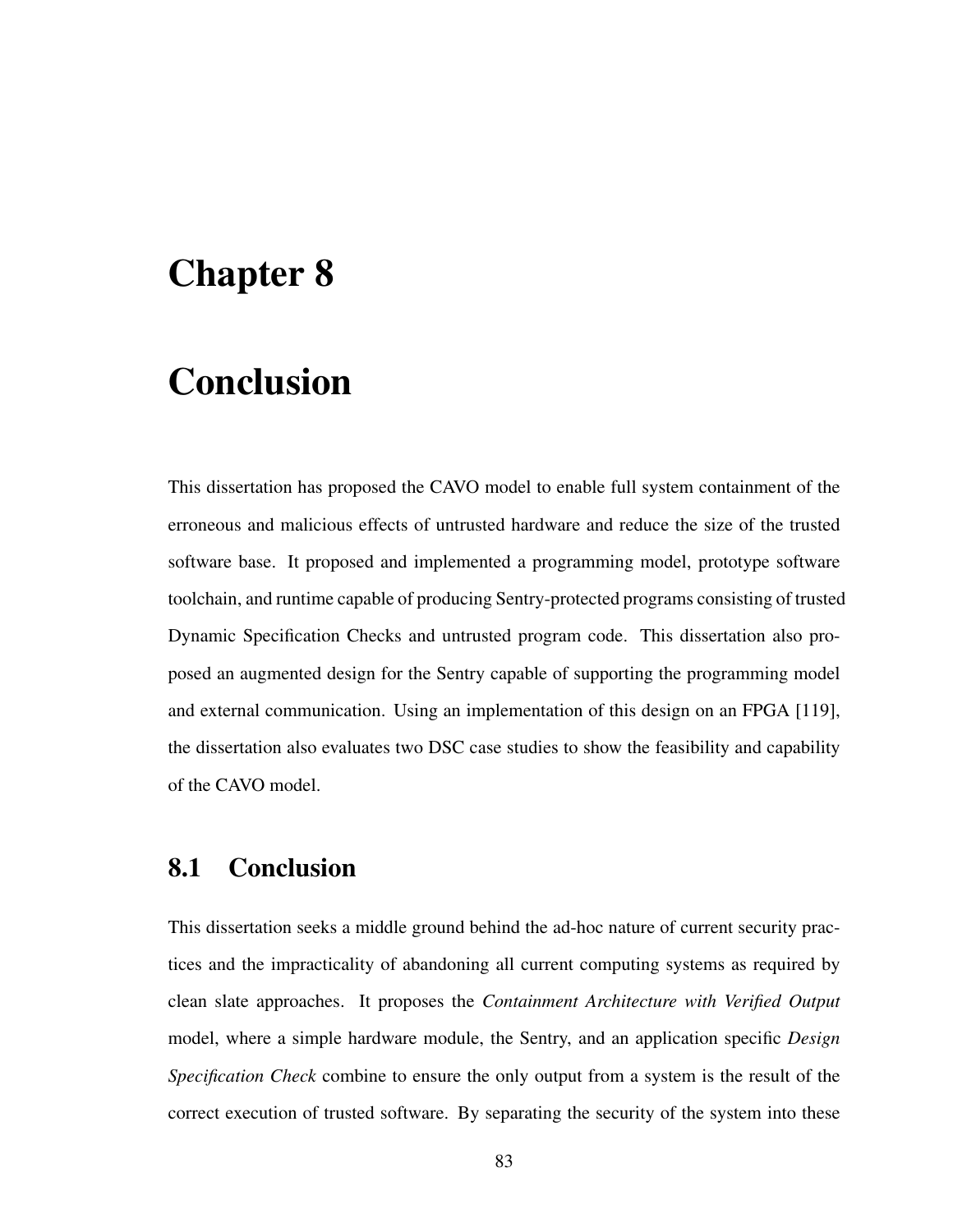# Chapter 8

# Conclusion

This dissertation has proposed the CAVO model to enable full system containment of the erroneous and malicious effects of untrusted hardware and reduce the size of the trusted software base. It proposed and implemented a programming model, prototype software toolchain, and runtime capable of producing Sentry-protected programs consisting of trusted Dynamic Specification Checks and untrusted program code. This dissertation also proposed an augmented design for the Sentry capable of supporting the programming model and external communication. Using an implementation of this design on an FPGA [119], the dissertation also evaluates two DSC case studies to show the feasibility and capability of the CAVO model.

## 8.1 Conclusion

This dissertation seeks a middle ground behind the ad-hoc nature of current security practices and the impracticality of abandoning all current computing systems as required by clean slate approaches. It proposes the *Containment Architecture with Verified Output* model, where a simple hardware module, the Sentry, and an application specific *Design Specification Check* combine to ensure the only output from a system is the result of the correct execution of trusted software. By separating the security of the system into these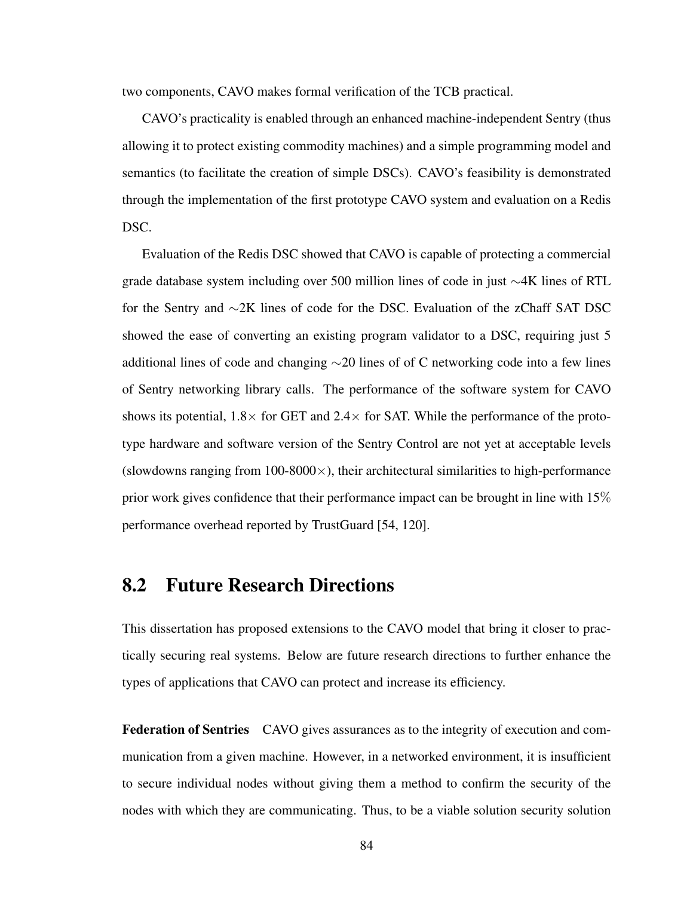two components, CAVO makes formal verification of the TCB practical.

CAVO's practicality is enabled through an enhanced machine-independent Sentry (thus allowing it to protect existing commodity machines) and a simple programming model and semantics (to facilitate the creation of simple DSCs). CAVO's feasibility is demonstrated through the implementation of the first prototype CAVO system and evaluation on a Redis DSC.

Evaluation of the Redis DSC showed that CAVO is capable of protecting a commercial grade database system including over 500 million lines of code in just ∼4K lines of RTL for the Sentry and ∼2K lines of code for the DSC. Evaluation of the zChaff SAT DSC showed the ease of converting an existing program validator to a DSC, requiring just 5 additional lines of code and changing ∼20 lines of of C networking code into a few lines of Sentry networking library calls. The performance of the software system for CAVO shows its potential, 1.8× for GET and 2.4× for SAT. While the performance of the prototype hardware and software version of the Sentry Control are not yet at acceptable levels (slowdowns ranging from 100-8000×), their architectural similarities to high-performance prior work gives confidence that their performance impact can be brought in line with 15% performance overhead reported by TrustGuard [54, 120].

## 8.2 Future Research Directions

This dissertation has proposed extensions to the CAVO model that bring it closer to practically securing real systems. Below are future research directions to further enhance the types of applications that CAVO can protect and increase its efficiency.

**Federation of Sentries** CAVO gives assurances as to the integrity of execution and communication from a given machine. However, in a networked environment, it is insufficient to secure individual nodes without giving them a method to confirm the security of the nodes with which they are communicating. Thus, to be a viable solution security solution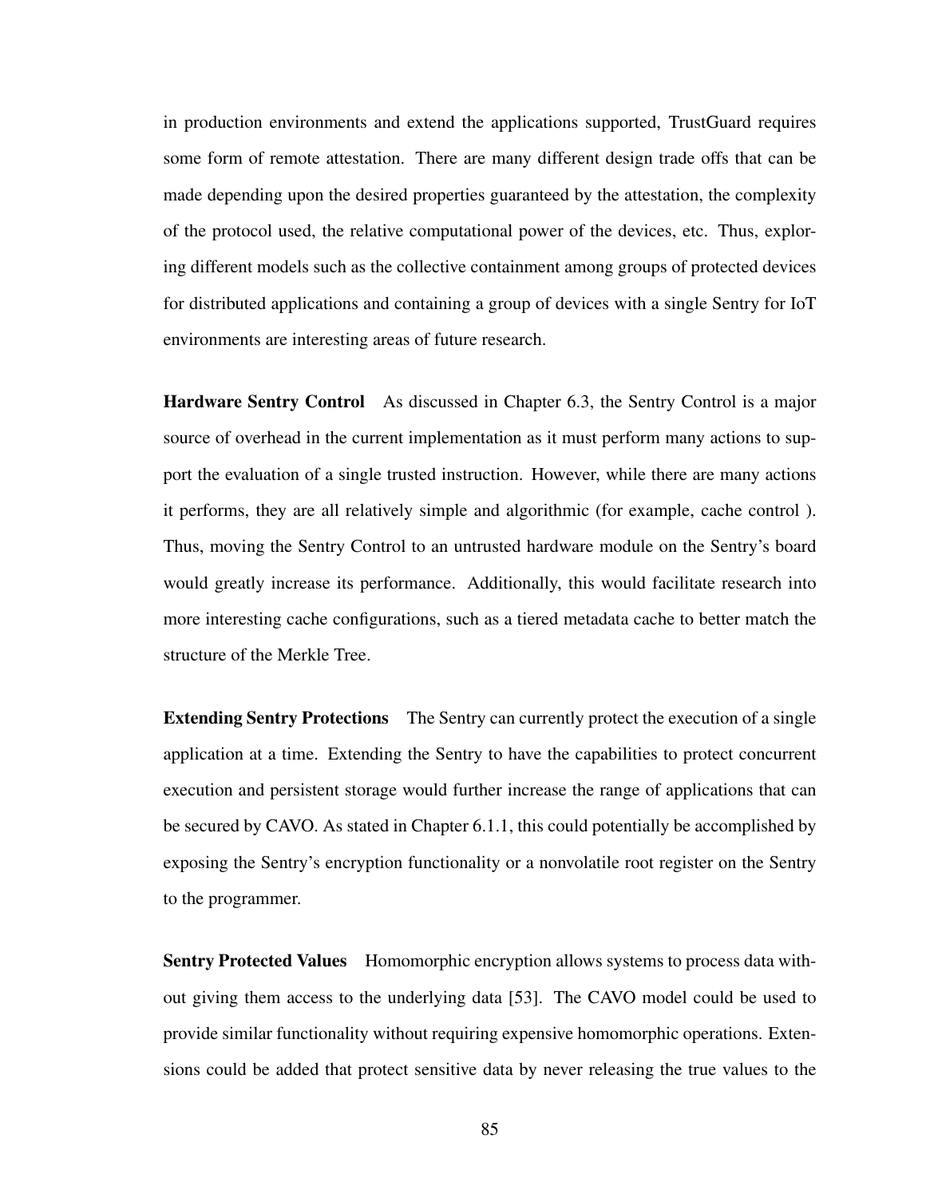in production environments and extend the applications supported, TrustGuard requires some form of remote attestation. There are many different design trade offs that can be made depending upon the desired properties guaranteed by the attestation, the complexity of the protocol used, the relative computational power of the devices, etc. Thus, exploring different models such as the collective containment among groups of protected devices for distributed applications and containing a group of devices with a single Sentry for IoT environments are interesting areas of future research.

**Hardware Sentry Control** As discussed in Chapter 6.3, the Sentry Control is a major source of overhead in the current implementation as it must perform many actions to support the evaluation of a single trusted instruction. However, while there are many actions it performs, they are all relatively simple and algorithmic (for example, cache control ). Thus, moving the Sentry Control to an untrusted hardware module on the Sentry's board would greatly increase its performance. Additionally, this would facilitate research into more interesting cache configurations, such as a tiered metadata cache to better match the structure of the Merkle Tree.

**Extending Sentry Protections** The Sentry can currently protect the execution of a single application at a time. Extending the Sentry to have the capabilities to protect concurrent execution and persistent storage would further increase the range of applications that can be secured by CAVO. As stated in Chapter 6.1.1, this could potentially be accomplished by exposing the Sentry's encryption functionality or a nonvolatile root register on the Sentry to the programmer.

**Sentry Protected Values** Homomorphic encryption allows systems to process data without giving them access to the underlying data [53]. The CAVO model could be used to provide similar functionality without requiring expensive homomorphic operations. Extensions could be added that protect sensitive data by never releasing the true values to the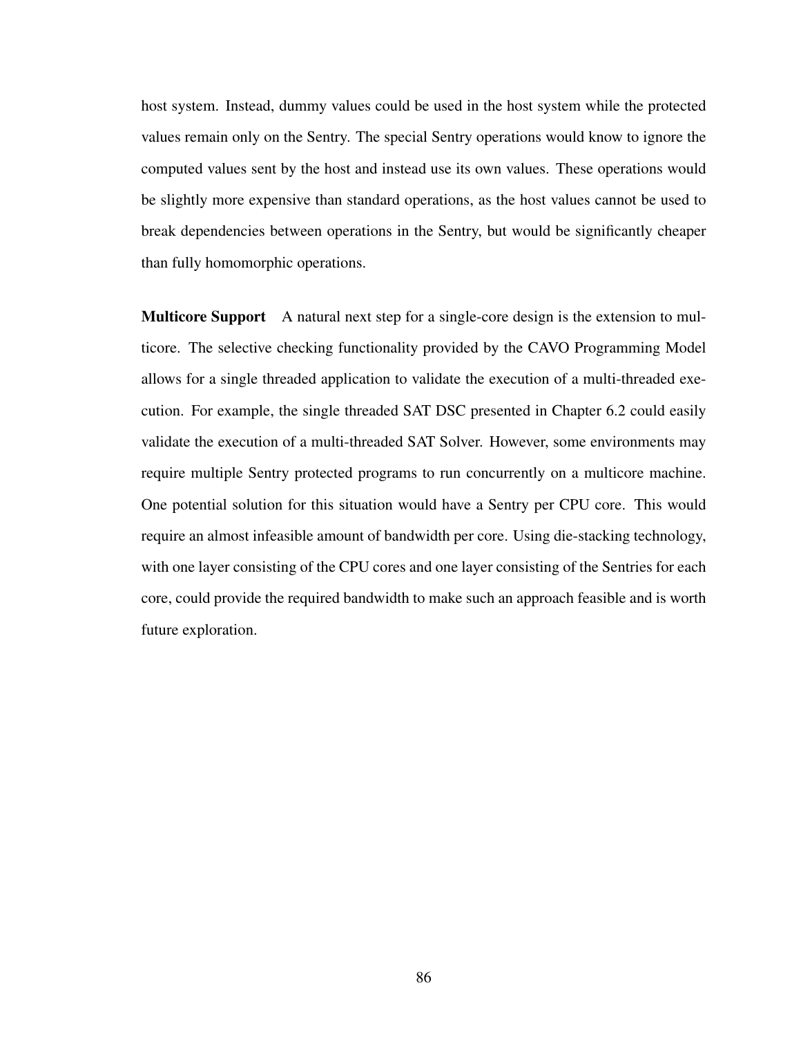host system. Instead, dummy values could be used in the host system while the protected values remain only on the Sentry. The special Sentry operations would know to ignore the computed values sent by the host and instead use its own values. These operations would be slightly more expensive than standard operations, as the host values cannot be used to break dependencies between operations in the Sentry, but would be significantly cheaper than fully homomorphic operations.

**Multicore Support** A natural next step for a single-core design is the extension to multicore. The selective checking functionality provided by the CAVO Programming Model allows for a single threaded application to validate the execution of a multi-threaded execution. For example, the single threaded SAT DSC presented in Chapter 6.2 could easily validate the execution of a multi-threaded SAT Solver. However, some environments may require multiple Sentry protected programs to run concurrently on a multicore machine. One potential solution for this situation would have a Sentry per CPU core. This would require an almost infeasible amount of bandwidth per core. Using die-stacking technology, with one layer consisting of the CPU cores and one layer consisting of the Sentries for each core, could provide the required bandwidth to make such an approach feasible and is worth future exploration.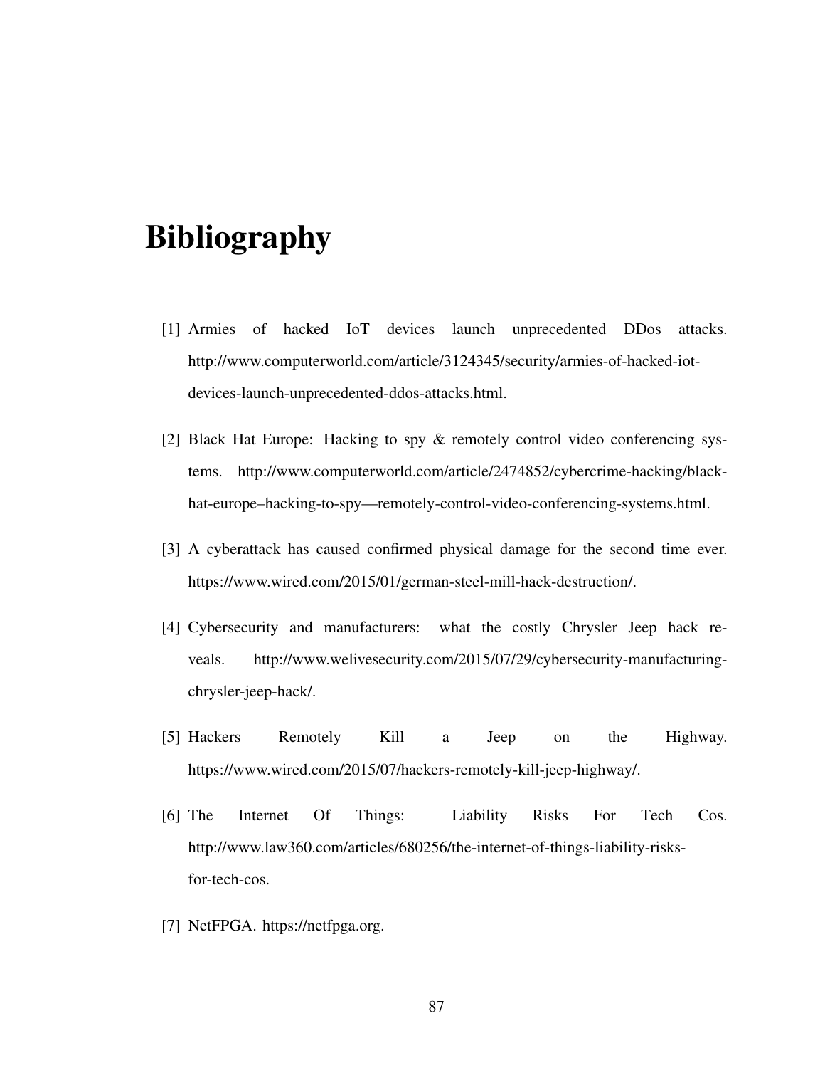# Bibliography

[1] Armies of hacked IoT devices launch unprecedented DDos attacks. http://www.computerworld.com/article/3124345/security/armies-of-hacked-iot-devices-launch-unprecedented-ddos-attacks.html.

[2] Black Hat Europe: Hacking to spy & remotely control video conferencing systems. http://www.computerworld.com/article/2474852/cybercrime-hacking/black-hat-europe–hacking-to-spy—remotely-control-video-conferencing-systems.html.

[3] A cyberattack has caused confirmed physical damage for the second time ever. https://www.wired.com/2015/01/german-steel-mill-hack-destruction/.

[4] Cybersecurity and manufacturers: what the costly Chrysler Jeep hack reveals. http://www.welivesecurity.com/2015/07/29/cybersecurity-manufacturing-chrysler-jeep-hack/.

[5] Hackers Remotely Kill a Jeep on the Highway. https://www.wired.com/2015/07/hackers-remotely-kill-jeep-highway/.

[6] The Internet Of Things: Liability Risks For Tech Cos. http://www.law360.com/articles/680256/the-internet-of-things-liability-risks-for-tech-cos.

[7] NetFPGA. https://netfpga.org.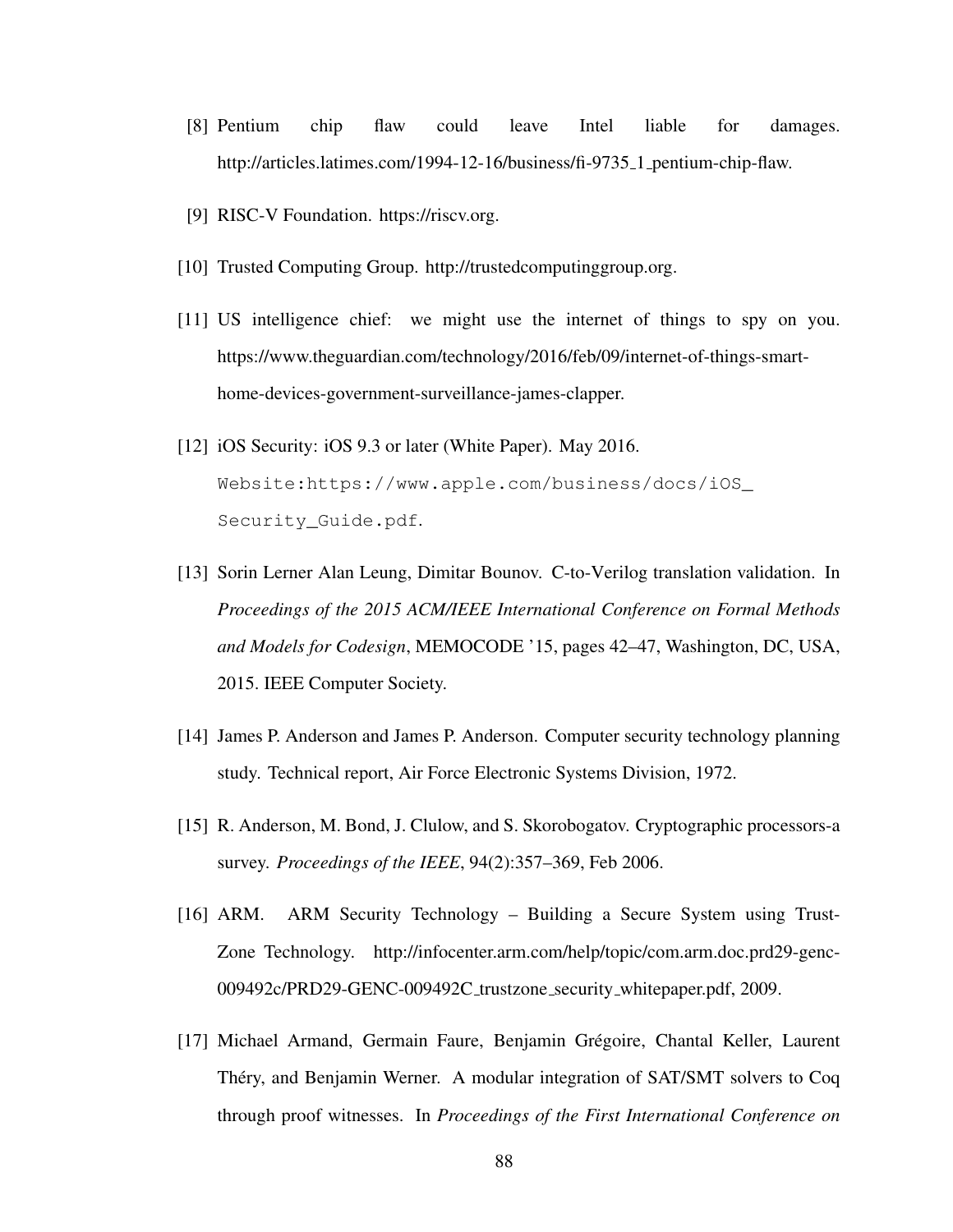[8] Pentium chip flaw could leave Intel liable for damages. http://articles.latimes.com/1994-12-16/business/fi-9735_1_pentium-chip-flaw.

[9] RISC-V Foundation. https://riscv.org.

[10] Trusted Computing Group. http://trustedcomputinggroup.org.

[11] US intelligence chief: we might use the internet of things to spy on you. https://www.theguardian.com/technology/2016/feb/09/internet-of-things-smart-home-devices-government-surveillance-james-clapper.

[12] iOS Security: iOS 9.3 or later (White Paper). May 2016. Website:`https://www.apple.com/business/docs/iOS_Security_Guide.pdf`.

[13] Sorin Lerner Alan Leung, Dimitar Bounov. C-to-Verilog translation validation. In *Proceedings of the 2015 ACM/IEEE International Conference on Formal Methods and Models for Codesign*, MEMOCODE '15, pages 42–47, Washington, DC, USA, 2015. IEEE Computer Society.

[14] James P. Anderson and James P. Anderson. Computer security technology planning study. Technical report, Air Force Electronic Systems Division, 1972.

[15] R. Anderson, M. Bond, J. Clulow, and S. Skorobogatov. Cryptographic processors-a survey. *Proceedings of the IEEE*, 94(2):357–369, Feb 2006.

[16] ARM. ARM Security Technology – Building a Secure System using TrustZone Technology. http://infocenter.arm.com/help/topic/com.arm.doc.prd29-genc-009492c/PRD29-GENC-009492C_trustzone_security_whitepaper.pdf, 2009.

[17] Michael Armand, Germain Faure, Benjamin Grégoire, Chantal Keller, Laurent Théry, and Benjamin Werner. A modular integration of SAT/SMT solvers to Coq through proof witnesses. In *Proceedings of the First International Conference on*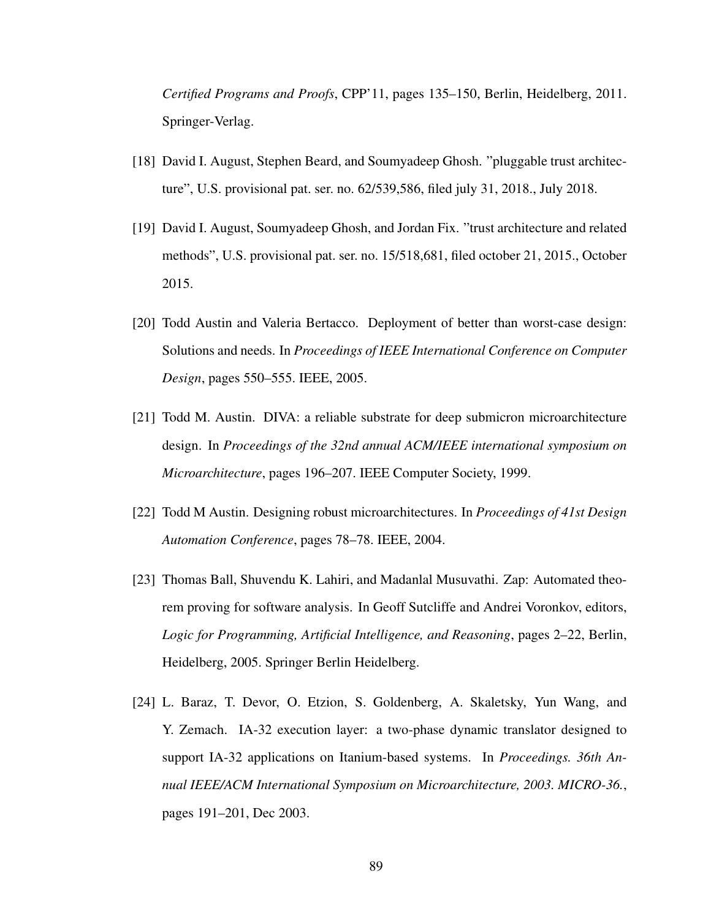*Certified Programs and Proofs*, CPP'11, pages 135–150, Berlin, Heidelberg, 2011. Springer-Verlag.

[18] David I. August, Stephen Beard, and Soumyadeep Ghosh. "pluggable trust architecture", U.S. provisional pat. ser. no. 62/539,586, filed july 31, 2018., July 2018.

[19] David I. August, Soumyadeep Ghosh, and Jordan Fix. "trust architecture and related methods", U.S. provisional pat. ser. no. 15/518,681, filed october 21, 2015., October 2015.

[20] Todd Austin and Valeria Bertacco. Deployment of better than worst-case design: Solutions and needs. In *Proceedings of IEEE International Conference on Computer Design*, pages 550–555. IEEE, 2005.

[21] Todd M. Austin. DIVA: a reliable substrate for deep submicron microarchitecture design. In *Proceedings of the 32nd annual ACM/IEEE international symposium on Microarchitecture*, pages 196–207. IEEE Computer Society, 1999.

[22] Todd M Austin. Designing robust microarchitectures. In *Proceedings of 41st Design Automation Conference*, pages 78–78. IEEE, 2004.

[23] Thomas Ball, Shuvendu K. Lahiri, and Madanlal Musuvathi. Zap: Automated theorem proving for software analysis. In Geoff Sutcliffe and Andrei Voronkov, editors, *Logic for Programming, Artificial Intelligence, and Reasoning*, pages 2–22, Berlin, Heidelberg, 2005. Springer Berlin Heidelberg.

[24] L. Baraz, T. Devor, O. Etzion, S. Goldenberg, A. Skaletsky, Yun Wang, and Y. Zemach. IA-32 execution layer: a two-phase dynamic translator designed to support IA-32 applications on Itanium-based systems. In *Proceedings. 36th Annual IEEE/ACM International Symposium on Microarchitecture, 2003. MICRO-36.*, pages 191–201, Dec 2003.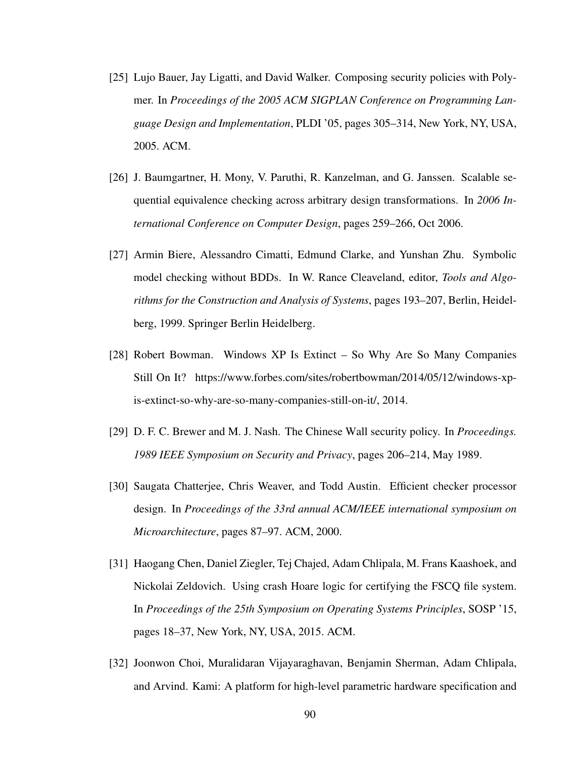[25] Lujo Bauer, Jay Ligatti, and David Walker. Composing security policies with Polymer. In *Proceedings of the 2005 ACM SIGPLAN Conference on Programming Language Design and Implementation*, PLDI '05, pages 305–314, New York, NY, USA, 2005. ACM.

[26] J. Baumgartner, H. Mony, V. Paruthi, R. Kanzelman, and G. Janssen. Scalable sequential equivalence checking across arbitrary design transformations. In *2006 International Conference on Computer Design*, pages 259–266, Oct 2006.

[27] Armin Biere, Alessandro Cimatti, Edmund Clarke, and Yunshan Zhu. Symbolic model checking without BDDs. In W. Rance Cleaveland, editor, *Tools and Algorithms for the Construction and Analysis of Systems*, pages 193–207, Berlin, Heidelberg, 1999. Springer Berlin Heidelberg.

[28] Robert Bowman. Windows XP Is Extinct – So Why Are So Many Companies Still On It? https://www.forbes.com/sites/robertbowman/2014/05/12/windows-xp-is-extinct-so-why-are-so-many-companies-still-on-it/, 2014.

[29] D. F. C. Brewer and M. J. Nash. The Chinese Wall security policy. In *Proceedings. 1989 IEEE Symposium on Security and Privacy*, pages 206–214, May 1989.

[30] Saugata Chatterjee, Chris Weaver, and Todd Austin. Efficient checker processor design. In *Proceedings of the 33rd annual ACM/IEEE international symposium on Microarchitecture*, pages 87–97. ACM, 2000.

[31] Haogang Chen, Daniel Ziegler, Tej Chajed, Adam Chlipala, M. Frans Kaashoek, and Nickolai Zeldovich. Using crash Hoare logic for certifying the FSCQ file system. In *Proceedings of the 25th Symposium on Operating Systems Principles*, SOSP '15, pages 18–37, New York, NY, USA, 2015. ACM.

[32] Joonwon Choi, Muralidaran Vijayaraghavan, Benjamin Sherman, Adam Chlipala, and Arvind. Kami: A platform for high-level parametric hardware specification and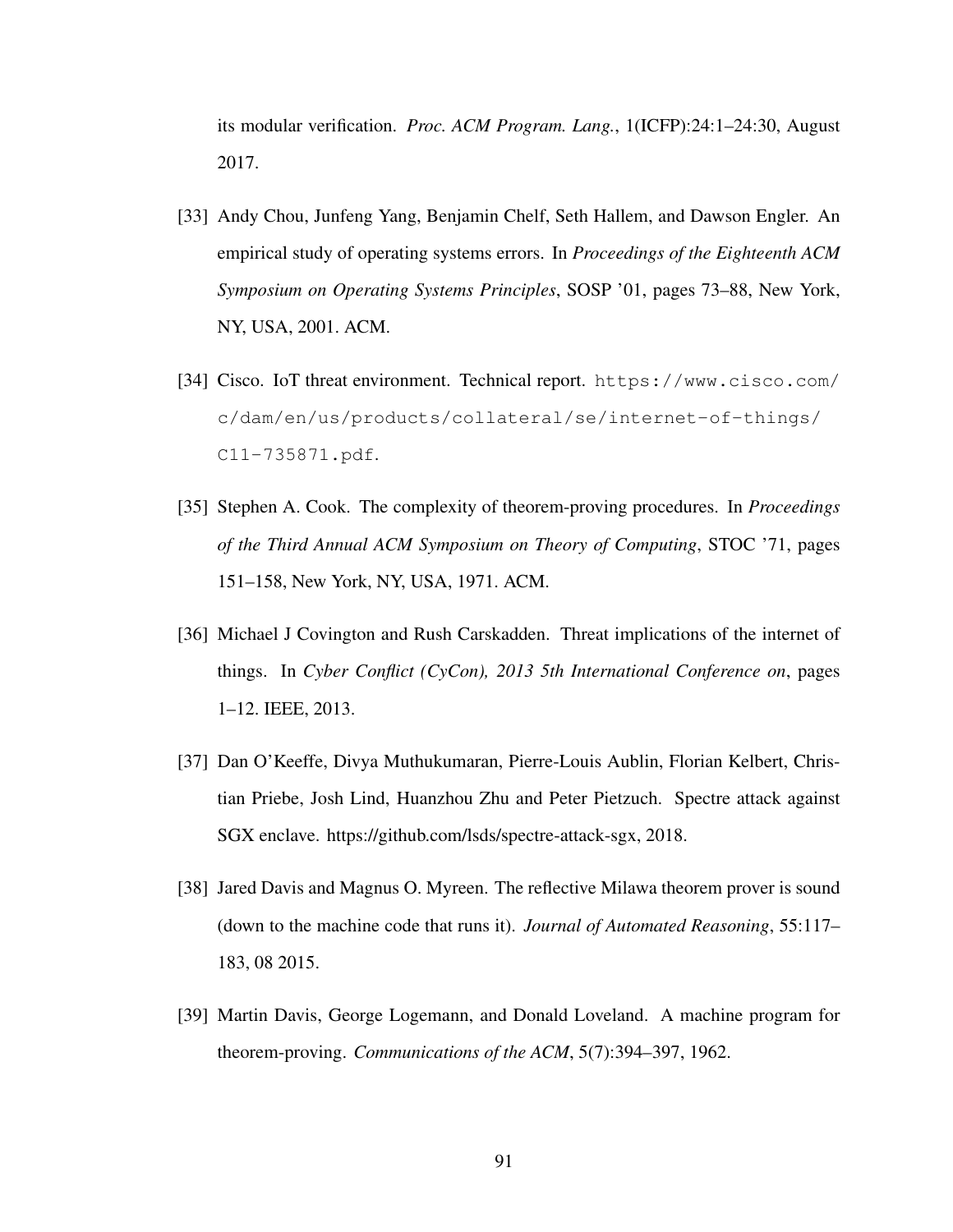its modular verification. *Proc. ACM Program. Lang.*, 1(ICFP):24:1–24:30, August 2017.

[33] Andy Chou, Junfeng Yang, Benjamin Chelf, Seth Hallem, and Dawson Engler. An empirical study of operating systems errors. In *Proceedings of the Eighteenth ACM Symposium on Operating Systems Principles*, SOSP '01, pages 73–88, New York, NY, USA, 2001. ACM.

[34] Cisco. IoT threat environment. Technical report. `https://www.cisco.com/c/dam/en/us/products/collateral/se/internet-of-things/C11-735871.pdf`.

[35] Stephen A. Cook. The complexity of theorem-proving procedures. In *Proceedings of the Third Annual ACM Symposium on Theory of Computing*, STOC '71, pages 151–158, New York, NY, USA, 1971. ACM.

[36] Michael J Covington and Rush Carskadden. Threat implications of the internet of things. In *Cyber Conflict (CyCon), 2013 5th International Conference on*, pages 1–12. IEEE, 2013.

[37] Dan O'Keeffe, Divya Muthukumaran, Pierre-Louis Aublin, Florian Kelbert, Christian Priebe, Josh Lind, Huanzhou Zhu and Peter Pietzuch. Spectre attack against SGX enclave. https://github.com/lsds/spectre-attack-sgx, 2018.

[38] Jared Davis and Magnus O. Myreen. The reflective Milawa theorem prover is sound (down to the machine code that runs it). *Journal of Automated Reasoning*, 55:117–183, 08 2015.

[39] Martin Davis, George Logemann, and Donald Loveland. A machine program for theorem-proving. *Communications of the ACM*, 5(7):394–397, 1962.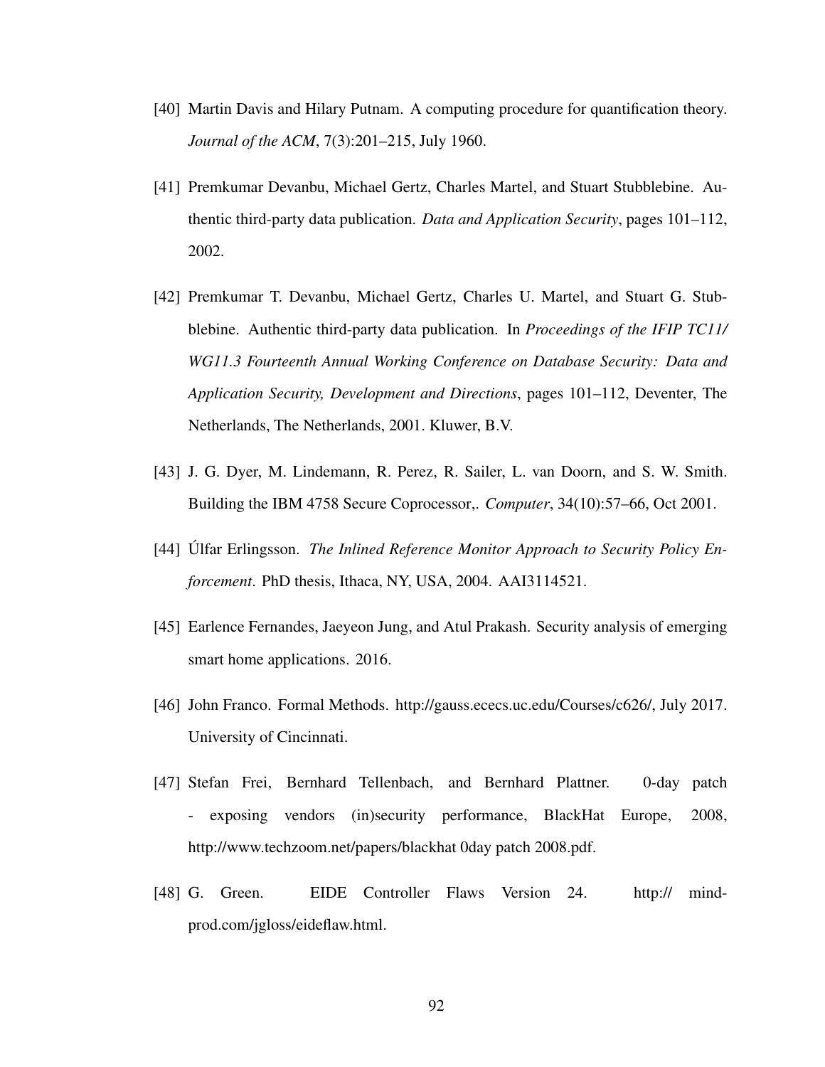[40] Martin Davis and Hilary Putnam. A computing procedure for quantification theory. *Journal of the ACM*, 7(3):201–215, July 1960.

[41] Premkumar Devanbu, Michael Gertz, Charles Martel, and Stuart Stubblebine. Authentic third-party data publication. *Data and Application Security*, pages 101–112, 2002.

[42] Premkumar T. Devanbu, Michael Gertz, Charles U. Martel, and Stuart G. Stubblebine. Authentic third-party data publication. In *Proceedings of the IFIP TC11/ WG11.3 Fourteenth Annual Working Conference on Database Security: Data and Application Security, Development and Directions*, pages 101–112, Deventer, The Netherlands, The Netherlands, 2001. Kluwer, B.V.

[43] J. G. Dyer, M. Lindemann, R. Perez, R. Sailer, L. van Doorn, and S. W. Smith. Building the IBM 4758 Secure Coprocessor,. *Computer*, 34(10):57–66, Oct 2001.

[44] Úlfar Erlingsson. *The Inlined Reference Monitor Approach to Security Policy Enforcement*. PhD thesis, Ithaca, NY, USA, 2004. AAI3114521.

[45] Earlence Fernandes, Jaeyeon Jung, and Atul Prakash. Security analysis of emerging smart home applications. 2016.

[46] John Franco. Formal Methods. http://gauss.ececs.uc.edu/Courses/c626/, July 2017. University of Cincinnati.

[47] Stefan Frei, Bernhard Tellenbach, and Bernhard Plattner. 0-day patch - exposing vendors (in)security performance, BlackHat Europe, 2008, http://www.techzoom.net/papers/blackhat 0day patch 2008.pdf.

[48] G. Green. EIDE Controller Flaws Version 24. http:// mindprod.com/jgloss/eideflaw.html.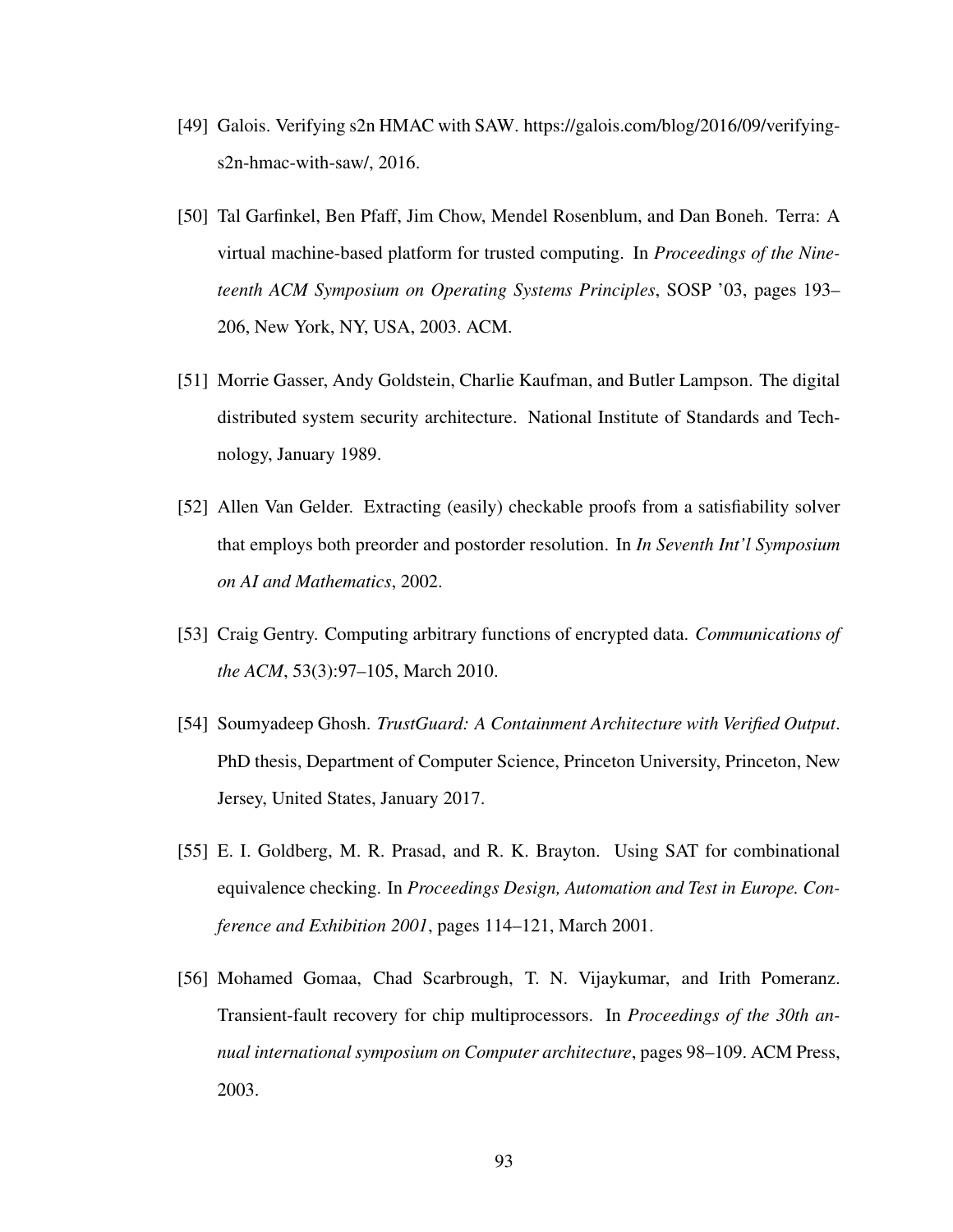[49] Galois. Verifying s2n HMAC with SAW. https://galois.com/blog/2016/09/verifying-s2n-hmac-with-saw/, 2016.

[50] Tal Garfinkel, Ben Pfaff, Jim Chow, Mendel Rosenblum, and Dan Boneh. Terra: A virtual machine-based platform for trusted computing. In *Proceedings of the Nineteenth ACM Symposium on Operating Systems Principles*, SOSP '03, pages 193–206, New York, NY, USA, 2003. ACM.

[51] Morrie Gasser, Andy Goldstein, Charlie Kaufman, and Butler Lampson. The digital distributed system security architecture. National Institute of Standards and Technology, January 1989.

[52] Allen Van Gelder. Extracting (easily) checkable proofs from a satisfiability solver that employs both preorder and postorder resolution. In *In Seventh Int'l Symposium on AI and Mathematics*, 2002.

[53] Craig Gentry. Computing arbitrary functions of encrypted data. *Communications of the ACM*, 53(3):97–105, March 2010.

[54] Soumyadeep Ghosh. *TrustGuard: A Containment Architecture with Verified Output*. PhD thesis, Department of Computer Science, Princeton University, Princeton, New Jersey, United States, January 2017.

[55] E. I. Goldberg, M. R. Prasad, and R. K. Brayton. Using SAT for combinational equivalence checking. In *Proceedings Design, Automation and Test in Europe. Conference and Exhibition 2001*, pages 114–121, March 2001.

[56] Mohamed Gomaa, Chad Scarbrough, T. N. Vijaykumar, and Irith Pomeranz. Transient-fault recovery for chip multiprocessors. In *Proceedings of the 30th annual international symposium on Computer architecture*, pages 98–109. ACM Press, 2003.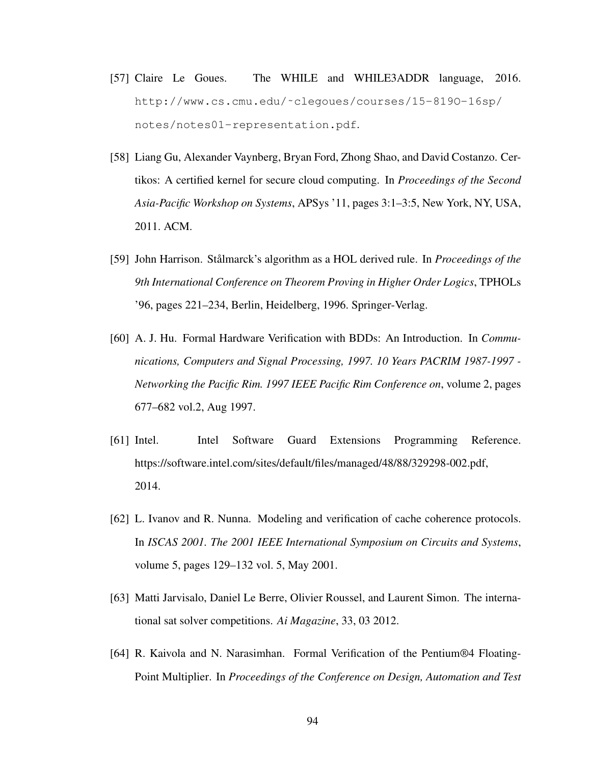[57] Claire Le Goues. The WHILE and WHILE3ADDR language, 2016. http://www.cs.cmu.edu/~clegoues/courses/15-819O-16sp/notes/notes01-representation.pdf.

[58] Liang Gu, Alexander Vaynberg, Bryan Ford, Zhong Shao, and David Costanzo. Certikos: A certified kernel for secure cloud computing. In *Proceedings of the Second Asia-Pacific Workshop on Systems*, APSys '11, pages 3:1–3:5, New York, NY, USA, 2011. ACM.

[59] John Harrison. Stålmarck's algorithm as a HOL derived rule. In *Proceedings of the 9th International Conference on Theorem Proving in Higher Order Logics*, TPHOLs '96, pages 221–234, Berlin, Heidelberg, 1996. Springer-Verlag.

[60] A. J. Hu. Formal Hardware Verification with BDDs: An Introduction. In *Communications, Computers and Signal Processing, 1997. 10 Years PACRIM 1987-1997 - Networking the Pacific Rim. 1997 IEEE Pacific Rim Conference on*, volume 2, pages 677–682 vol.2, Aug 1997.

[61] Intel. Intel Software Guard Extensions Programming Reference. https://software.intel.com/sites/default/files/managed/48/88/329298-002.pdf, 2014.

[62] L. Ivanov and R. Nunna. Modeling and verification of cache coherence protocols. In *ISCAS 2001. The 2001 IEEE International Symposium on Circuits and Systems*, volume 5, pages 129–132 vol. 5, May 2001.

[63] Matti Jarvisalo, Daniel Le Berre, Olivier Roussel, and Laurent Simon. The international sat solver competitions. *Ai Magazine*, 33, 03 2012.

[64] R. Kaivola and N. Narasimhan. Formal Verification of the Pentium®4 Floating-Point Multiplier. In *Proceedings of the Conference on Design, Automation and Test*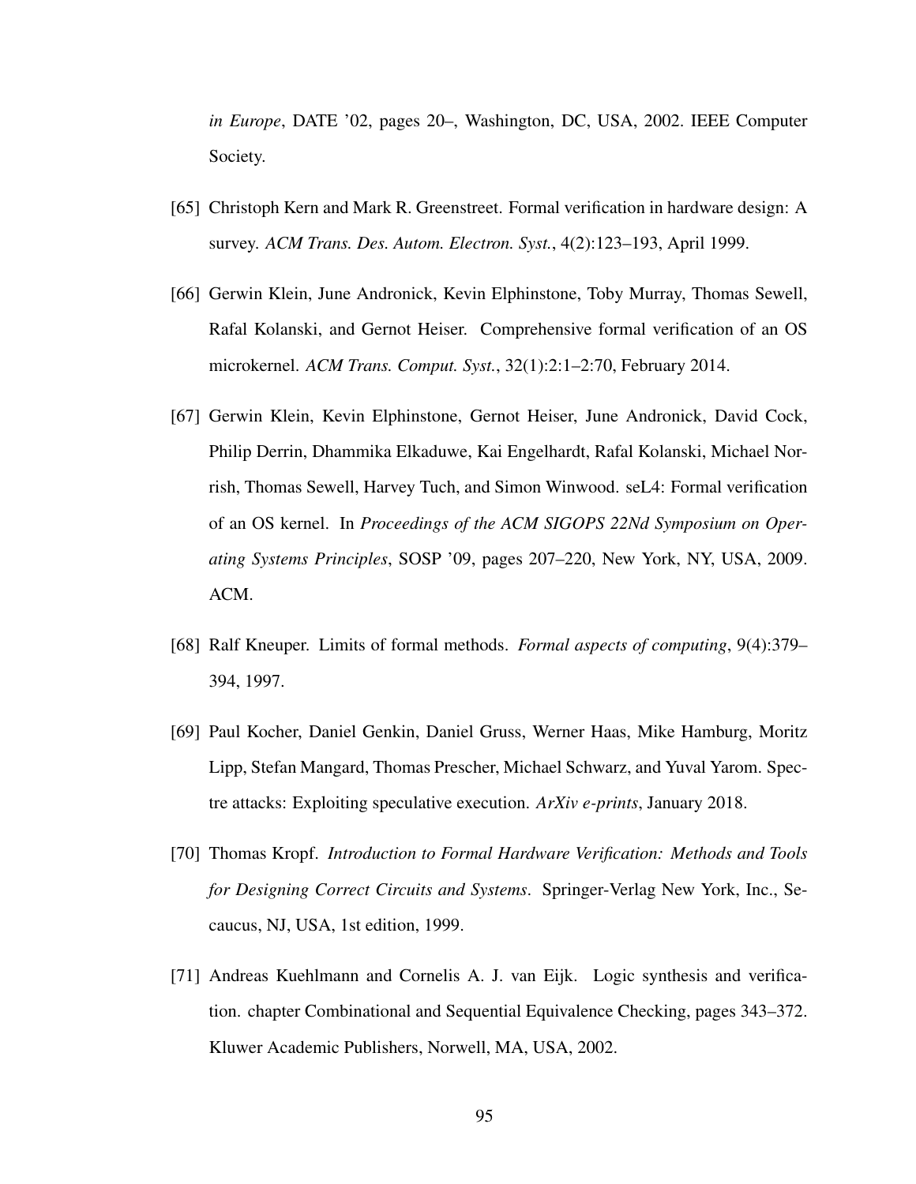*in Europe*, DATE '02, pages 20–, Washington, DC, USA, 2002. IEEE Computer Society.

[65] Christoph Kern and Mark R. Greenstreet. Formal verification in hardware design: A survey. *ACM Trans. Des. Autom. Electron. Syst.*, 4(2):123–193, April 1999.

[66] Gerwin Klein, June Andronick, Kevin Elphinstone, Toby Murray, Thomas Sewell, Rafal Kolanski, and Gernot Heiser. Comprehensive formal verification of an OS microkernel. *ACM Trans. Comput. Syst.*, 32(1):2:1–2:70, February 2014.

[67] Gerwin Klein, Kevin Elphinstone, Gernot Heiser, June Andronick, David Cock, Philip Derrin, Dhammika Elkaduwe, Kai Engelhardt, Rafal Kolanski, Michael Norrish, Thomas Sewell, Harvey Tuch, and Simon Winwood. seL4: Formal verification of an OS kernel. In *Proceedings of the ACM SIGOPS 22Nd Symposium on Operating Systems Principles*, SOSP '09, pages 207–220, New York, NY, USA, 2009. ACM.

[68] Ralf Kneuper. Limits of formal methods. *Formal aspects of computing*, 9(4):379–394, 1997.

[69] Paul Kocher, Daniel Genkin, Daniel Gruss, Werner Haas, Mike Hamburg, Moritz Lipp, Stefan Mangard, Thomas Prescher, Michael Schwarz, and Yuval Yarom. Spectre attacks: Exploiting speculative execution. *ArXiv e-prints*, January 2018.

[70] Thomas Kropf. *Introduction to Formal Hardware Verification: Methods and Tools for Designing Correct Circuits and Systems*. Springer-Verlag New York, Inc., Secaucus, NJ, USA, 1st edition, 1999.

[71] Andreas Kuehlmann and Cornelis A. J. van Eijk. Logic synthesis and verification. chapter Combinational and Sequential Equivalence Checking, pages 343–372. Kluwer Academic Publishers, Norwell, MA, USA, 2002.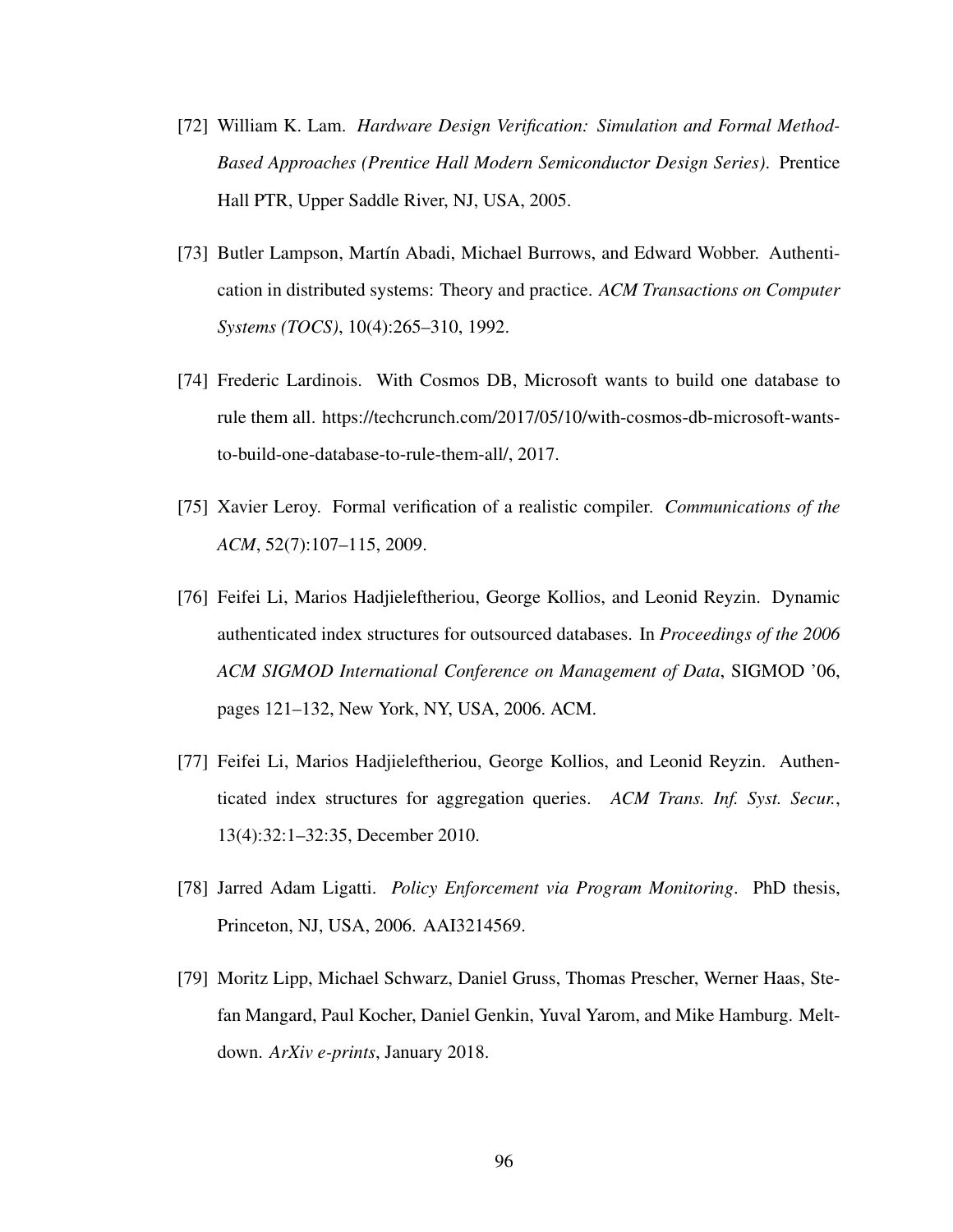[72] William K. Lam. *Hardware Design Verification: Simulation and Formal Method-Based Approaches (Prentice Hall Modern Semiconductor Design Series)*. Prentice Hall PTR, Upper Saddle River, NJ, USA, 2005.

[73] Butler Lampson, Martín Abadi, Michael Burrows, and Edward Wobber. Authentication in distributed systems: Theory and practice. *ACM Transactions on Computer Systems (TOCS)*, 10(4):265–310, 1992.

[74] Frederic Lardinois. With Cosmos DB, Microsoft wants to build one database to rule them all. https://techcrunch.com/2017/05/10/with-cosmos-db-microsoft-wants-to-build-one-database-to-rule-them-all/, 2017.

[75] Xavier Leroy. Formal verification of a realistic compiler. *Communications of the ACM*, 52(7):107–115, 2009.

[76] Feifei Li, Marios Hadjieleftheriou, George Kollios, and Leonid Reyzin. Dynamic authenticated index structures for outsourced databases. In *Proceedings of the 2006 ACM SIGMOD International Conference on Management of Data*, SIGMOD '06, pages 121–132, New York, NY, USA, 2006. ACM.

[77] Feifei Li, Marios Hadjieleftheriou, George Kollios, and Leonid Reyzin. Authenticated index structures for aggregation queries. *ACM Trans. Inf. Syst. Secur.*, 13(4):32:1–32:35, December 2010.

[78] Jarred Adam Ligatti. *Policy Enforcement via Program Monitoring*. PhD thesis, Princeton, NJ, USA, 2006. AAI3214569.

[79] Moritz Lipp, Michael Schwarz, Daniel Gruss, Thomas Prescher, Werner Haas, Stefan Mangard, Paul Kocher, Daniel Genkin, Yuval Yarom, and Mike Hamburg. Meltdown. *ArXiv e-prints*, January 2018.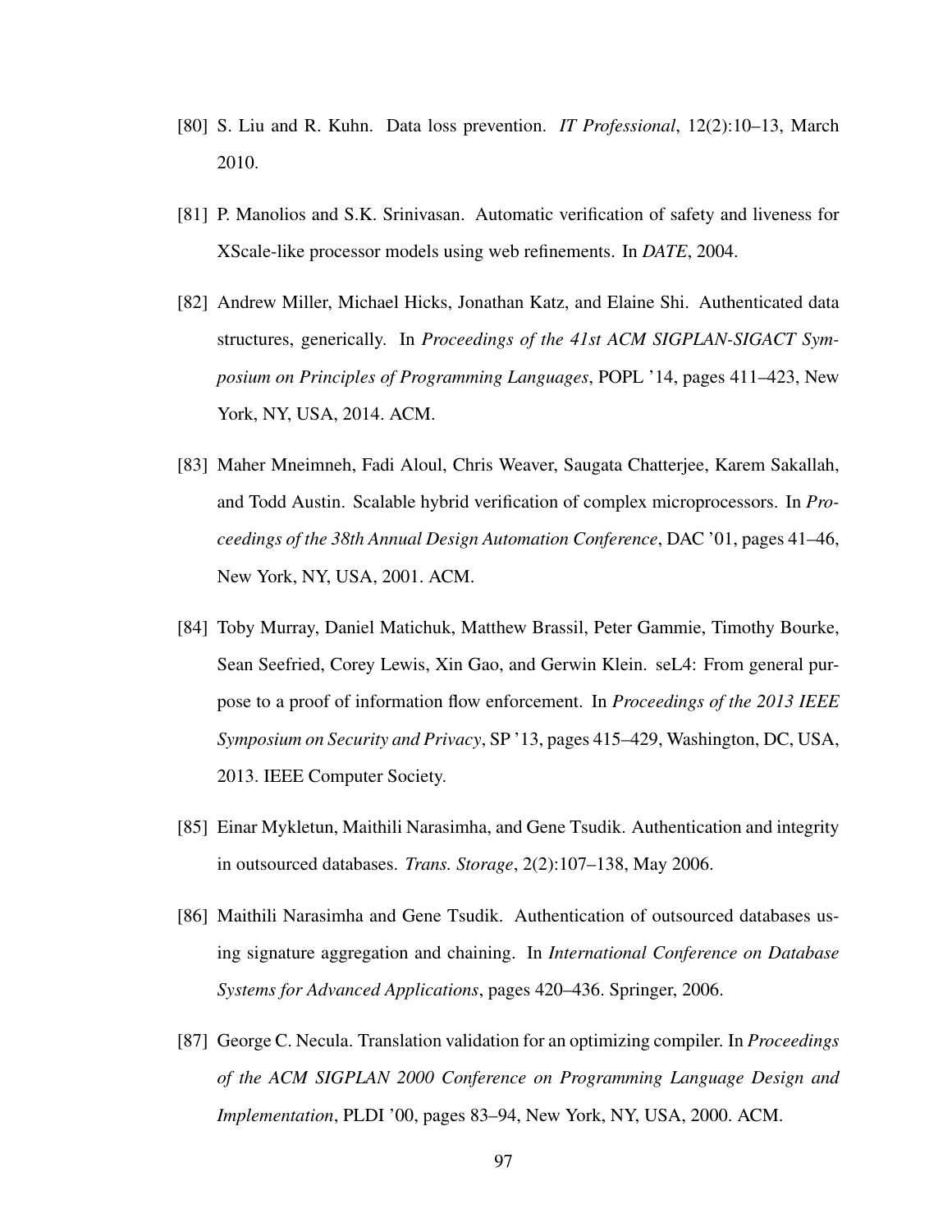[80] S. Liu and R. Kuhn. Data loss prevention. *IT Professional*, 12(2):10–13, March 2010.

[81] P. Manolios and S.K. Srinivasan. Automatic verification of safety and liveness for XScale-like processor models using web refinements. In *DATE*, 2004.

[82] Andrew Miller, Michael Hicks, Jonathan Katz, and Elaine Shi. Authenticated data structures, generically. In *Proceedings of the 41st ACM SIGPLAN-SIGACT Symposium on Principles of Programming Languages*, POPL '14, pages 411–423, New York, NY, USA, 2014. ACM.

[83] Maher Mneimneh, Fadi Aloul, Chris Weaver, Saugata Chatterjee, Karem Sakallah, and Todd Austin. Scalable hybrid verification of complex microprocessors. In *Proceedings of the 38th Annual Design Automation Conference*, DAC '01, pages 41–46, New York, NY, USA, 2001. ACM.

[84] Toby Murray, Daniel Matichuk, Matthew Brassil, Peter Gammie, Timothy Bourke, Sean Seefried, Corey Lewis, Xin Gao, and Gerwin Klein. seL4: From general purpose to a proof of information flow enforcement. In *Proceedings of the 2013 IEEE Symposium on Security and Privacy*, SP '13, pages 415–429, Washington, DC, USA, 2013. IEEE Computer Society.

[85] Einar Mykletun, Maithili Narasimha, and Gene Tsudik. Authentication and integrity in outsourced databases. *Trans. Storage*, 2(2):107–138, May 2006.

[86] Maithili Narasimha and Gene Tsudik. Authentication of outsourced databases using signature aggregation and chaining. In *International Conference on Database Systems for Advanced Applications*, pages 420–436. Springer, 2006.

[87] George C. Necula. Translation validation for an optimizing compiler. In *Proceedings of the ACM SIGPLAN 2000 Conference on Programming Language Design and Implementation*, PLDI '00, pages 83–94, New York, NY, USA, 2000. ACM.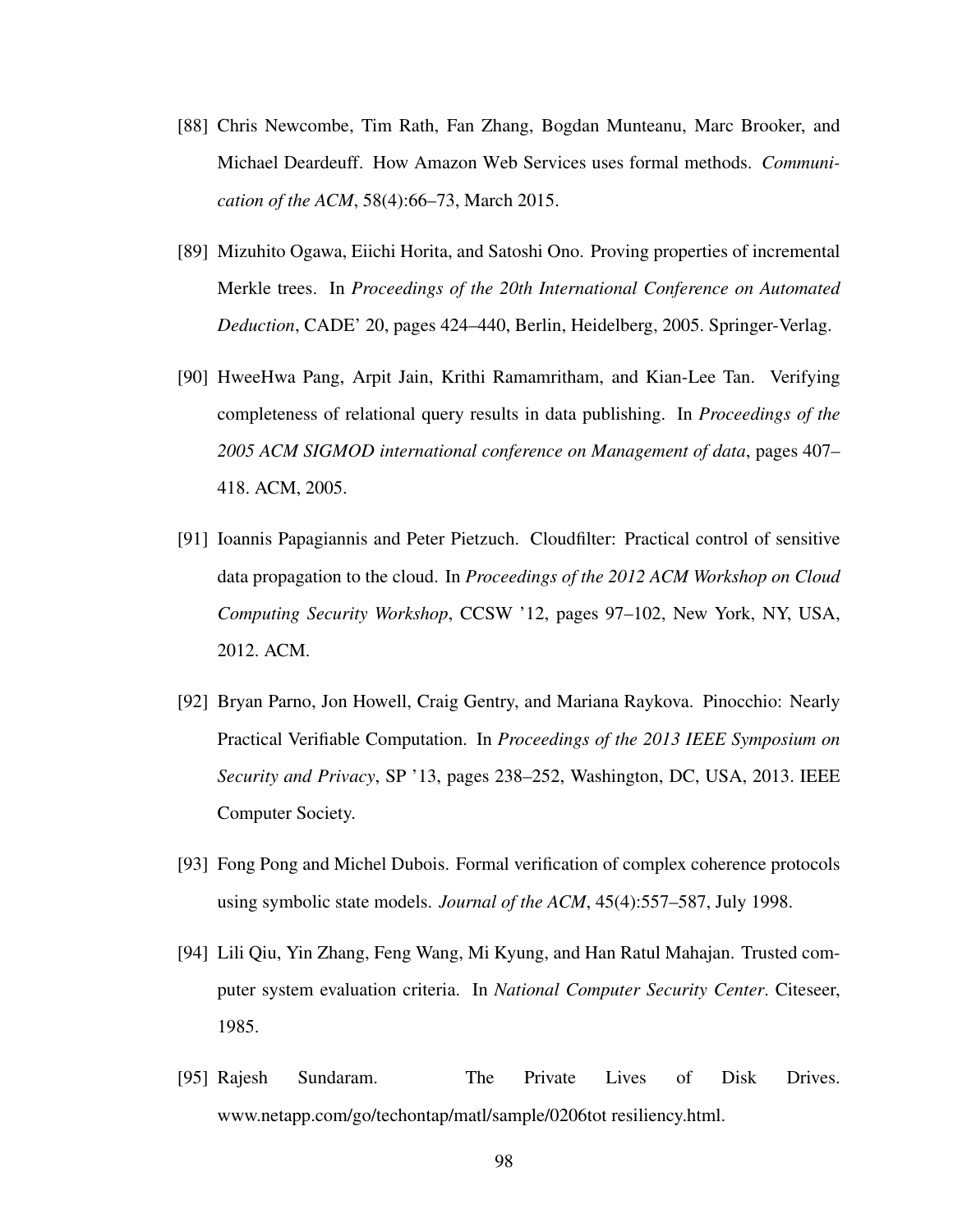[88] Chris Newcombe, Tim Rath, Fan Zhang, Bogdan Munteanu, Marc Brooker, and Michael Deardeuff. How Amazon Web Services uses formal methods. *Communication of the ACM*, 58(4):66–73, March 2015.

[89] Mizuhito Ogawa, Eiichi Horita, and Satoshi Ono. Proving properties of incremental Merkle trees. In *Proceedings of the 20th International Conference on Automated Deduction*, CADE' 20, pages 424–440, Berlin, Heidelberg, 2005. Springer-Verlag.

[90] HweeHwa Pang, Arpit Jain, Krithi Ramamritham, and Kian-Lee Tan. Verifying completeness of relational query results in data publishing. In *Proceedings of the 2005 ACM SIGMOD international conference on Management of data*, pages 407–418. ACM, 2005.

[91] Ioannis Papagiannis and Peter Pietzuch. Cloudfilter: Practical control of sensitive data propagation to the cloud. In *Proceedings of the 2012 ACM Workshop on Cloud Computing Security Workshop*, CCSW '12, pages 97–102, New York, NY, USA, 2012. ACM.

[92] Bryan Parno, Jon Howell, Craig Gentry, and Mariana Raykova. Pinocchio: Nearly Practical Verifiable Computation. In *Proceedings of the 2013 IEEE Symposium on Security and Privacy*, SP '13, pages 238–252, Washington, DC, USA, 2013. IEEE Computer Society.

[93] Fong Pong and Michel Dubois. Formal verification of complex coherence protocols using symbolic state models. *Journal of the ACM*, 45(4):557–587, July 1998.

[94] Lili Qiu, Yin Zhang, Feng Wang, Mi Kyung, and Han Ratul Mahajan. Trusted computer system evaluation criteria. In *National Computer Security Center*. Citeseer, 1985.

[95] Rajesh Sundaram. The Private Lives of Disk Drives. www.netapp.com/go/techontap/matl/sample/0206tot resiliency.html.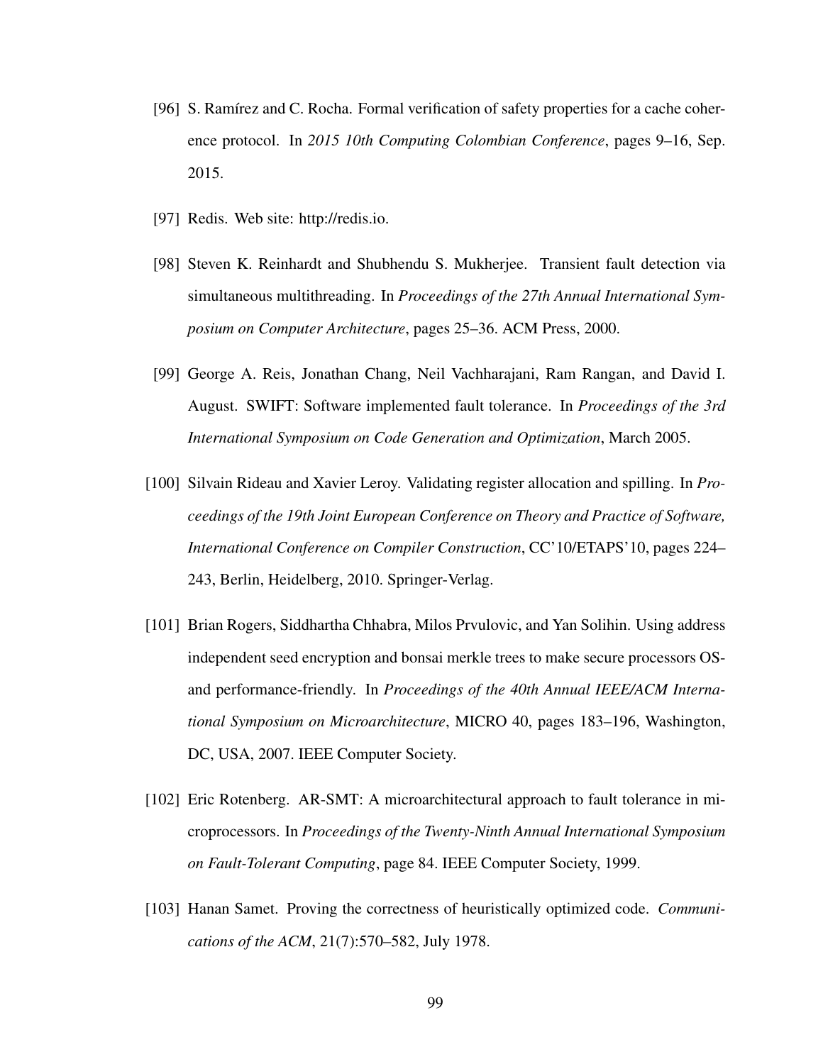[96] S. Ramírez and C. Rocha. Formal verification of safety properties for a cache coherence protocol. In *2015 10th Computing Colombian Conference*, pages 9–16, Sep. 2015.

[97] Redis. Web site: http://redis.io.

[98] Steven K. Reinhardt and Shubhendu S. Mukherjee. Transient fault detection via simultaneous multithreading. In *Proceedings of the 27th Annual International Symposium on Computer Architecture*, pages 25–36. ACM Press, 2000.

[99] George A. Reis, Jonathan Chang, Neil Vachharajani, Ram Rangan, and David I. August. SWIFT: Software implemented fault tolerance. In *Proceedings of the 3rd International Symposium on Code Generation and Optimization*, March 2005.

[100] Silvain Rideau and Xavier Leroy. Validating register allocation and spilling. In *Proceedings of the 19th Joint European Conference on Theory and Practice of Software, International Conference on Compiler Construction*, CC'10/ETAPS'10, pages 224–243, Berlin, Heidelberg, 2010. Springer-Verlag.

[101] Brian Rogers, Siddhartha Chhabra, Milos Prvulovic, and Yan Solihin. Using address independent seed encryption and bonsai merkle trees to make secure processors OS- and performance-friendly. In *Proceedings of the 40th Annual IEEE/ACM International Symposium on Microarchitecture*, MICRO 40, pages 183–196, Washington, DC, USA, 2007. IEEE Computer Society.

[102] Eric Rotenberg. AR-SMT: A microarchitectural approach to fault tolerance in microprocessors. In *Proceedings of the Twenty-Ninth Annual International Symposium on Fault-Tolerant Computing*, page 84. IEEE Computer Society, 1999.

[103] Hanan Samet. Proving the correctness of heuristically optimized code. *Communications of the ACM*, 21(7):570–582, July 1978.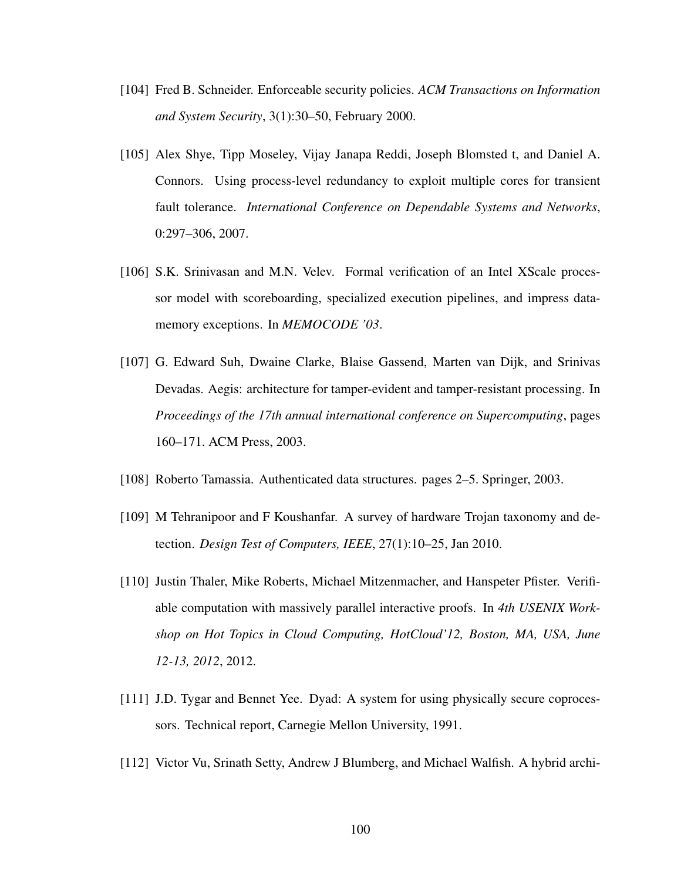[104] Fred B. Schneider. Enforceable security policies. *ACM Transactions on Information and System Security*, 3(1):30–50, February 2000.

[105] Alex Shye, Tipp Moseley, Vijay Janapa Reddi, Joseph Blomsted t, and Daniel A. Connors. Using process-level redundancy to exploit multiple cores for transient fault tolerance. *International Conference on Dependable Systems and Networks*, 0:297–306, 2007.

[106] S.K. Srinivasan and M.N. Velev. Formal verification of an Intel XScale processor model with scoreboarding, specialized execution pipelines, and impress data-memory exceptions. In *MEMOCODE '03*.

[107] G. Edward Suh, Dwaine Clarke, Blaise Gassend, Marten van Dijk, and Srinivas Devadas. Aegis: architecture for tamper-evident and tamper-resistant processing. In *Proceedings of the 17th annual international conference on Supercomputing*, pages 160–171. ACM Press, 2003.

[108] Roberto Tamassia. Authenticated data structures. pages 2–5. Springer, 2003.

[109] M Tehranipoor and F Koushanfar. A survey of hardware Trojan taxonomy and detection. *Design Test of Computers, IEEE*, 27(1):10–25, Jan 2010.

[110] Justin Thaler, Mike Roberts, Michael Mitzenmacher, and Hanspeter Pfister. Verifiable computation with massively parallel interactive proofs. In *4th USENIX Workshop on Hot Topics in Cloud Computing, HotCloud'12, Boston, MA, USA, June 12-13, 2012*, 2012.

[111] J.D. Tygar and Bennet Yee. Dyad: A system for using physically secure coprocessors. Technical report, Carnegie Mellon University, 1991.

[112] Victor Vu, Srinath Setty, Andrew J Blumberg, and Michael Walfish. A hybrid archi-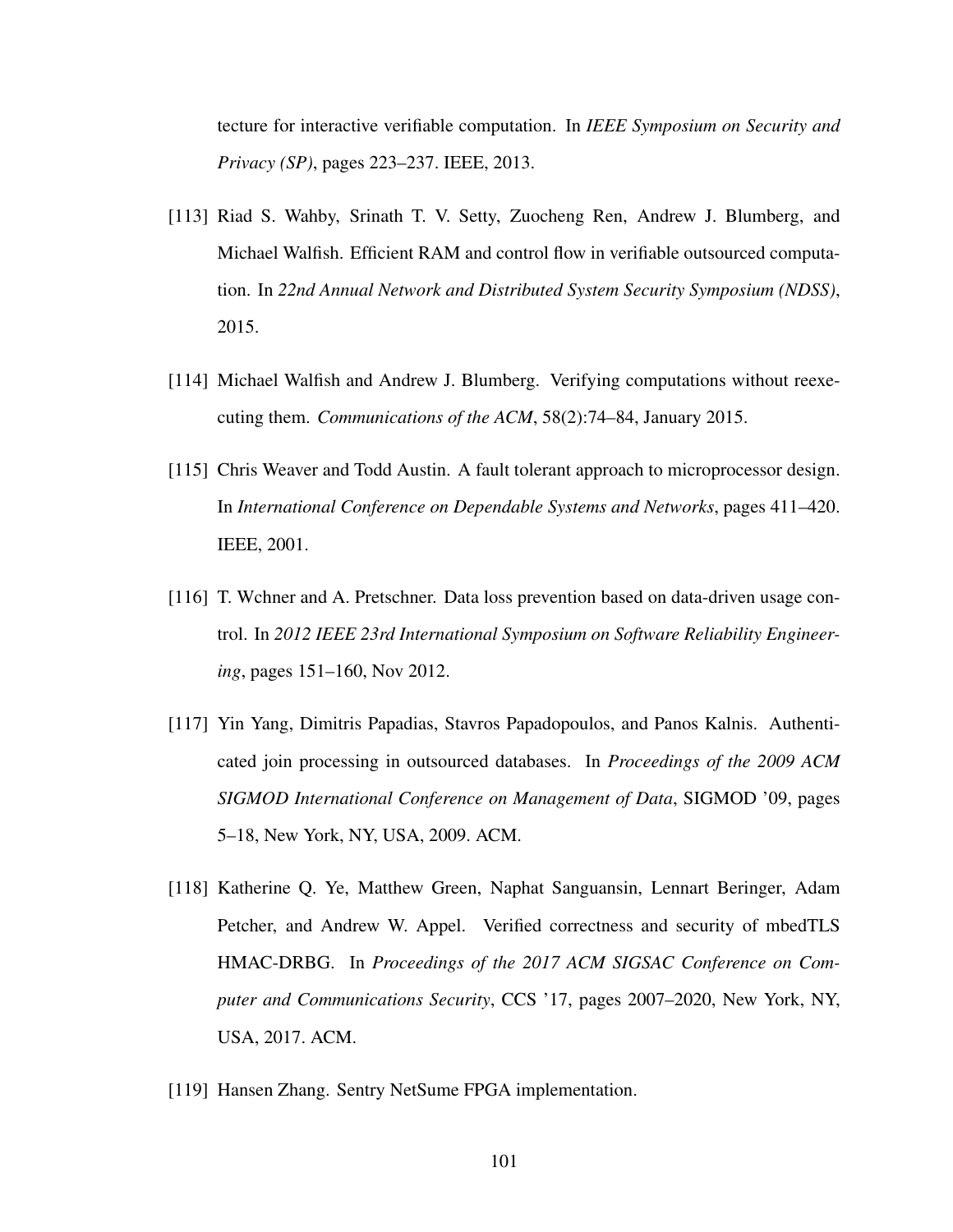tecture for interactive verifiable computation. In *IEEE Symposium on Security and Privacy (SP)*, pages 223–237. IEEE, 2013.

[113] Riad S. Wahby, Srinath T. V. Setty, Zuocheng Ren, Andrew J. Blumberg, and Michael Walfish. Efficient RAM and control flow in verifiable outsourced computation. In *22nd Annual Network and Distributed System Security Symposium (NDSS)*, 2015.

[114] Michael Walfish and Andrew J. Blumberg. Verifying computations without reexecuting them. *Communications of the ACM*, 58(2):74–84, January 2015.

[115] Chris Weaver and Todd Austin. A fault tolerant approach to microprocessor design. In *International Conference on Dependable Systems and Networks*, pages 411–420. IEEE, 2001.

[116] T. Wchner and A. Pretschner. Data loss prevention based on data-driven usage control. In *2012 IEEE 23rd International Symposium on Software Reliability Engineering*, pages 151–160, Nov 2012.

[117] Yin Yang, Dimitris Papadias, Stavros Papadopoulos, and Panos Kalnis. Authenticated join processing in outsourced databases. In *Proceedings of the 2009 ACM SIGMOD International Conference on Management of Data*, SIGMOD '09, pages 5–18, New York, NY, USA, 2009. ACM.

[118] Katherine Q. Ye, Matthew Green, Naphat Sanguansin, Lennart Beringer, Adam Petcher, and Andrew W. Appel. Verified correctness and security of mbedTLS HMAC-DRBG. In *Proceedings of the 2017 ACM SIGSAC Conference on Computer and Communications Security*, CCS '17, pages 2007–2020, New York, NY, USA, 2017. ACM.

[119] Hansen Zhang. Sentry NetSume FPGA implementation.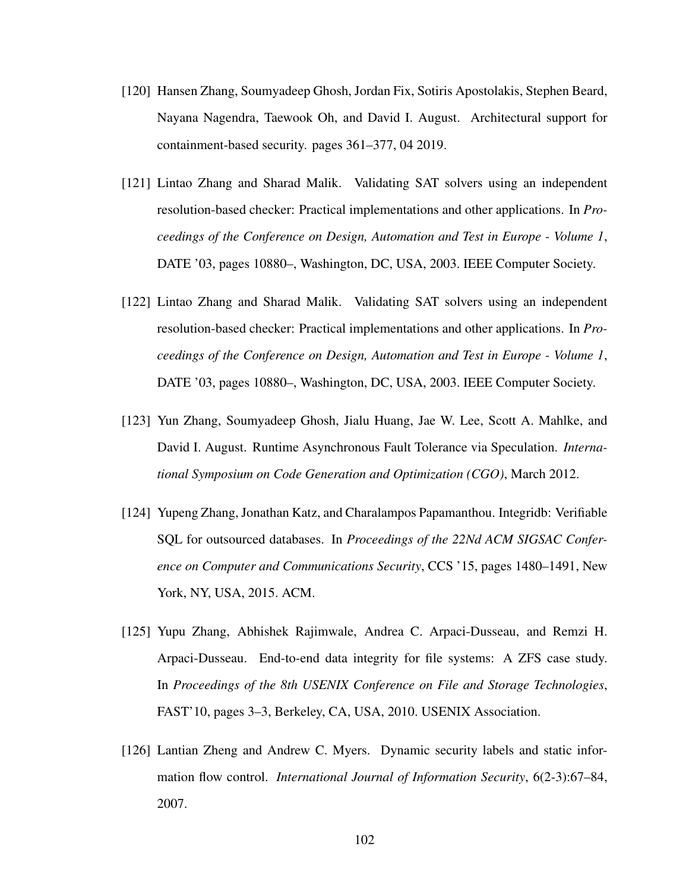[120] Hansen Zhang, Soumyadeep Ghosh, Jordan Fix, Sotiris Apostolakis, Stephen Beard, Nayana Nagendra, Taewook Oh, and David I. August. Architectural support for containment-based security. pages 361–377, 04 2019.

[121] Lintao Zhang and Sharad Malik. Validating SAT solvers using an independent resolution-based checker: Practical implementations and other applications. In *Proceedings of the Conference on Design, Automation and Test in Europe - Volume 1*, DATE '03, pages 10880–, Washington, DC, USA, 2003. IEEE Computer Society.

[122] Lintao Zhang and Sharad Malik. Validating SAT solvers using an independent resolution-based checker: Practical implementations and other applications. In *Proceedings of the Conference on Design, Automation and Test in Europe - Volume 1*, DATE '03, pages 10880–, Washington, DC, USA, 2003. IEEE Computer Society.

[123] Yun Zhang, Soumyadeep Ghosh, Jialu Huang, Jae W. Lee, Scott A. Mahlke, and David I. August. Runtime Asynchronous Fault Tolerance via Speculation. *International Symposium on Code Generation and Optimization (CGO)*, March 2012.

[124] Yupeng Zhang, Jonathan Katz, and Charalampos Papamanthou. Integridb: Verifiable SQL for outsourced databases. In *Proceedings of the 22Nd ACM SIGSAC Conference on Computer and Communications Security*, CCS '15, pages 1480–1491, New York, NY, USA, 2015. ACM.

[125] Yupu Zhang, Abhishek Rajimwale, Andrea C. Arpaci-Dusseau, and Remzi H. Arpaci-Dusseau. End-to-end data integrity for file systems: A ZFS case study. In *Proceedings of the 8th USENIX Conference on File and Storage Technologies*, FAST'10, pages 3–3, Berkeley, CA, USA, 2010. USENIX Association.

[126] Lantian Zheng and Andrew C. Myers. Dynamic security labels and static information flow control. *International Journal of Information Security*, 6(2-3):67–84, 2007.